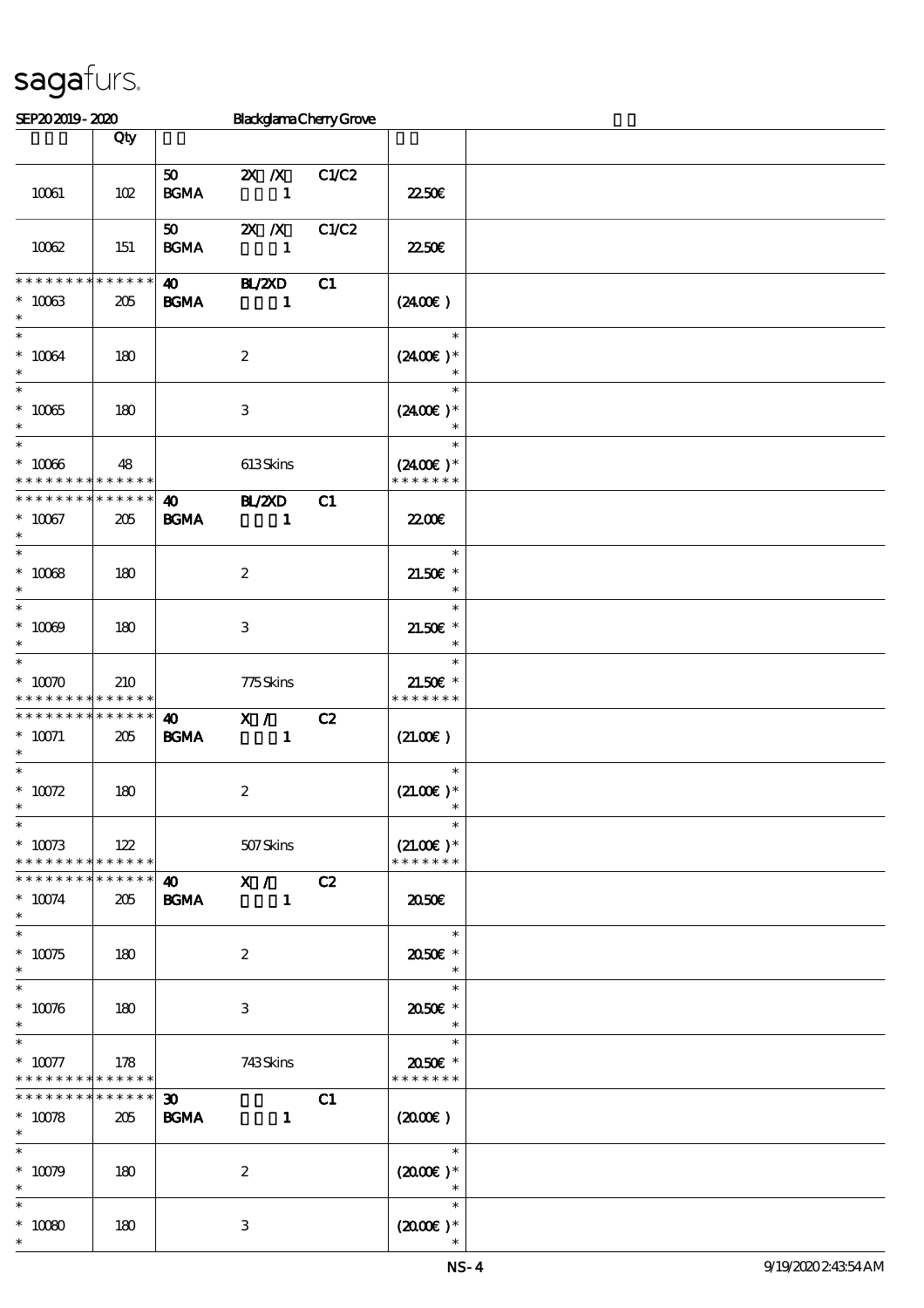# sagafurs.

SEP20 2019 - 2020 Blackglama Cherry Grove

| | Qty | | | | | |
|---|---|---|---|---|---|---|
| 10061 | 102 | 50 BGMA | 2X /X 1 | C1/C2 | 22.50€ | |
| 10062 | 151 | 50 BGMA | 2X /X 1 | C1/C2 | 22.50€ | |
| * * * * * * * * * * * * * * 10063 * | 205 | 40 BGMA | BL/2XD 1 | C1 | (24.00€ ) | |
| * * 10064 * | 180 | | 2 | | * (24.00€ )* * | |
| * * 10065 * | 180 | | 3 | | * (24.00€ )* * | |
| * * 10066 * * * * * * * * * * * * * * | 48 | | 613 Skins | | * (24.00€ )* * * * * * * * | |
| * * * * * * * * * * * * * * 10067 * | 205 | 40 BGMA | BL/2XD 1 | C1 | 22.00€ | |
| * * 10068 * | 180 | | 2 | | * 21.50€ * * | |
| * * 10069 * | 180 | | 3 | | * 21.50€ * * | |
| * * 10070 * * * * * * * * * * * * * * | 210 | | 775 Skins | | * 21.50€ * * * * * * * * | |
| * * * * * * * * * * * * * * 10071 * | 205 | 40 BGMA | X / 1 | C2 | (21.00€ ) | |
| * * 10072 * | 180 | | 2 | | * (21.00€ )* * | |
| * * 10073 * * * * * * * * * * * * * * | 122 | | 507 Skins | | * (21.00€ )* * * * * * * * | |
| * * * * * * * * * * * * * * 10074 * | 205 | 40 BGMA | X / 1 | C2 | 20.50€ | |
| * * 10075 * | 180 | | 2 | | * 20.50€ * * | |
| * * 10076 * | 180 | | 3 | | * 20.50€ * * | |
| * * 10077 * * * * * * * * * * * * * * | 178 | | 743 Skins | | * 20.50€ * * * * * * * * | |
| * * * * * * * * * * * * * * 10078 * | 205 | 30 BGMA | 1 | C1 | (20.00€ ) | |
| * * 10079 * | 180 | | 2 | | * (20.00€ )* * | |
| * * 10080 * | 180 | | 3 | | * (20.00€ )* * | |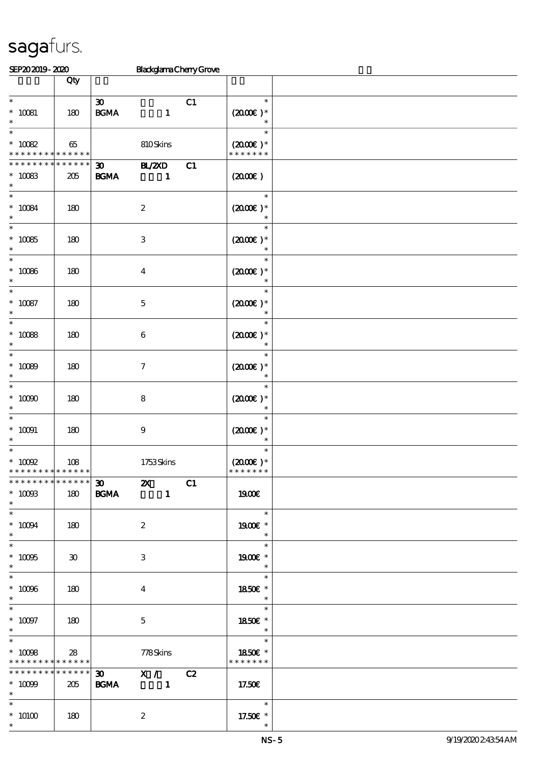sagafurs.

SEP20 2019 - 2020 Blackglama Cherry Grove

| | Qty | | |
|---|---|---|---|
| * <br> * 10081 <br> * | 180 | 30 C1 <br> BGMA 1 | * <br> (20.00€) * <br> * |
| * <br> * 10082 <br> * * * * * * * * * * * * * * | 65 | 810 Skins | * <br> (20.00€) * <br> * * * * * * * |
| * * * * * * * * * * * * * * <br> * 10083 <br> * | 205 | 30 BL/2XD C1 <br> BGMA 1 | (20.00€) |
| * <br> * 10084 <br> * | 180 | 2 | * <br> (20.00€) * <br> * |
| * <br> * 10085 <br> * | 180 | 3 | * <br> (20.00€) * <br> * |
| * <br> * 10086 <br> * | 180 | 4 | * <br> (20.00€) * <br> * |
| * <br> * 10087 <br> * | 180 | 5 | * <br> (20.00€) * <br> * |
| * <br> * 10088 <br> * | 180 | 6 | * <br> (20.00€) * <br> * |
| * <br> * 10089 <br> * | 180 | 7 | * <br> (20.00€) * <br> * |
| * <br> * 10090 <br> * | 180 | 8 | * <br> (20.00€) * <br> * |
| * <br> * 10091 <br> * | 180 | 9 | * <br> (20.00€) * <br> * |
| * <br> * 10092 <br> * * * * * * * * * * * * * * | 108 | 1753 Skins | * <br> (20.00€) * <br> * * * * * * * |
| * * * * * * * * * * * * * * <br> * 10093 <br> * | 180 | 30 2X C1 <br> BGMA 1 | 19.00€ |
| * <br> * 10094 <br> * | 180 | 2 | * <br> 19.00€ * <br> * |
| * <br> * 10095 <br> * | 30 | 3 | * <br> 19.00€ * <br> * |
| * <br> * 10096 <br> * | 180 | 4 | * <br> 18.50€ * <br> * |
| * <br> * 10097 <br> * | 180 | 5 | * <br> 18.50€ * <br> * |
| * <br> * 10098 <br> * * * * * * * * * * * * * * | 28 | 778 Skins | * <br> 18.50€ * <br> * * * * * * * |
| * * * * * * * * * * * * * * <br> * 10099 <br> * | 205 | 30 X / C2 <br> BGMA 1 | 17.50€ |
| * <br> * 10100 <br> * | 180 | 2 | * <br> 17.50€ * <br> * |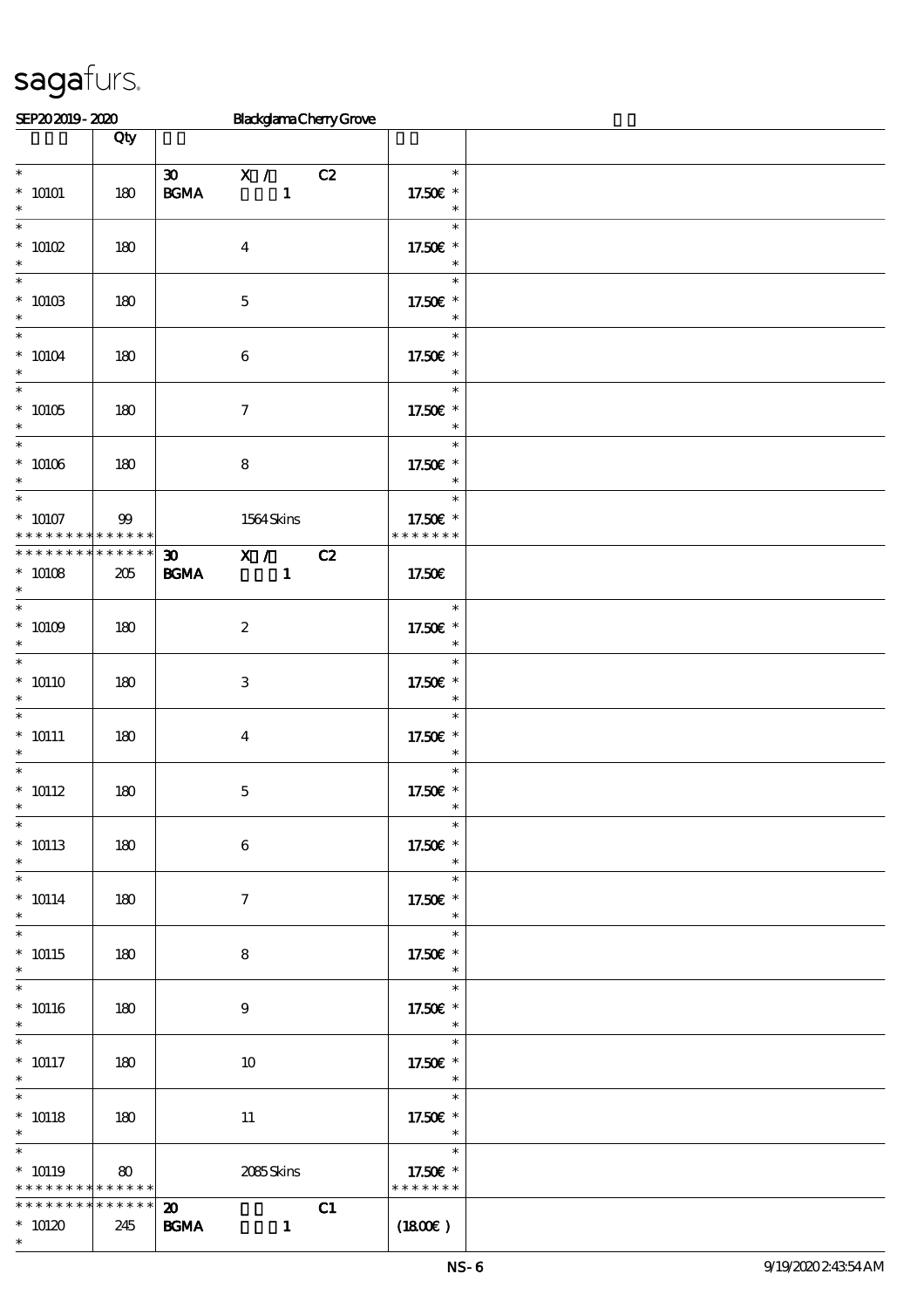sagafurs.

SEP20 2019 - 2020 Blackglama Cherry Grove

| | Qty | | |
|---|---|---|---|
| * <br> * 10101 <br> * | 180 | 30 X / C2 <br> BGMA 1 | * <br> 17.50€ * <br> * |
| * <br> * 10102 <br> * | 180 | 4 | * <br> 17.50€ * <br> * |
| * <br> * 10103 <br> * | 180 | 5 | * <br> 17.50€ * <br> * |
| * <br> * 10104 <br> * | 180 | 6 | * <br> 17.50€ * <br> * |
| * <br> * 10105 <br> * | 180 | 7 | * <br> 17.50€ * <br> * |
| * <br> * 10106 <br> * | 180 | 8 | * <br> 17.50€ * <br> * |
| * <br> * 10107 <br> * * * * * * * * * * * * * * | 99 | 1564 Skins | * <br> 17.50€ * <br> * * * * * * * |
| * * * * * * * * * * * * * * <br> * 10108 <br> * | 205 | 30 X / C2 <br> BGMA 1 | 17.50€ |
| * <br> * 10109 <br> * | 180 | 2 | * <br> 17.50€ * <br> * |
| * <br> * 10110 <br> * | 180 | 3 | * <br> 17.50€ * <br> * |
| * <br> * 10111 <br> * | 180 | 4 | * <br> 17.50€ * <br> * |
| * <br> * 10112 <br> * | 180 | 5 | * <br> 17.50€ * <br> * |
| * <br> * 10113 <br> * | 180 | 6 | * <br> 17.50€ * <br> * |
| * <br> * 10114 <br> * | 180 | 7 | * <br> 17.50€ * <br> * |
| * <br> * 10115 <br> * | 180 | 8 | * <br> 17.50€ * <br> * |
| * <br> * 10116 <br> * | 180 | 9 | * <br> 17.50€ * <br> * |
| * <br> * 10117 <br> * | 180 | 10 | * <br> 17.50€ * <br> * |
| * <br> * 10118 <br> * | 180 | 11 | * <br> 17.50€ * <br> * |
| * <br> * 10119 <br> * * * * * * * * * * * * * * | 80 | 2085 Skins | * <br> 17.50€ * <br> * * * * * * * |
| * * * * * * * * * * * * * * <br> * 10120 <br> * | 245 | 20 C1 <br> BGMA 1 | (18.00€) |

NS-6 9/19/2020 2:43:54 AM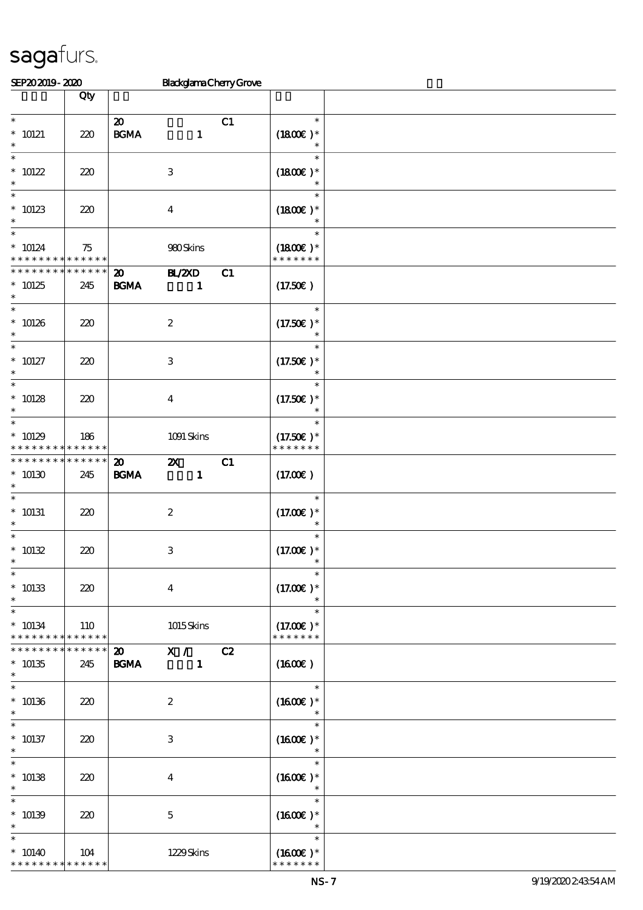# sagafurs.

SEP20 2019 - 2020 — Blackglama Cherry Grove

| | Qty | | |
|---|---|---|---|
| * 10121 * | 220 | 20 BGMA 1 C1 | * (18.00€) * |
| * 10122 * | 220 | 3 | * (18.00€) * |
| * 10123 * | 220 | 4 | * (18.00€) * |
| * 10124 * * * * * * * * * * * * * * | 75 | 980 Skins | * (18.00€) * * * * * * * * |
| * * * * * * * * * * * * * * 10125 * | 245 | 20 BL/2XD C1 BGMA 1 | (17.50€) |
| * 10126 * | 220 | 2 | * (17.50€) * |
| * 10127 * | 220 | 3 | * (17.50€) * |
| * 10128 * | 220 | 4 | * (17.50€) * |
| * 10129 * * * * * * * * * * * * * * | 186 | 1091 Skins | * (17.50€) * * * * * * * * |
| * * * * * * * * * * * * * * 10130 * | 245 | 20 2X C1 BGMA 1 | (17.00€) |
| * 10131 * | 220 | 2 | * (17.00€) * |
| * 10132 * | 220 | 3 | * (17.00€) * |
| * 10133 * | 220 | 4 | * (17.00€) * |
| * 10134 * * * * * * * * * * * * * * | 110 | 1015 Skins | * (17.00€) * * * * * * * * |
| * * * * * * * * * * * * * * 10135 * | 245 | 20 X / C2 BGMA 1 | (16.00€) |
| * 10136 * | 220 | 2 | * (16.00€) * |
| * 10137 * | 220 | 3 | * (16.00€) * |
| * 10138 * | 220 | 4 | * (16.00€) * |
| * 10139 * | 220 | 5 | * (16.00€) * |
| * 10140 * * * * * * * * * * * * * * | 104 | 1229 Skins | * (16.00€) * * * * * * * * |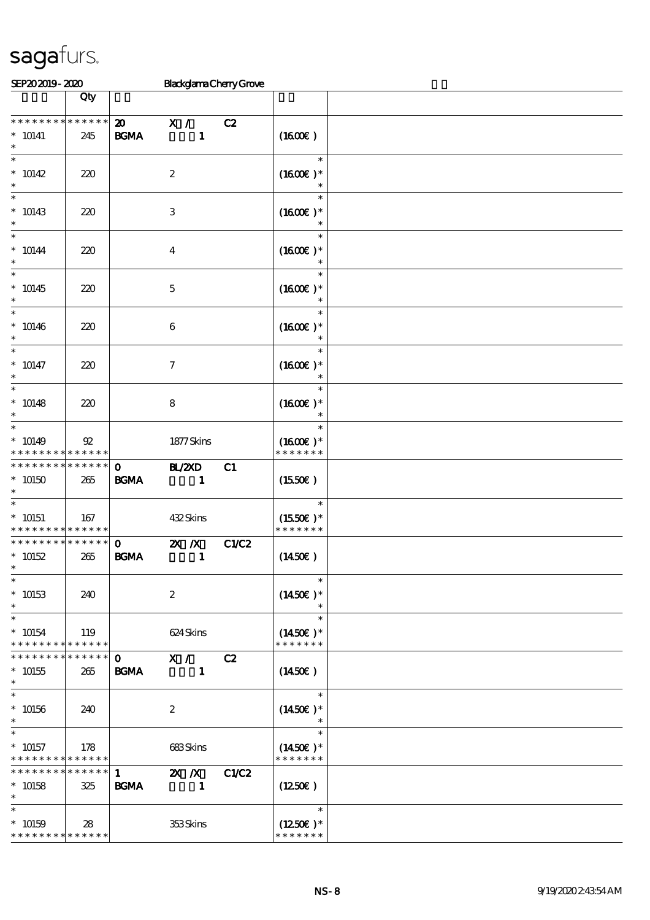sagafurs.

SEP20 2019 - 2020 Blackglama Cherry Grove

| | Qty | | |
|---|---|---|---|
| * * * * * * * * * * * * * * | | 20 X / C2 | |
| * 10141 | 245 | BGMA 1 | (16.00€ ) |
| * 10142 | 220 | 2 | (16.00€ )* |
| * 10143 | 220 | 3 | (16.00€ )* |
| * 10144 | 220 | 4 | (16.00€ )* |
| * 10145 | 220 | 5 | (16.00€ )* |
| * 10146 | 220 | 6 | (16.00€ )* |
| * 10147 | 220 | 7 | (16.00€ )* |
| * 10148 | 220 | 8 | (16.00€ )* |
| * 10149 | 92 | 1877 Skins | (16.00€ )* |
| * * * * * * * * * * * * * * | | 0 BL/2XD C1 | |
| * 10150 | 265 | BGMA 1 | (15.50€ ) |
| * 10151 | 167 | 432 Skins | (15.50€ )* |
| * * * * * * * * * * * * * * | | 0 2X /X C1/C2 | |
| * 10152 | 265 | BGMA 1 | (14.50€ ) |
| * 10153 | 240 | 2 | (14.50€ )* |
| * 10154 | 119 | 624 Skins | (14.50€ )* |
| * * * * * * * * * * * * * * | | 0 X / C2 | |
| * 10155 | 265 | BGMA 1 | (14.50€ ) |
| * 10156 | 240 | 2 | (14.50€ )* |
| * 10157 | 178 | 683 Skins | (14.50€ )* |
| * * * * * * * * * * * * * * | | 1 2X /X C1/C2 | |
| * 10158 | 325 | BGMA 1 | (12.50€ ) |
| * 10159 | 28 | 353 Skins | (12.50€ )* |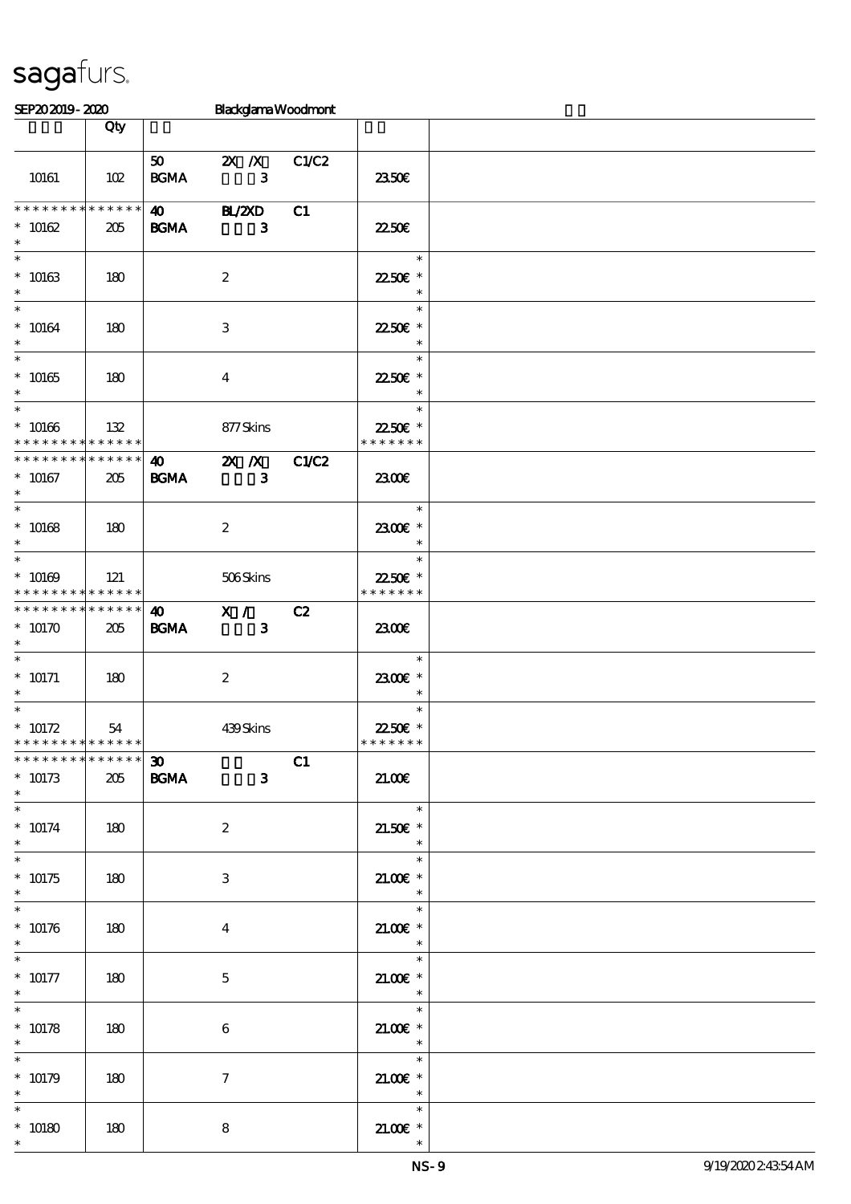sagafurs.

SEP20 2019 - 2020 Blackglama Woodmont

| | Qty | | | | | |
|---|---|---|---|---|---|---|
| 10161 | 102 | 50 BGMA | 2X /X 3 | C1/C2 | 23.50€ | |
| * * * * * * * * * * * * * * 10162 * | 205 | 40 BGMA | BL/2XD 3 | C1 | 22.50€ | |
| * * 10163 * | 180 | | 2 | | * 22.50€ * * | |
| * * 10164 * | 180 | | 3 | | * 22.50€ * * | |
| * * 10165 * | 180 | | 4 | | * 22.50€ * * | |
| * * 10166 * * * * * * * * * * * * * * | 132 | | 877 Skins | | * 22.50€ * * * * * * * * | |
| * * * * * * * * * * * * * * 10167 * | 205 | 40 BGMA | 2X /X 3 | C1/C2 | 23.00€ | |
| * * 10168 * | 180 | | 2 | | * 23.00€ * * | |
| * * 10169 * * * * * * * * * * * * * * | 121 | | 506 Skins | | * 22.50€ * * * * * * * * | |
| * * * * * * * * * * * * * * 10170 * | 205 | 40 BGMA | X / 3 | C2 | 23.00€ | |
| * * 10171 * | 180 | | 2 | | * 23.00€ * * | |
| * * 10172 * * * * * * * * * * * * * * | 54 | | 439 Skins | | * 22.50€ * * * * * * * * | |
| * * * * * * * * * * * * * * 10173 * | 205 | 30 BGMA | 3 | C1 | 21.00€ | |
| * * 10174 * | 180 | | 2 | | * 21.50€ * * | |
| * * 10175 * | 180 | | 3 | | * 21.00€ * * | |
| * * 10176 * | 180 | | 4 | | * 21.00€ * * | |
| * * 10177 * | 180 | | 5 | | * 21.00€ * * | |
| * * 10178 * | 180 | | 6 | | * 21.00€ * * | |
| * * 10179 * | 180 | | 7 | | * 21.00€ * * | |
| * * 10180 * | 180 | | 8 | | * 21.00€ * * | |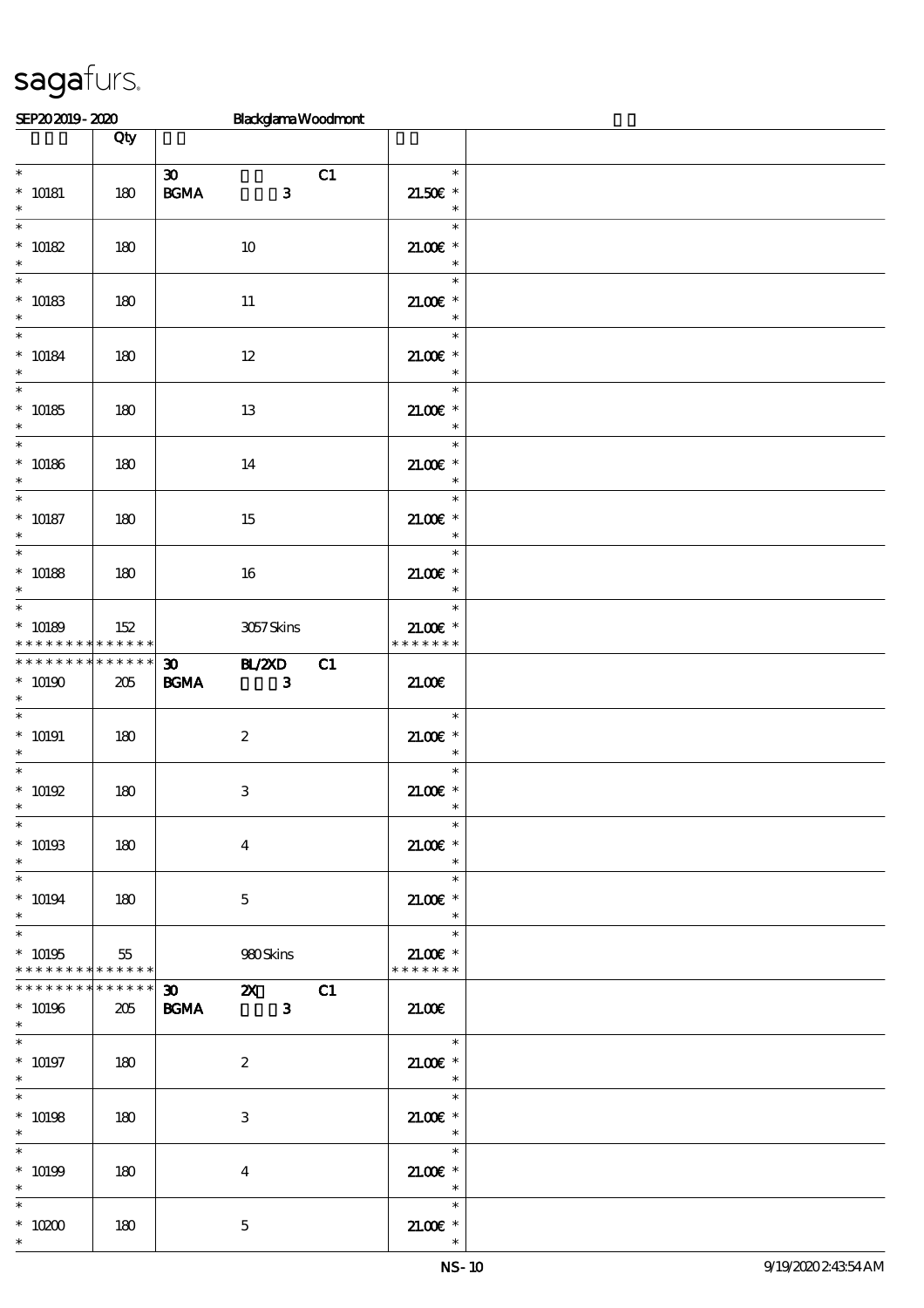# sagafurs.

SEP20 2019 - 2020 Blackglama Woodmont

| | Qty | | | |
|---|---|---|---|---|
| * 10181 * | 180 | 30 BGMA 3 C1 | 21.50€ * | |
| * 10182 * | 180 | 10 | 21.00€ * | |
| * 10183 * | 180 | 11 | 21.00€ * | |
| * 10184 * | 180 | 12 | 21.00€ * | |
| * 10185 * | 180 | 13 | 21.00€ * | |
| * 10186 * | 180 | 14 | 21.00€ * | |
| * 10187 * | 180 | 15 | 21.00€ * | |
| * 10188 * | 180 | 16 | 21.00€ * | |
| * 10189 * * * * * * * * * * * * * | 152 | 3057 Skins | 21.00€ * * * * * * * * | |
| * * * * * * * * * * * * * * 10190 * | 205 | 30 BL/2XD C1 BGMA 3 | 21.00€ | |
| * 10191 * | 180 | 2 | 21.00€ * | |
| * 10192 * | 180 | 3 | 21.00€ * | |
| * 10193 * | 180 | 4 | 21.00€ * | |
| * 10194 * | 180 | 5 | 21.00€ * | |
| * 10195 * * * * * * * * * * * * * | 55 | 980 Skins | 21.00€ * * * * * * * * | |
| * * * * * * * * * * * * * * 10196 * | 205 | 30 2X C1 BGMA 3 | 21.00€ | |
| * 10197 * | 180 | 2 | 21.00€ * | |
| * 10198 * | 180 | 3 | 21.00€ * | |
| * 10199 * | 180 | 4 | 21.00€ * | |
| * 10200 * | 180 | 5 | 21.00€ * | |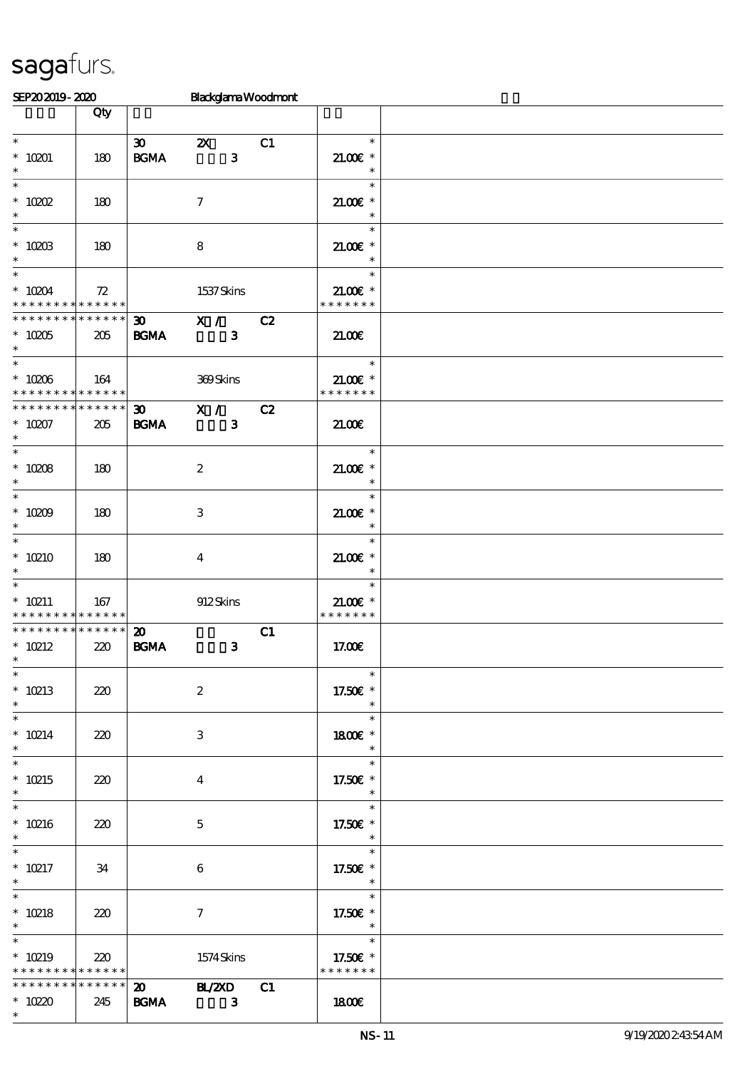sagafurs.

SEP20 2019 - 2020 Blackglama Woodmont

| | Qty | | | | | |
|---|---|---|---|---|---|---|
| * <br> * 10201 <br> * | 180 | 30 <br> BGMA | 2X <br> 3 | C1 | * <br> 21.00€ * <br> * | |
| * <br> * 10202 <br> * | 180 | | 7 | | * <br> 21.00€ * <br> * | |
| * <br> * 10203 <br> * | 180 | | 8 | | * <br> 21.00€ * <br> * | |
| * <br> * 10204 <br> * * * * * * * * * * * * * * | 72 | | 1537 Skins | | * <br> 21.00€ * <br> * * * * * * * | |
| * * * * * * * * * * * * * * <br> * 10205 <br> * | 205 | 30 <br> BGMA | X / <br> 3 | C2 | 21.00€ | |
| * <br> * 10206 <br> * * * * * * * * * * * * * * | 164 | | 369 Skins | | * <br> 21.00€ * <br> * * * * * * * | |
| * * * * * * * * * * * * * * <br> * 10207 <br> * | 205 | 30 <br> BGMA | X / <br> 3 | C2 | 21.00€ | |
| * <br> * 10208 <br> * | 180 | | 2 | | * <br> 21.00€ * <br> * | |
| * <br> * 10209 <br> * | 180 | | 3 | | * <br> 21.00€ * <br> * | |
| * <br> * 10210 <br> * | 180 | | 4 | | * <br> 21.00€ * <br> * | |
| * <br> * 10211 <br> * * * * * * * * * * * * * * | 167 | | 912 Skins | | * <br> 21.00€ * <br> * * * * * * * | |
| * * * * * * * * * * * * * * <br> * 10212 <br> * | 220 | 20 <br> BGMA | <br> 3 | C1 | 17.00€ | |
| * <br> * 10213 <br> * | 220 | | 2 | | * <br> 17.50€ * <br> * | |
| * <br> * 10214 <br> * | 220 | | 3 | | * <br> 18.00€ * <br> * | |
| * <br> * 10215 <br> * | 220 | | 4 | | * <br> 17.50€ * <br> * | |
| * <br> * 10216 <br> * | 220 | | 5 | | * <br> 17.50€ * <br> * | |
| * <br> * 10217 <br> * | 34 | | 6 | | * <br> 17.50€ * <br> * | |
| * <br> * 10218 <br> * | 220 | | 7 | | * <br> 17.50€ * <br> * | |
| * <br> * 10219 <br> * * * * * * * * * * * * * * | 220 | | 1574 Skins | | * <br> 17.50€ * <br> * * * * * * * | |
| * * * * * * * * * * * * * * <br> * 10220 <br> * | 245 | 20 <br> BGMA | BL/2XD <br> 3 | C1 | 18.00€ | |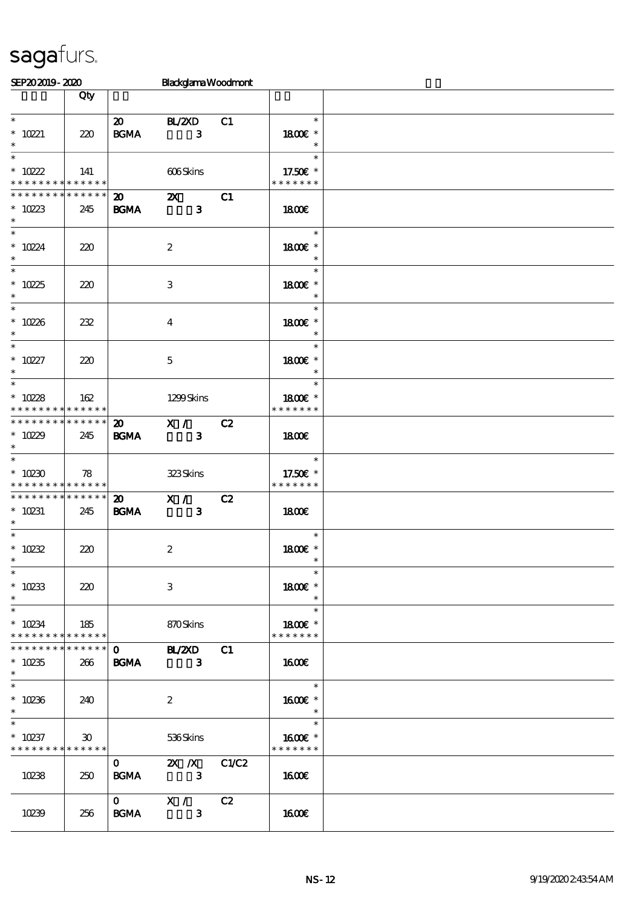# sagafurs.

SEP20 2019 - 2020 Blackglama Woodmont

| | Qty | | | | | |
|---|---|---|---|---|---|---|
| * <br> * 10221 <br> * | 220 | 20 <br> BGMA | BL/2XD <br> 3 | C1 | * <br> 18.00€ * <br> * | |
| * <br> * 10222 <br> * * * * * * * * * * * * * | 141 | | 606 Skins | | * <br> 17.50€ * <br> * * * * * * * | |
| * * * * * * * * * * * * * <br> * 10223 <br> * | 245 | 20 <br> BGMA | 2X <br> 3 | C1 | 18.00€ | |
| * <br> * 10224 <br> * | 220 | | 2 | | * <br> 18.00€ * <br> * | |
| * <br> * 10225 <br> * | 220 | | 3 | | * <br> 18.00€ * <br> * | |
| * <br> * 10226 <br> * | 232 | | 4 | | * <br> 18.00€ * <br> * | |
| * <br> * 10227 <br> * | 220 | | 5 | | * <br> 18.00€ * <br> * | |
| * <br> * 10228 <br> * * * * * * * * * * * * * | 162 | | 1299 Skins | | * <br> 18.00€ * <br> * * * * * * * | |
| * * * * * * * * * * * * * <br> * 10229 <br> * | 245 | 20 <br> BGMA | X / <br> 3 | C2 | 18.00€ | |
| * <br> * 10230 <br> * * * * * * * * * * * * * | 78 | | 323 Skins | | * <br> 17.50€ * <br> * * * * * * * | |
| * * * * * * * * * * * * * <br> * 10231 <br> * | 245 | 20 <br> BGMA | X / <br> 3 | C2 | 18.00€ | |
| * <br> * 10232 <br> * | 220 | | 2 | | * <br> 18.00€ * <br> * | |
| * <br> * 10233 <br> * | 220 | | 3 | | * <br> 18.00€ * <br> * | |
| * <br> * 10234 <br> * * * * * * * * * * * * * | 185 | | 870 Skins | | * <br> 18.00€ * <br> * * * * * * * | |
| * * * * * * * * * * * * * <br> * 10235 <br> * | 266 | 0 <br> BGMA | BL/2XD <br> 3 | C1 | 16.00€ | |
| * <br> * 10236 <br> * | 240 | | 2 | | * <br> 16.00€ * <br> * | |
| * <br> * 10237 <br> * * * * * * * * * * * * * | 30 | | 536 Skins | | * <br> 16.00€ * <br> * * * * * * * | |
| 10238 | 250 | 0 <br> BGMA | 2X /X <br> 3 | C1/C2 | 16.00€ | |
| 10239 | 256 | 0 <br> BGMA | X / <br> 3 | C2 | 16.00€ | |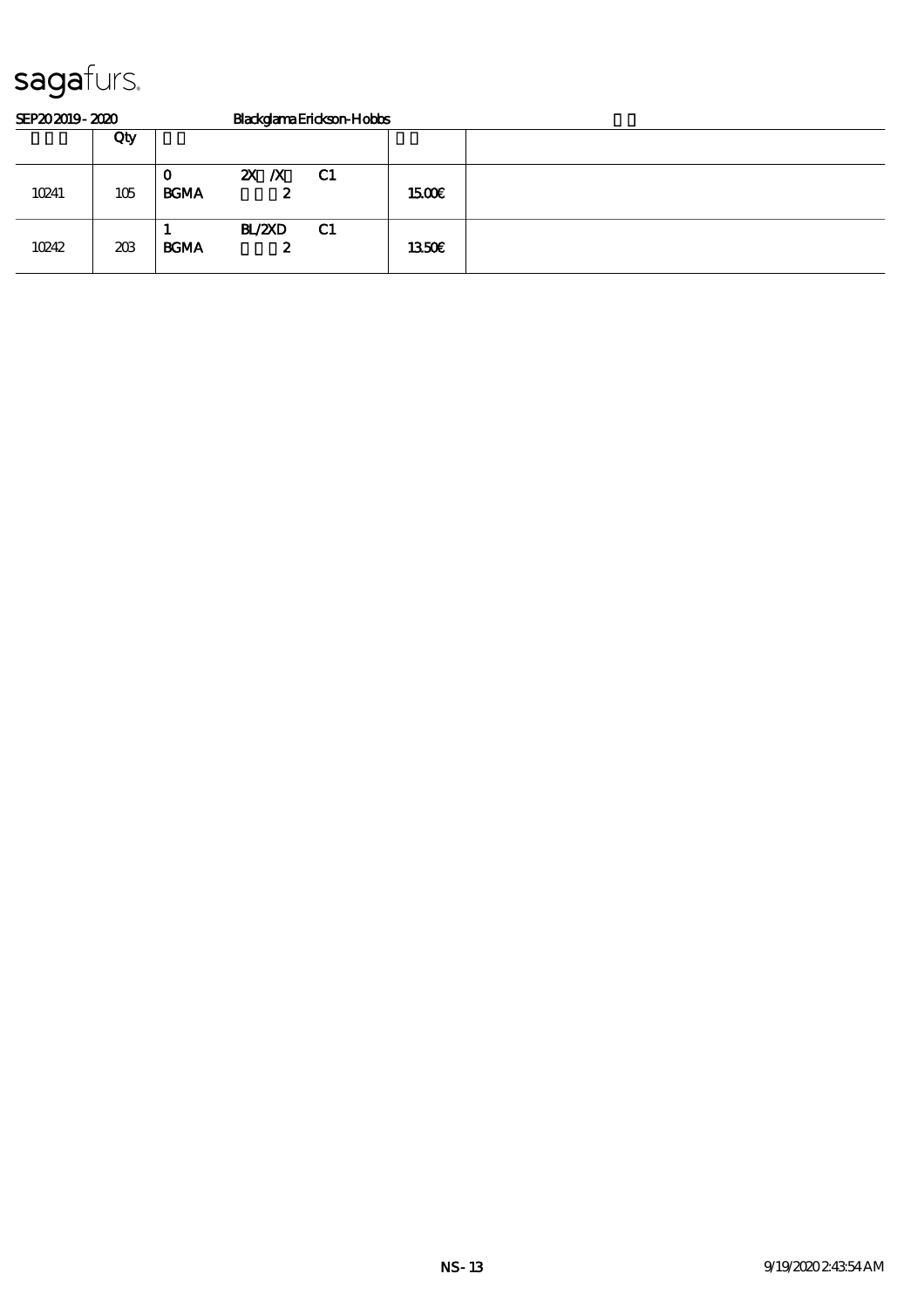sagafurs.

SEP20 2019 - 2020 Blackglama Erickson-Hobbs

| | Qty | | | | |
|---|---|---|---|---|---|
| 10241 | 105 | 0<br>BGMA | 2X /X<br>2 C1 | 15.00€ | |
| 10242 | 203 | 1<br>BGMA | BL/2XD<br>2 C1 | 13.50€ | |

NS - 13 9/19/2020 2:43:54 AM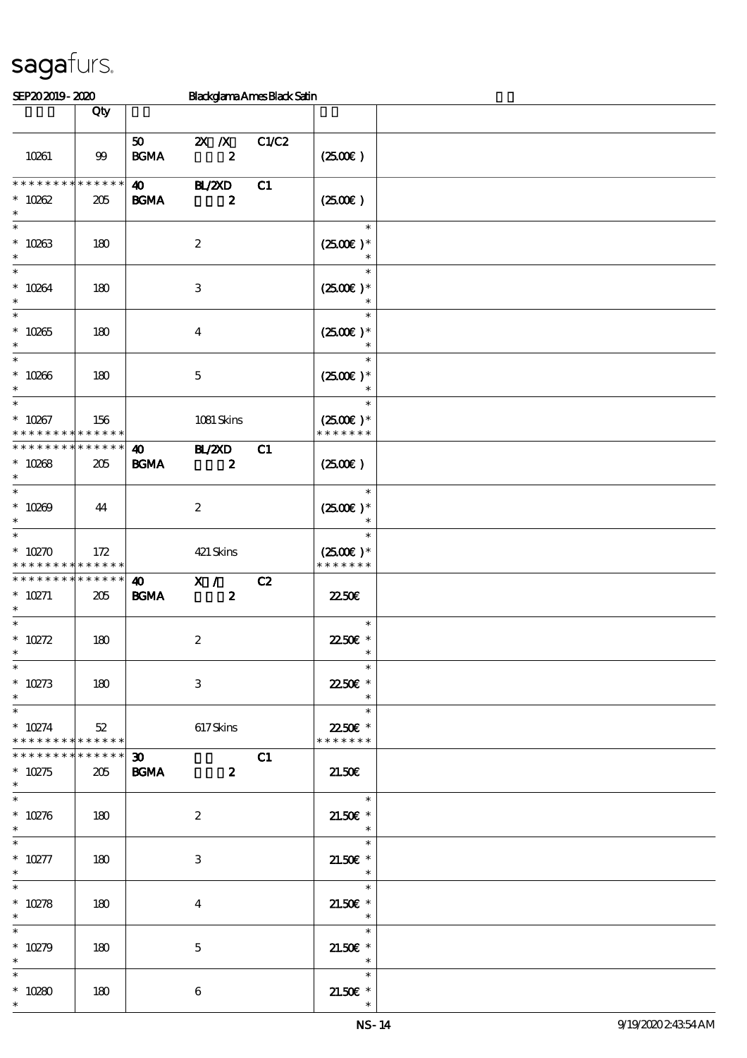sagafurs.

SEP20 2019 - 2020 Blackglama Ames Black Satin

| | Qty | | | | | |
|---|---|---|---|---|---|---|
| 10261 | 99 | 50 BGMA | 2X /X 2 | C1/C2 | (25.00€ ) | |
| * * * * * * * * * * * * * * * 10262 * | 205 | 40 BGMA | BL/2XD 2 | C1 | (25.00€ ) | |
| * * 10263 * | 180 | | 2 | | * (25.00€ )* * | |
| * * 10264 * | 180 | | 3 | | * (25.00€ )* * | |
| * * 10265 * | 180 | | 4 | | * (25.00€ )* * | |
| * * 10266 * | 180 | | 5 | | * (25.00€ )* * | |
| * * 10267 * * * * * * * * * * * * * * | 156 | | 1081 Skins | | * (25.00€ )* * * * * * * * | |
| * * * * * * * * * * * * * * * 10268 * | 205 | 40 BGMA | BL/2XD 2 | C1 | (25.00€ ) | |
| * * 10269 * | 44 | | 2 | | * (25.00€ )* * | |
| * * 10270 * * * * * * * * * * * * * * | 172 | | 421 Skins | | * (25.00€ )* * * * * * * * | |
| * * * * * * * * * * * * * * * 10271 * | 205 | 40 BGMA | X / 2 | C2 | 22.50€ | |
| * * 10272 * | 180 | | 2 | | * 22.50€ * * | |
| * * 10273 * | 180 | | 3 | | * 22.50€ * * | |
| * * 10274 * * * * * * * * * * * * * * | 52 | | 617 Skins | | * 22.50€ * * * * * * * * | |
| * * * * * * * * * * * * * * * 10275 * | 205 | 30 BGMA | 2 | C1 | 21.50€ | |
| * * 10276 * | 180 | | 2 | | * 21.50€ * * | |
| * * 10277 * | 180 | | 3 | | * 21.50€ * * | |
| * * 10278 * | 180 | | 4 | | * 21.50€ * * | |
| * * 10279 * | 180 | | 5 | | * 21.50€ * * | |
| * * 10280 * | 180 | | 6 | | * 21.50€ * * | |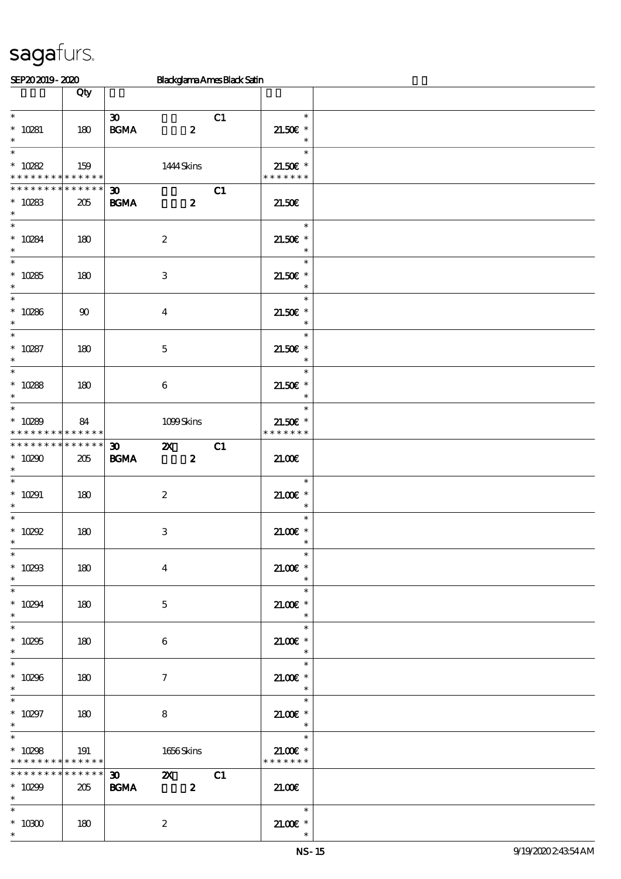sagafurs.

SEP20 2019 - 2020 Blackglama Ames Black Satin

| | Qty | | |
|---|---|---|---|
| * <br> * 10281 <br> * | 180 | 30 C1 <br> BGMA 2 | * <br> 21.50€ * <br> * |
| * <br> * 10282 <br> * * * * * * * * * * * * * | 159 | 1444 Skins | * <br> 21.50€ * <br> * * * * * * * |
| * * * * * * * * * * * * * <br> * 10283 <br> * | 205 | 30 C1 <br> BGMA 2 | 21.50€ |
| * <br> * 10284 <br> * | 180 | 2 | * <br> 21.50€ * <br> * |
| * <br> * 10285 <br> * | 180 | 3 | * <br> 21.50€ * <br> * |
| * <br> * 10286 <br> * | 90 | 4 | * <br> 21.50€ * <br> * |
| * <br> * 10287 <br> * | 180 | 5 | * <br> 21.50€ * <br> * |
| * <br> * 10288 <br> * | 180 | 6 | * <br> 21.50€ * <br> * |
| * <br> * 10289 <br> * * * * * * * * * * * * * | 84 | 1099 Skins | * <br> 21.50€ * <br> * * * * * * * |
| * * * * * * * * * * * * * <br> * 10290 <br> * | 205 | 30 2X C1 <br> BGMA 2 | 21.00€ |
| * <br> * 10291 <br> * | 180 | 2 | * <br> 21.00€ * <br> * |
| * <br> * 10292 <br> * | 180 | 3 | * <br> 21.00€ * <br> * |
| * <br> * 10293 <br> * | 180 | 4 | * <br> 21.00€ * <br> * |
| * <br> * 10294 <br> * | 180 | 5 | * <br> 21.00€ * <br> * |
| * <br> * 10295 <br> * | 180 | 6 | * <br> 21.00€ * <br> * |
| * <br> * 10296 <br> * | 180 | 7 | * <br> 21.00€ * <br> * |
| * <br> * 10297 <br> * | 180 | 8 | * <br> 21.00€ * <br> * |
| * <br> * 10298 <br> * * * * * * * * * * * * * | 191 | 1656 Skins | * <br> 21.00€ * <br> * * * * * * * |
| * * * * * * * * * * * * * <br> * 10299 <br> * | 205 | 30 2X C1 <br> BGMA 2 | 21.00€ |
| * <br> * 10300 <br> * | 180 | 2 | * <br> 21.00€ * <br> * |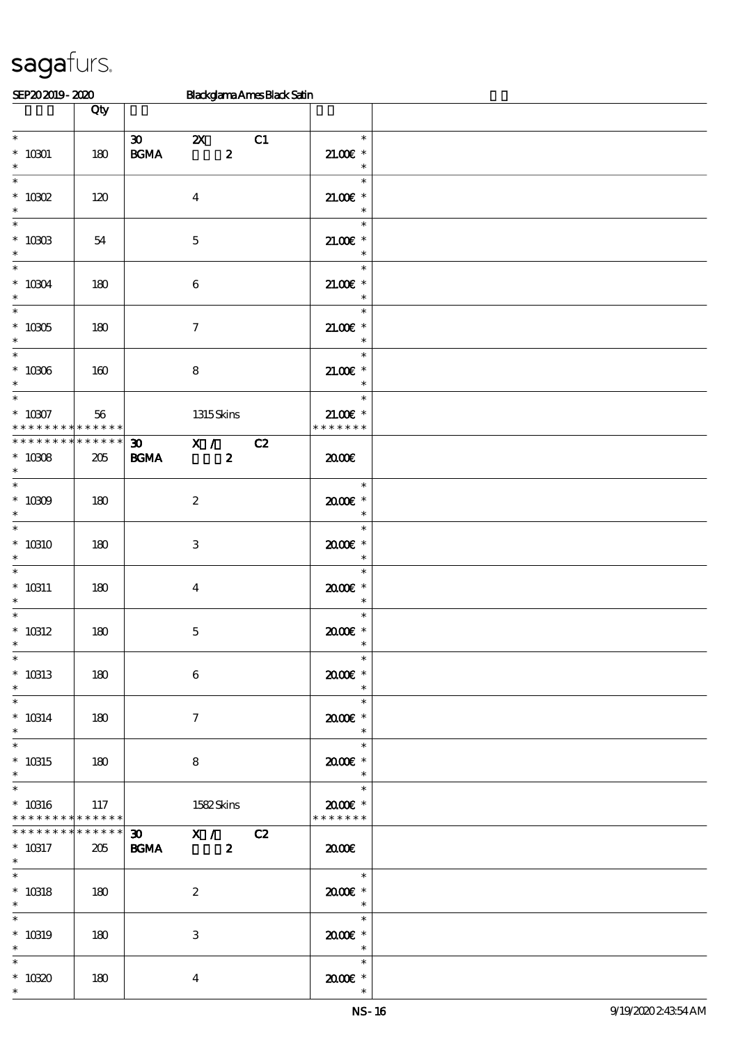# sagafurs.

SEP20 2019 - 2020 Blackglama Ames Black Satin

| | Qty | | |
|---|---|---|---|
| * 10301 * | 180 | 30 2X C1 BGMA 2 | * 21.00€ * * |
| * 10302 * | 120 | 4 | * 21.00€ * * |
| * 10303 * | 54 | 5 | * 21.00€ * * |
| * 10304 * | 180 | 6 | * 21.00€ * * |
| * 10305 * | 180 | 7 | * 21.00€ * * |
| * 10306 * | 160 | 8 | * 21.00€ * * |
| * 10307 * * * * * * * * * * * * * * | 56 | 1315 Skins | * 21.00€ * * * * * * * * |
| * * * * * * * * * * * * * * 10308 * | 205 | 30 X / C2 BGMA 2 | 20.00€ |
| * 10309 * | 180 | 2 | * 20.00€ * * |
| * 10310 * | 180 | 3 | * 20.00€ * * |
| * 10311 * | 180 | 4 | * 20.00€ * * |
| * 10312 * | 180 | 5 | * 20.00€ * * |
| * 10313 * | 180 | 6 | * 20.00€ * * |
| * 10314 * | 180 | 7 | * 20.00€ * * |
| * 10315 * | 180 | 8 | * 20.00€ * * |
| * 10316 * * * * * * * * * * * * * * | 117 | 1582 Skins | * 20.00€ * * * * * * * * |
| * * * * * * * * * * * * * * 10317 * | 205 | 30 X / C2 BGMA 2 | 20.00€ |
| * 10318 * | 180 | 2 | * 20.00€ * * |
| * 10319 * | 180 | 3 | * 20.00€ * * |
| * 10320 * | 180 | 4 | * 20.00€ * * |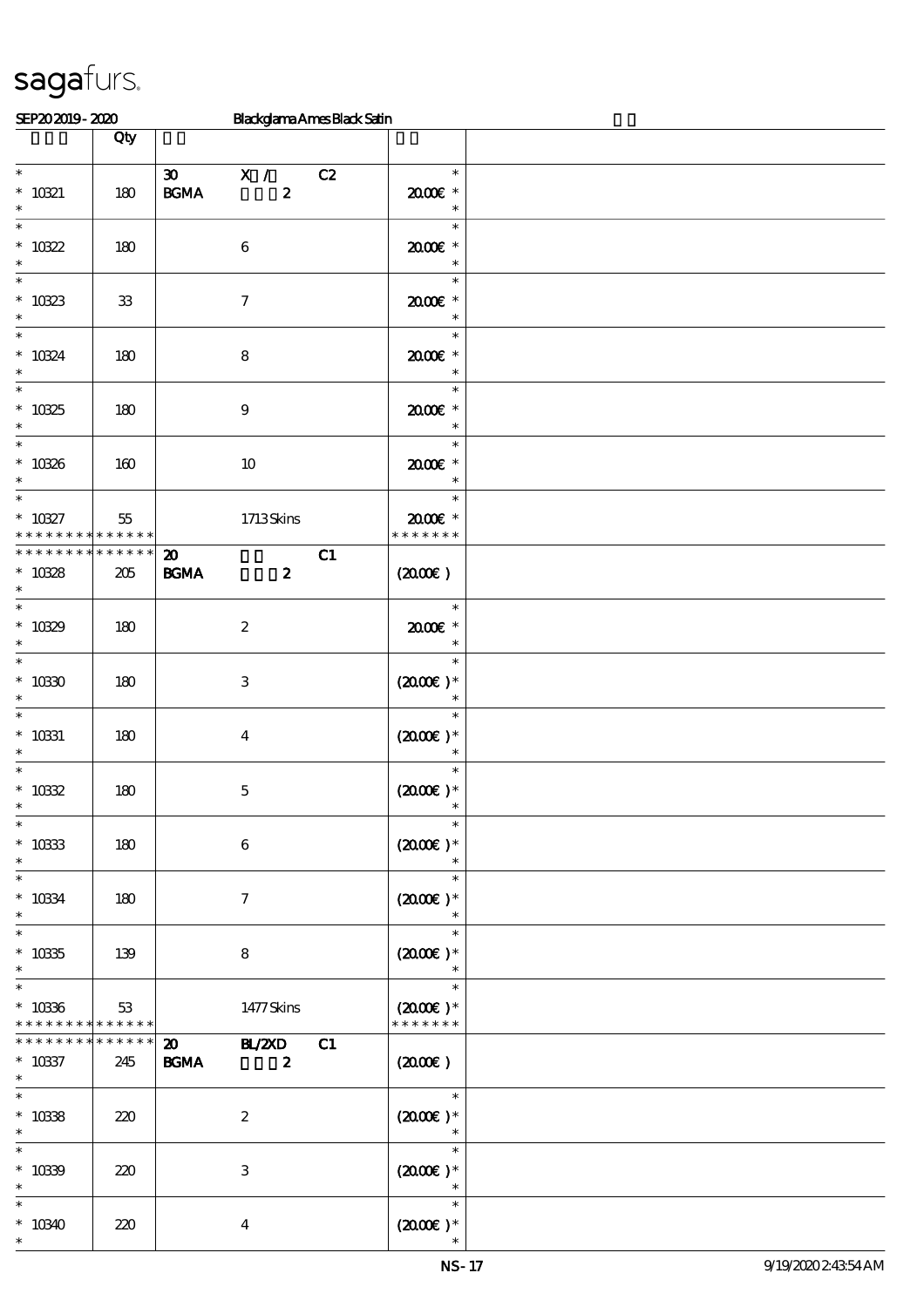sagafurs.

SEP20 2019 - 2020 Blackglama Ames Black Satin

| | Qty | | |
|---|---|---|---|
| * 10321 * | 180 | 30 X / C2 BGMA 2 | 20.00€ * |
| * 10322 * | 180 | 6 | 20.00€ * |
| * 10323 * | 33 | 7 | 20.00€ * |
| * 10324 * | 180 | 8 | 20.00€ * |
| * 10325 * | 180 | 9 | 20.00€ * |
| * 10326 * | 160 | 10 | 20.00€ * |
| * 10327 * * * * * * * * * * * * * * | 55 | 1713 Skins | 20.00€ * * * * * * * * |
| * * * * * * * * * * * * * * 10328 * | 205 | 20 C1 BGMA 2 | (20.00€) |
| * 10329 * | 180 | 2 | 20.00€ * |
| * 10330 * | 180 | 3 | (20.00€) * |
| * 10331 * | 180 | 4 | (20.00€) * |
| * 10332 * | 180 | 5 | (20.00€) * |
| * 10333 * | 180 | 6 | (20.00€) * |
| * 10334 * | 180 | 7 | (20.00€) * |
| * 10335 * | 139 | 8 | (20.00€) * |
| * 10336 * * * * * * * * * * * * * * | 53 | 1477 Skins | (20.00€) * * * * * * * * |
| * * * * * * * * * * * * * * 10337 * | 245 | 20 BL/2XD C1 BGMA 2 | (20.00€) |
| * 10338 * | 220 | 2 | (20.00€) * |
| * 10339 * | 220 | 3 | (20.00€) * |
| * 10340 * | 220 | 4 | (20.00€) * |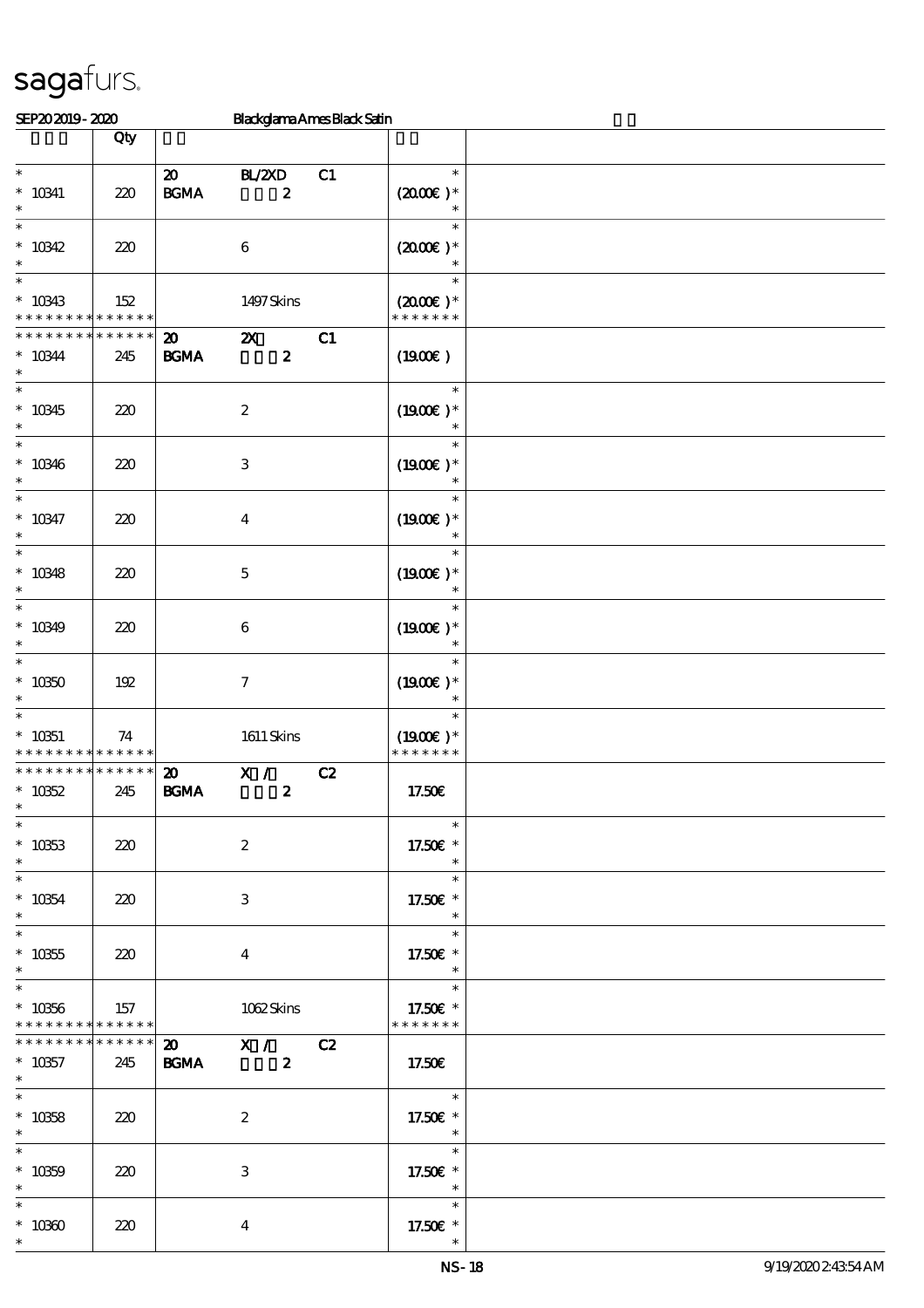# sagafurs.

SEP20 2019 - 2020 Blackglama Ames Black Satin

| | Qty | | |
|---|---|---|---|
| * <br> * 10341 <br> * | 220 | 20 BL/2XD C1 <br> BGMA 2 | * <br> (20.00€ )* <br> * |
| * <br> * 10342 <br> * | 220 | 6 | * <br> (20.00€ )* <br> * |
| * <br> * 10343 <br> * * * * * * * * * * * * * * | 152 | 1497 Skins | * <br> (20.00€ )* <br> * * * * * * * |
| * * * * * * * * * * * * * * <br> * 10344 <br> * | 245 | 20 2X C1 <br> BGMA 2 | (19.00€ ) |
| * <br> * 10345 <br> * | 220 | 2 | * <br> (19.00€ )* <br> * |
| * <br> * 10346 <br> * | 220 | 3 | * <br> (19.00€ )* <br> * |
| * <br> * 10347 <br> * | 220 | 4 | * <br> (19.00€ )* <br> * |
| * <br> * 10348 <br> * | 220 | 5 | * <br> (19.00€ )* <br> * |
| * <br> * 10349 <br> * | 220 | 6 | * <br> (19.00€ )* <br> * |
| * <br> * 10350 <br> * | 192 | 7 | * <br> (19.00€ )* <br> * |
| * <br> * 10351 <br> * * * * * * * * * * * * * * | 74 | 1611 Skins | * <br> (19.00€ )* <br> * * * * * * * |
| * * * * * * * * * * * * * * <br> * 10352 <br> * | 245 | 20 X / C2 <br> BGMA 2 | 17.50€ |
| * <br> * 10353 <br> * | 220 | 2 | * <br> 17.50€ * <br> * |
| * <br> * 10354 <br> * | 220 | 3 | * <br> 17.50€ * <br> * |
| * <br> * 10355 <br> * | 220 | 4 | * <br> 17.50€ * <br> * |
| * <br> * 10356 <br> * * * * * * * * * * * * * * | 157 | 1062 Skins | * <br> 17.50€ * <br> * * * * * * * |
| * * * * * * * * * * * * * * <br> * 10357 <br> * | 245 | 20 X / C2 <br> BGMA 2 | 17.50€ |
| * <br> * 10358 <br> * | 220 | 2 | * <br> 17.50€ * <br> * |
| * <br> * 10359 <br> * | 220 | 3 | * <br> 17.50€ * <br> * |
| * <br> * 10360 <br> * | 220 | 4 | * <br> 17.50€ * <br> * |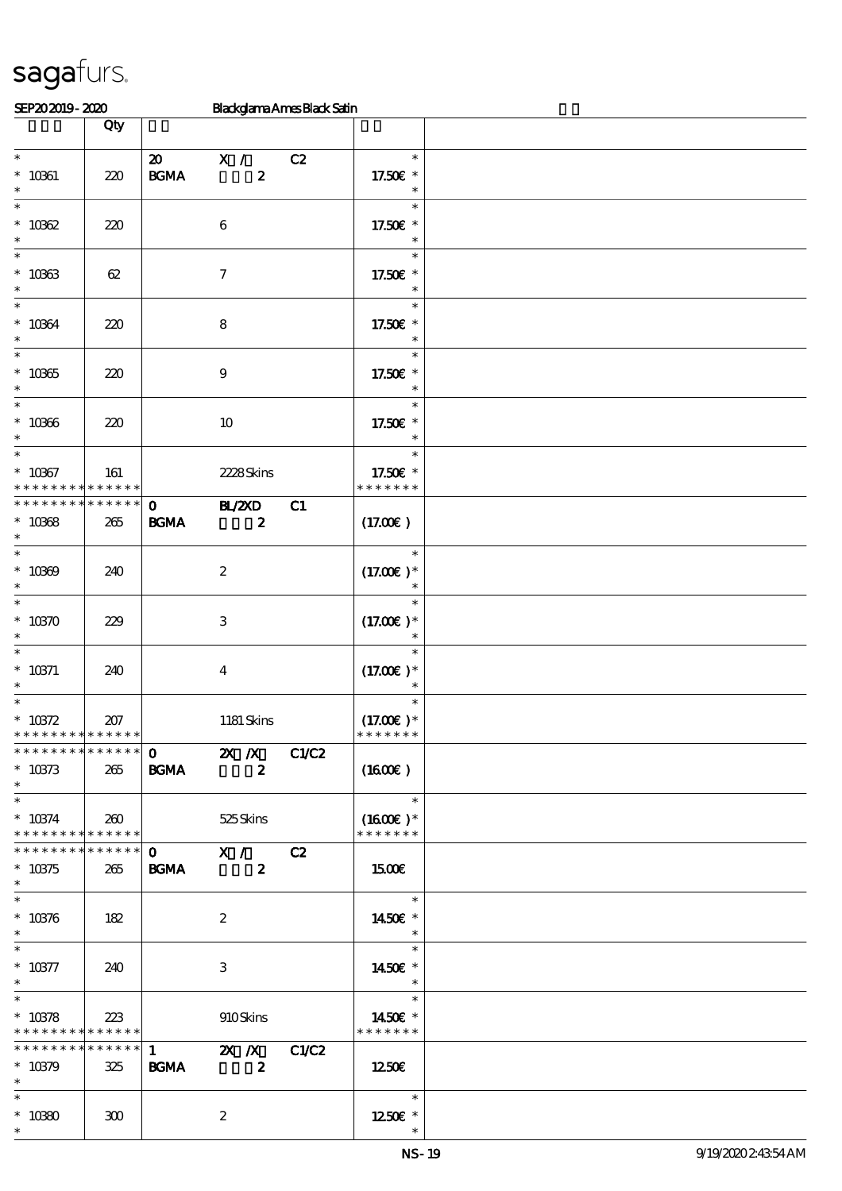# sagafurs.

SEP20 2019 - 2020 Blackglama Ames Black Satin

| | Qty | | | | | |
|---|---|---|---|---|---|---|
| * <br> * 10361 <br> * | 220 | 20 <br> BGMA | X / <br> 2 | C2 | * <br> 17.50€ * <br> * | |
| * <br> * 10362 <br> * | 220 | | 6 | | * <br> 17.50€ * <br> * | |
| * <br> * 10363 <br> * | 62 | | 7 | | * <br> 17.50€ * <br> * | |
| * <br> * 10364 <br> * | 220 | | 8 | | * <br> 17.50€ * <br> * | |
| * <br> * 10365 <br> * | 220 | | 9 | | * <br> 17.50€ * <br> * | |
| * <br> * 10366 <br> * | 220 | | 10 | | * <br> 17.50€ * <br> * | |
| * <br> * 10367 <br> * * * * * * * * * * * * * * | 161 | | 2228 Skins | | * <br> 17.50€ * <br> * * * * * * * | |
| * * * * * * * * * * * * * * <br> * 10368 <br> * | 265 | 0 <br> BGMA | BL/2XD <br> 2 | C1 | (17.00€) | |
| * <br> * 10369 <br> * | 240 | | 2 | | * <br> (17.00€) * <br> * | |
| * <br> * 10370 <br> * | 229 | | 3 | | * <br> (17.00€) * <br> * | |
| * <br> * 10371 <br> * | 240 | | 4 | | * <br> (17.00€) * <br> * | |
| * <br> * 10372 <br> * * * * * * * * * * * * * * | 207 | | 1181 Skins | | * <br> (17.00€) * <br> * * * * * * * | |
| * * * * * * * * * * * * * * <br> * 10373 <br> * | 265 | 0 <br> BGMA | 2X /X <br> 2 | C1/C2 | (16.00€) | |
| * <br> * 10374 <br> * * * * * * * * * * * * * * | 260 | | 525 Skins | | * <br> (16.00€) * <br> * * * * * * * | |
| * * * * * * * * * * * * * * <br> * 10375 <br> * | 265 | 0 <br> BGMA | X / <br> 2 | C2 | 15.00€ | |
| * <br> * 10376 <br> * | 182 | | 2 | | * <br> 14.50€ * <br> * | |
| * <br> * 10377 <br> * | 240 | | 3 | | * <br> 14.50€ * <br> * | |
| * <br> * 10378 <br> * * * * * * * * * * * * * * | 223 | | 910 Skins | | * <br> 14.50€ * <br> * * * * * * * | |
| * * * * * * * * * * * * * * <br> * 10379 <br> * | 325 | 1 <br> BGMA | 2X /X <br> 2 | C1/C2 | 12.50€ | |
| * <br> * 10380 <br> * | 300 | | 2 | | * <br> 12.50€ * <br> * | |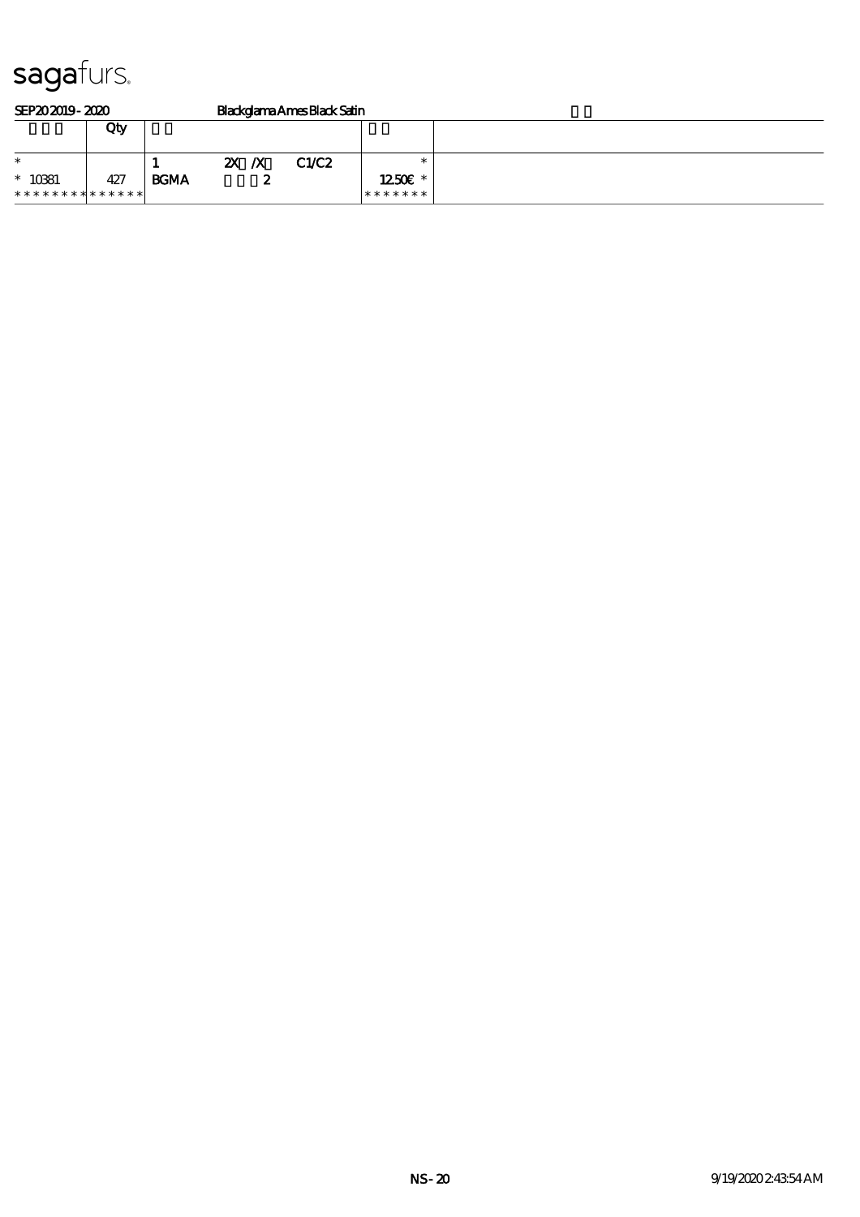sagafurs.

SEP20 2019 - 2020 Blackglama Ames Black Satin

| | Qty | | | | | |
|---|---|---|---|---|---|---|
| * | | 1 | 2X /X | C1/C2 | * | |
| * 10381 | 427 | BGMA | 2 | | 12.50€ * | |
| ************* | | | | | ******* | |

NS-20 9/19/2020 2:43:54 AM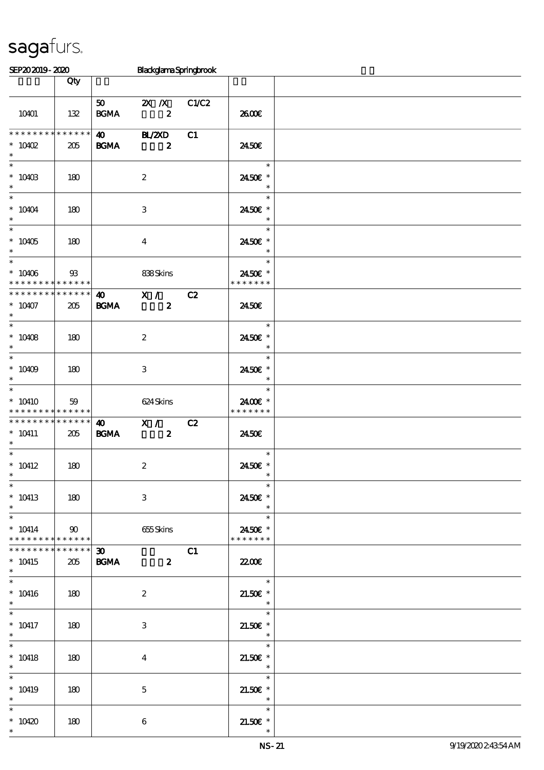| | Qty | | | | | |
|---|---|---|---|---|---|---|
| 10401 | 132 | 50 BGMA | 2X /X 2 | C1/C2 | 26.00€ | |
| * * * * * * * * * * * * * *<br>* 10402<br>* | 205 | 40 BGMA | BL/2XD 2 | C1 | 24.50€ | |
| *<br>* 10403<br>* | 180 | | 2 | | *<br>24.50€ *<br>* | |
| *<br>* 10404<br>* | 180 | | 3 | | *<br>24.50€ *<br>* | |
| *<br>* 10405<br>* | 180 | | 4 | | *<br>24.50€ *<br>* | |
| *<br>* 10406<br>* * * * * * * * * * * * * * | 93 | | 838 Skins | | *<br>24.50€ *<br>* * * * * * * | |
| * * * * * * * * * * * * * *<br>* 10407<br>* | 205 | 40 BGMA | X / 2 | C2 | 24.50€ | |
| *<br>* 10408<br>* | 180 | | 2 | | *<br>24.50€ *<br>* | |
| *<br>* 10409<br>* | 180 | | 3 | | *<br>24.50€ *<br>* | |
| *<br>* 10410<br>* * * * * * * * * * * * * * | 59 | | 624 Skins | | *<br>24.00€ *<br>* * * * * * * | |
| * * * * * * * * * * * * * *<br>* 10411<br>* | 205 | 40 BGMA | X / 2 | C2 | 24.50€ | |
| *<br>* 10412<br>* | 180 | | 2 | | *<br>24.50€ *<br>* | |
| *<br>* 10413<br>* | 180 | | 3 | | *<br>24.50€ *<br>* | |
| *<br>* 10414<br>* * * * * * * * * * * * * * | 90 | | 655 Skins | | *<br>24.50€ *<br>* * * * * * * | |
| * * * * * * * * * * * * * *<br>* 10415<br>* | 205 | 30 BGMA | 2 | C1 | 22.00€ | |
| *<br>* 10416<br>* | 180 | | 2 | | *<br>21.50€ *<br>* | |
| *<br>* 10417<br>* | 180 | | 3 | | *<br>21.50€ *<br>* | |
| *<br>* 10418<br>* | 180 | | 4 | | *<br>21.50€ *<br>* | |
| *<br>* 10419<br>* | 180 | | 5 | | *<br>21.50€ *<br>* | |
| *<br>* 10420<br>* | 180 | | 6 | | *<br>21.50€ *<br>* | |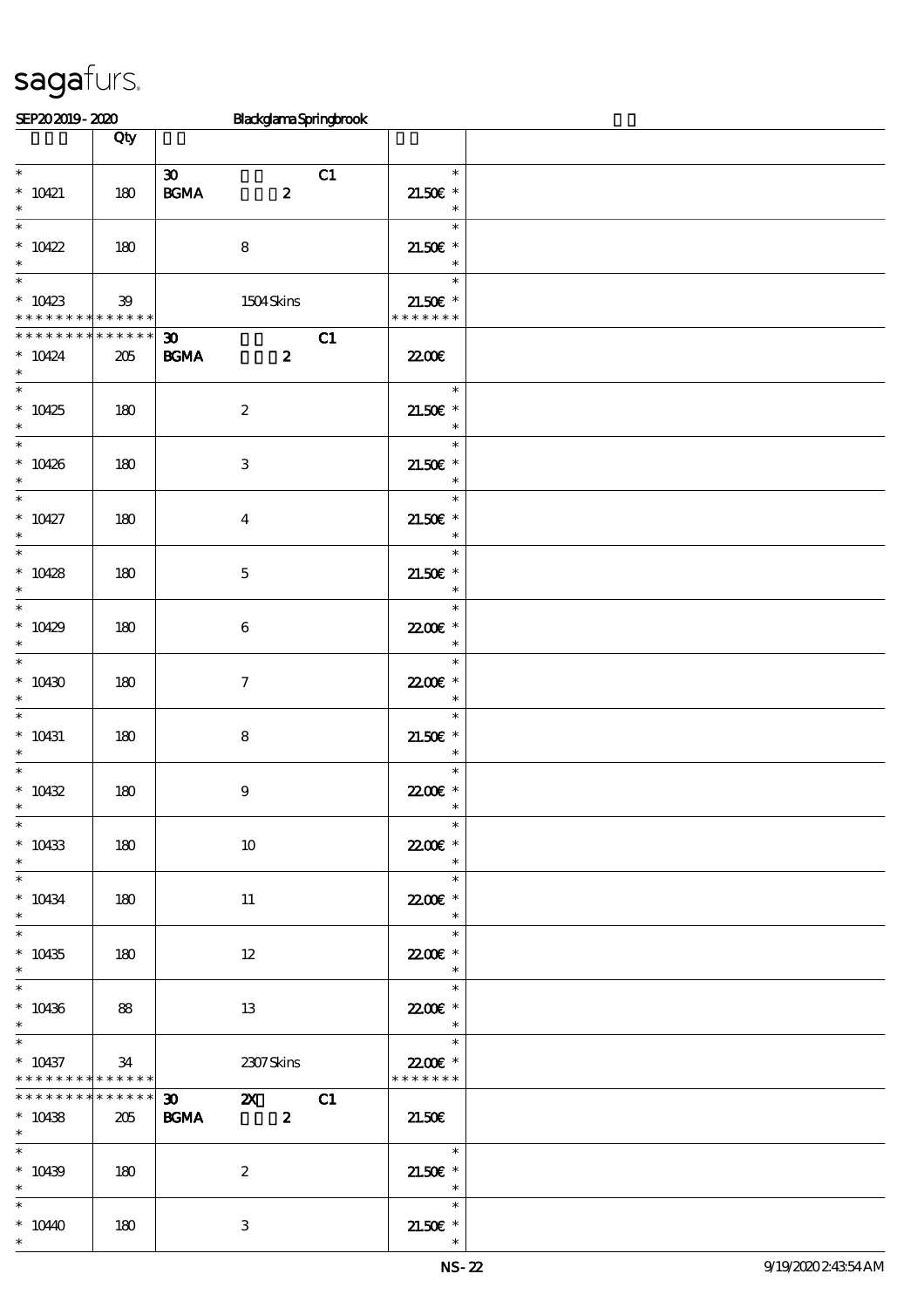| | Qty | | | |
|---|---|---|---|---|
| * <br> * 10421 <br> * | 180 | 30 C1 <br> BGMA 2 | * <br> 21.50€ * <br> * | |
| * <br> * 10422 <br> * | 180 | 8 | * <br> 21.50€ * <br> * | |
| * <br> * 10423 <br> * * * * * * * * * * * * * * | 39 | 1504 Skins | * <br> 21.50€ * <br> * * * * * * * | |
| * * * * * * * * * * * * * * <br> * 10424 <br> * | 205 | 30 C1 <br> BGMA 2 | 22.00€ | |
| * <br> * 10425 <br> * | 180 | 2 | * <br> 21.50€ * <br> * | |
| * <br> * 10426 <br> * | 180 | 3 | * <br> 21.50€ * <br> * | |
| * <br> * 10427 <br> * | 180 | 4 | * <br> 21.50€ * <br> * | |
| * <br> * 10428 <br> * | 180 | 5 | * <br> 21.50€ * <br> * | |
| * <br> * 10429 <br> * | 180 | 6 | * <br> 22.00€ * <br> * | |
| * <br> * 10430 <br> * | 180 | 7 | * <br> 22.00€ * <br> * | |
| * <br> * 10431 <br> * | 180 | 8 | * <br> 21.50€ * <br> * | |
| * <br> * 10432 <br> * | 180 | 9 | * <br> 22.00€ * <br> * | |
| * <br> * 10433 <br> * | 180 | 10 | * <br> 22.00€ * <br> * | |
| * <br> * 10434 <br> * | 180 | 11 | * <br> 22.00€ * <br> * | |
| * <br> * 10435 <br> * | 180 | 12 | * <br> 22.00€ * <br> * | |
| * <br> * 10436 <br> * | 88 | 13 | * <br> 22.00€ * <br> * | |
| * <br> * 10437 <br> * * * * * * * * * * * * * * | 34 | 2307 Skins | * <br> 22.00€ * <br> * * * * * * * | |
| * * * * * * * * * * * * * * <br> * 10438 <br> * | 205 | 30 2X C1 <br> BGMA 2 | 21.50€ | |
| * <br> * 10439 <br> * | 180 | 2 | * <br> 21.50€ * <br> * | |
| * <br> * 10440 <br> * | 180 | 3 | * <br> 21.50€ * <br> * | |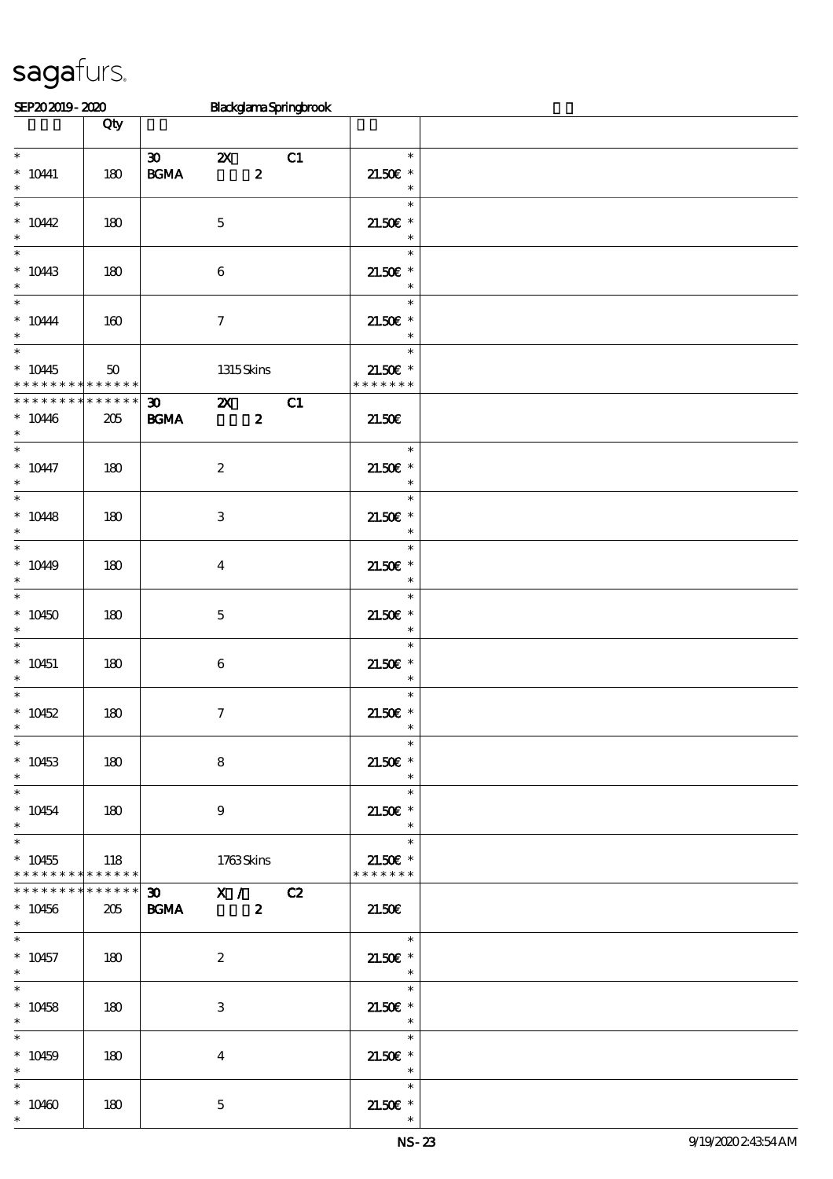# sagafurs.

SEP20 2019 - 2020 Blackglama Springbrook

| | Qty | | |
|---|---|---|---|
| * <br> * 10441 <br> * | 180 | 30 2X C1 <br> BGMA 2 | * <br> 21.50€ * <br> * |
| * <br> * 10442 <br> * | 180 | 5 | * <br> 21.50€ * <br> * |
| * <br> * 10443 <br> * | 180 | 6 | * <br> 21.50€ * <br> * |
| * <br> * 10444 <br> * | 160 | 7 | * <br> 21.50€ * <br> * |
| * <br> * 10445 <br> * * * * * * * * * * * * * * | 50 | 1315 Skins | * <br> 21.50€ * <br> * * * * * * * |
| * * * * * * * * * * * * * * <br> * 10446 <br> * | 205 | 30 2X C1 <br> BGMA 2 | 21.50€ |
| * <br> * 10447 <br> * | 180 | 2 | * <br> 21.50€ * <br> * |
| * <br> * 10448 <br> * | 180 | 3 | * <br> 21.50€ * <br> * |
| * <br> * 10449 <br> * | 180 | 4 | * <br> 21.50€ * <br> * |
| * <br> * 10450 <br> * | 180 | 5 | * <br> 21.50€ * <br> * |
| * <br> * 10451 <br> * | 180 | 6 | * <br> 21.50€ * <br> * |
| * <br> * 10452 <br> * | 180 | 7 | * <br> 21.50€ * <br> * |
| * <br> * 10453 <br> * | 180 | 8 | * <br> 21.50€ * <br> * |
| * <br> * 10454 <br> * | 180 | 9 | * <br> 21.50€ * <br> * |
| * <br> * 10455 <br> * * * * * * * * * * * * * * | 118 | 1763 Skins | * <br> 21.50€ * <br> * * * * * * * |
| * * * * * * * * * * * * * * <br> * 10456 <br> * | 205 | 30 X / C2 <br> BGMA 2 | 21.50€ |
| * <br> * 10457 <br> * | 180 | 2 | * <br> 21.50€ * <br> * |
| * <br> * 10458 <br> * | 180 | 3 | * <br> 21.50€ * <br> * |
| * <br> * 10459 <br> * | 180 | 4 | * <br> 21.50€ * <br> * |
| * <br> * 10460 <br> * | 180 | 5 | * <br> 21.50€ * <br> * |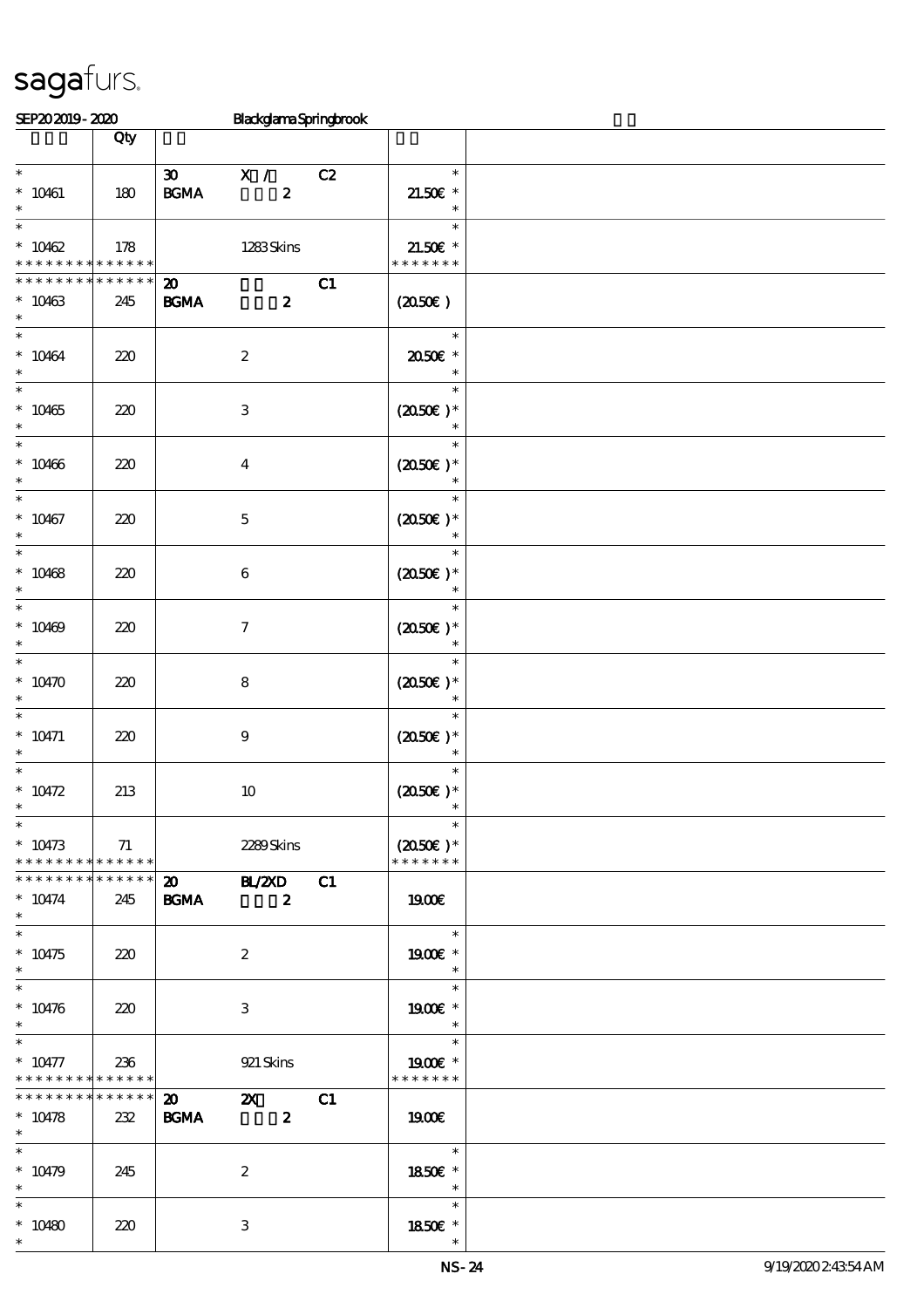# sagafurs.

SEP20 2019 - 2020 Blackglama Springbrook

| | Qty | | |
|---|---|---|---|
| * <br> * 10461 <br> * | 180 | 30 X / C2 <br> BGMA 2 | * <br> 21.50€ * <br> * |
| * <br> * 10462 <br> * * * * * * * * * * * * * * | 178 | 1283 Skins | * <br> 21.50€ * <br> * * * * * * * |
| * * * * * * * * * * * * * * <br> * 10463 <br> * | 245 | 20 C1 <br> BGMA 2 | (20.50€ ) |
| * <br> * 10464 <br> * | 220 | 2 | * <br> 20.50€ * <br> * |
| * <br> * 10465 <br> * | 220 | 3 | * <br> (20.50€ )* <br> * |
| * <br> * 10466 <br> * | 220 | 4 | * <br> (20.50€ )* <br> * |
| * <br> * 10467 <br> * | 220 | 5 | * <br> (20.50€ )* <br> * |
| * <br> * 10468 <br> * | 220 | 6 | * <br> (20.50€ )* <br> * |
| * <br> * 10469 <br> * | 220 | 7 | * <br> (20.50€ )* <br> * |
| * <br> * 10470 <br> * | 220 | 8 | * <br> (20.50€ )* <br> * |
| * <br> * 10471 <br> * | 220 | 9 | * <br> (20.50€ )* <br> * |
| * <br> * 10472 <br> * | 213 | 10 | * <br> (20.50€ )* <br> * |
| * <br> * 10473 <br> * * * * * * * * * * * * * * | 71 | 2289 Skins | * <br> (20.50€ )* <br> * * * * * * * |
| * * * * * * * * * * * * * * <br> * 10474 <br> * | 245 | 20 BL/2XD C1 <br> BGMA 2 | 19.00€ |
| * <br> * 10475 <br> * | 220 | 2 | * <br> 19.00€ * <br> * |
| * <br> * 10476 <br> * | 220 | 3 | * <br> 19.00€ * <br> * |
| * <br> * 10477 <br> * * * * * * * * * * * * * * | 236 | 921 Skins | * <br> 19.00€ * <br> * * * * * * * |
| * * * * * * * * * * * * * * <br> * 10478 <br> * | 232 | 20 2X C1 <br> BGMA 2 | 19.00€ |
| * <br> * 10479 <br> * | 245 | 2 | * <br> 18.50€ * <br> * |
| * <br> * 10480 <br> * | 220 | 3 | * <br> 18.50€ * <br> * |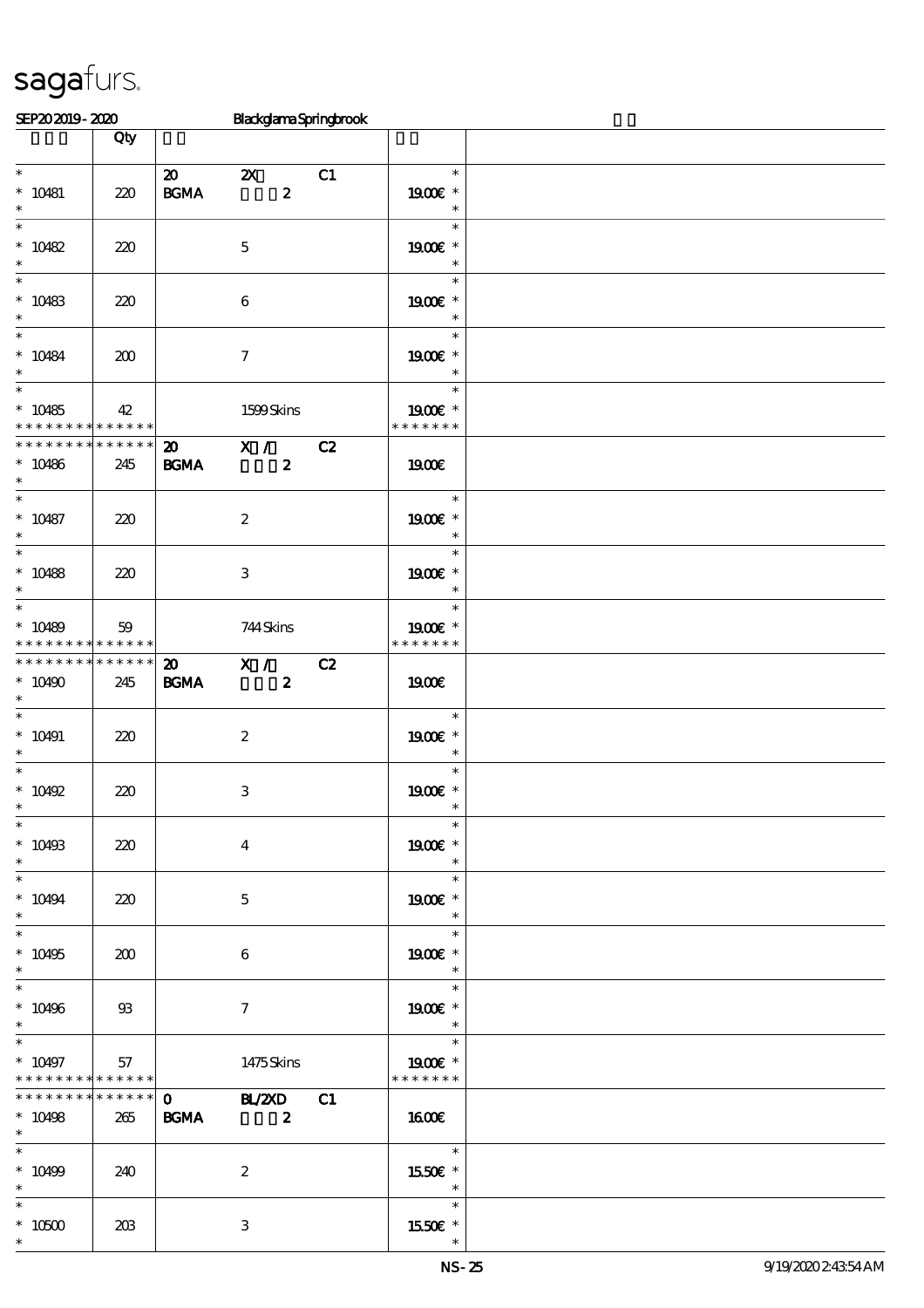sagafurs.

SEP20 2019 - 2020 Blackglama Springbrook

| | Qty | | |
|---|---|---|---|
| * 10481 | 220 | 20 2X C1 BGMA 2 | 19.00€ * |
| * 10482 | 220 | 5 | 19.00€ * |
| * 10483 | 220 | 6 | 19.00€ * |
| * 10484 | 200 | 7 | 19.00€ * |
| * 10485 | 42 | 1599 Skins | 19.00€ * |
| * 10486 | 245 | 20 X / C2 BGMA 2 | 19.00€ |
| * 10487 | 220 | 2 | 19.00€ * |
| * 10488 | 220 | 3 | 19.00€ * |
| * 10489 | 59 | 744 Skins | 19.00€ * |
| * 10490 | 245 | 20 X / C2 BGMA 2 | 19.00€ |
| * 10491 | 220 | 2 | 19.00€ * |
| * 10492 | 220 | 3 | 19.00€ * |
| * 10493 | 220 | 4 | 19.00€ * |
| * 10494 | 220 | 5 | 19.00€ * |
| * 10495 | 200 | 6 | 19.00€ * |
| * 10496 | 93 | 7 | 19.00€ * |
| * 10497 | 57 | 1475 Skins | 19.00€ * |
| * 10498 | 265 | 0 BL/2XD C1 BGMA 2 | 16.00€ |
| * 10499 | 240 | 2 | 15.50€ * |
| * 10500 | 203 | 3 | 15.50€ * |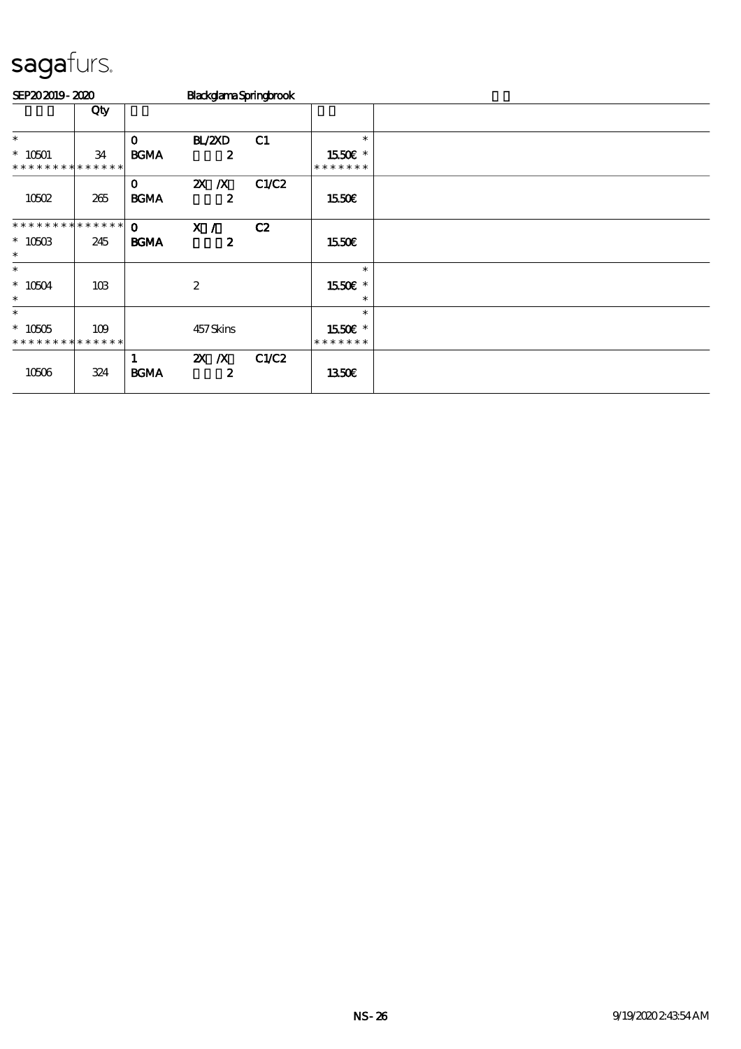# sagafurs.

SEP20 2019 - 2020 Blackglama Springbrook

| | Qty | | | | | |
|---|---|---|---|---|---|---|
| * | | 0 | BL/2XD | C1 | * | |
| * 10501 | 34 | BGMA | 2 | | 15.50€ * | |
| * * * * * * * * * * * * * * | | | | | * * * * * * * | |
| | | 0 | 2X /X | C1/C2 | | |
| 10502 | 265 | BGMA | 2 | | 15.50€ | |
| * * * * * * * * * * * * * * | | 0 | X / | C2 | | |
| * 10503 | 245 | BGMA | 2 | | 15.50€ | |
| * | | | | | | |
| * | | | | | * | |
| * 10504 | 103 | | 2 | | 15.50€ * | |
| * | | | | | * | |
| * | | | | | * | |
| * 10505 | 109 | | 457 Skins | | 15.50€ * | |
| * * * * * * * * * * * * * * | | | | | * * * * * * * | |
| | | 1 | 2X /X | C1/C2 | | |
| 10506 | 324 | BGMA | 2 | | 13.50€ | |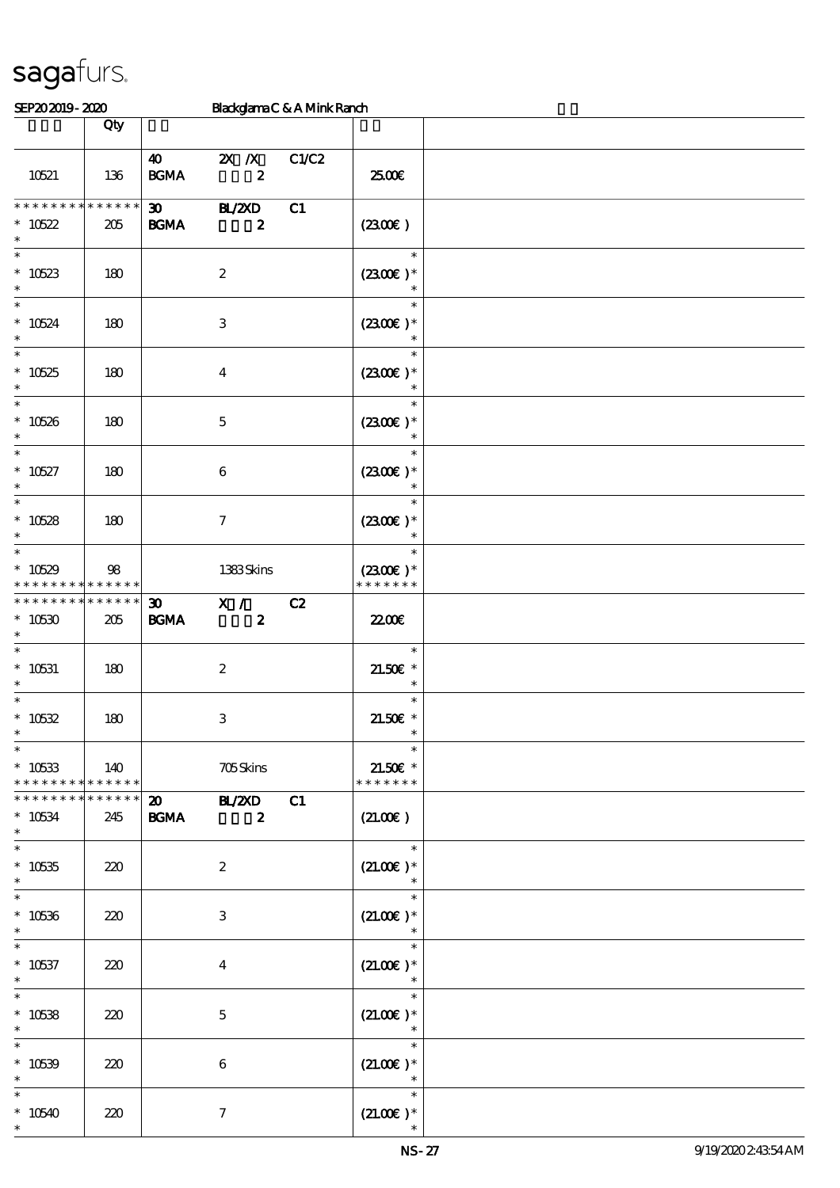| | Qty | | | | | |
|---|---|---|---|---|---|---|
| 10521 | 136 | 40 BGMA | 2X /X 2 | C1/C2 | 25.00€ | |
| * * * * * * * * * * * * * * 10522 * | 205 | 30 BGMA | BL/2XD 2 | C1 | (23.00€ ) | |
| * * 10523 * | 180 | | 2 | | * (23.00€ )* * | |
| * * 10524 * | 180 | | 3 | | * (23.00€ )* * | |
| * * 10525 * | 180 | | 4 | | * (23.00€ )* * | |
| * * 10526 * | 180 | | 5 | | * (23.00€ )* * | |
| * * 10527 * | 180 | | 6 | | * (23.00€ )* * | |
| * * 10528 * | 180 | | 7 | | * (23.00€ )* * | |
| * * 10529 * * * * * * * * * * * * * | 98 | | 1383 Skins | | * (23.00€ )* * * * * * * * | |
| * * * * * * * * * * * * * * 10530 * | 205 | 30 BGMA | X / 2 | C2 | 22.00€ | |
| * * 10531 * | 180 | | 2 | | * 21.50€ * * | |
| * * 10532 * | 180 | | 3 | | * 21.50€ * * | |
| * * 10533 * * * * * * * * * * * * * | 140 | | 705 Skins | | * 21.50€ * * * * * * * * | |
| * * * * * * * * * * * * * * 10534 * | 245 | 20 BGMA | BL/2XD 2 | C1 | (21.00€ ) | |
| * * 10535 * | 220 | | 2 | | * (21.00€ )* * | |
| * * 10536 * | 220 | | 3 | | * (21.00€ )* * | |
| * * 10537 * | 220 | | 4 | | * (21.00€ )* * | |
| * * 10538 * | 220 | | 5 | | * (21.00€ )* * | |
| * * 10539 * | 220 | | 6 | | * (21.00€ )* * | |
| * * 10540 * | 220 | | 7 | | * (21.00€ )* * | |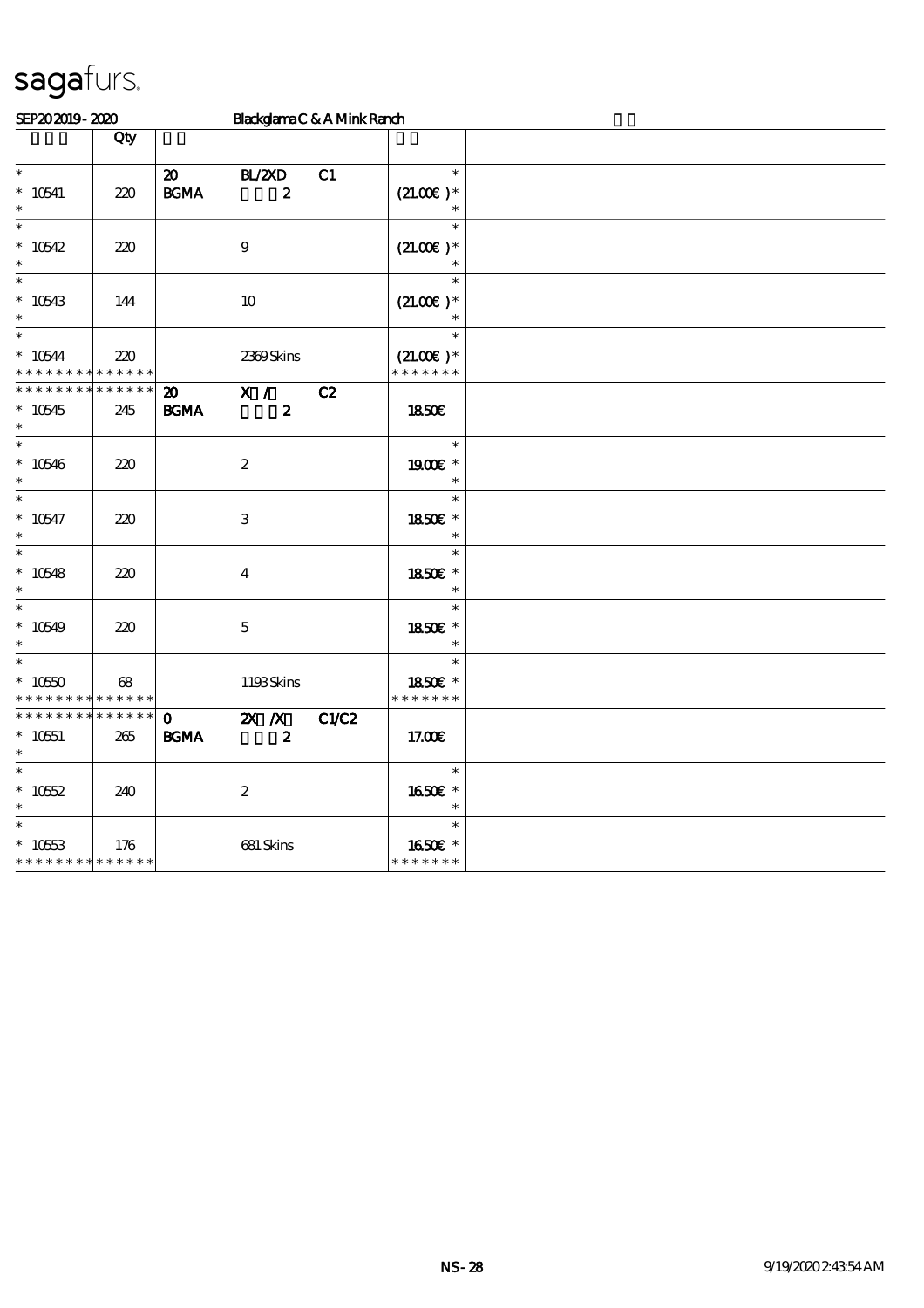sagafurs.

SEP20 2019 - 2020 Blackglama C & A Mink Ranch

| | Qty | | | | | |
|---|---|---|---|---|---|---|
| * <br> * 10541 <br> * | 220 | 20 <br> BGMA | BL/2XD <br> 2 | C1 | * <br> (21.00€ )* <br> * | |
| * <br> * 10542 <br> * | 220 | | 9 | | * <br> (21.00€ )* <br> * | |
| * <br> * 10543 <br> * | 144 | | 10 | | * <br> (21.00€ )* <br> * | |
| * <br> * 10544 <br> * * * * * * * * * * * * * * | 220 | | 2369 Skins | | * <br> (21.00€ )* <br> * * * * * * * | |
| * * * * * * * * * * * * * * <br> * 10545 <br> * | 245 | 20 <br> BGMA | X / <br> 2 | C2 | 18.50€ | |
| * <br> * 10546 <br> * | 220 | | 2 | | * <br> 19.00€ * <br> * | |
| * <br> * 10547 <br> * | 220 | | 3 | | * <br> 18.50€ * <br> * | |
| * <br> * 10548 <br> * | 220 | | 4 | | * <br> 18.50€ * <br> * | |
| * <br> * 10549 <br> * | 220 | | 5 | | * <br> 18.50€ * <br> * | |
| * <br> * 10550 <br> * * * * * * * * * * * * * * | 68 | | 1193 Skins | | * <br> 18.50€ * <br> * * * * * * * | |
| * * * * * * * * * * * * * * <br> * 10551 <br> * | 265 | 0 <br> BGMA | 2X /X <br> 2 | C1/C2 | 17.00€ | |
| * <br> * 10552 <br> * | 240 | | 2 | | * <br> 16.50€ * <br> * | |
| * <br> * 10553 <br> * * * * * * * * * * * * * * | 176 | | 681 Skins | | * <br> 16.50€ * <br> * * * * * * * | |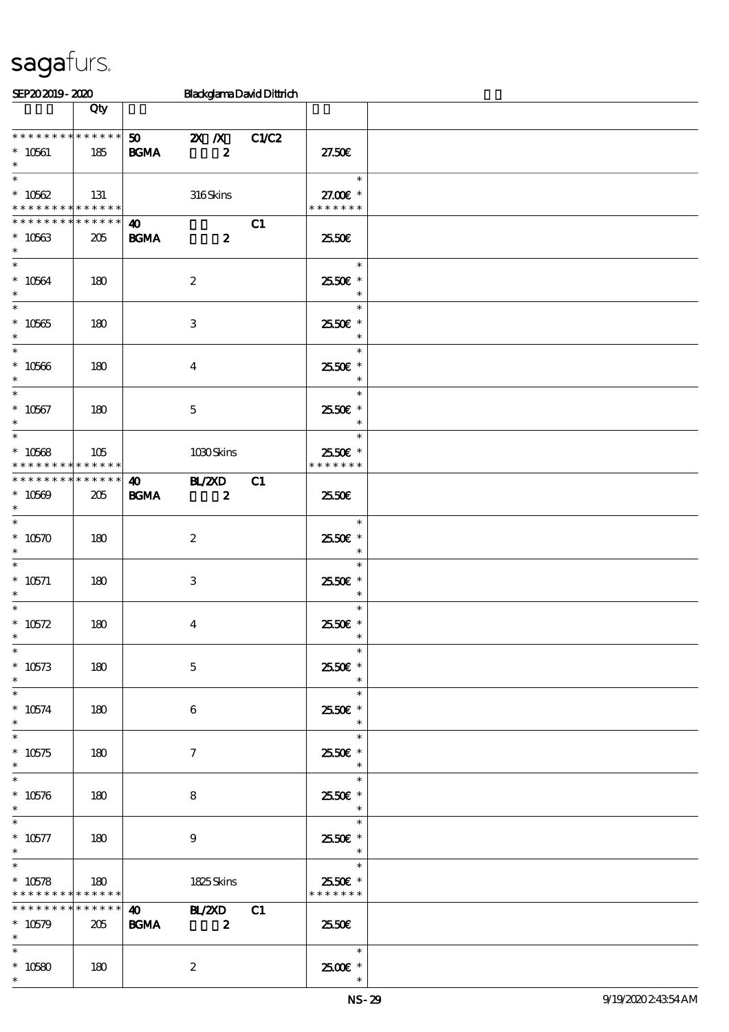sagafurs.

SEP20 2019 - 2020 Blackglama David Dittrich

| | Qty | | | | | |
|---|---|---|---|---|---|---|
| * * * * * * * * * * * * * * | 50 | 2X /X | C1/C2 | | | |
| * 10561 | 185 | BGMA | 2 | | 27.50€ | |
| * | | | | | | |
| * | | | | | * | |
| * 10562 | 131 | | 316 Skins | | 27.00€ * | |
| * * * * * * * * * * * * * * | | | | | * * * * * * * | |
| * * * * * * * * * * * * * * | 40 | | C1 | | | |
| * 10563 | 205 | BGMA | 2 | | 25.50€ | |
| * | | | | | | |
| * 10564 | 180 | | 2 | | 25.50€ * | |
| * 10565 | 180 | | 3 | | 25.50€ * | |
| * 10566 | 180 | | 4 | | 25.50€ * | |
| * 10567 | 180 | | 5 | | 25.50€ * | |
| * 10568 | 105 | | 1030 Skins | | 25.50€ * | |
| * * * * * * * * * * * * * * | | | | | * * * * * * * | |
| * * * * * * * * * * * * * * | 40 | BL/2XD | C1 | | | |
| * 10569 | 205 | BGMA | 2 | | 25.50€ | |
| * 10570 | 180 | | 2 | | 25.50€ * | |
| * 10571 | 180 | | 3 | | 25.50€ * | |
| * 10572 | 180 | | 4 | | 25.50€ * | |
| * 10573 | 180 | | 5 | | 25.50€ * | |
| * 10574 | 180 | | 6 | | 25.50€ * | |
| * 10575 | 180 | | 7 | | 25.50€ * | |
| * 10576 | 180 | | 8 | | 25.50€ * | |
| * 10577 | 180 | | 9 | | 25.50€ * | |
| * 10578 | 180 | | 1825 Skins | | 25.50€ * | |
| * * * * * * * * * * * * * * | | | | | * * * * * * * | |
| * * * * * * * * * * * * * * | 40 | BL/2XD | C1 | | | |
| * 10579 | 205 | BGMA | 2 | | 25.50€ | |
| * 10580 | 180 | | 2 | | 25.00€ * | |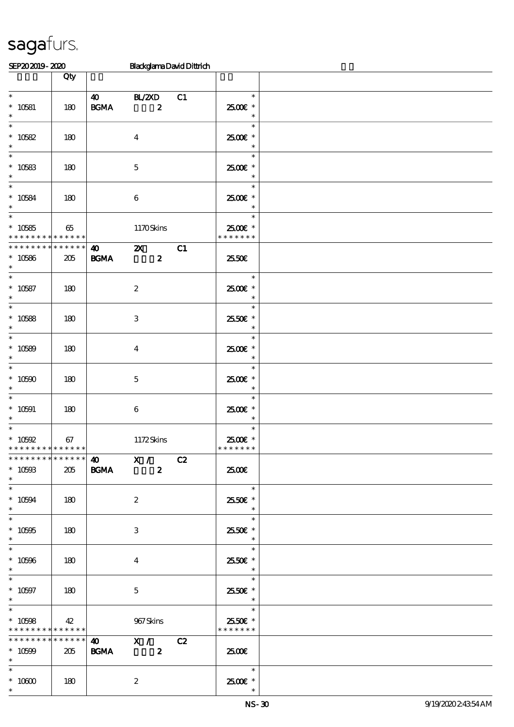sagafurs.

SEP20 2019 - 2020 Blackglama David Dittrich

| | Qty | | | | | |
|---|---|---|---|---|---|---|
| * <br> * 10581 <br> * | 180 | 40 <br> BGMA | BL/2XD <br> 2 | C1 | * <br> 25.00€ * <br> * | |
| * <br> * 10582 <br> * | 180 | | 4 | | * <br> 25.00€ * <br> * | |
| * <br> * 10583 <br> * | 180 | | 5 | | * <br> 25.00€ * <br> * | |
| * <br> * 10584 <br> * | 180 | | 6 | | * <br> 25.00€ * <br> * | |
| * <br> * 10585 <br> * * * * * * * * * * * * * * | 65 | | 1170 Skins | | * <br> 25.00€ * <br> * * * * * * * | |
| * * * * * * * * * * * * * * <br> * 10586 <br> * | 205 | 40 <br> BGMA | 2X <br> 2 | C1 | 25.50€ | |
| * <br> * 10587 <br> * | 180 | | 2 | | * <br> 25.00€ * <br> * | |
| * <br> * 10588 <br> * | 180 | | 3 | | * <br> 25.50€ * <br> * | |
| * <br> * 10589 <br> * | 180 | | 4 | | * <br> 25.00€ * <br> * | |
| * <br> * 10590 <br> * | 180 | | 5 | | * <br> 25.00€ * <br> * | |
| * <br> * 10591 <br> * | 180 | | 6 | | * <br> 25.00€ * <br> * | |
| * <br> * 10592 <br> * * * * * * * * * * * * * * | 67 | | 1172 Skins | | * <br> 25.00€ * <br> * * * * * * * | |
| * * * * * * * * * * * * * * <br> * 10593 <br> * | 205 | 40 <br> BGMA | X / <br> 2 | C2 | 25.00€ | |
| * <br> * 10594 <br> * | 180 | | 2 | | * <br> 25.50€ * <br> * | |
| * <br> * 10595 <br> * | 180 | | 3 | | * <br> 25.50€ * <br> * | |
| * <br> * 10596 <br> * | 180 | | 4 | | * <br> 25.50€ * <br> * | |
| * <br> * 10597 <br> * | 180 | | 5 | | * <br> 25.50€ * <br> * | |
| * <br> * 10598 <br> * * * * * * * * * * * * * * | 42 | | 967 Skins | | * <br> 25.50€ * <br> * * * * * * * | |
| * * * * * * * * * * * * * * <br> * 10599 <br> * | 205 | 40 <br> BGMA | X / <br> 2 | C2 | 25.00€ | |
| * <br> * 10600 <br> * | 180 | | 2 | | * <br> 25.00€ * <br> * | |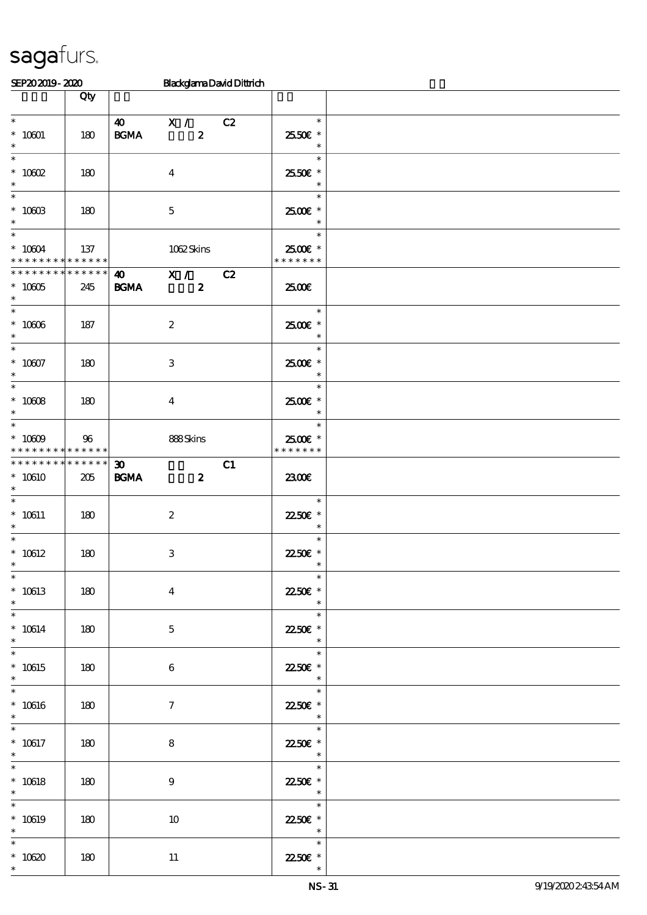sagafurs.

SEP20 2019 - 2020 Blackglama David Dittrich

| | Qty | | | |
|---|---|---|---|---|
| * 10601 * | 180 | 40 BGMA X / 2 C2 | * 25.50€ * | |
| * 10602 * | 180 | 4 | * 25.50€ * | |
| * 10603 * | 180 | 5 | * 25.00€ * | |
| * 10604 * * * * * * * * * * * * * * | 137 | 1062 Skins | * 25.00€ * * * * * * * * | |
| * * * * * * * * * * * * * * 10605 * | 245 | 40 BGMA X / 2 C2 | 25.00€ | |
| * 10606 * | 187 | 2 | * 25.00€ * | |
| * 10607 * | 180 | 3 | * 25.00€ * | |
| * 10608 * | 180 | 4 | * 25.00€ * | |
| * 10609 * * * * * * * * * * * * * * | 96 | 888 Skins | * 25.00€ * * * * * * * * | |
| * * * * * * * * * * * * * * 10610 * | 205 | 30 BGMA 2 C1 | 23.00€ | |
| * 10611 * | 180 | 2 | * 22.50€ * | |
| * 10612 * | 180 | 3 | * 22.50€ * | |
| * 10613 * | 180 | 4 | * 22.50€ * | |
| * 10614 * | 180 | 5 | * 22.50€ * | |
| * 10615 * | 180 | 6 | * 22.50€ * | |
| * 10616 * | 180 | 7 | * 22.50€ * | |
| * 10617 * | 180 | 8 | * 22.50€ * | |
| * 10618 * | 180 | 9 | * 22.50€ * | |
| * 10619 * | 180 | 10 | * 22.50€ * | |
| * 10620 * | 180 | 11 | * 22.50€ * | |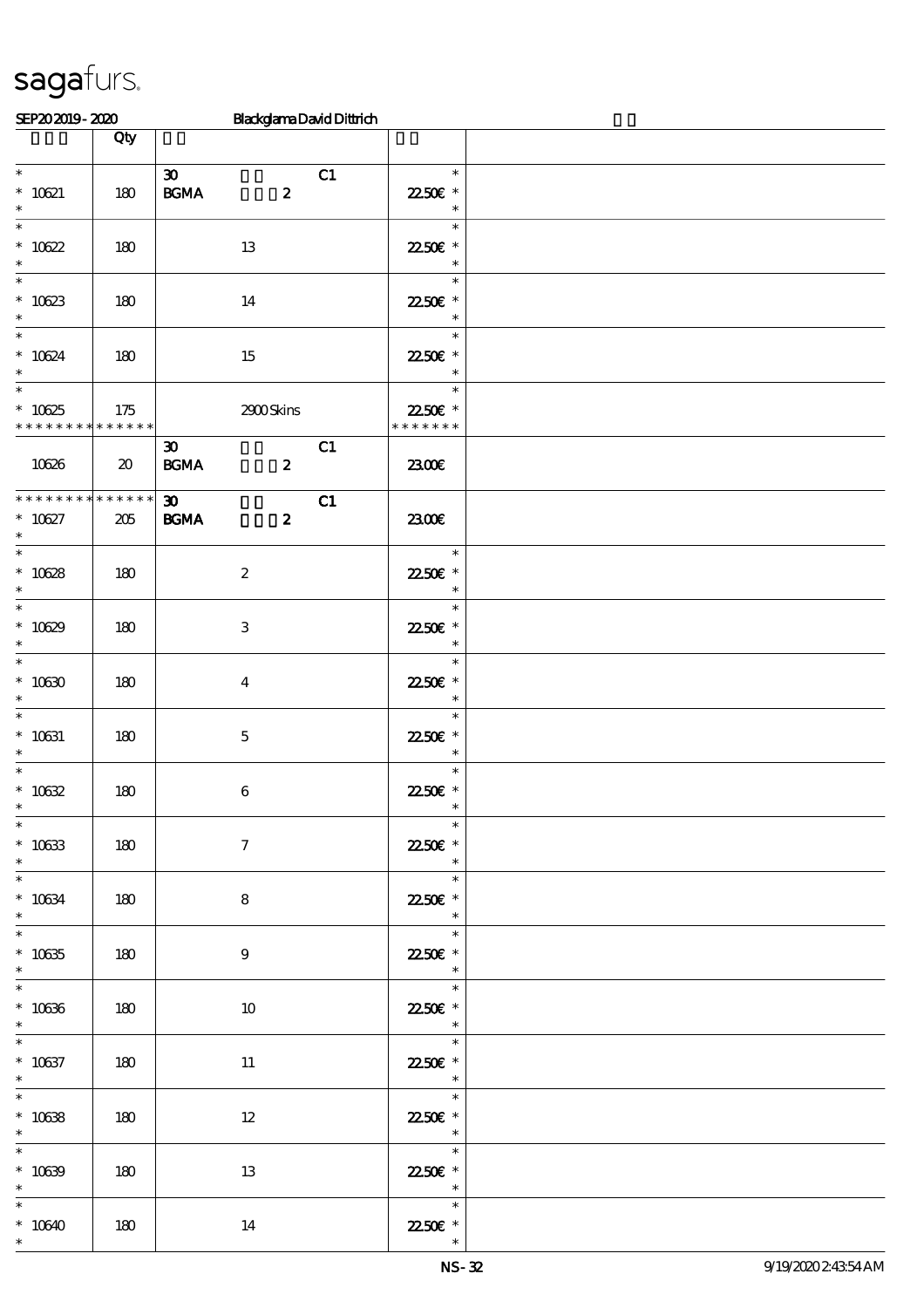sagafurs.

SEP20 2019 - 2020 Blackglama David Dittrich

| | Qty | | |
|---|---|---|---|
| * 10621 | 180 | 30 BGMA 2 C1 | 22.50€ * |
| * 10622 | 180 | 13 | 22.50€ * |
| * 10623 | 180 | 14 | 22.50€ * |
| * 10624 | 180 | 15 | 22.50€ * |
| * 10625 ************** | 175 | 2900 Skins | 22.50€ * ******* |
| 10626 | 20 | 30 BGMA 2 C1 | 23.00€ |
| ************** * 10627 | 205 | 30 BGMA 2 C1 | 23.00€ |
| * 10628 | 180 | 2 | 22.50€ * |
| * 10629 | 180 | 3 | 22.50€ * |
| * 10630 | 180 | 4 | 22.50€ * |
| * 10631 | 180 | 5 | 22.50€ * |
| * 10632 | 180 | 6 | 22.50€ * |
| * 10633 | 180 | 7 | 22.50€ * |
| * 10634 | 180 | 8 | 22.50€ * |
| * 10635 | 180 | 9 | 22.50€ * |
| * 10636 | 180 | 10 | 22.50€ * |
| * 10637 | 180 | 11 | 22.50€ * |
| * 10638 | 180 | 12 | 22.50€ * |
| * 10639 | 180 | 13 | 22.50€ * |
| * 10640 | 180 | 14 | 22.50€ * |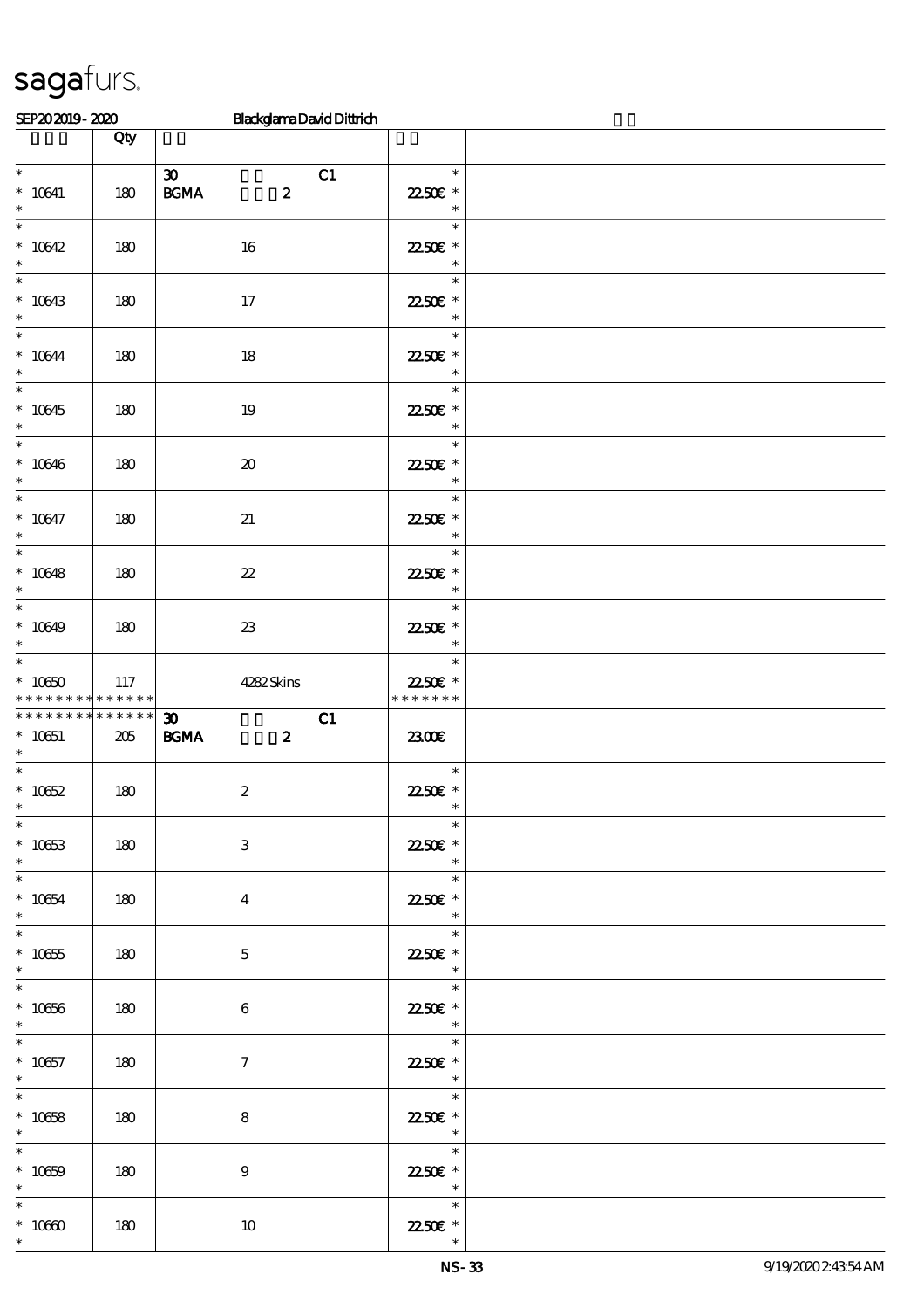| | Qty | | |
|---|---|---|---|
| * 10641 * | 180 | 30 C1 BGMA 2 | 22.50€ |
| * 10642 * | 180 | 16 | 22.50€ |
| * 10643 * | 180 | 17 | 22.50€ |
| * 10644 * | 180 | 18 | 22.50€ |
| * 10645 * | 180 | 19 | 22.50€ |
| * 10646 * | 180 | 20 | 22.50€ |
| * 10647 * | 180 | 21 | 22.50€ |
| * 10648 * | 180 | 22 | 22.50€ |
| * 10649 * | 180 | 23 | 22.50€ |
| * 10650 | 117 | 4282 Skins | 22.50€ |
| * 10651 * | 205 | 30 C1 BGMA 2 | 23.00€ |
| * 10652 * | 180 | 2 | 22.50€ |
| * 10653 * | 180 | 3 | 22.50€ |
| * 10654 * | 180 | 4 | 22.50€ |
| * 10655 * | 180 | 5 | 22.50€ |
| * 10656 * | 180 | 6 | 22.50€ |
| * 10657 * | 180 | 7 | 22.50€ |
| * 10658 * | 180 | 8 | 22.50€ |
| * 10659 * | 180 | 9 | 22.50€ |
| * 10660 * | 180 | 10 | 22.50€ |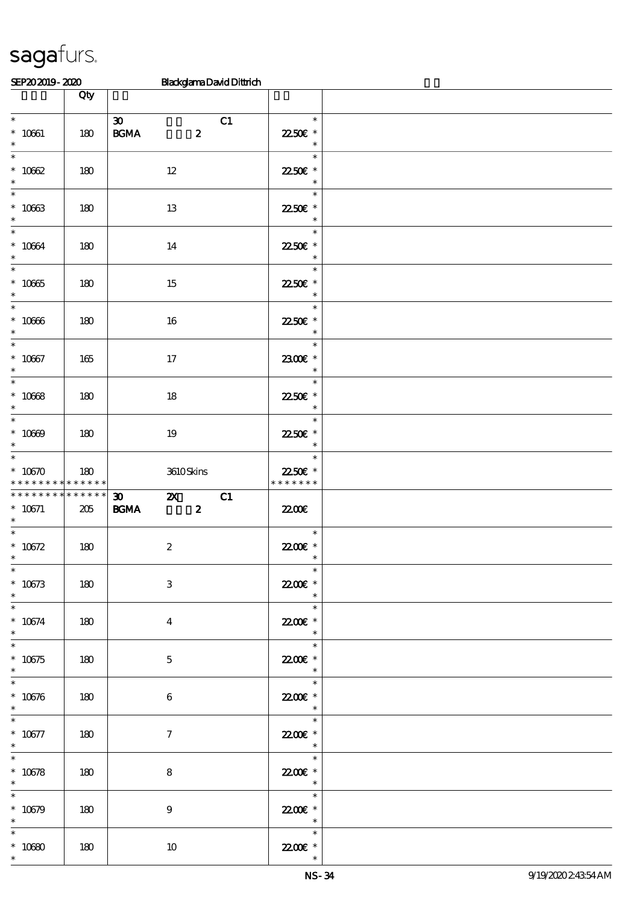| | Qty | | | |
|---|---|---|---|---|
| * <br> * 10661 <br> * | 180 | 30 C1 <br> BGMA 2 | * <br> 22.50€ * <br> * | |
| * <br> * 10662 <br> * | 180 | 12 | * <br> 22.50€ * <br> * | |
| * <br> * 10663 <br> * | 180 | 13 | * <br> 22.50€ * <br> * | |
| * <br> * 10664 <br> * | 180 | 14 | * <br> 22.50€ * <br> * | |
| * <br> * 10665 <br> * | 180 | 15 | * <br> 22.50€ * <br> * | |
| * <br> * 10666 <br> * | 180 | 16 | * <br> 22.50€ * <br> * | |
| * <br> * 10667 <br> * | 165 | 17 | * <br> 23.00€ * <br> * | |
| * <br> * 10668 <br> * | 180 | 18 | * <br> 22.50€ * <br> * | |
| * <br> * 10669 <br> * | 180 | 19 | * <br> 22.50€ * <br> * | |
| * <br> * 10670 <br> * * * * * * * * * * * * * * | 180 | 3610 Skins | * <br> 22.50€ * <br> * * * * * * * | |
| * * * * * * * * * * * * * * <br> * 10671 <br> * | 205 | 30 2X C1 <br> BGMA 2 | 22.00€ | |
| * <br> * 10672 <br> * | 180 | 2 | * <br> 22.00€ * <br> * | |
| * <br> * 10673 <br> * | 180 | 3 | * <br> 22.00€ * <br> * | |
| * <br> * 10674 <br> * | 180 | 4 | * <br> 22.00€ * <br> * | |
| * <br> * 10675 <br> * | 180 | 5 | * <br> 22.00€ * <br> * | |
| * <br> * 10676 <br> * | 180 | 6 | * <br> 22.00€ * <br> * | |
| * <br> * 10677 <br> * | 180 | 7 | * <br> 22.00€ * <br> * | |
| * <br> * 10678 <br> * | 180 | 8 | * <br> 22.00€ * <br> * | |
| * <br> * 10679 <br> * | 180 | 9 | * <br> 22.00€ * <br> * | |
| * <br> * 10680 <br> * | 180 | 10 | * <br> 22.00€ * <br> * | |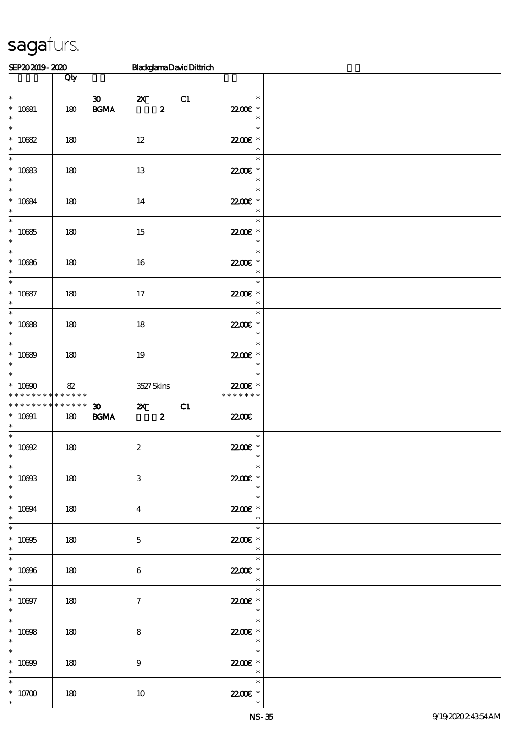sagafurs.

SEP20 2019 - 2020 Blackglama David Dittrich

| | Qty | | |
|---|---|---|---|
| * <br> * 10681 <br> * | 180 | 30 2X C1 <br> BGMA 2 | * <br> 22.00€ * <br> * |
| * <br> * 10682 <br> * | 180 | 12 | * <br> 22.00€ * <br> * |
| * <br> * 10683 <br> * | 180 | 13 | * <br> 22.00€ * <br> * |
| * <br> * 10684 <br> * | 180 | 14 | * <br> 22.00€ * <br> * |
| * <br> * 10685 <br> * | 180 | 15 | * <br> 22.00€ * <br> * |
| * <br> * 10686 <br> * | 180 | 16 | * <br> 22.00€ * <br> * |
| * <br> * 10687 <br> * | 180 | 17 | * <br> 22.00€ * <br> * |
| * <br> * 10688 <br> * | 180 | 18 | * <br> 22.00€ * <br> * |
| * <br> * 10689 <br> * | 180 | 19 | * <br> 22.00€ * <br> * |
| * <br> * 10690 <br> * * * * * * * * * * * * * * | 82 | 3527 Skins | * <br> 22.00€ * <br> * * * * * * * |
| * * * * * * * * * * * * * * <br> * 10691 <br> * | 180 | 30 2X C1 <br> BGMA 2 | 22.00€ |
| * <br> * 10692 <br> * | 180 | 2 | * <br> 22.00€ * <br> * |
| * <br> * 10693 <br> * | 180 | 3 | * <br> 22.00€ * <br> * |
| * <br> * 10694 <br> * | 180 | 4 | * <br> 22.00€ * <br> * |
| * <br> * 10695 <br> * | 180 | 5 | * <br> 22.00€ * <br> * |
| * <br> * 10696 <br> * | 180 | 6 | * <br> 22.00€ * <br> * |
| * <br> * 10697 <br> * | 180 | 7 | * <br> 22.00€ * <br> * |
| * <br> * 10698 <br> * | 180 | 8 | * <br> 22.00€ * <br> * |
| * <br> * 10699 <br> * | 180 | 9 | * <br> 22.00€ * <br> * |
| * <br> * 10700 <br> * | 180 | 10 | * <br> 22.00€ * <br> * |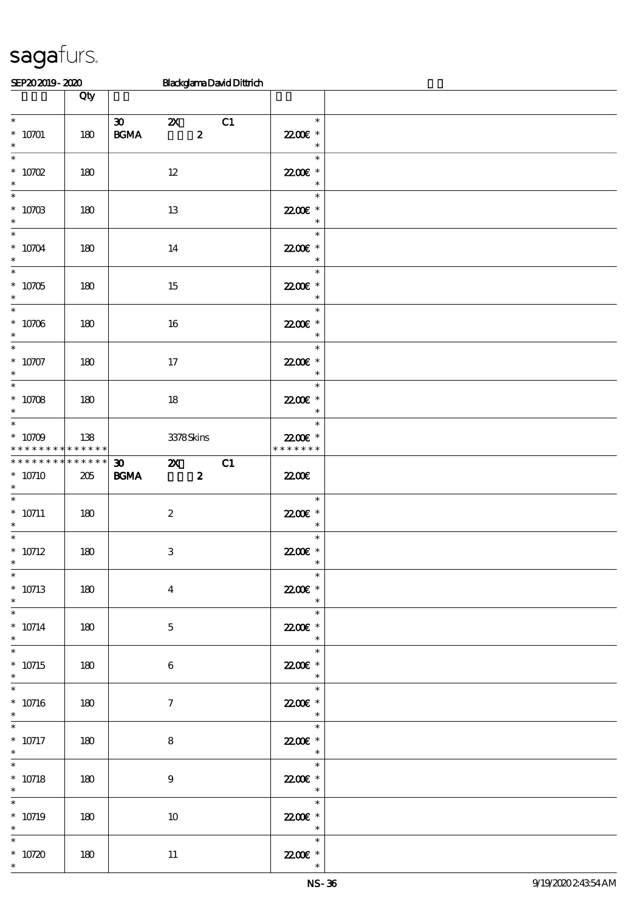sagafurs.

SEP20 2019 - 2020 Blackglama David Dittrich

| | Qty | | |
|---|---|---|---|
| * 10701 | 180 | 30 2X C1 BGMA 2 | 22.00€ * |
| * 10702 | 180 | 12 | 22.00€ * |
| * 10703 | 180 | 13 | 22.00€ * |
| * 10704 | 180 | 14 | 22.00€ * |
| * 10705 | 180 | 15 | 22.00€ * |
| * 10706 | 180 | 16 | 22.00€ * |
| * 10707 | 180 | 17 | 22.00€ * |
| * 10708 | 180 | 18 | 22.00€ * |
| * 10709 | 138 | 3378 Skins | 22.00€ * |
| * 10710 | 205 | 30 2X C1 BGMA 2 | 22.00€ |
| * 10711 | 180 | 2 | 22.00€ * |
| * 10712 | 180 | 3 | 22.00€ * |
| * 10713 | 180 | 4 | 22.00€ * |
| * 10714 | 180 | 5 | 22.00€ * |
| * 10715 | 180 | 6 | 22.00€ * |
| * 10716 | 180 | 7 | 22.00€ * |
| * 10717 | 180 | 8 | 22.00€ * |
| * 10718 | 180 | 9 | 22.00€ * |
| * 10719 | 180 | 10 | 22.00€ * |
| * 10720 | 180 | 11 | 22.00€ * |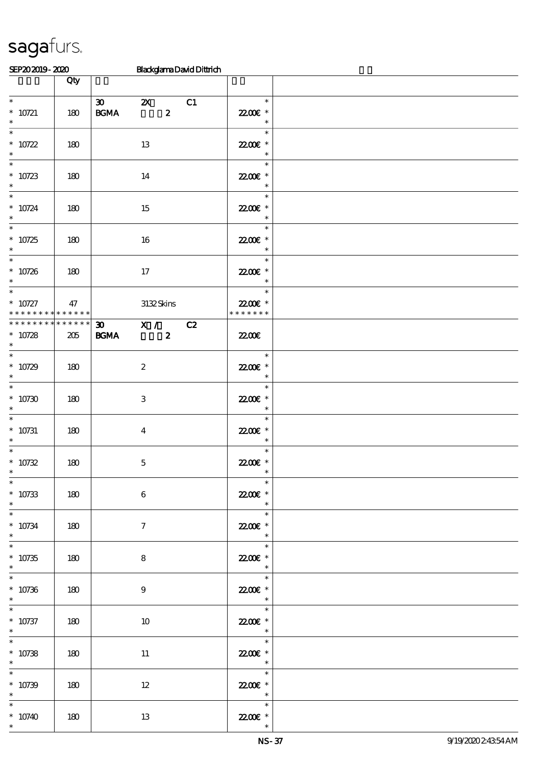sagafurs.

SEP20 2019 - 2020 Blackglama David Dittrich

| | Qty | | |
|---|---|---|---|
| * 10721 | 180 | 30 2X C1 BGMA 2 | 22.00€ * |
| * 10722 | 180 | 13 | 22.00€ * |
| * 10723 | 180 | 14 | 22.00€ * |
| * 10724 | 180 | 15 | 22.00€ * |
| * 10725 | 180 | 16 | 22.00€ * |
| * 10726 | 180 | 17 | 22.00€ * |
| * 10727 * * * * * * * * * * * * * | 47 | 3132 Skins | 22.00€ * * * * * * * * |
| * * * * * * * * * * * * * * 10728 | 205 | 30 X / C2 BGMA 2 | 22.00€ |
| * 10729 | 180 | 2 | 22.00€ * |
| * 10730 | 180 | 3 | 22.00€ * |
| * 10731 | 180 | 4 | 22.00€ * |
| * 10732 | 180 | 5 | 22.00€ * |
| * 10733 | 180 | 6 | 22.00€ * |
| * 10734 | 180 | 7 | 22.00€ * |
| * 10735 | 180 | 8 | 22.00€ * |
| * 10736 | 180 | 9 | 22.00€ * |
| * 10737 | 180 | 10 | 22.00€ * |
| * 10738 | 180 | 11 | 22.00€ * |
| * 10739 | 180 | 12 | 22.00€ * |
| * 10740 | 180 | 13 | 22.00€ * |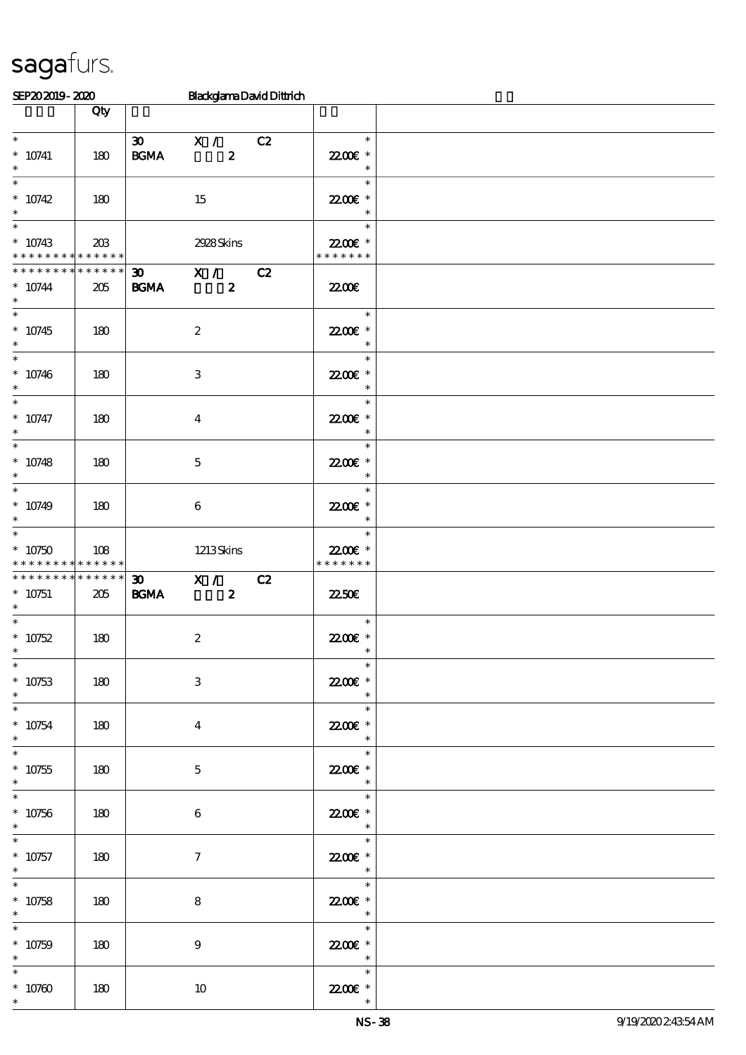sagafurs.

SEP20 2019 - 2020 Blackglama David Dittrich

| | Qty | | | | | |
|---|---|---|---|---|---|---|
| * <br> * 10741 <br> * | 180 | 30 <br> BGMA | X / <br> 2 | C2 | * <br> 22.00€ * <br> * | |
| * <br> * 10742 <br> * | 180 | | 15 | | * <br> 22.00€ * <br> * | |
| * <br> * 10743 <br> * * * * * * * * * * * * * * | 203 | | 2928 Skins | | * <br> 22.00€ * <br> * * * * * * * | |
| * * * * * * * * * * * * * * <br> * 10744 <br> * | 205 | 30 <br> BGMA | X / <br> 2 | C2 | 22.00€ | |
| * <br> * 10745 <br> * | 180 | | 2 | | * <br> 22.00€ * <br> * | |
| * <br> * 10746 <br> * | 180 | | 3 | | * <br> 22.00€ * <br> * | |
| * <br> * 10747 <br> * | 180 | | 4 | | * <br> 22.00€ * <br> * | |
| * <br> * 10748 <br> * | 180 | | 5 | | * <br> 22.00€ * <br> * | |
| * <br> * 10749 <br> * | 180 | | 6 | | * <br> 22.00€ * <br> * | |
| * <br> * 10750 <br> * * * * * * * * * * * * * * | 108 | | 1213 Skins | | * <br> 22.00€ * <br> * * * * * * * | |
| * * * * * * * * * * * * * * <br> * 10751 <br> * | 205 | 30 <br> BGMA | X / <br> 2 | C2 | 22.50€ | |
| * <br> * 10752 <br> * | 180 | | 2 | | * <br> 22.00€ * <br> * | |
| * <br> * 10753 <br> * | 180 | | 3 | | * <br> 22.00€ * <br> * | |
| * <br> * 10754 <br> * | 180 | | 4 | | * <br> 22.00€ * <br> * | |
| * <br> * 10755 <br> * | 180 | | 5 | | * <br> 22.00€ * <br> * | |
| * <br> * 10756 <br> * | 180 | | 6 | | * <br> 22.00€ * <br> * | |
| * <br> * 10757 <br> * | 180 | | 7 | | * <br> 22.00€ * <br> * | |
| * <br> * 10758 <br> * | 180 | | 8 | | * <br> 22.00€ * <br> * | |
| * <br> * 10759 <br> * | 180 | | 9 | | * <br> 22.00€ * <br> * | |
| * <br> * 10760 <br> * | 180 | | 10 | | * <br> 22.00€ * <br> * | |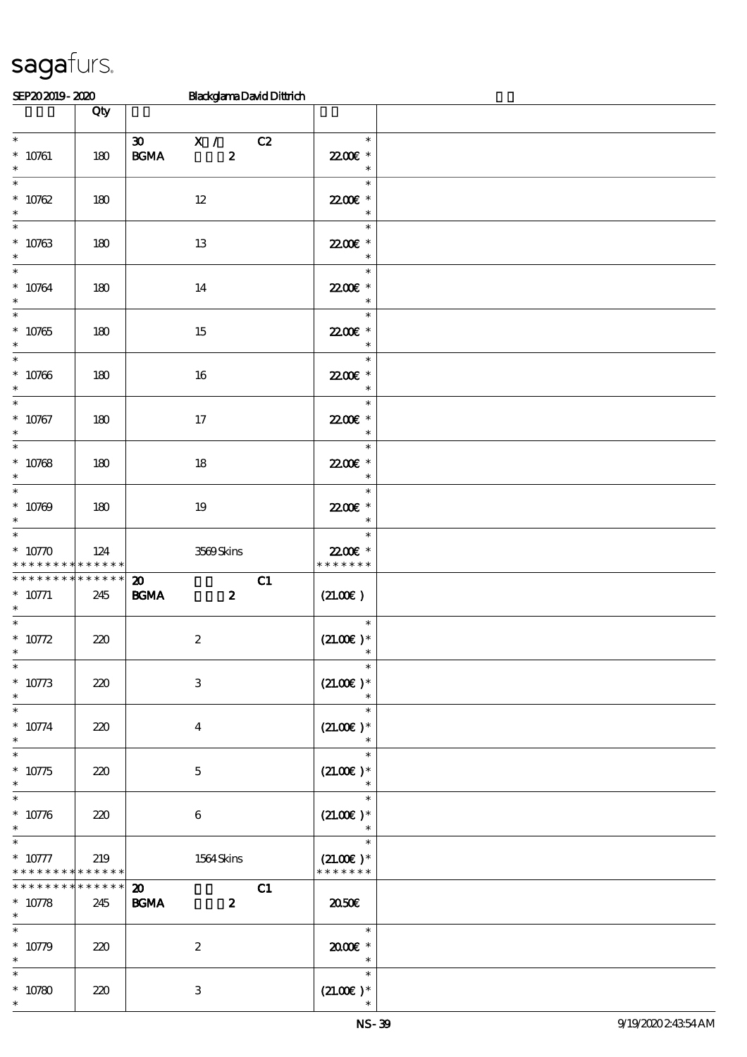# sagafurs.

SEP20 2019 - 2020 Blackglama David Dittrich

| | Qty | | |
|---|---|---|---|
| * <br> * 10761 <br> * | 180 | 30 X / C2 <br> BGMA 2 | * <br> 22.00€ * <br> * |
| * <br> * 10762 <br> * | 180 | 12 | * <br> 22.00€ * <br> * |
| * <br> * 10763 <br> * | 180 | 13 | * <br> 22.00€ * <br> * |
| * <br> * 10764 <br> * | 180 | 14 | * <br> 22.00€ * <br> * |
| * <br> * 10765 <br> * | 180 | 15 | * <br> 22.00€ * <br> * |
| * <br> * 10766 <br> * | 180 | 16 | * <br> 22.00€ * <br> * |
| * <br> * 10767 <br> * | 180 | 17 | * <br> 22.00€ * <br> * |
| * <br> * 10768 <br> * | 180 | 18 | * <br> 22.00€ * <br> * |
| * <br> * 10769 <br> * | 180 | 19 | * <br> 22.00€ * <br> * |
| * <br> * 10770 <br> * * * * * * * * * * * * * * | 124 | 3569 Skins | * <br> 22.00€ * <br> * * * * * * * |
| * * * * * * * * * * * * * * <br> * 10771 <br> * | 245 | 20 C1 <br> BGMA 2 | (21.00€) |
| * <br> * 10772 <br> * | 220 | 2 | * <br> (21.00€) * <br> * |
| * <br> * 10773 <br> * | 220 | 3 | * <br> (21.00€) * <br> * |
| * <br> * 10774 <br> * | 220 | 4 | * <br> (21.00€) * <br> * |
| * <br> * 10775 <br> * | 220 | 5 | * <br> (21.00€) * <br> * |
| * <br> * 10776 <br> * | 220 | 6 | * <br> (21.00€) * <br> * |
| * <br> * 10777 <br> * * * * * * * * * * * * * * | 219 | 1564 Skins | * <br> (21.00€) * <br> * * * * * * * |
| * * * * * * * * * * * * * * <br> * 10778 <br> * | 245 | 20 C1 <br> BGMA 2 | 20.50€ |
| * <br> * 10779 <br> * | 220 | 2 | * <br> 20.00€ * <br> * |
| * <br> * 10780 <br> * | 220 | 3 | * <br> (21.00€) * <br> * |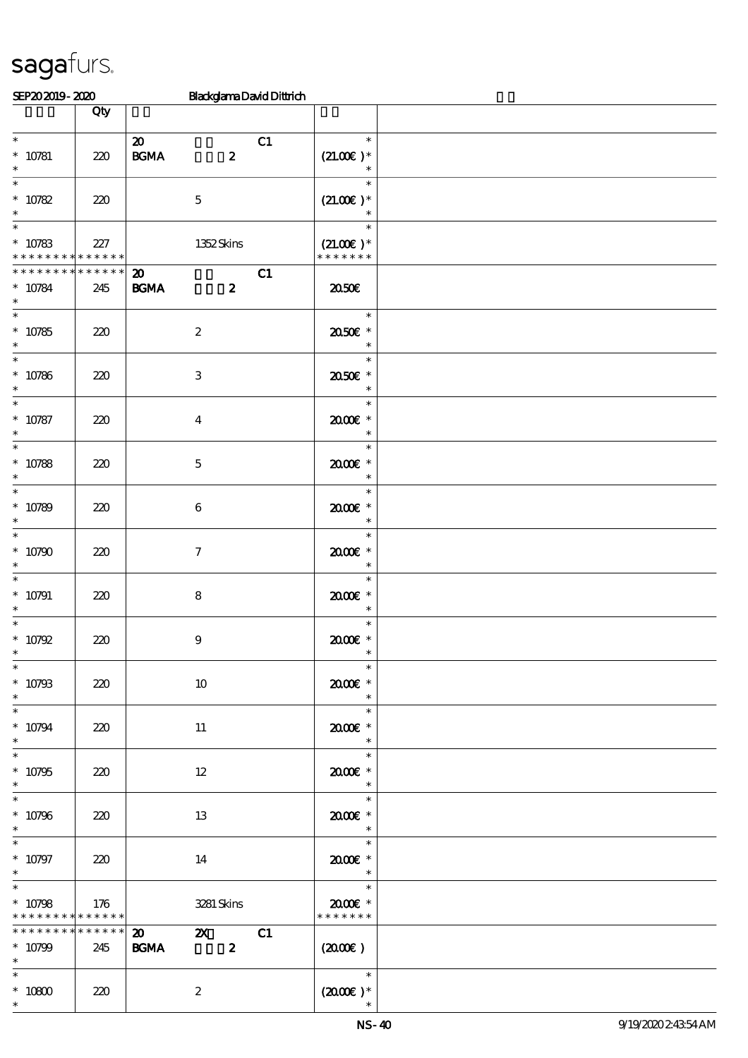sagafurs.

SEP20 2019 - 2020 Blackglama David Dittrich

| | Qty | | |
|---|---|---|---|
| * 10781 * | 220 | 20 C1 BGMA 2 | * (21.00€ )* * |
| * 10782 * | 220 | 5 | * (21.00€ )* * |
| * 10783 * * * * * * * * * * * * * * | 227 | 1352 Skins | * (21.00€ )* * * * * * * * |
| * * * * * * * * * * * * * * 10784 * | 245 | 20 C1 BGMA 2 | 20.50€ |
| * 10785 * | 220 | 2 | * 20.50€ * * |
| * 10786 * | 220 | 3 | * 20.50€ * * |
| * 10787 * | 220 | 4 | * 20.00€ * * |
| * 10788 * | 220 | 5 | * 20.00€ * * |
| * 10789 * | 220 | 6 | * 20.00€ * * |
| * 10790 * | 220 | 7 | * 20.00€ * * |
| * 10791 * | 220 | 8 | * 20.00€ * * |
| * 10792 * | 220 | 9 | * 20.00€ * * |
| * 10793 * | 220 | 10 | * 20.00€ * * |
| * 10794 * | 220 | 11 | * 20.00€ * * |
| * 10795 * | 220 | 12 | * 20.00€ * * |
| * 10796 * | 220 | 13 | * 20.00€ * * |
| * 10797 * | 220 | 14 | * 20.00€ * * |
| * 10798 * * * * * * * * * * * * * * | 176 | 3281 Skins | * 20.00€ * * * * * * * * |
| * * * * * * * * * * * * * * 10799 * | 245 | 20 2X C1 BGMA 2 | (20.00€ ) |
| * 10800 * | 220 | 2 | * (20.00€ )* * |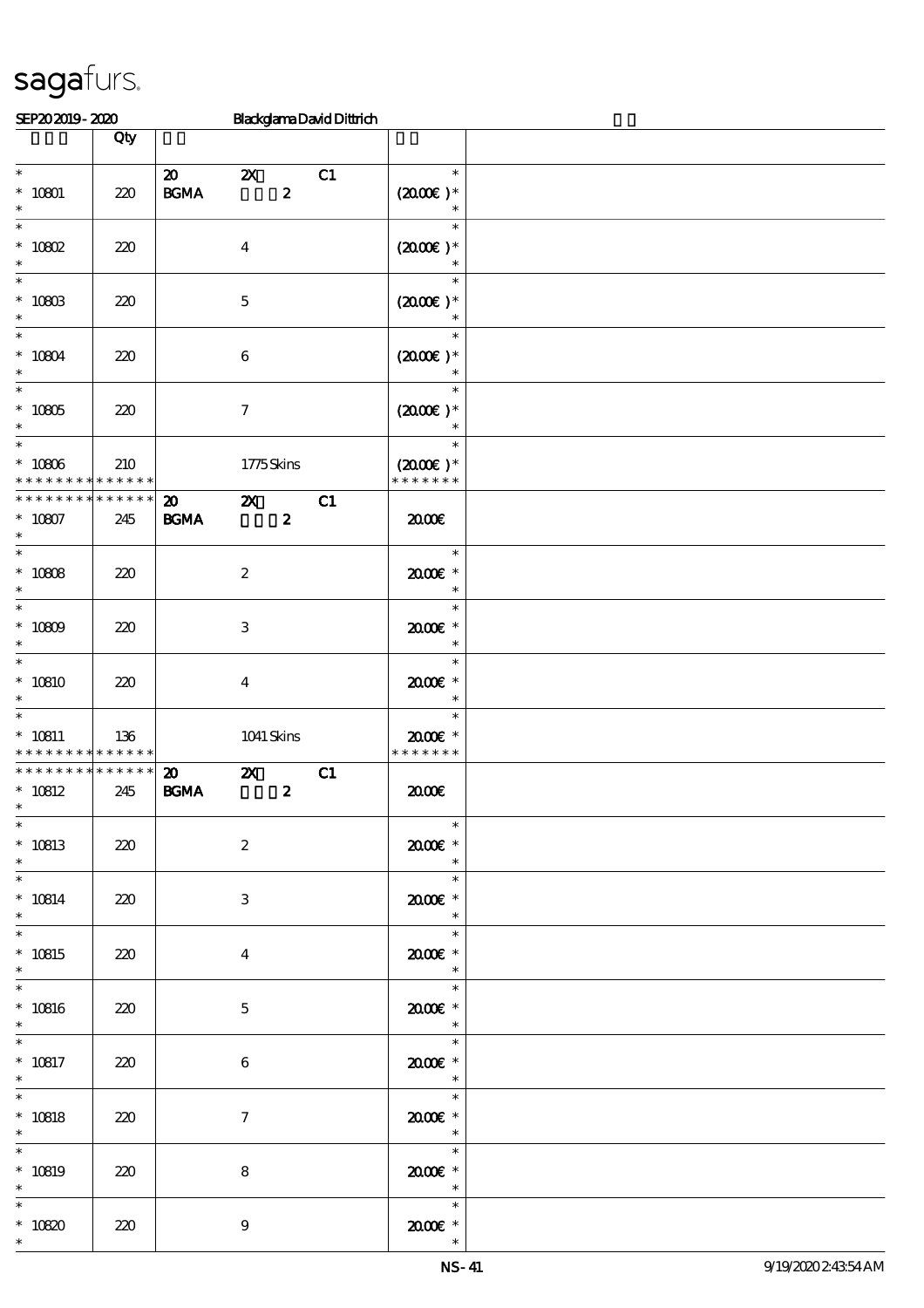sagafurs.

SEP20 2019 - 2020 Blackglama David Dittrich

| | Qty | | | |
|---|---|---|---|---|
| * <br> * 10801 <br> * | 220 | 20 2X C1 <br> BGMA 2 | * <br> (20.00€) * <br> * | |
| * <br> * 10802 <br> * | 220 | 4 | * <br> (20.00€) * <br> * | |
| * <br> * 10803 <br> * | 220 | 5 | * <br> (20.00€) * <br> * | |
| * <br> * 10804 <br> * | 220 | 6 | * <br> (20.00€) * <br> * | |
| * <br> * 10805 <br> * | 220 | 7 | * <br> (20.00€) * <br> * | |
| * <br> * 10806 <br> * * * * * * * * * * * * * | 210 | 1775 Skins | * <br> (20.00€) * <br> * * * * * * * | |
| * * * * * * * * * * * * * * <br> * 10807 <br> * | 245 | 20 2X C1 <br> BGMA 2 | 20.00€ | |
| * <br> * 10808 <br> * | 220 | 2 | * <br> 20.00€ * <br> * | |
| * <br> * 10809 <br> * | 220 | 3 | * <br> 20.00€ * <br> * | |
| * <br> * 10810 <br> * | 220 | 4 | * <br> 20.00€ * <br> * | |
| * <br> * 10811 <br> * * * * * * * * * * * * * | 136 | 1041 Skins | * <br> 20.00€ * <br> * * * * * * * | |
| * * * * * * * * * * * * * * <br> * 10812 <br> * | 245 | 20 2X C1 <br> BGMA 2 | 20.00€ | |
| * <br> * 10813 <br> * | 220 | 2 | * <br> 20.00€ * <br> * | |
| * <br> * 10814 <br> * | 220 | 3 | * <br> 20.00€ * <br> * | |
| * <br> * 10815 <br> * | 220 | 4 | * <br> 20.00€ * <br> * | |
| * <br> * 10816 <br> * | 220 | 5 | * <br> 20.00€ * <br> * | |
| * <br> * 10817 <br> * | 220 | 6 | * <br> 20.00€ * <br> * | |
| * <br> * 10818 <br> * | 220 | 7 | * <br> 20.00€ * <br> * | |
| * <br> * 10819 <br> * | 220 | 8 | * <br> 20.00€ * <br> * | |
| * <br> * 10820 <br> * | 220 | 9 | * <br> 20.00€ * <br> * | |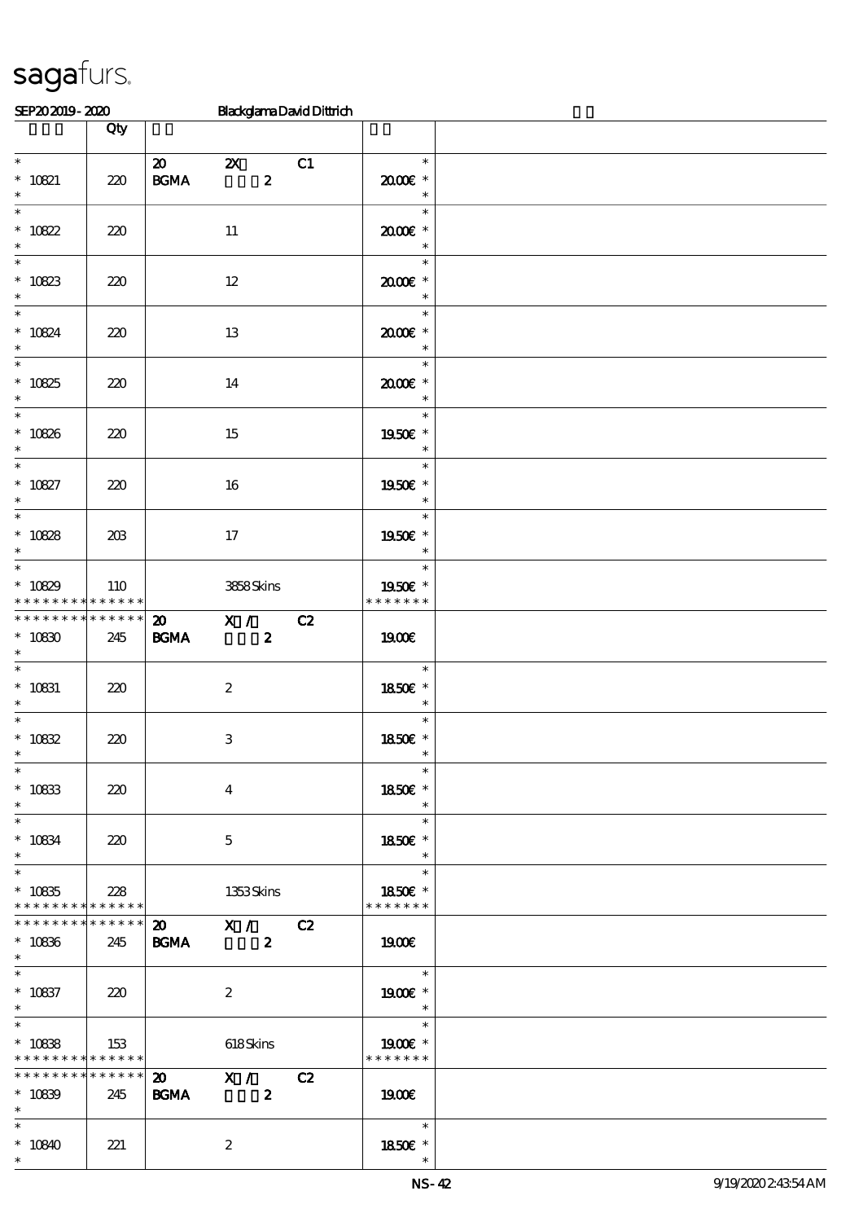| | Qty | | | | | |
|---|---|---|---|---|---|---|
| * | | 20 | 2X | C1 | * | |
| * 10821 | 220 | BGMA | 2 | | 20.00€ * | |
| * | | | | | * | |
| * | | | | | * | |
| * 10822 | 220 | | 11 | | 20.00€ * | |
| * | | | | | * | |
| * | | | | | * | |
| * 10823 | 220 | | 12 | | 20.00€ * | |
| * | | | | | * | |
| * | | | | | * | |
| * 10824 | 220 | | 13 | | 20.00€ * | |
| * | | | | | * | |
| * | | | | | * | |
| * 10825 | 220 | | 14 | | 20.00€ * | |
| * | | | | | * | |
| * | | | | | * | |
| * 10826 | 220 | | 15 | | 19.50€ * | |
| * | | | | | * | |
| * | | | | | * | |
| * 10827 | 220 | | 16 | | 19.50€ * | |
| * | | | | | * | |
| * | | | | | * | |
| * 10828 | 203 | | 17 | | 19.50€ * | |
| * | | | | | * | |
| * | | | | | * | |
| * 10829 | 110 | | 3858 Skins | | 19.50€ * | |
| * * * * * * * * * * * * * * | | | | | * * * * * * * | |
| * * * * * * * * * * * * * * | | 20 | X / | C2 | | |
| * 10830 | 245 | BGMA | 2 | | 19.00€ | |
| * | | | | | | |
| * | | | | | * | |
| * 10831 | 220 | | 2 | | 18.50€ * | |
| * | | | | | * | |
| * | | | | | * | |
| * 10832 | 220 | | 3 | | 18.50€ * | |
| * | | | | | * | |
| * | | | | | * | |
| * 10833 | 220 | | 4 | | 18.50€ * | |
| * | | | | | * | |
| * | | | | | * | |
| * 10834 | 220 | | 5 | | 18.50€ * | |
| * | | | | | * | |
| * | | | | | * | |
| * 10835 | 228 | | 1353 Skins | | 18.50€ * | |
| * * * * * * * * * * * * * * | | | | | * * * * * * * | |
| * * * * * * * * * * * * * * | | 20 | X / | C2 | | |
| * 10836 | 245 | BGMA | 2 | | 19.00€ | |
| * | | | | | | |
| * | | | | | * | |
| * 10837 | 220 | | 2 | | 19.00€ * | |
| * | | | | | * | |
| * | | | | | * | |
| * 10838 | 153 | | 618 Skins | | 19.00€ * | |
| * * * * * * * * * * * * * * | | | | | * * * * * * * | |
| * * * * * * * * * * * * * * | | 20 | X / | C2 | | |
| * 10839 | 245 | BGMA | 2 | | 19.00€ | |
| * | | | | | | |
| * | | | | | * | |
| * 10840 | 221 | | 2 | | 18.50€ * | |
| * | | | | | * | |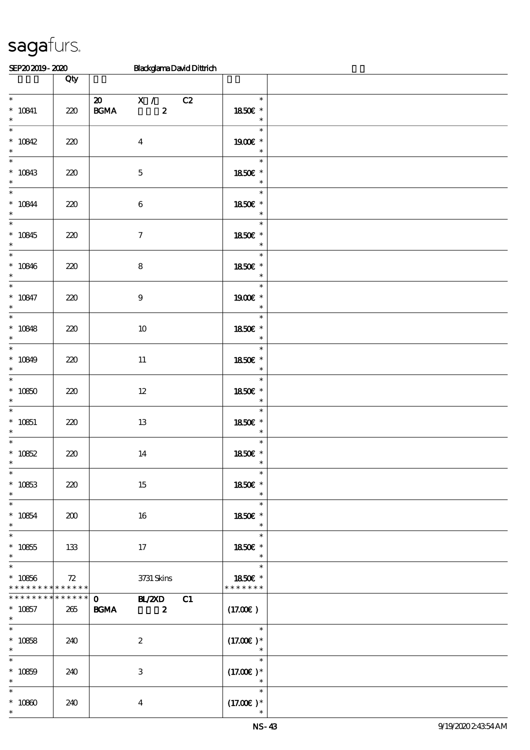sagafurs.

SEP20 2019 - 2020 Blackglama David Dittrich

| | Qty | | |
|---|---|---|---|
| * 10841 * | 220 | 20 X / C2 BGMA 2 | * 18.50€ * |
| * 10842 * | 220 | 4 | * 19.00€ * |
| * 10843 * | 220 | 5 | * 18.50€ * |
| * 10844 * | 220 | 6 | * 18.50€ * |
| * 10845 * | 220 | 7 | * 18.50€ * |
| * 10846 * | 220 | 8 | * 18.50€ * |
| * 10847 * | 220 | 9 | * 19.00€ * |
| * 10848 * | 220 | 10 | * 18.50€ * |
| * 10849 * | 220 | 11 | * 18.50€ * |
| * 10850 * | 220 | 12 | * 18.50€ * |
| * 10851 * | 220 | 13 | * 18.50€ * |
| * 10852 * | 220 | 14 | * 18.50€ * |
| * 10853 * | 220 | 15 | * 18.50€ * |
| * 10854 * | 200 | 16 | * 18.50€ * |
| * 10855 * | 133 | 17 | * 18.50€ * |
| * 10856 * * * * * * * * * * * * * | 72 | 3731 Skins | * 18.50€ * * * * * * * * |
| * * * * * * * * * * * * * * 10857 * | 265 | 0 BL/2XD C1 BGMA 2 | (17.00€ ) |
| * 10858 * | 240 | 2 | * (17.00€ )* * |
| * 10859 * | 240 | 3 | * (17.00€ )* * |
| * 10860 * | 240 | 4 | * (17.00€ )* * |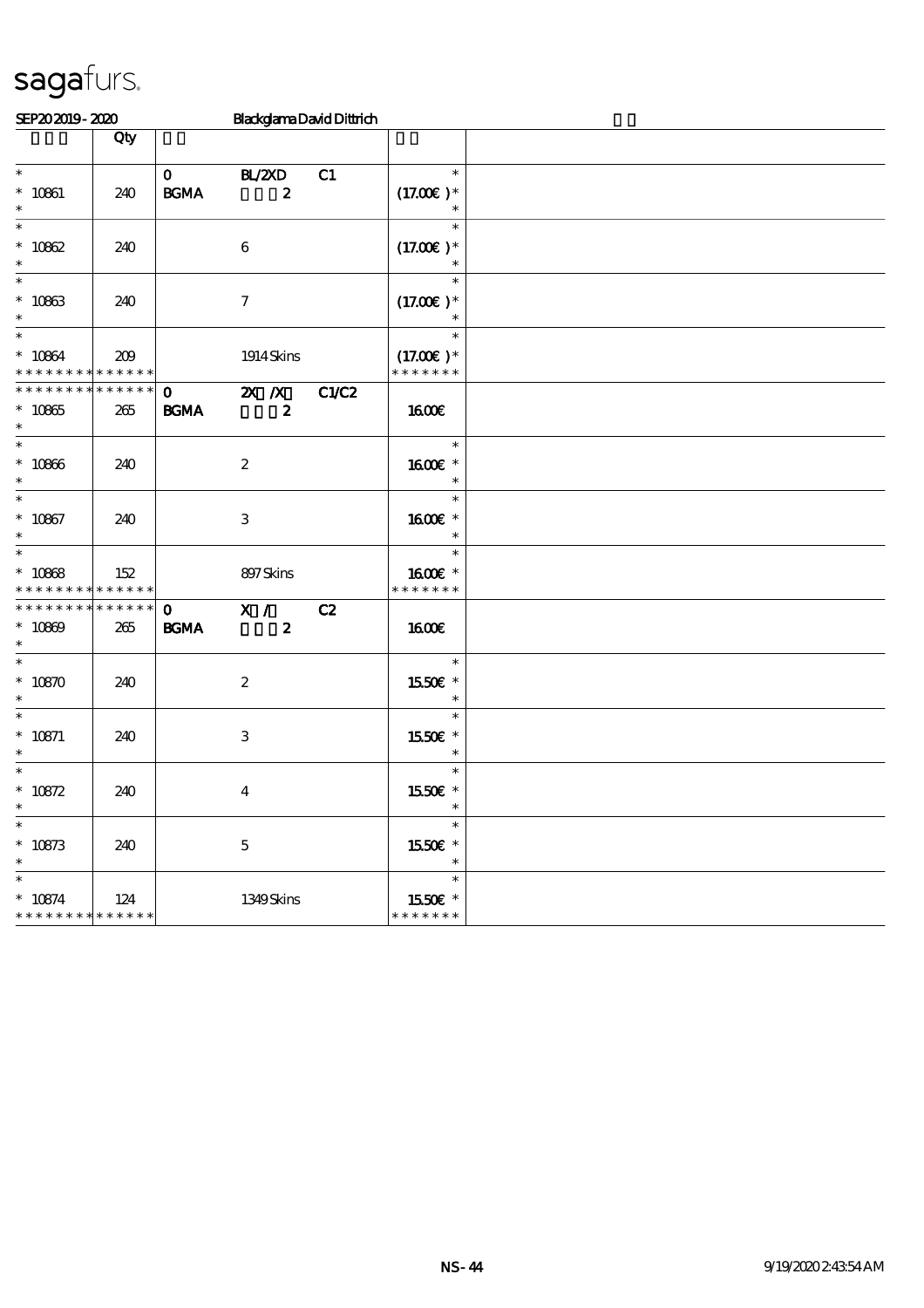sagafurs.

SEP20 2019 - 2020 Blackglama David Dittrich

| | Qty | | | | | |
|---|---|---|---|---|---|---|
| * | | 0 | BL/2XD | C1 | * | |
| * 10861 | 240 | BGMA | 2 | | (17.00€ )* | |
| * | | | | | * | |
| * | | | | | * | |
| * 10862 | 240 | | 6 | | (17.00€ )* | |
| * | | | | | * | |
| * | | | | | * | |
| * 10863 | 240 | | 7 | | (17.00€ )* | |
| * | | | | | * | |
| * | | | | | * | |
| * 10864 | 209 | | 1914 Skins | | (17.00€ )* | |
| * * * * * * * * * * * * * * | | | | | * * * * * * * | |
| * * * * * * * * * * * * * * | | 0 | 2X /X | C1/C2 | | |
| * 10865 | 265 | BGMA | 2 | | 16.00€ | |
| * | | | | | | |
| * | | | | | * | |
| * 10866 | 240 | | 2 | | 16.00€ * | |
| * | | | | | * | |
| * | | | | | * | |
| * 10867 | 240 | | 3 | | 16.00€ * | |
| * | | | | | * | |
| * | | | | | * | |
| * 10868 | 152 | | 897 Skins | | 16.00€ * | |
| * * * * * * * * * * * * * * | | | | | * * * * * * * | |
| * * * * * * * * * * * * * * | | 0 | X / | C2 | | |
| * 10869 | 265 | BGMA | 2 | | 16.00€ | |
| * | | | | | | |
| * | | | | | * | |
| * 10870 | 240 | | 2 | | 15.50€ * | |
| * | | | | | * | |
| * | | | | | * | |
| * 10871 | 240 | | 3 | | 15.50€ * | |
| * | | | | | * | |
| * | | | | | * | |
| * 10872 | 240 | | 4 | | 15.50€ * | |
| * | | | | | * | |
| * | | | | | * | |
| * 10873 | 240 | | 5 | | 15.50€ * | |
| * | | | | | * | |
| * | | | | | * | |
| * 10874 | 124 | | 1349 Skins | | 15.50€ * | |
| * * * * * * * * * * * * * * | | | | | * * * * * * * | |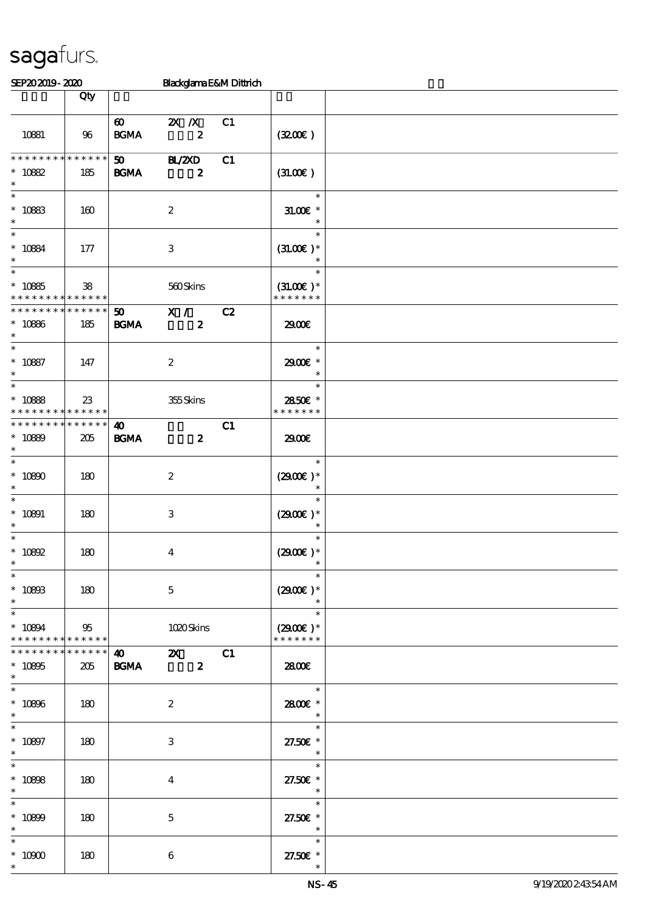sagafurs.

SEP20 2019 - 2020 Blackglama E&M Dittrich

| | Qty | | | | | |
|---|---|---|---|---|---|---|
| 10881 | 96 | 60 BGMA | 2X /X 2 | C1 | (32.00€) | |
| * * * * * * * * * * * * * * 10882 * | 185 | 50 BGMA | BL/2XD 2 | C1 | (31.00€) | |
| * * 10883 * | 160 | | 2 | | * 31.00€ * * | |
| * * 10884 * | 177 | | 3 | | * (31.00€) * * | |
| * * 10885 * * * * * * * * * * * * * | 38 | | 560 Skins | | * (31.00€) * * * * * * * * | |
| * * * * * * * * * * * * * * 10886 * | 185 | 50 BGMA | X / 2 | C2 | 29.00€ | |
| * * 10887 * | 147 | | 2 | | * 29.00€ * * | |
| * * 10888 * * * * * * * * * * * * * | 23 | | 355 Skins | | * 28.50€ * * * * * * * * | |
| * * * * * * * * * * * * * * 10889 * | 205 | 40 BGMA | 2 | C1 | 29.00€ | |
| * * 10890 * | 180 | | 2 | | * (29.00€) * * | |
| * * 10891 * | 180 | | 3 | | * (29.00€) * * | |
| * * 10892 * | 180 | | 4 | | * (29.00€) * * | |
| * * 10893 * | 180 | | 5 | | * (29.00€) * * | |
| * * 10894 * * * * * * * * * * * * * | 95 | | 1020 Skins | | * (29.00€) * * * * * * * * | |
| * * * * * * * * * * * * * * 10895 * | 205 | 40 BGMA | 2X 2 | C1 | 28.00€ | |
| * * 10896 * | 180 | | 2 | | * 28.00€ * * | |
| * * 10897 * | 180 | | 3 | | * 27.50€ * * | |
| * * 10898 * | 180 | | 4 | | * 27.50€ * * | |
| * * 10899 * | 180 | | 5 | | * 27.50€ * * | |
| * * 10900 * | 180 | | 6 | | * 27.50€ * * | |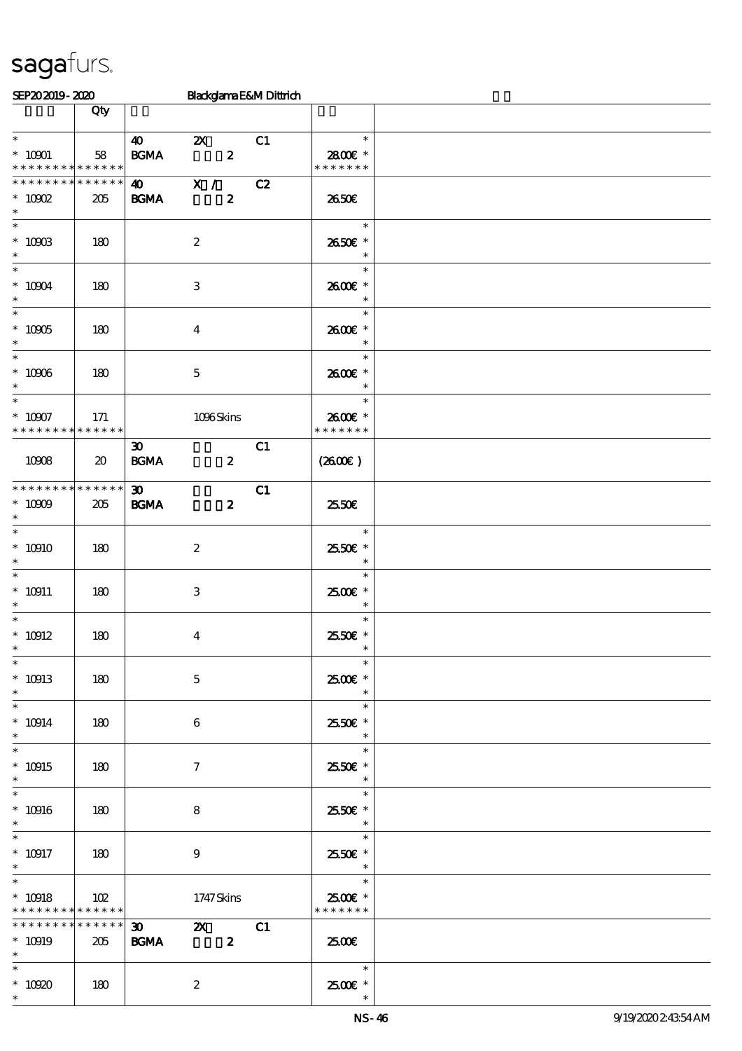# sagafurs.

SEP20 2019 - 2020 — Blackglama E&M Dittrich

| | Qty | | | | | |
|---|---|---|---|---|---|---|
| * 10901 * * * * * * * * * * * * * * | 58 | 40 BGMA | 2X 2 | C1 | * 28.00€ * * * * * * * * | |
| * * * * * * * * * * * * * * 10902 * | 205 | 40 BGMA | X / 2 | C2 | 26.50€ | |
| * 10903 * | 180 | | 2 | | * 26.50€ * * | |
| * 10904 * | 180 | | 3 | | * 26.00€ * * | |
| * 10905 * | 180 | | 4 | | * 26.00€ * * | |
| * 10906 * | 180 | | 5 | | * 26.00€ * * | |
| * 10907 * * * * * * * * * * * * * * | 171 | | 1096 Skins | | * 26.00€ * * * * * * * * | |
| 10908 | 20 | 30 BGMA | 2 | C1 | (26.00€) | |
| * * * * * * * * * * * * * * 10909 * | 205 | 30 BGMA | 2 | C1 | 25.50€ | |
| * 10910 * | 180 | | 2 | | * 25.50€ * * | |
| * 10911 * | 180 | | 3 | | * 25.00€ * * | |
| * 10912 * | 180 | | 4 | | * 25.50€ * * | |
| * 10913 * | 180 | | 5 | | * 25.00€ * * | |
| * 10914 * | 180 | | 6 | | * 25.50€ * * | |
| * 10915 * | 180 | | 7 | | * 25.50€ * * | |
| * 10916 * | 180 | | 8 | | * 25.50€ * * | |
| * 10917 * | 180 | | 9 | | * 25.50€ * * | |
| * 10918 * * * * * * * * * * * * * * | 102 | | 1747 Skins | | * 25.00€ * * * * * * * * | |
| * * * * * * * * * * * * * * 10919 * | 205 | 30 BGMA | 2X 2 | C1 | 25.00€ | |
| * 10920 * | 180 | | 2 | | * 25.00€ * * | |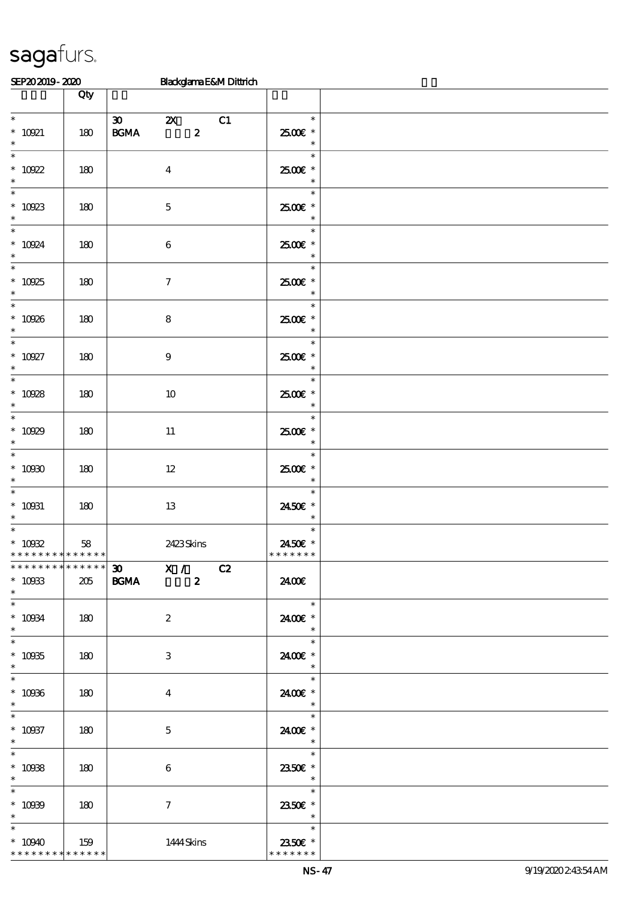sagafurs.

SEP20 2019 - 2020 Blackglama E&M Dittrich

| | Qty | | |
|---|---|---|---|
| * 10921 | 180 | 30 2X C1 BGMA 2 | * 25.00€ * |
| * 10922 | 180 | 4 | * 25.00€ * |
| * 10923 | 180 | 5 | * 25.00€ * |
| * 10924 | 180 | 6 | * 25.00€ * |
| * 10925 | 180 | 7 | * 25.00€ * |
| * 10926 | 180 | 8 | * 25.00€ * |
| * 10927 | 180 | 9 | * 25.00€ * |
| * 10928 | 180 | 10 | * 25.00€ * |
| * 10929 | 180 | 11 | * 25.00€ * |
| * 10930 | 180 | 12 | * 25.00€ * |
| * 10931 | 180 | 13 | * 24.50€ * |
| * 10932 | 58 | 2423 Skins | * 24.50€ * |
| ************* 10933 | 205 | 30 X / C2 BGMA 2 | 24.00€ |
| * 10934 | 180 | 2 | * 24.00€ * |
| * 10935 | 180 | 3 | * 24.00€ * |
| * 10936 | 180 | 4 | * 24.00€ * |
| * 10937 | 180 | 5 | * 24.00€ * |
| * 10938 | 180 | 6 | * 23.50€ * |
| * 10939 | 180 | 7 | * 23.50€ * |
| * 10940 | 159 | 1444 Skins | * 23.50€ * |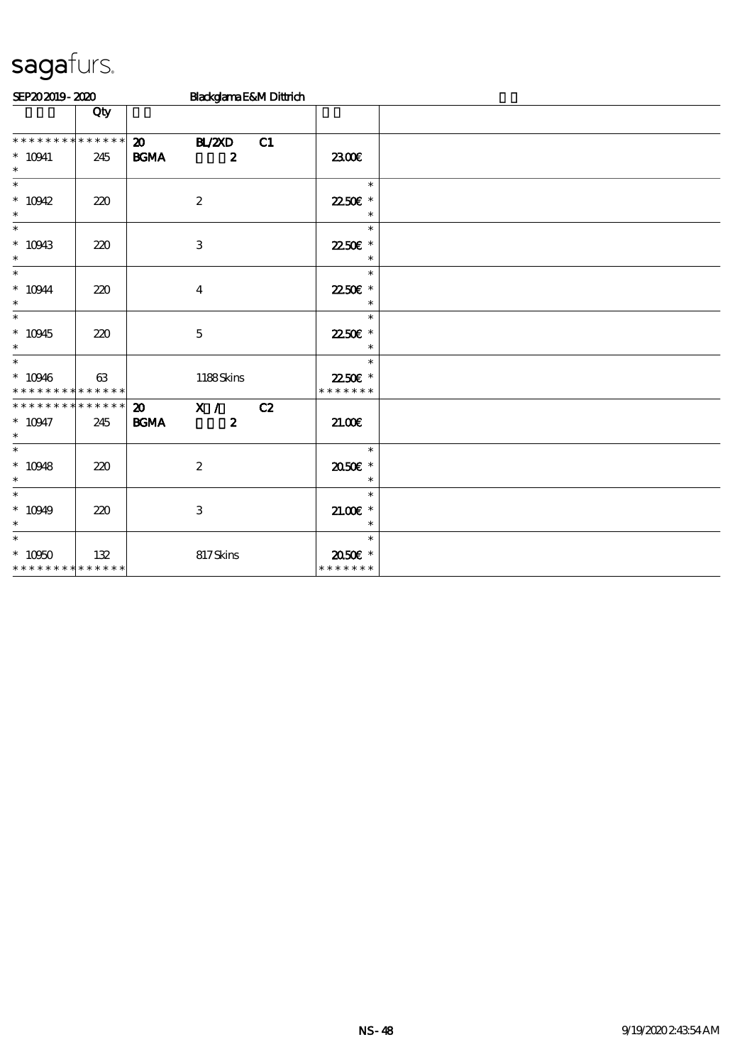sagafurs.

SEP20 2019 - 2020 Blackglama E&M Dittrich

| | Qty | | | | |
|---|---|---|---|---|---|
| * * * * * * * * * * * * * * | | 20 BL/2XD C1 | | | |
| * 10941 | 245 | BGMA 2 | 23.00€ | | |
| * | | | | | |
| * | | | * | | |
| * 10942 | 220 | 2 | 22.50€ * | | |
| * | | | * | | |
| * | | | * | | |
| * 10943 | 220 | 3 | 22.50€ * | | |
| * | | | * | | |
| * | | | * | | |
| * 10944 | 220 | 4 | 22.50€ * | | |
| * | | | * | | |
| * | | | * | | |
| * 10945 | 220 | 5 | 22.50€ * | | |
| * | | | * | | |
| * | | | * | | |
| * 10946 | 63 | 1188 Skins | 22.50€ * | | |
| * * * * * * * * * * * * * * | | | * * * * * * * | | |
| * * * * * * * * * * * * * * | | 20 X / C2 | | | |
| * 10947 | 245 | BGMA 2 | 21.00€ | | |
| * | | | | | |
| * | | | * | | |
| * 10948 | 220 | 2 | 20.50€ * | | |
| * | | | * | | |
| * | | | * | | |
| * 10949 | 220 | 3 | 21.00€ * | | |
| * | | | * | | |
| * | | | * | | |
| * 10950 | 132 | 817 Skins | 20.50€ * | | |
| * * * * * * * * * * * * * * | | | * * * * * * * | | |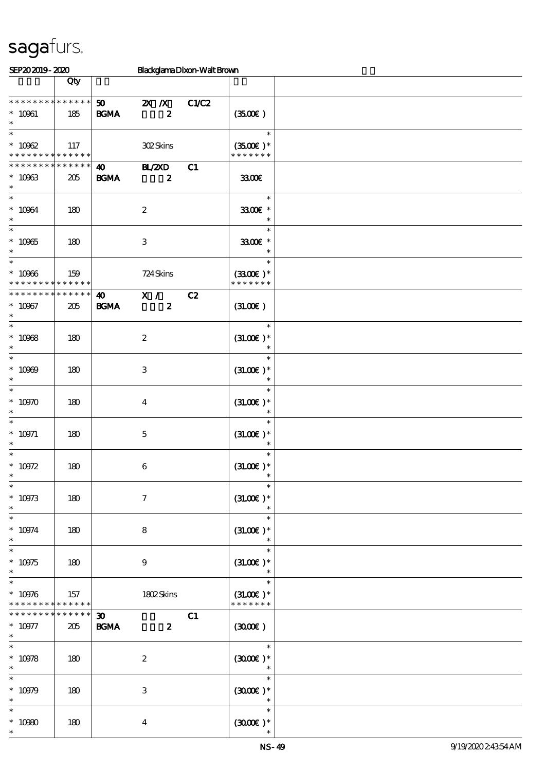SEP20 2019 - 2020 Blackglama Dixon-Walt Brown

| | Qty | | | |
|---|---|---|---|---|
| * * * * * * * * * * * * * * | | 50 2X /X C1/C2 | | |
| * 10961 | 185 | BGMA 2 | (35.00€ ) | |
| * | | | | |
| * 10962 | 117 | 302 Skins | (35.00€ )* | |
| * * * * * * * * * * * * * * | | | * * * * * * * | |
| * * * * * * * * * * * * * * | | 40 BL/2XD C1 | | |
| * 10963 | 205 | BGMA 2 | 33.00€ | |
| * | | | | |
| * 10964 | 180 | 2 | 33.00€ * | |
| * | | | | |
| * 10965 | 180 | 3 | 33.00€ * | |
| * | | | | |
| * 10966 | 159 | 724 Skins | (33.00€ )* | |
| * * * * * * * * * * * * * * | | | * * * * * * * | |
| * * * * * * * * * * * * * * | | 40 X / C2 | | |
| * 10967 | 205 | BGMA 2 | (31.00€ ) | |
| * | | | | |
| * 10968 | 180 | 2 | (31.00€ )* | |
| * | | | | |
| * 10969 | 180 | 3 | (31.00€ )* | |
| * | | | | |
| * 10970 | 180 | 4 | (31.00€ )* | |
| * | | | | |
| * 10971 | 180 | 5 | (31.00€ )* | |
| * | | | | |
| * 10972 | 180 | 6 | (31.00€ )* | |
| * | | | | |
| * 10973 | 180 | 7 | (31.00€ )* | |
| * | | | | |
| * 10974 | 180 | 8 | (31.00€ )* | |
| * | | | | |
| * 10975 | 180 | 9 | (31.00€ )* | |
| * | | | | |
| * 10976 | 157 | 1802 Skins | (31.00€ )* | |
| * * * * * * * * * * * * * * | | | * * * * * * * | |
| * * * * * * * * * * * * * * | | 30 C1 | | |
| * 10977 | 205 | BGMA 2 | (30.00€ ) | |
| * | | | | |
| * 10978 | 180 | 2 | (30.00€ )* | |
| * | | | | |
| * 10979 | 180 | 3 | (30.00€ )* | |
| * | | | | |
| * 10980 | 180 | 4 | (30.00€ )* | |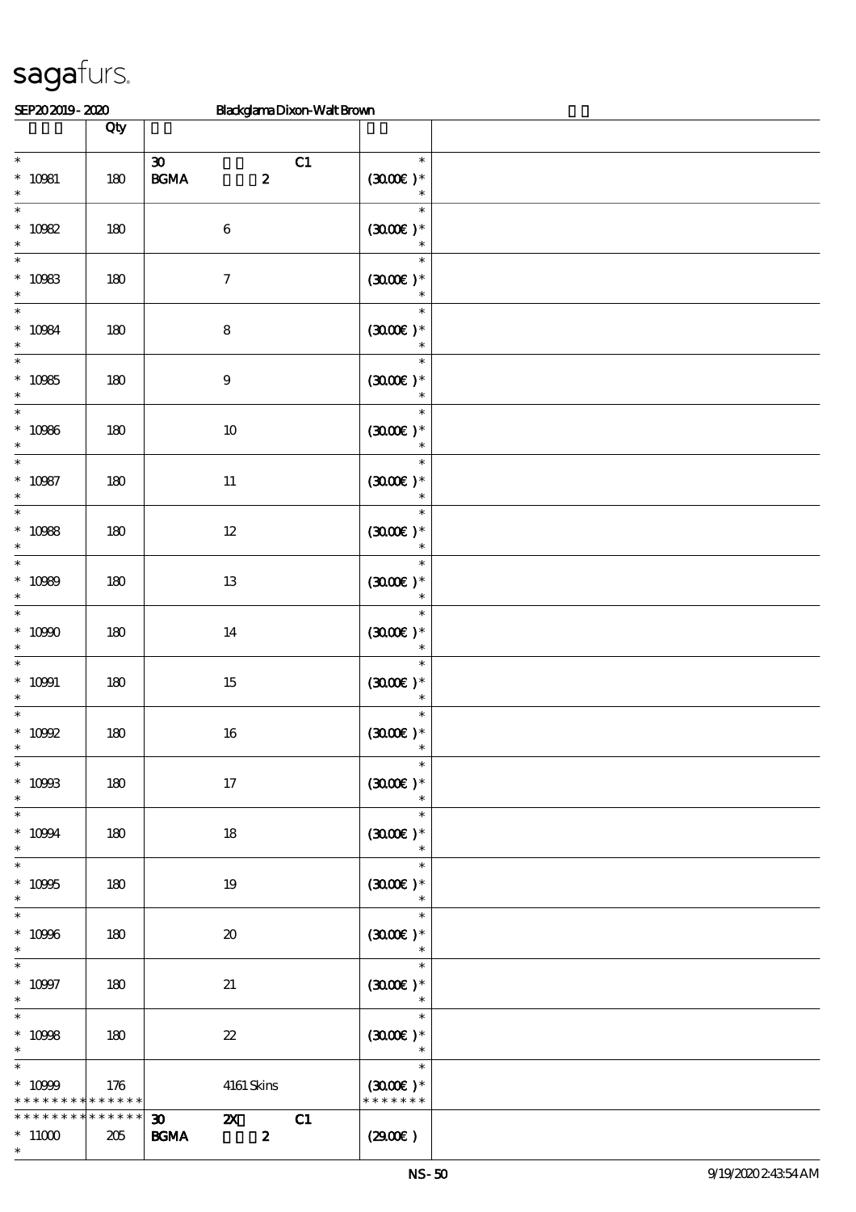# sagafurs.

SEP20 2019 - 2020 Blackglama Dixon-Walt Brown

| | Qty | | |
|---|---|---|---|
| * <br> * 10981 <br> * | 180 | 30 C1 <br> BGMA 2 | * <br> (30.00€ )* <br> * |
| * <br> * 10982 <br> * | 180 | 6 | * <br> (30.00€ )* <br> * |
| * <br> * 10983 <br> * | 180 | 7 | * <br> (30.00€ )* <br> * |
| * <br> * 10984 <br> * | 180 | 8 | * <br> (30.00€ )* <br> * |
| * <br> * 10985 <br> * | 180 | 9 | * <br> (30.00€ )* <br> * |
| * <br> * 10986 <br> * | 180 | 10 | * <br> (30.00€ )* <br> * |
| * <br> * 10987 <br> * | 180 | 11 | * <br> (30.00€ )* <br> * |
| * <br> * 10988 <br> * | 180 | 12 | * <br> (30.00€ )* <br> * |
| * <br> * 10989 <br> * | 180 | 13 | * <br> (30.00€ )* <br> * |
| * <br> * 10990 <br> * | 180 | 14 | * <br> (30.00€ )* <br> * |
| * <br> * 10991 <br> * | 180 | 15 | * <br> (30.00€ )* <br> * |
| * <br> * 10992 <br> * | 180 | 16 | * <br> (30.00€ )* <br> * |
| * <br> * 10993 <br> * | 180 | 17 | * <br> (30.00€ )* <br> * |
| * <br> * 10994 <br> * | 180 | 18 | * <br> (30.00€ )* <br> * |
| * <br> * 10995 <br> * | 180 | 19 | * <br> (30.00€ )* <br> * |
| * <br> * 10996 <br> * | 180 | 20 | * <br> (30.00€ )* <br> * |
| * <br> * 10997 <br> * | 180 | 21 | * <br> (30.00€ )* <br> * |
| * <br> * 10998 <br> * | 180 | 22 | * <br> (30.00€ )* <br> * |
| * <br> * 10999 <br> * * * * * * * * * * * * * | 176 | 4161 Skins | * <br> (30.00€ )* <br> * * * * * * * |
| * * * * * * * * * * * * * <br> * 11000 <br> * | 205 | 30 2X C1 <br> BGMA 2 | (29.00€ ) |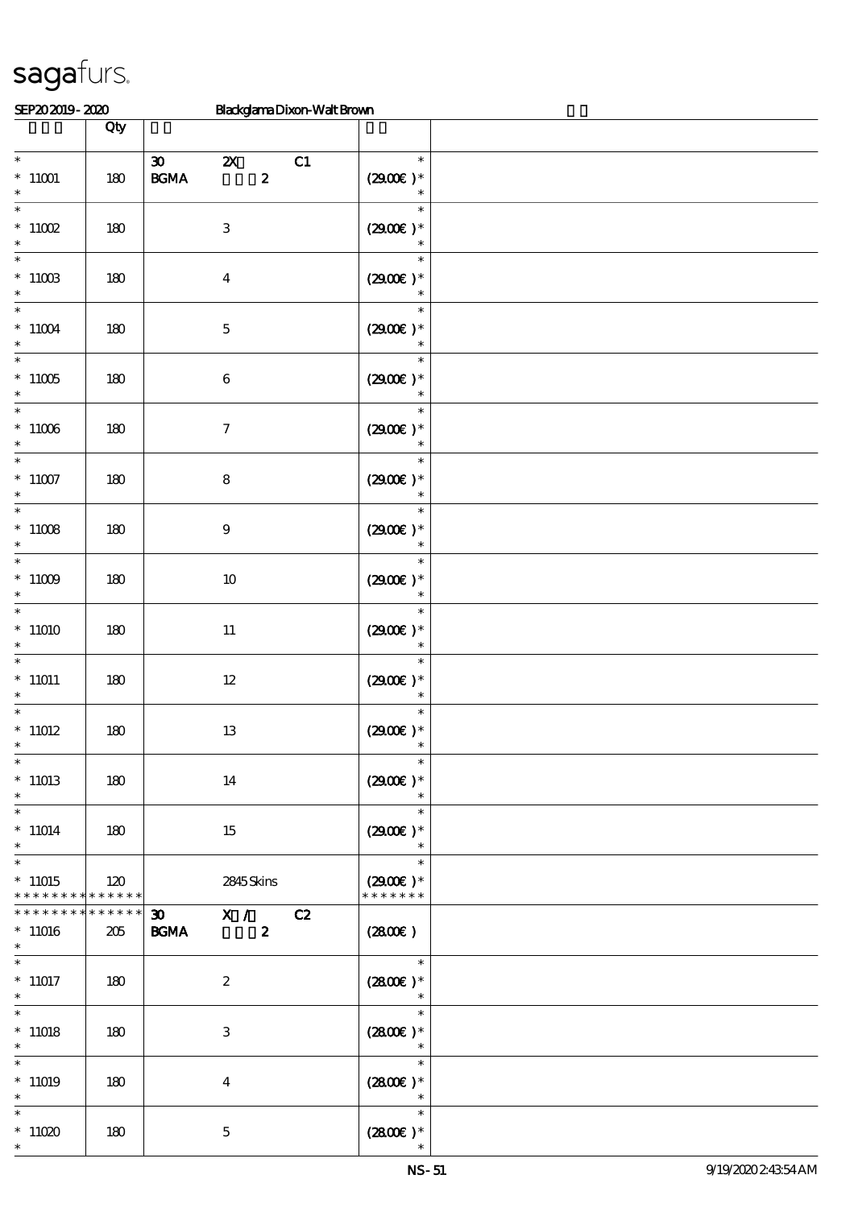sagafurs.

SEP20 2019 - 2020 Blackglama Dixon-Walt Brown

| | Qty | | |
|---|---|---|---|
| * 11001 * | 180 | 30 2X C1 BGMA 2 | * (29.00€) * * |
| * 11002 * | 180 | 3 | * (29.00€) * * |
| * 11003 * | 180 | 4 | * (29.00€) * * |
| * 11004 * | 180 | 5 | * (29.00€) * * |
| * 11005 * | 180 | 6 | * (29.00€) * * |
| * 11006 * | 180 | 7 | * (29.00€) * * |
| * 11007 * | 180 | 8 | * (29.00€) * * |
| * 11008 * | 180 | 9 | * (29.00€) * * |
| * 11009 * | 180 | 10 | * (29.00€) * * |
| * 11010 * | 180 | 11 | * (29.00€) * * |
| * 11011 * | 180 | 12 | * (29.00€) * * |
| * 11012 * | 180 | 13 | * (29.00€) * * |
| * 11013 * | 180 | 14 | * (29.00€) * * |
| * 11014 * | 180 | 15 | * (29.00€) * * |
| * 11015 * * * * * * * * * * * * * | 120 | 2845 Skins | * (29.00€) * * * * * * * * |
| * * * * * * * * * * * * * * 11016 * | 205 | 30 X / C2 BGMA 2 | (28.00€) |
| * 11017 * | 180 | 2 | * (28.00€) * * |
| * 11018 * | 180 | 3 | * (28.00€) * * |
| * 11019 * | 180 | 4 | * (28.00€) * * |
| * 11020 * | 180 | 5 | * (28.00€) * * |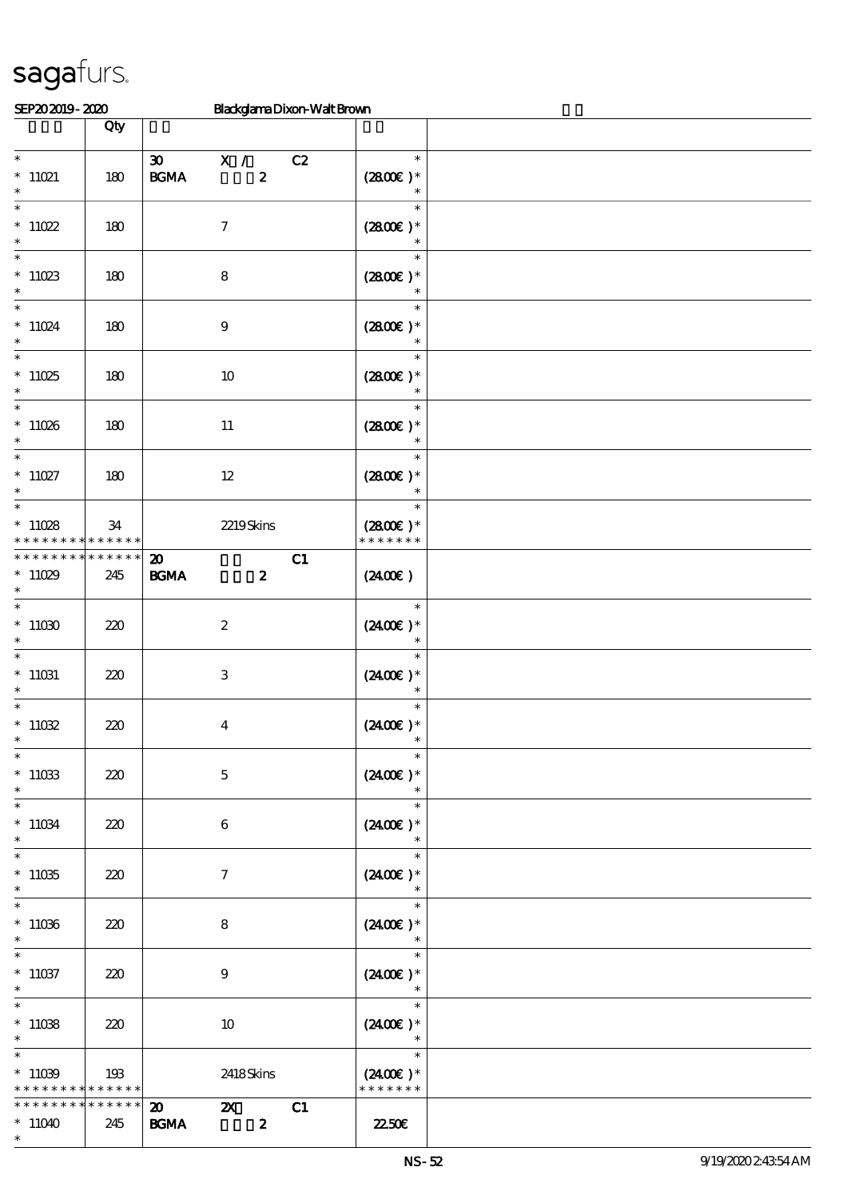sagafurs.

SEP20 2019 - 2020 Blackglama Dixon-Walt Brown

| | Qty | | |
|---|---|---|---|
| * 11021 * | 180 | 30 X / C2 BGMA 2 | * (28.00€) * * |
| * 11022 * | 180 | 7 | * (28.00€) * * |
| * 11023 * | 180 | 8 | * (28.00€) * * |
| * 11024 * | 180 | 9 | * (28.00€) * * |
| * 11025 * | 180 | 10 | * (28.00€) * * |
| * 11026 * | 180 | 11 | * (28.00€) * * |
| * 11027 * | 180 | 12 | * (28.00€) * * |
| * 11028 * * * * * * * * * * * * * | 34 | 2219 Skins | * (28.00€) * * * * * * * * |
| * * * * * * * * * * * * * * 11029 * | 245 | 20 C1 BGMA 2 | (24.00€) |
| * 11030 * | 220 | 2 | * (24.00€) * * |
| * 11031 * | 220 | 3 | * (24.00€) * * |
| * 11032 * | 220 | 4 | * (24.00€) * * |
| * 11033 * | 220 | 5 | * (24.00€) * * |
| * 11034 * | 220 | 6 | * (24.00€) * * |
| * 11035 * | 220 | 7 | * (24.00€) * * |
| * 11036 * | 220 | 8 | * (24.00€) * * |
| * 11037 * | 220 | 9 | * (24.00€) * * |
| * 11038 * | 220 | 10 | * (24.00€) * * |
| * 11039 * * * * * * * * * * * * * | 193 | 2418 Skins | * (24.00€) * * * * * * * * |
| * * * * * * * * * * * * * * 11040 * | 245 | 20 2X C1 BGMA 2 | 22.50€ |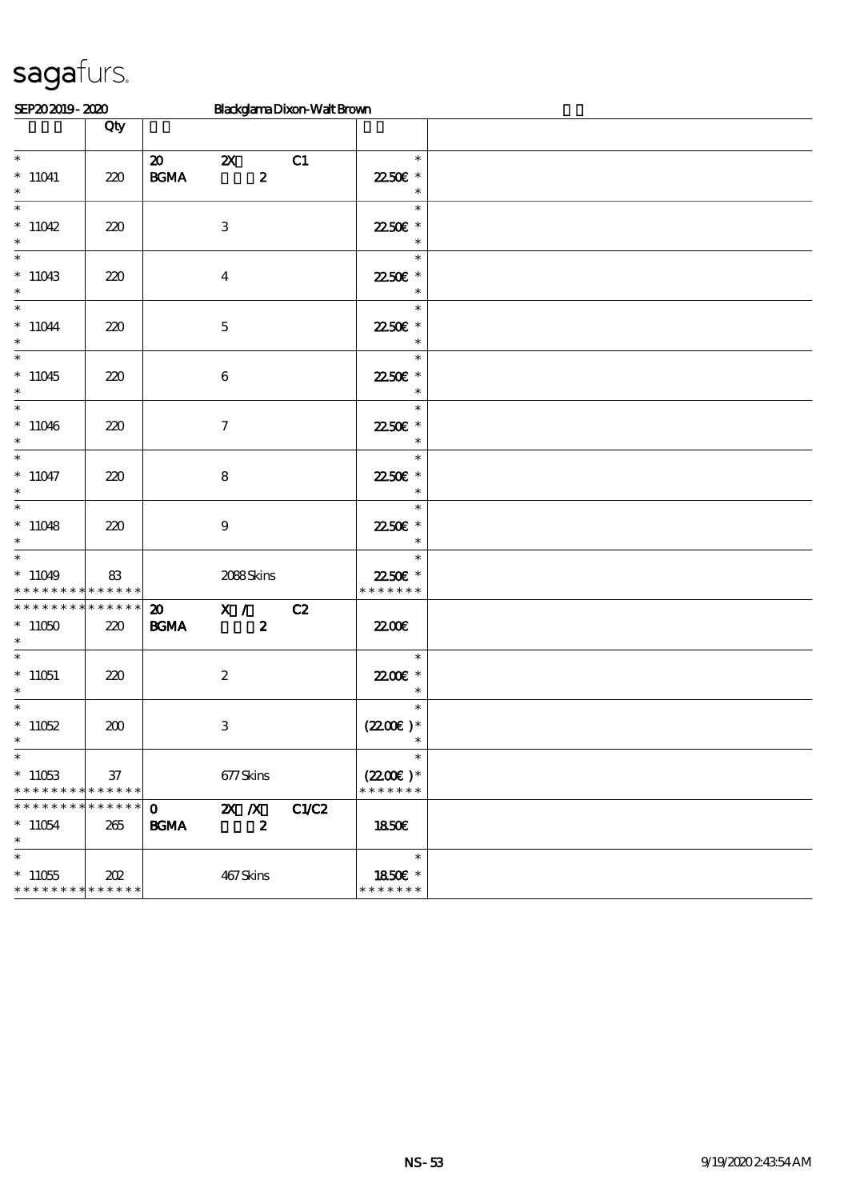sagafurs.

SEP20 2019 - 2020 Blackglama Dixon-Walt Brown

| | Qty | | | | | |
|---|---|---|---|---|---|---|
| * | | 20 | 2X | C1 | * | |
| * 11041 | 220 | BGMA | 2 | | 22.50€ * | |
| * | | | | | * | |
| * 11042 | 220 | | 3 | | 22.50€ * | |
| * | | | | | * | |
| * 11043 | 220 | | 4 | | 22.50€ * | |
| * | | | | | * | |
| * 11044 | 220 | | 5 | | 22.50€ * | |
| * | | | | | * | |
| * 11045 | 220 | | 6 | | 22.50€ * | |
| * | | | | | * | |
| * 11046 | 220 | | 7 | | 22.50€ * | |
| * | | | | | * | |
| * 11047 | 220 | | 8 | | 22.50€ * | |
| * | | | | | * | |
| * 11048 | 220 | | 9 | | 22.50€ * | |
| * | | | | | * | |
| * 11049 | 83 | | 2088 Skins | | 22.50€ * | |
| * * * * * * * * * * * * * * | | | | | * * * * * * * | |
| * * * * * * * * * * * * * * | | 20 | X / | C2 | | |
| * 11050 | 220 | BGMA | 2 | | 22.00€ | |
| * | | | | | * | |
| * 11051 | 220 | | 2 | | 22.00€ * | |
| * | | | | | * | |
| * 11052 | 200 | | 3 | | (22.00€) * | |
| * | | | | | * | |
| * 11053 | 37 | | 677 Skins | | (22.00€) * | |
| * * * * * * * * * * * * * * | | | | | * * * * * * * | |
| * * * * * * * * * * * * * * | | 0 | 2X /X | C1/C2 | | |
| * 11054 | 265 | BGMA | 2 | | 18.50€ | |
| * | | | | | * | |
| * 11055 | 202 | | 467 Skins | | 18.50€ * | |
| * * * * * * * * * * * * * * | | | | | * * * * * * * | |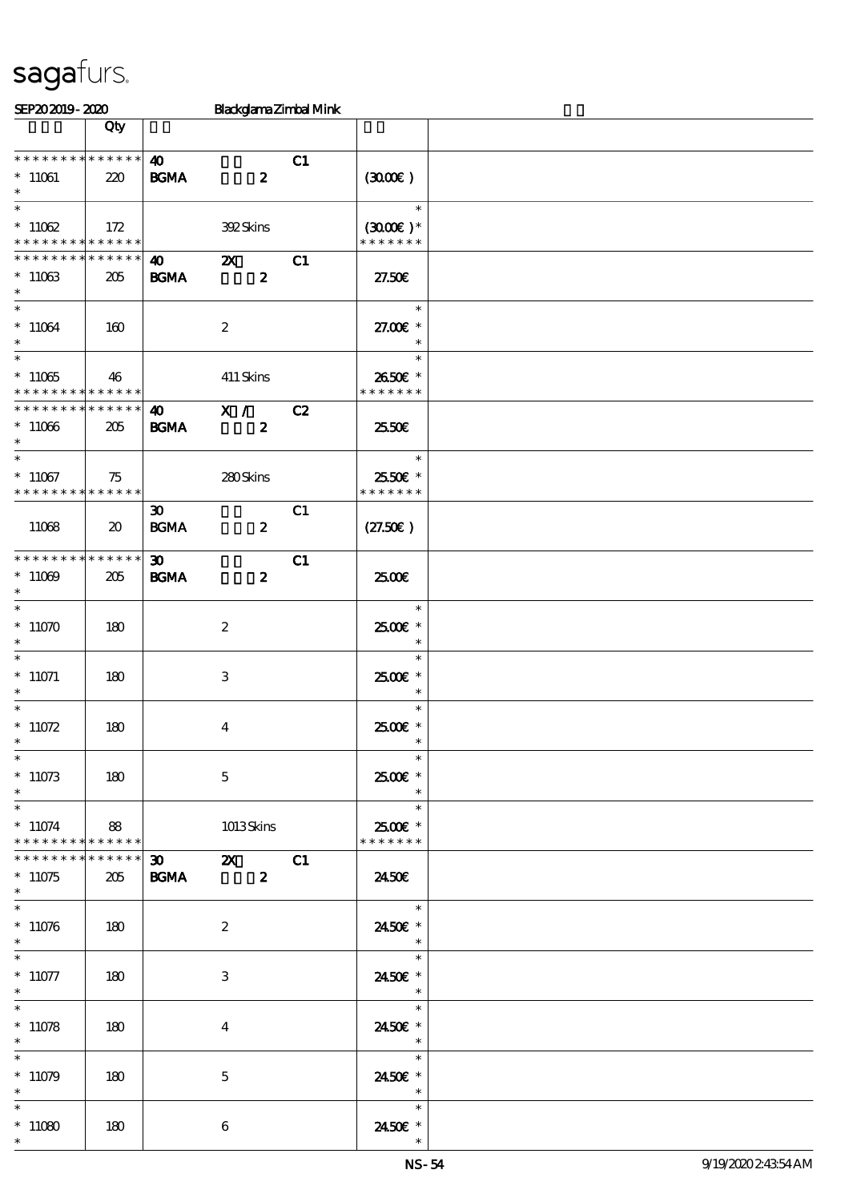sagafurs.

SEP20 2019 - 2020 Blackglama Zimbal Mink

| | Qty | | | |
|---|---|---|---|---|
| * * * * * * * * * * * * * *<br>* 11061<br>* | 220 | 40<br>BGMA 2 C1 | (30.00€) | |
| *<br>* 11062<br>* * * * * * * * * * * * * * | 172 | 392 Skins | *<br>(30.00€) *<br>* * * * * * * | |
| * * * * * * * * * * * * * *<br>* 11063<br>* | 205 | 40 2X C1<br>BGMA 2 | 27.50€ | |
| *<br>* 11064<br>* | 160 | 2 | *<br>27.00€ *<br>* | |
| *<br>* 11065<br>* * * * * * * * * * * * * * | 46 | 411 Skins | *<br>26.50€ *<br>* * * * * * * | |
| * * * * * * * * * * * * * *<br>* 11066<br>* | 205 | 40 X / C2<br>BGMA 2 | 25.50€ | |
| *<br>* 11067<br>* * * * * * * * * * * * * * | 75 | 280 Skins | *<br>25.50€ *<br>* * * * * * * | |
| 11068 | 20 | 30 C1<br>BGMA 2 | (27.50€) | |
| * * * * * * * * * * * * * *<br>* 11069<br>* | 205 | 30 C1<br>BGMA 2 | 25.00€ | |
| *<br>* 11070<br>* | 180 | 2 | *<br>25.00€ *<br>* | |
| *<br>* 11071<br>* | 180 | 3 | *<br>25.00€ *<br>* | |
| *<br>* 11072<br>* | 180 | 4 | *<br>25.00€ *<br>* | |
| *<br>* 11073<br>* | 180 | 5 | *<br>25.00€ *<br>* | |
| *<br>* 11074<br>* * * * * * * * * * * * * * | 88 | 1013 Skins | *<br>25.00€ *<br>* * * * * * * | |
| * * * * * * * * * * * * * *<br>* 11075<br>* | 205 | 30 2X C1<br>BGMA 2 | 24.50€ | |
| *<br>* 11076<br>* | 180 | 2 | *<br>24.50€ *<br>* | |
| *<br>* 11077<br>* | 180 | 3 | *<br>24.50€ *<br>* | |
| *<br>* 11078<br>* | 180 | 4 | *<br>24.50€ *<br>* | |
| *<br>* 11079<br>* | 180 | 5 | *<br>24.50€ *<br>* | |
| *<br>* 11080<br>* | 180 | 6 | *<br>24.50€ *<br>* | |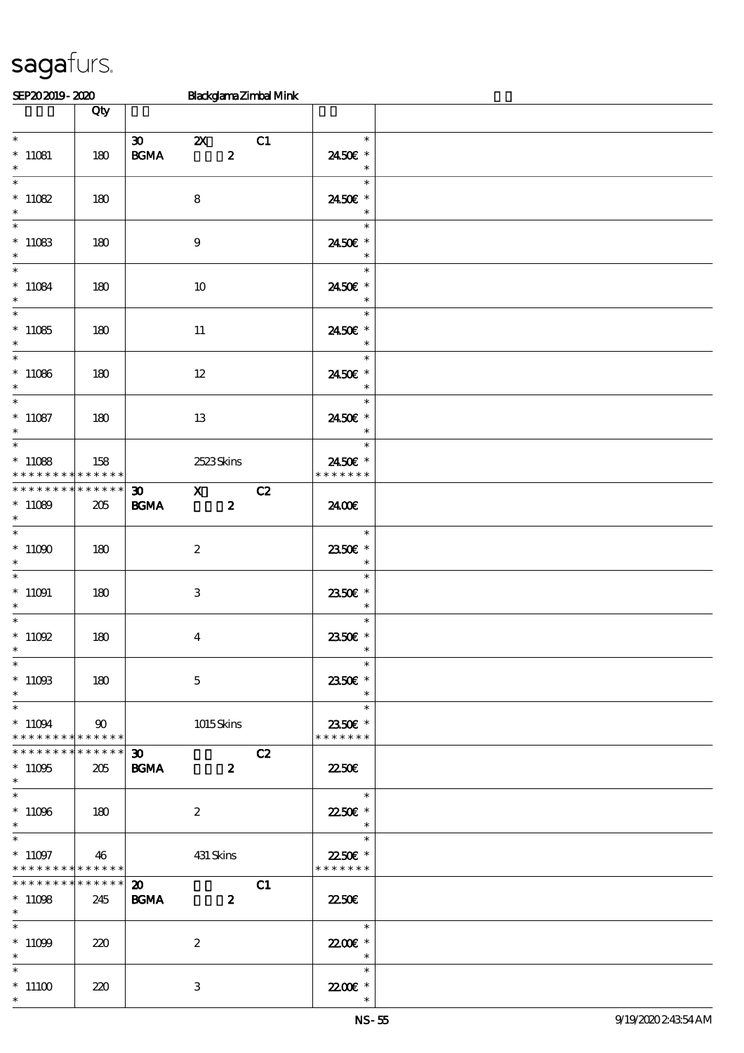# sagafurs.

SEP20 2019 - 2020 Blackglama Zimbal Mink

| | Qty | | | |
|---|---|---|---|---|
| * 11081 | 180 | 30 2X C1 BGMA 2 | 24.50€ | |
| * 11082 | 180 | 8 | 24.50€ | |
| * 11083 | 180 | 9 | 24.50€ | |
| * 11084 | 180 | 10 | 24.50€ | |
| * 11085 | 180 | 11 | 24.50€ | |
| * 11086 | 180 | 12 | 24.50€ | |
| * 11087 | 180 | 13 | 24.50€ | |
| * 11088 | 158 | 2523 Skins | 24.50€ | |
| * 11089 | 205 | 30 X C2 BGMA 2 | 24.00€ | |
| * 11090 | 180 | 2 | 23.50€ | |
| * 11091 | 180 | 3 | 23.50€ | |
| * 11092 | 180 | 4 | 23.50€ | |
| * 11093 | 180 | 5 | 23.50€ | |
| * 11094 | 90 | 1015 Skins | 23.50€ | |
| * 11095 | 205 | 30 C2 BGMA 2 | 22.50€ | |
| * 11096 | 180 | 2 | 22.50€ | |
| * 11097 | 46 | 431 Skins | 22.50€ | |
| * 11098 | 245 | 20 C1 BGMA 2 | 22.50€ | |
| * 11099 | 220 | 2 | 22.00€ | |
| * 11100 | 220 | 3 | 22.00€ | |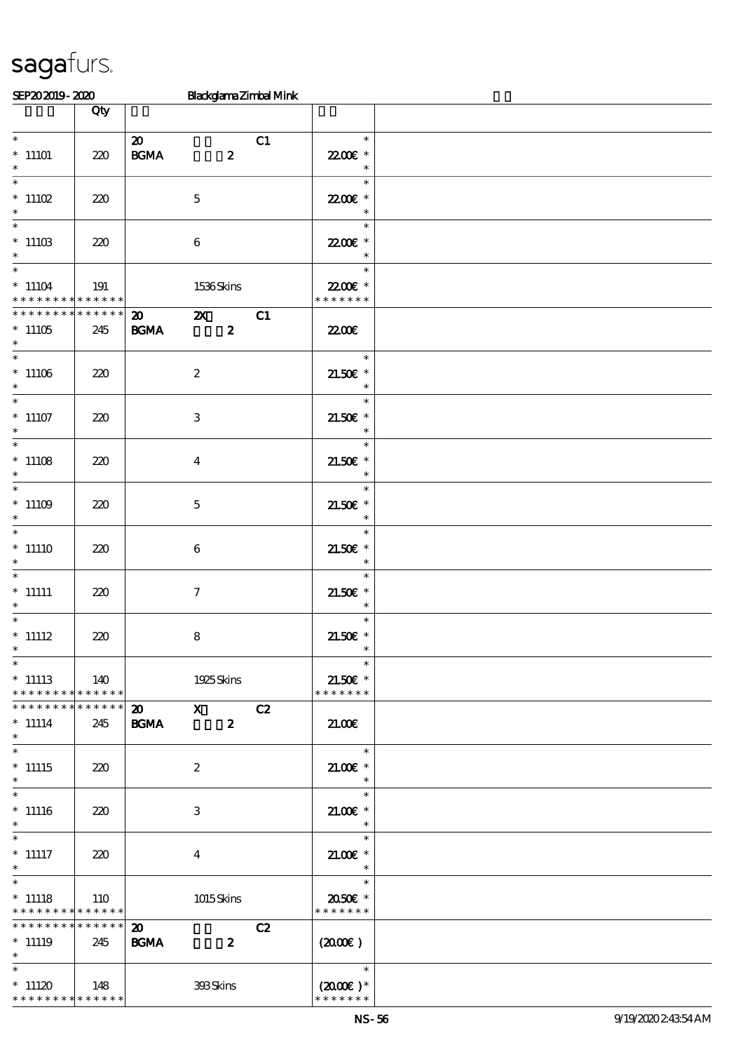# sagafurs.

SEP20 2019 - 2020 Blackglama Zimbal Mink

| | Qty | | | |
|---|---|---|---|---|
| * <br> * 11101 <br> * | 220 | 20 <br> BGMA &nbsp;&nbsp;&nbsp; 2 &nbsp;&nbsp;&nbsp; C1 | * <br> 22.00€ * <br> * | |
| * <br> * 11102 <br> * | 220 | 5 | * <br> 22.00€ * <br> * | |
| * <br> * 11103 <br> * | 220 | 6 | * <br> 22.00€ * <br> * | |
| * <br> * 11104 <br> * * * * * * * * * * * * * * | 191 | 1536 Skins | * <br> 22.00€ * <br> * * * * * * * | |
| * * * * * * * * * * * * * * <br> * 11105 <br> * | 245 | 20 &nbsp;&nbsp;&nbsp; 2X &nbsp;&nbsp;&nbsp; C1 <br> BGMA &nbsp;&nbsp;&nbsp; 2 | 22.00€ | |
| * <br> * 11106 <br> * | 220 | 2 | * <br> 21.50€ * <br> * | |
| * <br> * 11107 <br> * | 220 | 3 | * <br> 21.50€ * <br> * | |
| * <br> * 11108 <br> * | 220 | 4 | * <br> 21.50€ * <br> * | |
| * <br> * 11109 <br> * | 220 | 5 | * <br> 21.50€ * <br> * | |
| * <br> * 11110 <br> * | 220 | 6 | * <br> 21.50€ * <br> * | |
| * <br> * 11111 <br> * | 220 | 7 | * <br> 21.50€ * <br> * | |
| * <br> * 11112 <br> * | 220 | 8 | * <br> 21.50€ * <br> * | |
| * <br> * 11113 <br> * * * * * * * * * * * * * * | 140 | 1925 Skins | * <br> 21.50€ * <br> * * * * * * * | |
| * * * * * * * * * * * * * * <br> * 11114 <br> * | 245 | 20 &nbsp;&nbsp;&nbsp; X &nbsp;&nbsp;&nbsp; C2 <br> BGMA &nbsp;&nbsp;&nbsp; 2 | 21.00€ | |
| * <br> * 11115 <br> * | 220 | 2 | * <br> 21.00€ * <br> * | |
| * <br> * 11116 <br> * | 220 | 3 | * <br> 21.00€ * <br> * | |
| * <br> * 11117 <br> * | 220 | 4 | * <br> 21.00€ * <br> * | |
| * <br> * 11118 <br> * * * * * * * * * * * * * * | 110 | 1015 Skins | * <br> 20.50€ * <br> * * * * * * * | |
| * * * * * * * * * * * * * * <br> * 11119 <br> * | 245 | 20 &nbsp;&nbsp;&nbsp; C2 <br> BGMA &nbsp;&nbsp;&nbsp; 2 | (20.00€ ) | |
| * <br> * 11120 <br> * * * * * * * * * * * * * * | 148 | 393 Skins | * <br> (20.00€ ) * <br> * * * * * * * | |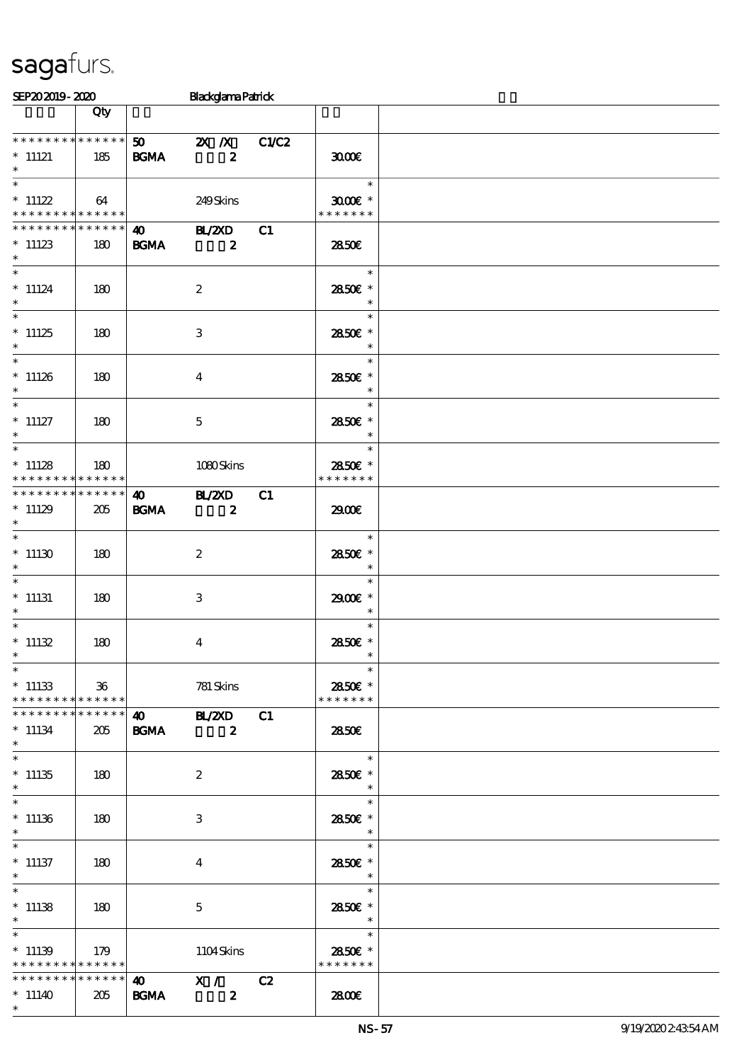sagafurs.

SEP20 2019 - 2020 Blackglama Patrick

| | Qty | | | | |
|---|---|---|---|---|---|
| * * * * * * * * * * * * * * | 50 | 2X /X | C1/C2 | | |
| * 11121 | 185 | BGMA | 2 | 30.00€ | |
| * | | | | | |
| * | | | | * | |
| * 11122 | 64 | | 249 Skins | 30.00€ * | |
| * * * * * * * * * * * * * * | | | | * * * * * * * | |
| * * * * * * * * * * * * * * | 40 | BL/2XD | C1 | | |
| * 11123 | 180 | BGMA | 2 | 28.50€ | |
| * | | | | | |
| * | | | | * | |
| * 11124 | 180 | | 2 | 28.50€ * | |
| * | | | | * | |
| * | | | | * | |
| * 11125 | 180 | | 3 | 28.50€ * | |
| * | | | | * | |
| * | | | | * | |
| * 11126 | 180 | | 4 | 28.50€ * | |
| * | | | | * | |
| * | | | | * | |
| * 11127 | 180 | | 5 | 28.50€ * | |
| * | | | | * | |
| * | | | | * | |
| * 11128 | 180 | | 1080 Skins | 28.50€ * | |
| * * * * * * * * * * * * * * | | | | * * * * * * * | |
| * * * * * * * * * * * * * * | 40 | BL/2XD | C1 | | |
| * 11129 | 205 | BGMA | 2 | 29.00€ | |
| * | | | | | |
| * | | | | * | |
| * 11130 | 180 | | 2 | 28.50€ * | |
| * | | | | * | |
| * | | | | * | |
| * 11131 | 180 | | 3 | 29.00€ * | |
| * | | | | * | |
| * | | | | * | |
| * 11132 | 180 | | 4 | 28.50€ * | |
| * | | | | * | |
| * | | | | * | |
| * 11133 | 36 | | 781 Skins | 28.50€ * | |
| * * * * * * * * * * * * * * | | | | * * * * * * * | |
| * * * * * * * * * * * * * * | 40 | BL/2XD | C1 | | |
| * 11134 | 205 | BGMA | 2 | 28.50€ | |
| * | | | | | |
| * | | | | * | |
| * 11135 | 180 | | 2 | 28.50€ * | |
| * | | | | * | |
| * | | | | * | |
| * 11136 | 180 | | 3 | 28.50€ * | |
| * | | | | * | |
| * | | | | * | |
| * 11137 | 180 | | 4 | 28.50€ * | |
| * | | | | * | |
| * | | | | * | |
| * 11138 | 180 | | 5 | 28.50€ * | |
| * | | | | * | |
| * | | | | * | |
| * 11139 | 179 | | 1104 Skins | 28.50€ * | |
| * * * * * * * * * * * * * * | | | | * * * * * * * | |
| * * * * * * * * * * * * * * | 40 | X / | C2 | | |
| * 11140 | 205 | BGMA | 2 | 28.00€ | |
| * | | | | | |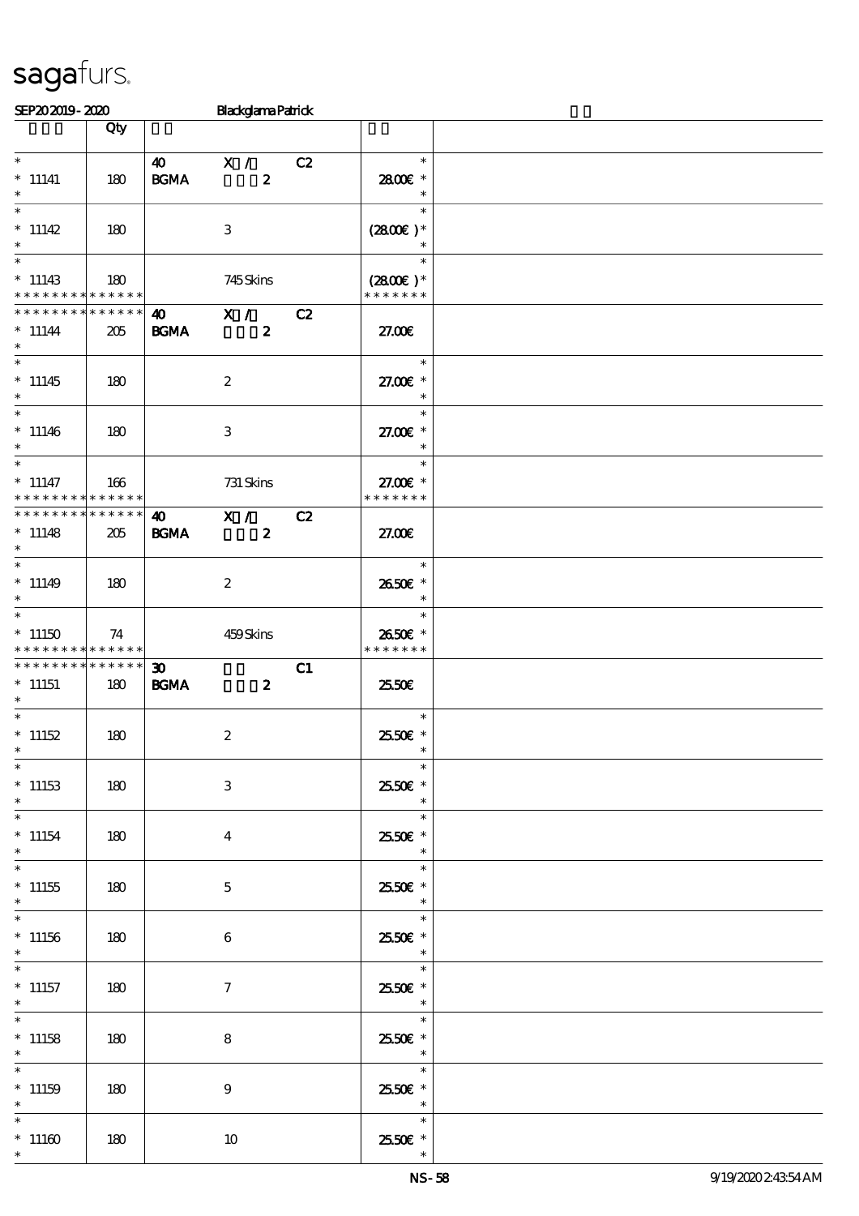sagafurs.

SEP20 2019 - 2020 Blackglama Patrick

| | Qty | | | | | |
|---|---|---|---|---|---|---|
| * | | 40 | X / | C2 | * | |
| * 11141 | 180 | BGMA | 2 | | 28.00€ * | |
| * | | | | | * | |
| * | | | | | * | |
| * 11142 | 180 | | 3 | | (28.00€ )* | |
| * | | | | | * | |
| * | | | | | * | |
| * 11143 | 180 | | 745 Skins | | (28.00€ )* | |
| * * * * * * * * * * * * * * | | | | | * * * * * * * | |
| * * * * * * * * * * * * * * | | 40 | X / | C2 | | |
| * 11144 | 205 | BGMA | 2 | | 27.00€ | |
| * | | | | | | |
| * | | | | | * | |
| * 11145 | 180 | | 2 | | 27.00€ * | |
| * | | | | | * | |
| * | | | | | * | |
| * 11146 | 180 | | 3 | | 27.00€ * | |
| * | | | | | * | |
| * | | | | | * | |
| * 11147 | 166 | | 731 Skins | | 27.00€ * | |
| * * * * * * * * * * * * * * | | | | | * * * * * * * | |
| * * * * * * * * * * * * * * | | 40 | X / | C2 | | |
| * 11148 | 205 | BGMA | 2 | | 27.00€ | |
| * | | | | | | |
| * | | | | | * | |
| * 11149 | 180 | | 2 | | 26.50€ * | |
| * | | | | | * | |
| * | | | | | * | |
| * 11150 | 74 | | 459 Skins | | 26.50€ * | |
| * * * * * * * * * * * * * * | | | | | * * * * * * * | |
| * * * * * * * * * * * * * * | | 30 | | C1 | | |
| * 11151 | 180 | BGMA | 2 | | 25.50€ | |
| * | | | | | | |
| * | | | | | * | |
| * 11152 | 180 | | 2 | | 25.50€ * | |
| * | | | | | * | |
| * | | | | | * | |
| * 11153 | 180 | | 3 | | 25.50€ * | |
| * | | | | | * | |
| * | | | | | * | |
| * 11154 | 180 | | 4 | | 25.50€ * | |
| * | | | | | * | |
| * | | | | | * | |
| * 11155 | 180 | | 5 | | 25.50€ * | |
| * | | | | | * | |
| * | | | | | * | |
| * 11156 | 180 | | 6 | | 25.50€ * | |
| * | | | | | * | |
| * | | | | | * | |
| * 11157 | 180 | | 7 | | 25.50€ * | |
| * | | | | | * | |
| * | | | | | * | |
| * 11158 | 180 | | 8 | | 25.50€ * | |
| * | | | | | * | |
| * | | | | | * | |
| * 11159 | 180 | | 9 | | 25.50€ * | |
| * | | | | | * | |
| * | | | | | * | |
| * 11160 | 180 | | 10 | | 25.50€ * | |
| * | | | | | * | |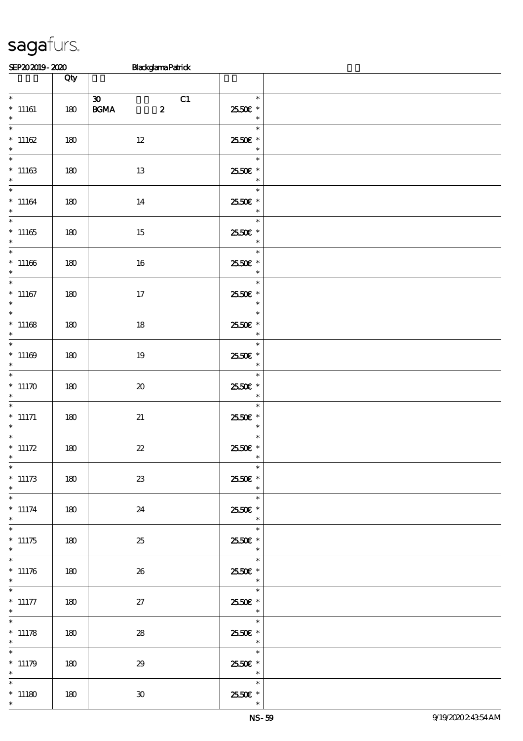| | Qty | | | |
|---|---|---|---|---|
| * 11161 * | 180 | 30 C1 BGMA 2 | * 25.50€ * * | |
| * 11162 * | 180 | 12 | * 25.50€ * * | |
| * 11163 * | 180 | 13 | * 25.50€ * * | |
| * 11164 * | 180 | 14 | * 25.50€ * * | |
| * 11165 * | 180 | 15 | * 25.50€ * * | |
| * 11166 * | 180 | 16 | * 25.50€ * * | |
| * 11167 * | 180 | 17 | * 25.50€ * * | |
| * 11168 * | 180 | 18 | * 25.50€ * * | |
| * 11169 * | 180 | 19 | * 25.50€ * * | |
| * 11170 * | 180 | 20 | * 25.50€ * * | |
| * 11171 * | 180 | 21 | * 25.50€ * * | |
| * 11172 * | 180 | 22 | * 25.50€ * * | |
| * 11173 * | 180 | 23 | * 25.50€ * * | |
| * 11174 * | 180 | 24 | * 25.50€ * * | |
| * 11175 * | 180 | 25 | * 25.50€ * * | |
| * 11176 * | 180 | 26 | * 25.50€ * * | |
| * 11177 * | 180 | 27 | * 25.50€ * * | |
| * 11178 * | 180 | 28 | * 25.50€ * * | |
| * 11179 * | 180 | 29 | * 25.50€ * * | |
| * 11180 * | 180 | 30 | * 25.50€ * * | |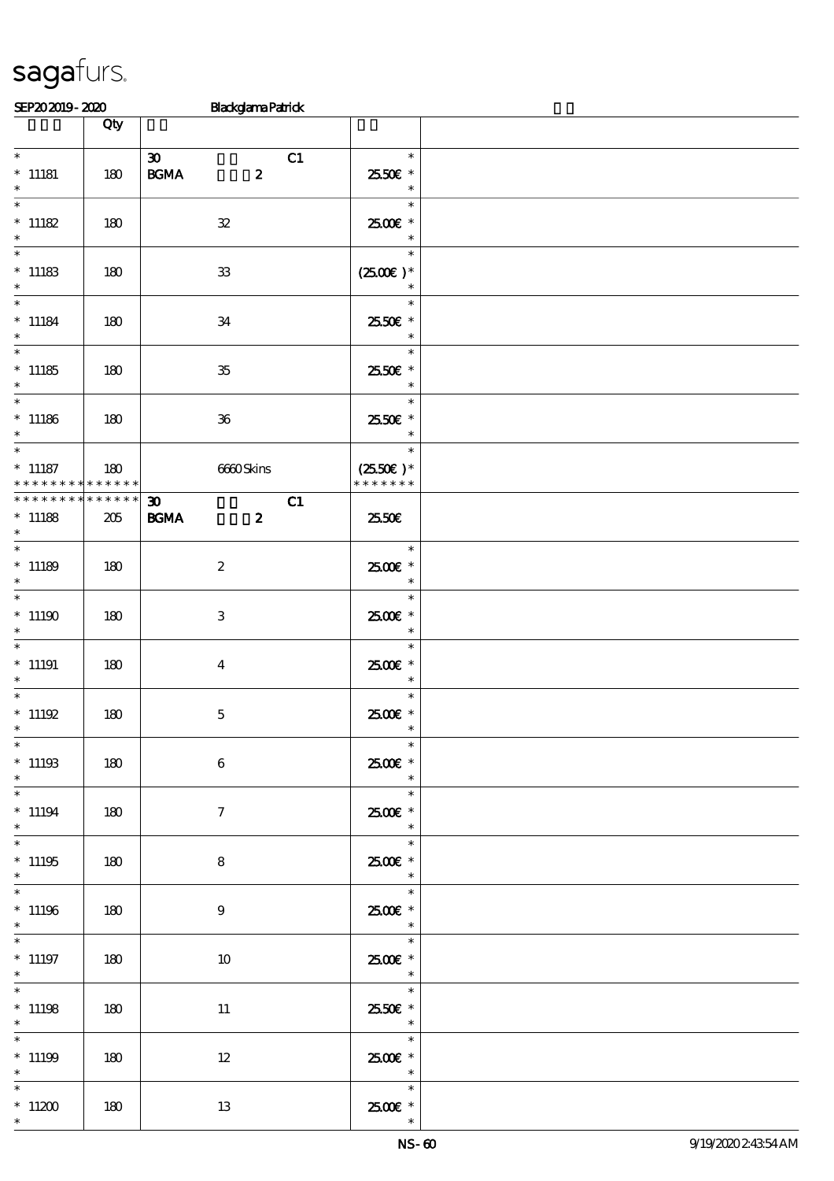sagafurs.

SEP20 2019 - 2020 Blackglama Patrick

| | Qty | | |
|---|---|---|---|
| * 11181 * | 180 | 30 C1 BGMA 2 | * 25.50€ * * |
| * 11182 * | 180 | 32 | * 25.00€ * * |
| * 11183 * | 180 | 33 | * (25.00€ )* * |
| * 11184 * | 180 | 34 | * 25.50€ * * |
| * 11185 * | 180 | 35 | * 25.50€ * * |
| * 11186 * | 180 | 36 | * 25.50€ * * |
| * 11187 * * * * * * * * * * * * * * | 180 | 6660 Skins | * (25.50€ )* * * * * * * * |
| * * * * * * * * * * * * * * 11188 * | 205 | 30 C1 BGMA 2 | 25.50€ |
| * 11189 * | 180 | 2 | * 25.00€ * * |
| * 11190 * | 180 | 3 | * 25.00€ * * |
| * 11191 * | 180 | 4 | * 25.00€ * * |
| * 11192 * | 180 | 5 | * 25.00€ * * |
| * 11193 * | 180 | 6 | * 25.00€ * * |
| * 11194 * | 180 | 7 | * 25.00€ * * |
| * 11195 * | 180 | 8 | * 25.00€ * * |
| * 11196 * | 180 | 9 | * 25.00€ * * |
| * 11197 * | 180 | 10 | * 25.00€ * * |
| * 11198 * | 180 | 11 | * 25.50€ * * |
| * 11199 * | 180 | 12 | * 25.00€ * * |
| * 11200 * | 180 | 13 | * 25.00€ * * |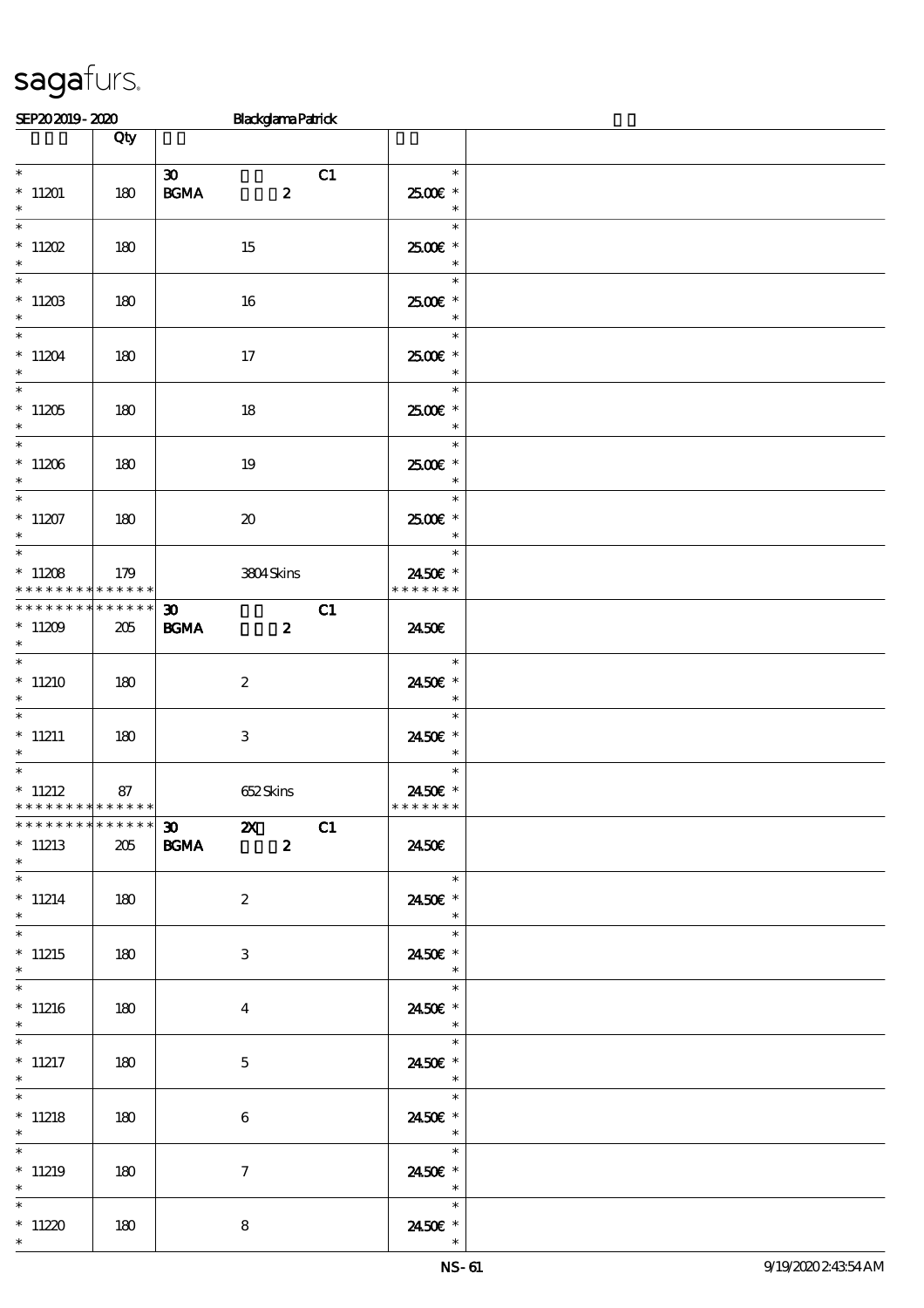SEP20 2019 - 2020 Blackglama Patrick

| | Qty | | |
|---|---|---|---|
| * <br> * 11201 <br> * | 180 | 30 C1 <br> BGMA 2 | * <br> 25.00€ * <br> * |
| * <br> * 11202 <br> * | 180 | 15 | * <br> 25.00€ * <br> * |
| * <br> * 11203 <br> * | 180 | 16 | * <br> 25.00€ * <br> * |
| * <br> * 11204 <br> * | 180 | 17 | * <br> 25.00€ * <br> * |
| * <br> * 11205 <br> * | 180 | 18 | * <br> 25.00€ * <br> * |
| * <br> * 11206 <br> * | 180 | 19 | * <br> 25.00€ * <br> * |
| * <br> * 11207 <br> * | 180 | 20 | * <br> 25.00€ * <br> * |
| * <br> * 11208 <br> * * * * * * * * * * * * * * | 179 | 3804 Skins | * <br> 24.50€ * <br> * * * * * * * |
| * * * * * * * * * * * * * * <br> * 11209 <br> * | 205 | 30 C1 <br> BGMA 2 | 24.50€ |
| * <br> * 11210 <br> * | 180 | 2 | * <br> 24.50€ * <br> * |
| * <br> * 11211 <br> * | 180 | 3 | * <br> 24.50€ * <br> * |
| * <br> * 11212 <br> * * * * * * * * * * * * * * | 87 | 652 Skins | * <br> 24.50€ * <br> * * * * * * * |
| * * * * * * * * * * * * * * <br> * 11213 <br> * | 205 | 30 2X C1 <br> BGMA 2 | 24.50€ |
| * <br> * 11214 <br> * | 180 | 2 | * <br> 24.50€ * <br> * |
| * <br> * 11215 <br> * | 180 | 3 | * <br> 24.50€ * <br> * |
| * <br> * 11216 <br> * | 180 | 4 | * <br> 24.50€ * <br> * |
| * <br> * 11217 <br> * | 180 | 5 | * <br> 24.50€ * <br> * |
| * <br> * 11218 <br> * | 180 | 6 | * <br> 24.50€ * <br> * |
| * <br> * 11219 <br> * | 180 | 7 | * <br> 24.50€ * <br> * |
| * <br> * 11220 <br> * | 180 | 8 | * <br> 24.50€ * <br> * |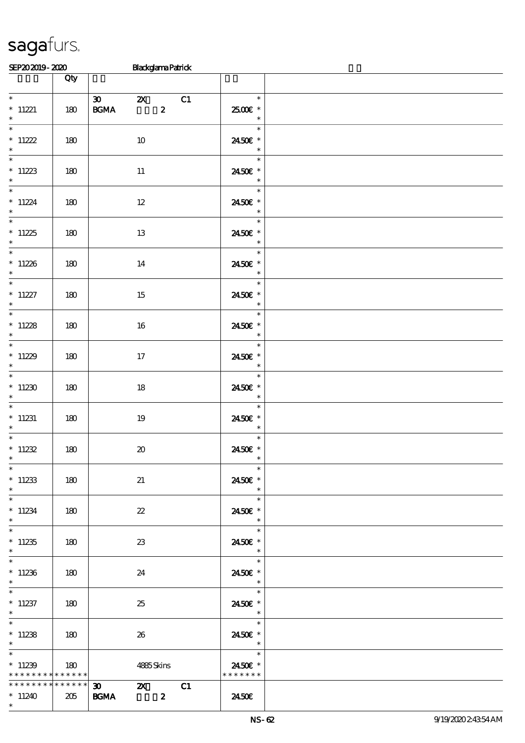sagafurs.

SEP20 2019 - 2020 Blackglama Patrick

| | Qty | | |
|---|---|---|---|
| * 11221 * | 180 | 30 2X C1 BGMA 2 | * 25.00€ * * |
| * 11222 * | 180 | 10 | * 24.50€ * * |
| * 11223 * | 180 | 11 | * 24.50€ * * |
| * 11224 * | 180 | 12 | * 24.50€ * * |
| * 11225 * | 180 | 13 | * 24.50€ * * |
| * 11226 * | 180 | 14 | * 24.50€ * * |
| * 11227 * | 180 | 15 | * 24.50€ * * |
| * 11228 * | 180 | 16 | * 24.50€ * * |
| * 11229 * | 180 | 17 | * 24.50€ * * |
| * 11230 * | 180 | 18 | * 24.50€ * * |
| * 11231 * | 180 | 19 | * 24.50€ * * |
| * 11232 * | 180 | 20 | * 24.50€ * * |
| * 11233 * | 180 | 21 | * 24.50€ * * |
| * 11234 * | 180 | 22 | * 24.50€ * * |
| * 11235 * | 180 | 23 | * 24.50€ * * |
| * 11236 * | 180 | 24 | * 24.50€ * * |
| * 11237 * | 180 | 25 | * 24.50€ * * |
| * 11238 * | 180 | 26 | * 24.50€ * * |
| * 11239 * * * * * * * * * * * * * | 180 | 4885 Skins | * 24.50€ * * * * * * * * |
| * * * * * * * * * * * * * * 11240 * | 205 | 30 2X C1 BGMA 2 | 24.50€ |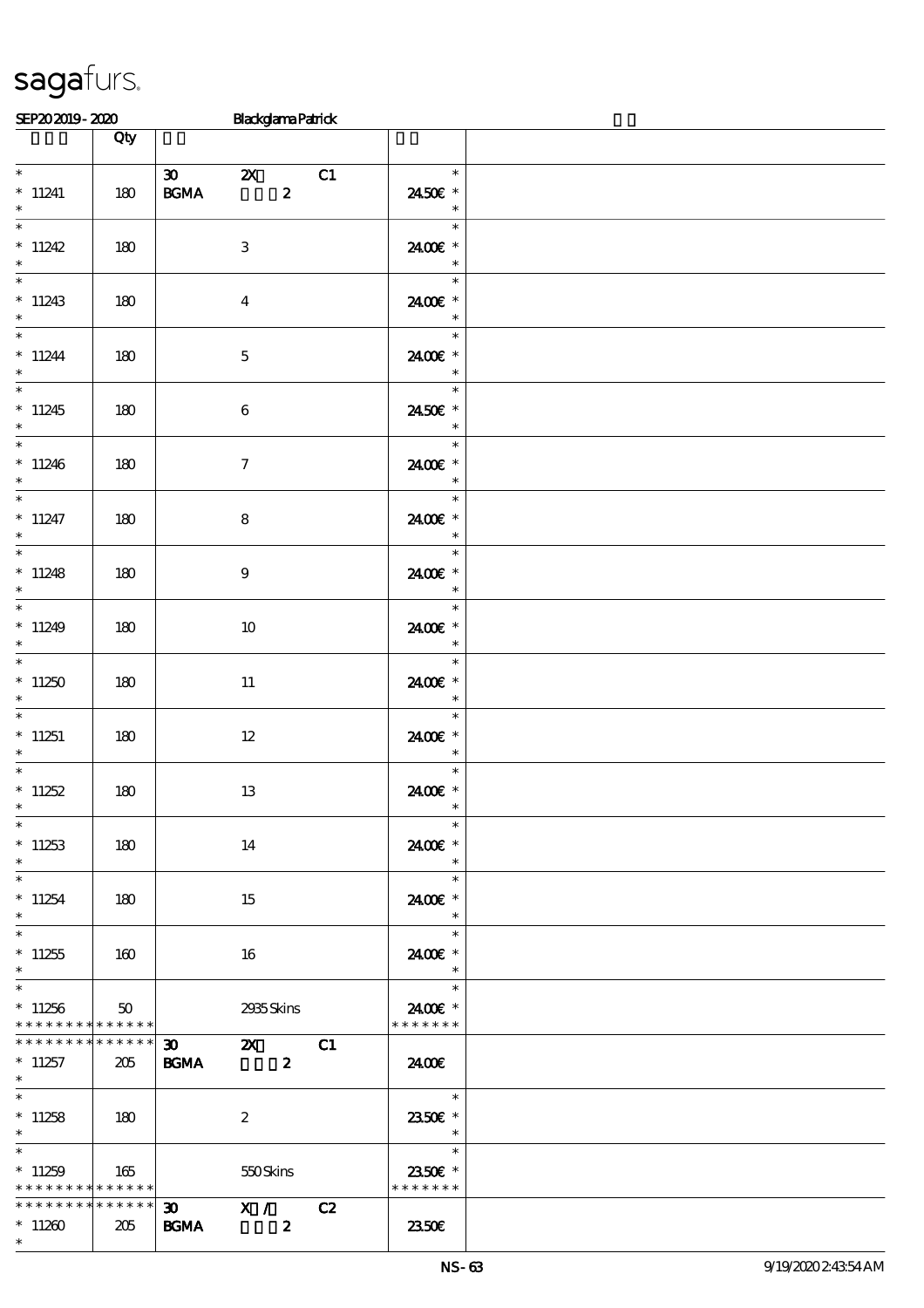# sagafurs.

SEP20 2019 - 2020 Blackglama Patrick

| | Qty | | |
|---|---|---|---|
| * <br> * 11241 <br> * | 180 | 30 2X C1 <br> BGMA 2 | * <br> 24.50€ * <br> * |
| * <br> * 11242 <br> * | 180 | 3 | * <br> 24.00€ * <br> * |
| * <br> * 11243 <br> * | 180 | 4 | * <br> 24.00€ * <br> * |
| * <br> * 11244 <br> * | 180 | 5 | * <br> 24.00€ * <br> * |
| * <br> * 11245 <br> * | 180 | 6 | * <br> 24.50€ * <br> * |
| * <br> * 11246 <br> * | 180 | 7 | * <br> 24.00€ * <br> * |
| * <br> * 11247 <br> * | 180 | 8 | * <br> 24.00€ * <br> * |
| * <br> * 11248 <br> * | 180 | 9 | * <br> 24.00€ * <br> * |
| * <br> * 11249 <br> * | 180 | 10 | * <br> 24.00€ * <br> * |
| * <br> * 11250 <br> * | 180 | 11 | * <br> 24.00€ * <br> * |
| * <br> * 11251 <br> * | 180 | 12 | * <br> 24.00€ * <br> * |
| * <br> * 11252 <br> * | 180 | 13 | * <br> 24.00€ * <br> * |
| * <br> * 11253 <br> * | 180 | 14 | * <br> 24.00€ * <br> * |
| * <br> * 11254 <br> * | 180 | 15 | * <br> 24.00€ * <br> * |
| * <br> * 11255 <br> * | 160 | 16 | * <br> 24.00€ * <br> * |
| * <br> * 11256 <br> * * * * * * * * * * * * * * | 50 | 2935 Skins | * <br> 24.00€ * <br> * * * * * * * |
| * * * * * * * * * * * * * * <br> * 11257 <br> * | 205 | 30 2X C1 <br> BGMA 2 | 24.00€ |
| * <br> * 11258 <br> * | 180 | 2 | * <br> 23.50€ * <br> * |
| * <br> * 11259 <br> * * * * * * * * * * * * * * | 165 | 550 Skins | * <br> 23.50€ * <br> * * * * * * * |
| * * * * * * * * * * * * * * <br> * 11260 <br> * | 205 | 30 X / C2 <br> BGMA 2 | 23.50€ |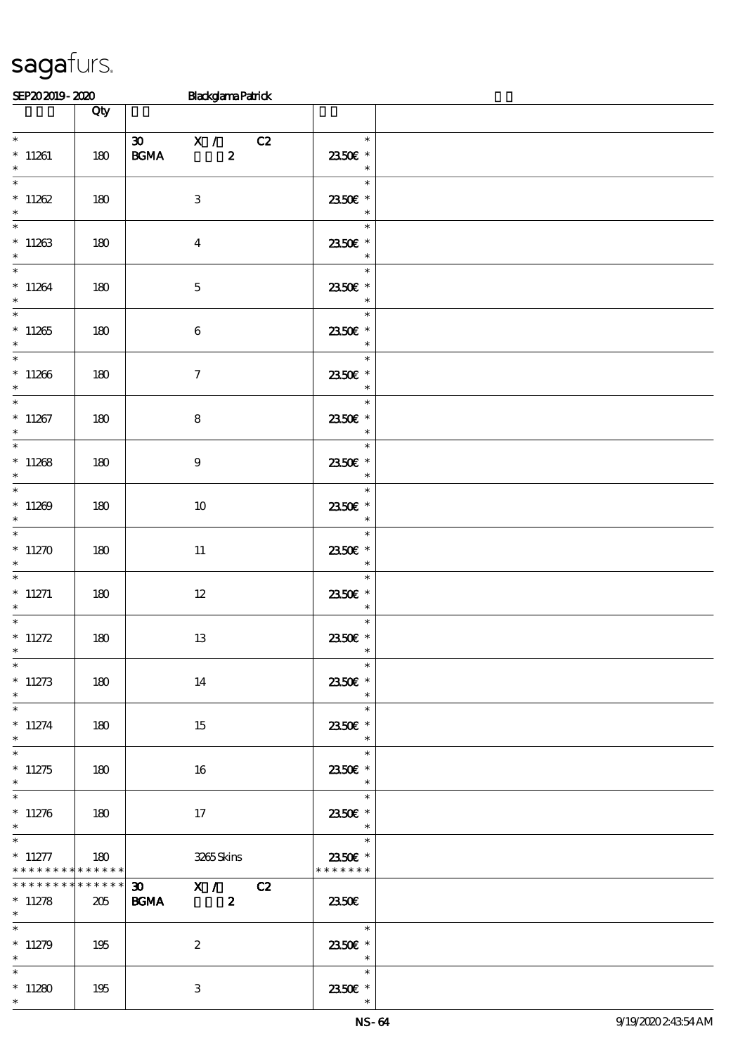# sagafurs.

SEP20 2019 - 2020 Blackglama Patrick

| | Qty | | | |
|---|---|---|---|---|
| * 11261 * | 180 | 30 X / C2 BGMA 2 | 23.50€ | |
| * 11262 * | 180 | 3 | 23.50€ | |
| * 11263 * | 180 | 4 | 23.50€ | |
| * 11264 * | 180 | 5 | 23.50€ | |
| * 11265 * | 180 | 6 | 23.50€ | |
| * 11266 * | 180 | 7 | 23.50€ | |
| * 11267 * | 180 | 8 | 23.50€ | |
| * 11268 * | 180 | 9 | 23.50€ | |
| * 11269 * | 180 | 10 | 23.50€ | |
| * 11270 * | 180 | 11 | 23.50€ | |
| * 11271 * | 180 | 12 | 23.50€ | |
| * 11272 * | 180 | 13 | 23.50€ | |
| * 11273 * | 180 | 14 | 23.50€ | |
| * 11274 * | 180 | 15 | 23.50€ | |
| * 11275 * | 180 | 16 | 23.50€ | |
| * 11276 * | 180 | 17 | 23.50€ | |
| * 11277 ************** | 180 | 3265 Skins | 23.50€ ******* | |
| ************** 11278 * | 205 | 30 X / C2 BGMA 2 | 23.50€ | |
| * 11279 * | 195 | 2 | 23.50€ | |
| * 11280 * | 195 | 3 | 23.50€ | |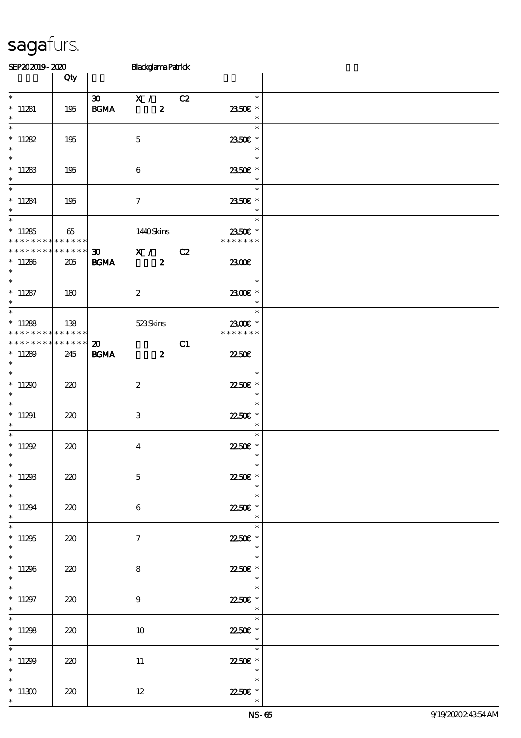# sagafurs.

SEP20 2019 - 2020 Blackglama Patrick

| | Qty | | |
|---|---|---|---|
| * <br> * 11281 <br> * | 195 | 30 X / C2 <br> BGMA 2 | * <br> 23.50€ * <br> * |
| * <br> * 11282 <br> * | 195 | 5 | * <br> 23.50€ * <br> * |
| * <br> * 11283 <br> * | 195 | 6 | * <br> 23.50€ * <br> * |
| * <br> * 11284 <br> * | 195 | 7 | * <br> 23.50€ * <br> * |
| * <br> * 11285 <br> * * * * * * * * * * * * * | 65 | 1440 Skins | * <br> 23.50€ * <br> * * * * * * * |
| * * * * * * * * * * * * * * <br> * 11286 <br> * | 205 | 30 X / C2 <br> BGMA 2 | 23.00€ |
| * <br> * 11287 <br> * | 180 | 2 | * <br> 23.00€ * <br> * |
| * <br> * 11288 <br> * * * * * * * * * * * * * | 138 | 523 Skins | * <br> 23.00€ * <br> * * * * * * * |
| * * * * * * * * * * * * * * <br> * 11289 <br> * | 245 | 20 C1 <br> BGMA 2 | 22.50€ |
| * <br> * 11290 <br> * | 220 | 2 | * <br> 22.50€ * <br> * |
| * <br> * 11291 <br> * | 220 | 3 | * <br> 22.50€ * <br> * |
| * <br> * 11292 <br> * | 220 | 4 | * <br> 22.50€ * <br> * |
| * <br> * 11293 <br> * | 220 | 5 | * <br> 22.50€ * <br> * |
| * <br> * 11294 <br> * | 220 | 6 | * <br> 22.50€ * <br> * |
| * <br> * 11295 <br> * | 220 | 7 | * <br> 22.50€ * <br> * |
| * <br> * 11296 <br> * | 220 | 8 | * <br> 22.50€ * <br> * |
| * <br> * 11297 <br> * | 220 | 9 | * <br> 22.50€ * <br> * |
| * <br> * 11298 <br> * | 220 | 10 | * <br> 22.50€ * <br> * |
| * <br> * 11299 <br> * | 220 | 11 | * <br> 22.50€ * <br> * |
| * <br> * 11300 <br> * | 220 | 12 | * <br> 22.50€ * <br> * |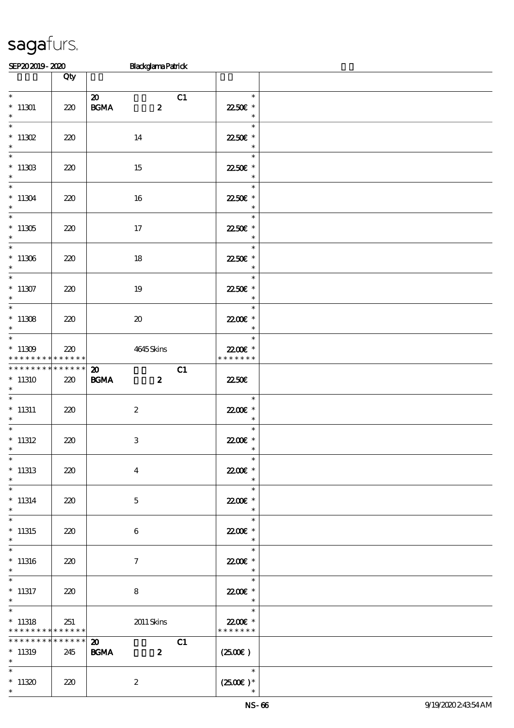# sagafurs.

SEP20 2019 - 2020 Blackglama Patrick

| | Qty | | |
|---|---|---|---|
| * 11301 * | 220 | 20 C1 BGMA 2 | * 22.50€ * |
| * 11302 * | 220 | 14 | * 22.50€ * |
| * 11303 * | 220 | 15 | * 22.50€ * |
| * 11304 * | 220 | 16 | * 22.50€ * |
| * 11305 * | 220 | 17 | * 22.50€ * |
| * 11306 * | 220 | 18 | * 22.50€ * |
| * 11307 * | 220 | 19 | * 22.50€ * |
| * 11308 * | 220 | 20 | * 22.00€ * |
| * 11309 * * * * * * * * * * * * * | 220 | 4645 Skins | * 22.00€ * * * * * * * * |
| * * * * * * * * * * * * * * 11310 * | 220 | 20 C1 BGMA 2 | 22.50€ |
| * 11311 * | 220 | 2 | * 22.00€ * |
| * 11312 * | 220 | 3 | * 22.00€ * |
| * 11313 * | 220 | 4 | * 22.00€ * |
| * 11314 * | 220 | 5 | * 22.00€ * |
| * 11315 * | 220 | 6 | * 22.00€ * |
| * 11316 * | 220 | 7 | * 22.00€ * |
| * 11317 * | 220 | 8 | * 22.00€ * |
| * 11318 * * * * * * * * * * * * * | 251 | 2011 Skins | * 22.00€ * * * * * * * * |
| * * * * * * * * * * * * * * 11319 * | 245 | 20 C1 BGMA 2 | (25.00€) |
| * 11320 * | 220 | 2 | * (25.00€) * * |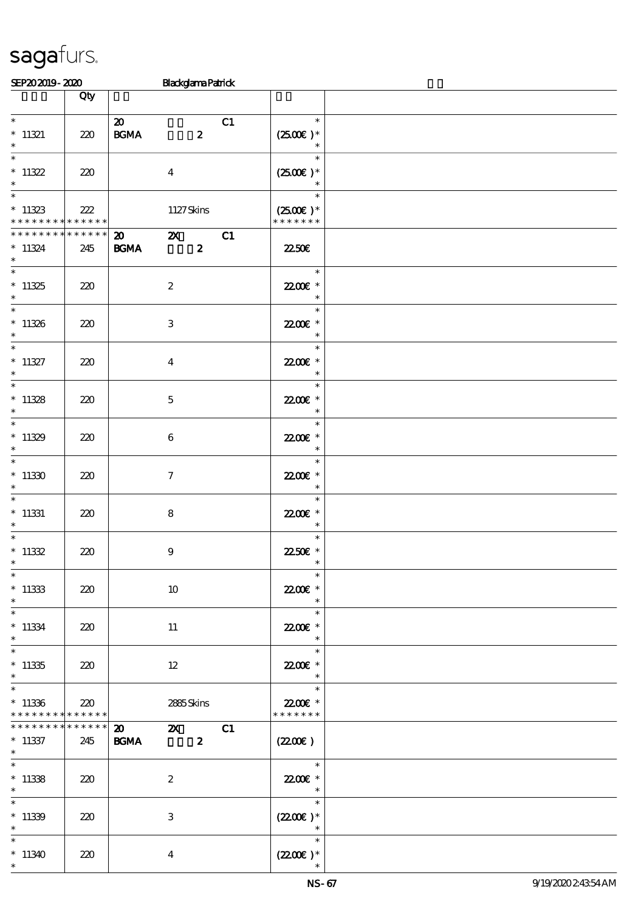| | Qty | | |
|---|---|---|---|
| *<br>* 11321<br>* | 220 | 20 C1<br>BGMA 2 | *<br>(25.00€ )*<br>* |
| *<br>* 11322<br>* | 220 | 4 | *<br>(25.00€ )*<br>* |
| *<br>* 11323<br>* * * * * * * * * * * * * * | 222 | 1127 Skins | *<br>(25.00€ )*<br>* * * * * * * |
| * * * * * * * * * * * * * *<br>* 11324<br>* | 245 | 20 2X C1<br>BGMA 2 | 22.50€ |
| *<br>* 11325<br>* | 220 | 2 | *<br>22.00€ *<br>* |
| *<br>* 11326<br>* | 220 | 3 | *<br>22.00€ *<br>* |
| *<br>* 11327<br>* | 220 | 4 | *<br>22.00€ *<br>* |
| *<br>* 11328<br>* | 220 | 5 | *<br>22.00€ *<br>* |
| *<br>* 11329<br>* | 220 | 6 | *<br>22.00€ *<br>* |
| *<br>* 11330<br>* | 220 | 7 | *<br>22.00€ *<br>* |
| *<br>* 11331<br>* | 220 | 8 | *<br>22.00€ *<br>* |
| *<br>* 11332<br>* | 220 | 9 | *<br>22.50€ *<br>* |
| *<br>* 11333<br>* | 220 | 10 | *<br>22.00€ *<br>* |
| *<br>* 11334<br>* | 220 | 11 | *<br>22.00€ *<br>* |
| *<br>* 11335<br>* | 220 | 12 | *<br>22.00€ *<br>* |
| *<br>* 11336<br>* * * * * * * * * * * * * * | 220 | 2885 Skins | *<br>22.00€ *<br>* * * * * * * |
| * * * * * * * * * * * * * *<br>* 11337<br>* | 245 | 20 2X C1<br>BGMA 2 | (22.00€ ) |
| *<br>* 11338<br>* | 220 | 2 | *<br>22.00€ *<br>* |
| *<br>* 11339<br>* | 220 | 3 | *<br>(22.00€ )*<br>* |
| *<br>* 11340<br>* | 220 | 4 | *<br>(22.00€ )*<br>* |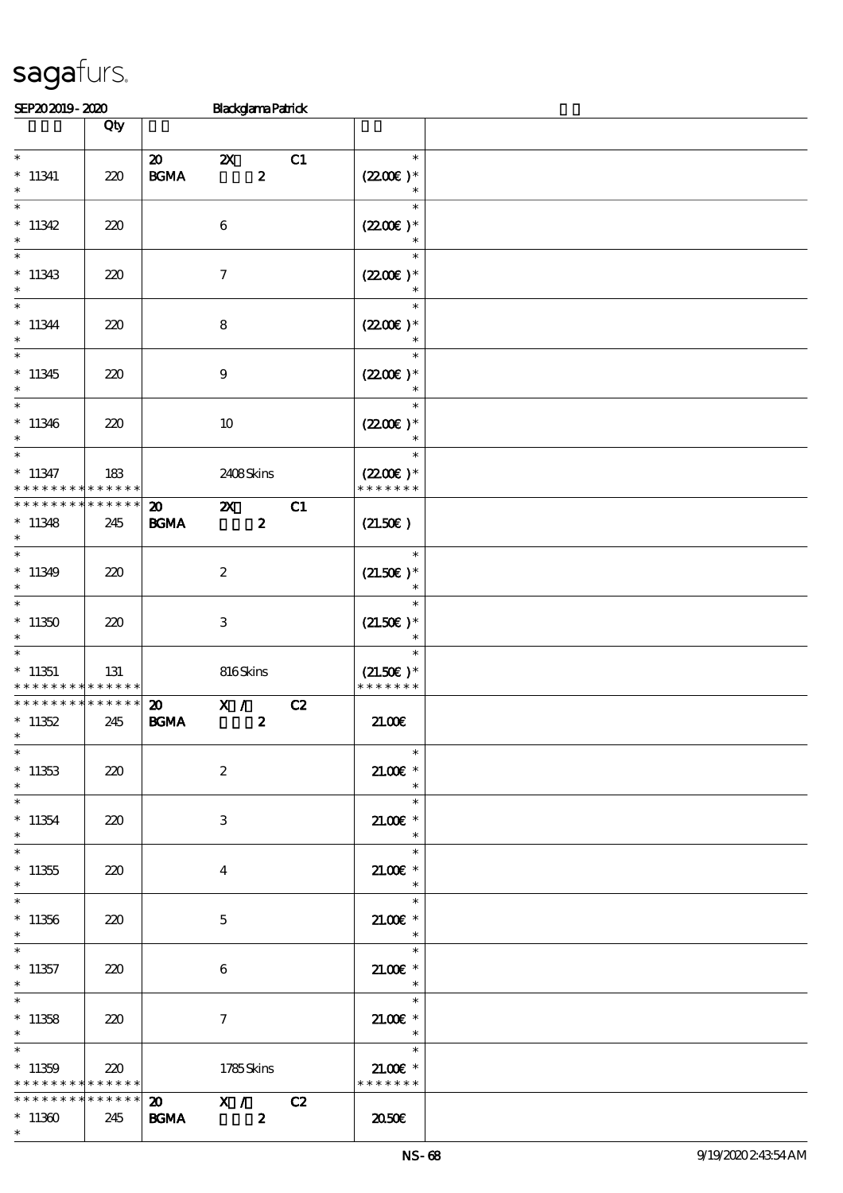SEP20 2019 - 2020 Blackglama Patrick

| | Qty | | |
|---|---|---|---|
| * <br> * 11341 <br> * | 220 | 20 2X C1 <br> BGMA 2 | * <br> (22.00€ )* <br> * |
| * <br> * 11342 <br> * | 220 | 6 | * <br> (22.00€ )* <br> * |
| * <br> * 11343 <br> * | 220 | 7 | * <br> (22.00€ )* <br> * |
| * <br> * 11344 <br> * | 220 | 8 | * <br> (22.00€ )* <br> * |
| * <br> * 11345 <br> * | 220 | 9 | * <br> (22.00€ )* <br> * |
| * <br> * 11346 <br> * | 220 | 10 | * <br> (22.00€ )* <br> * |
| * <br> * 11347 <br> * * * * * * * * * * * * * * | 183 | 2408 Skins | * <br> (22.00€ )* <br> * * * * * * * |
| * * * * * * * * * * * * * * <br> * 11348 <br> * | 245 | 20 2X C1 <br> BGMA 2 | (21.50€ ) |
| * <br> * 11349 <br> * | 220 | 2 | * <br> (21.50€ )* <br> * |
| * <br> * 11350 <br> * | 220 | 3 | * <br> (21.50€ )* <br> * |
| * <br> * 11351 <br> * * * * * * * * * * * * * * | 131 | 816 Skins | * <br> (21.50€ )* <br> * * * * * * * |
| * * * * * * * * * * * * * * <br> * 11352 <br> * | 245 | 20 X / C2 <br> BGMA 2 | 21.00€ |
| * <br> * 11353 <br> * | 220 | 2 | * <br> 21.00€ * <br> * |
| * <br> * 11354 <br> * | 220 | 3 | * <br> 21.00€ * <br> * |
| * <br> * 11355 <br> * | 220 | 4 | * <br> 21.00€ * <br> * |
| * <br> * 11356 <br> * | 220 | 5 | * <br> 21.00€ * <br> * |
| * <br> * 11357 <br> * | 220 | 6 | * <br> 21.00€ * <br> * |
| * <br> * 11358 <br> * | 220 | 7 | * <br> 21.00€ * <br> * |
| * <br> * 11359 <br> * * * * * * * * * * * * * * | 220 | 1785 Skins | * <br> 21.00€ * <br> * * * * * * * |
| * * * * * * * * * * * * * * <br> * 11360 <br> * | 245 | 20 X / C2 <br> BGMA 2 | 20.50€ |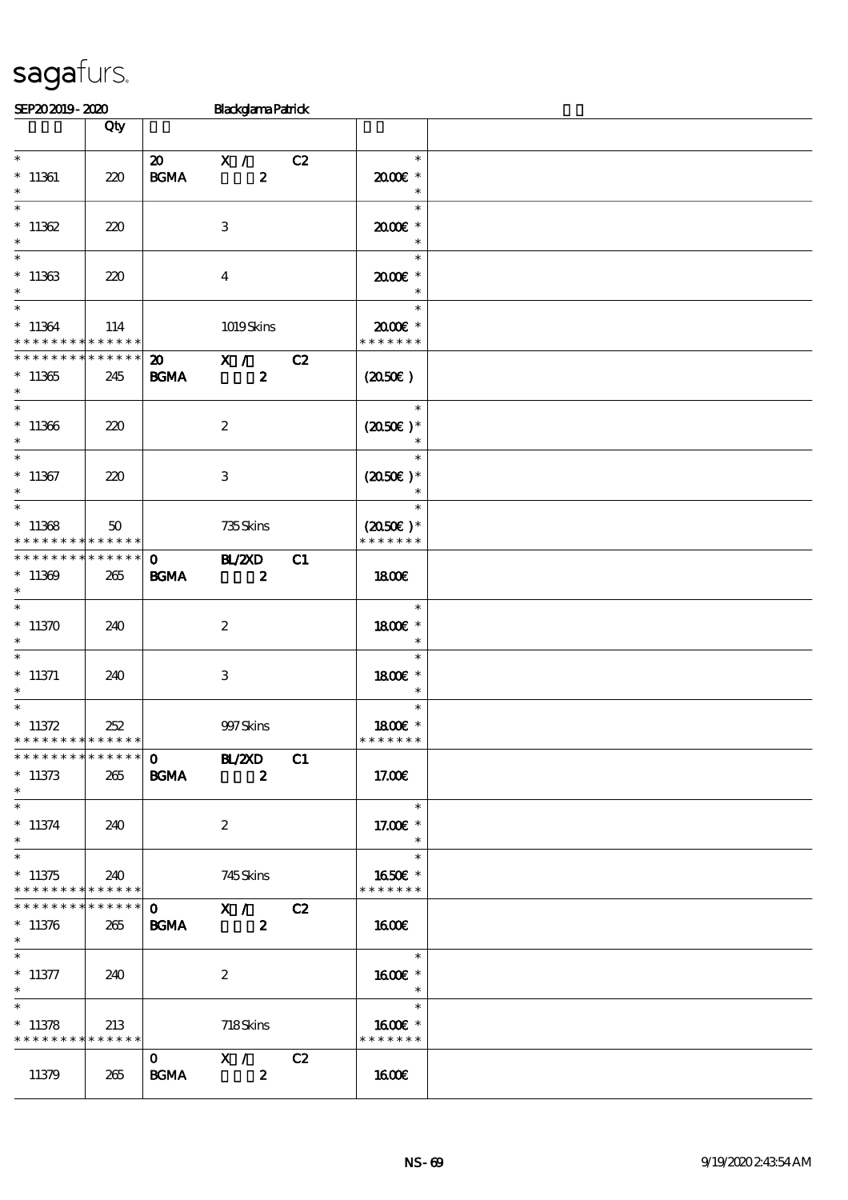sagafurs.

SEP20 2019 - 2020 Blackglama Patrick

| | Qty | | | | |
|---|---|---|---|---|---|
| * 11361 * | 220 | 20 BGMA | X / 2 | C2 | * 20.00€ * * |
| * 11362 * | 220 | | 3 | | * 20.00€ * * |
| * 11363 * | 220 | | 4 | | * 20.00€ * * |
| * 11364 * * * * * * * * * * * * * | 114 | | 1019 Skins | | * 20.00€ * * * * * * * * |
| * * * * * * * * * * * * * * 11365 * | 245 | 20 BGMA | X / 2 | C2 | (20.50€) |
| * 11366 * | 220 | | 2 | | * (20.50€) * * |
| * 11367 * | 220 | | 3 | | * (20.50€) * * |
| * 11368 * * * * * * * * * * * * * | 50 | | 735 Skins | | * (20.50€) * * * * * * * * |
| * * * * * * * * * * * * * * 11369 * | 265 | 0 BGMA | BL/2XD 2 | C1 | 18.00€ |
| * 11370 * | 240 | | 2 | | * 18.00€ * * |
| * 11371 * | 240 | | 3 | | * 18.00€ * * |
| * 11372 * * * * * * * * * * * * * | 252 | | 997 Skins | | * 18.00€ * * * * * * * * |
| * * * * * * * * * * * * * * 11373 * | 265 | 0 BGMA | BL/2XD 2 | C1 | 17.00€ |
| * 11374 * | 240 | | 2 | | * 17.00€ * * |
| * 11375 * * * * * * * * * * * * * | 240 | | 745 Skins | | * 16.50€ * * * * * * * * |
| * * * * * * * * * * * * * * 11376 * | 265 | 0 BGMA | X / 2 | C2 | 16.00€ |
| * 11377 * | 240 | | 2 | | * 16.00€ * * |
| * 11378 * * * * * * * * * * * * * | 213 | | 718 Skins | | * 16.00€ * * * * * * * * |
| 11379 | 265 | 0 BGMA | X / 2 | C2 | 16.00€ |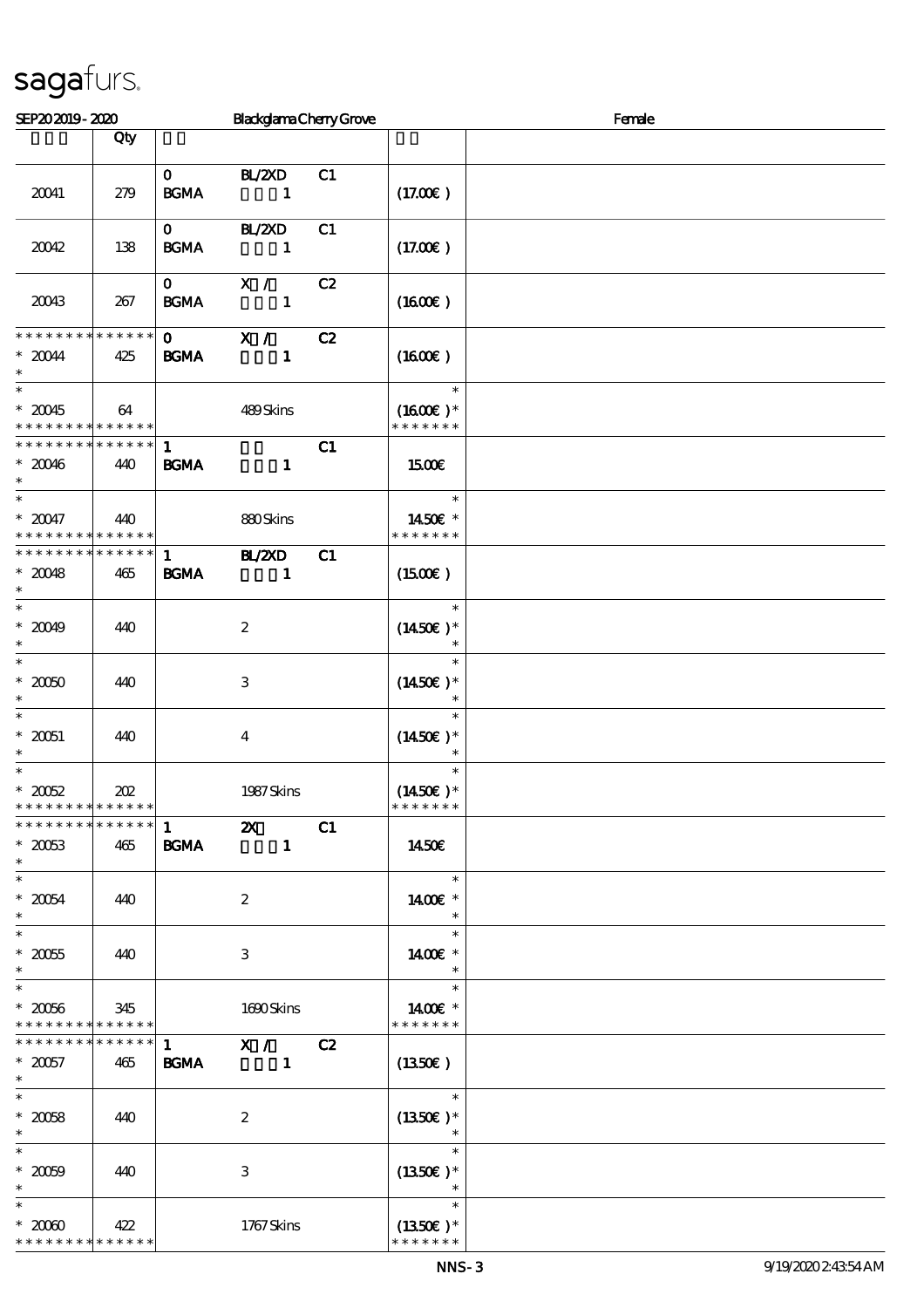sagafurs.

SEP20 2019 - 2020 Blackglama Cherry Grove Female

| | Qty | | | | | |
|---|---|---|---|---|---|---|
| 20041 | 279 | 0 BGMA | BL/2XD 1 | C1 | (17.00€ ) | |
| 20042 | 138 | 0 BGMA | BL/2XD 1 | C1 | (17.00€ ) | |
| 20043 | 267 | 0 BGMA | X / 1 | C2 | (16.00€ ) | |
| * * * * * * * * * * * * * * * 20044 * | 425 | 0 BGMA | X / 1 | C2 | (16.00€ ) | |
| * * 20045 * * * * * * * * * * * * * * | 64 | | 489 Skins | | * (16.00€ )* * * * * * * * | |
| * * * * * * * * * * * * * * * 20046 * | 440 | 1 BGMA | 1 | C1 | 15.00€ | |
| * * 20047 * * * * * * * * * * * * * * | 440 | | 880 Skins | | * 14.50€ * * * * * * * * | |
| * * * * * * * * * * * * * * * 20048 * | 465 | 1 BGMA | BL/2XD 1 | C1 | (15.00€ ) | |
| * * 20049 * | 440 | | 2 | | * (14.50€ )* * | |
| * * 20050 * | 440 | | 3 | | * (14.50€ )* * | |
| * * 20051 * | 440 | | 4 | | * (14.50€ )* * | |
| * * 20052 * * * * * * * * * * * * * * | 202 | | 1987 Skins | | * (14.50€ )* * * * * * * * | |
| * * * * * * * * * * * * * * * 20053 * | 465 | 1 BGMA | 2X 1 | C1 | 14.50€ | |
| * * 20054 * | 440 | | 2 | | * 14.00€ * * | |
| * * 20055 * | 440 | | 3 | | * 14.00€ * * | |
| * * 20056 * * * * * * * * * * * * * * | 345 | | 1690 Skins | | * 14.00€ * * * * * * * * | |
| * * * * * * * * * * * * * * * 20057 * | 465 | 1 BGMA | X / 1 | C2 | (13.50€ ) | |
| * * 20058 * | 440 | | 2 | | * (13.50€ )* * | |
| * * 20059 * | 440 | | 3 | | * (13.50€ )* * | |
| * * 20060 * * * * * * * * * * * * * * | 422 | | 1767 Skins | | * (13.50€ )* * * * * * * * | |

NNS-3 9/19/2020 2:43:54 AM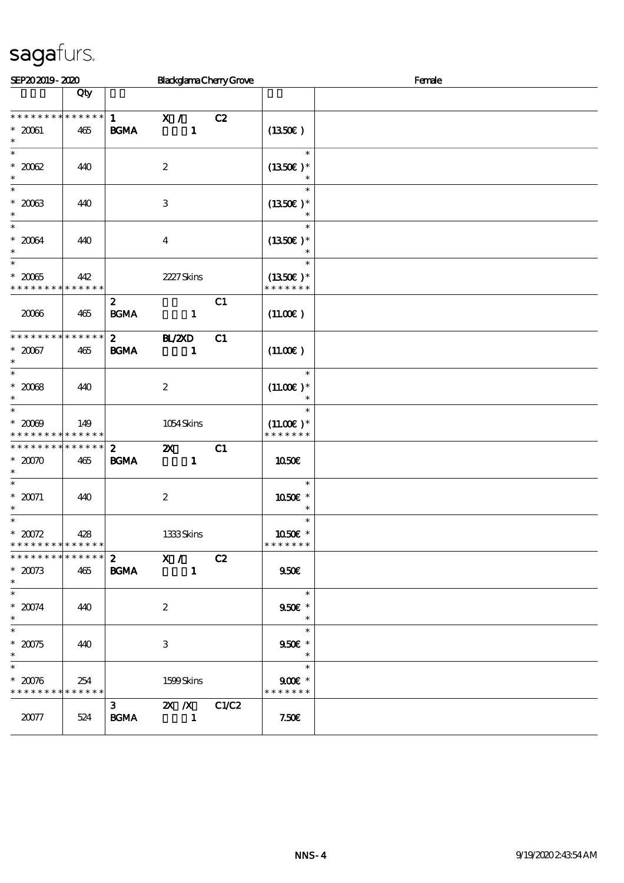sagafurs.

SEP20 2019 - 2020 Blackglama Cherry Grove Female

| | Qty | | | |
|---|---|---|---|---|
| * * * * * * * * * * * * * * | | 1 X / C2 | | |
| * 20061 | 465 | BGMA 1 | (13.50€) | |
| * | | | | |
| * 20062 | 440 | 2 | (13.50€) * | |
| * | | | | |
| * 20063 | 440 | 3 | (13.50€) * | |
| * | | | | |
| * 20064 | 440 | 4 | (13.50€) * | |
| * | | | | |
| * 20065 | 442 | 2227 Skins | (13.50€) * | |
| * * * * * * * * * * * * * * | | | * * * * * * * | |
| | | 2 C1 | | |
| 20066 | 465 | BGMA 1 | (11.00€) | |
| * * * * * * * * * * * * * * | | 2 BL/2XD C1 | | |
| * 20067 | 465 | BGMA 1 | (11.00€) | |
| * | | | | |
| * 20068 | 440 | 2 | (11.00€) * | |
| * | | | | |
| * 20069 | 149 | 1054 Skins | (11.00€) * | |
| * * * * * * * * * * * * * * | | | * * * * * * * | |
| * * * * * * * * * * * * * * | | 2 2X C1 | | |
| * 20070 | 465 | BGMA 1 | 10.50€ | |
| * | | | | |
| * 20071 | 440 | 2 | 10.50€ * | |
| * | | | | |
| * 20072 | 428 | 1333 Skins | 10.50€ * | |
| * * * * * * * * * * * * * * | | | * * * * * * * | |
| * * * * * * * * * * * * * * | | 2 X / C2 | | |
| * 20073 | 465 | BGMA 1 | 9.50€ | |
| * | | | | |
| * 20074 | 440 | 2 | 9.50€ * | |
| * | | | | |
| * 20075 | 440 | 3 | 9.50€ * | |
| * | | | | |
| * 20076 | 254 | 1599 Skins | 9.00€ * | |
| * * * * * * * * * * * * * * | | | * * * * * * * | |
| | | 3 2X /X C1/C2 | | |
| 20077 | 524 | BGMA 1 | 7.50€ | |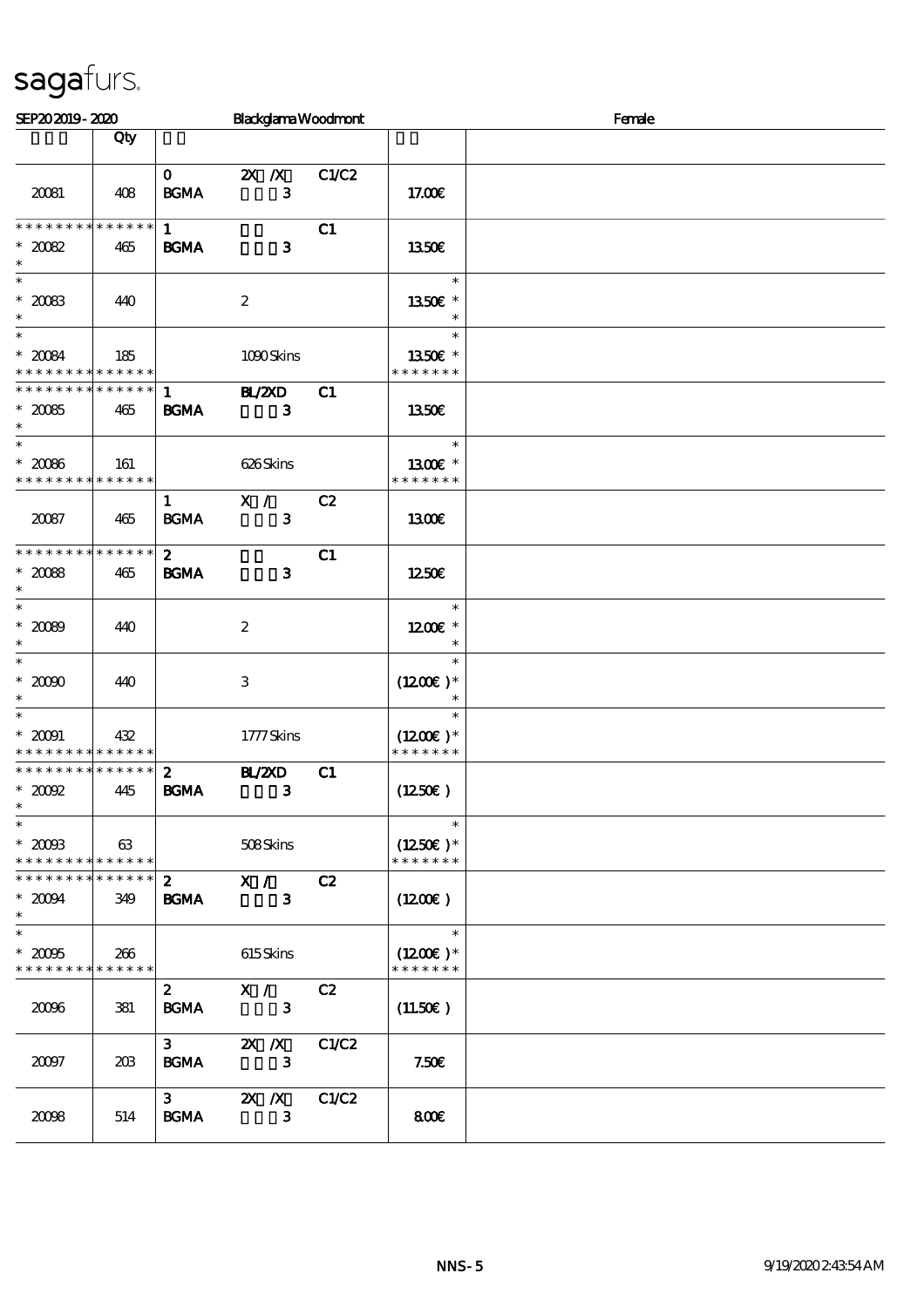sagafurs.

SEP20 2019 - 2020 | Blackglama Woodmont | Female

| | Qty | | | | |
|---|---|---|---|---|---|
| 20081 | 408 | 0 BGMA | 2X /X 3 | C1/C2 | 17.00€ |
| * * * * * * * * * * * * * * 20082 * | 465 | 1 BGMA | 3 | C1 | 13.50€ |
| * * 20083 * | 440 | | 2 | | * 13.50€ * * |
| * * 20084 * * * * * * * * * * * * * | 185 | | 1090 Skins | | * 13.50€ * * * * * * * * |
| * * * * * * * * * * * * * * 20085 * | 465 | 1 BGMA | BL/2XD 3 | C1 | 13.50€ |
| * * 20086 * * * * * * * * * * * * * | 161 | | 626 Skins | | * 13.00€ * * * * * * * * |
| 20087 | 465 | 1 BGMA | X / 3 | C2 | 13.00€ |
| * * * * * * * * * * * * * * 20088 * | 465 | 2 BGMA | 3 | C1 | 12.50€ |
| * * 20089 * | 440 | | 2 | | * 12.00€ * * |
| * * 20090 * | 440 | | 3 | | * (12.00€ )* * |
| * * 20091 * * * * * * * * * * * * * | 432 | | 1777 Skins | | * (12.00€ )* * * * * * * * |
| * * * * * * * * * * * * * * 20092 * | 445 | 2 BGMA | BL/2XD 3 | C1 | (12.50€ ) |
| * * 20093 * * * * * * * * * * * * * | 63 | | 508 Skins | | * (12.50€ )* * * * * * * * |
| * * * * * * * * * * * * * * 20094 * | 349 | 2 BGMA | X / 3 | C2 | (12.00€ ) |
| * * 20095 * * * * * * * * * * * * * | 266 | | 615 Skins | | * (12.00€ )* * * * * * * * |
| 20096 | 381 | 2 BGMA | X / 3 | C2 | (11.50€ ) |
| 20097 | 203 | 3 BGMA | 2X /X 3 | C1/C2 | 7.50€ |
| 20098 | 514 | 3 BGMA | 2X /X 3 | C1/C2 | 8.00€ |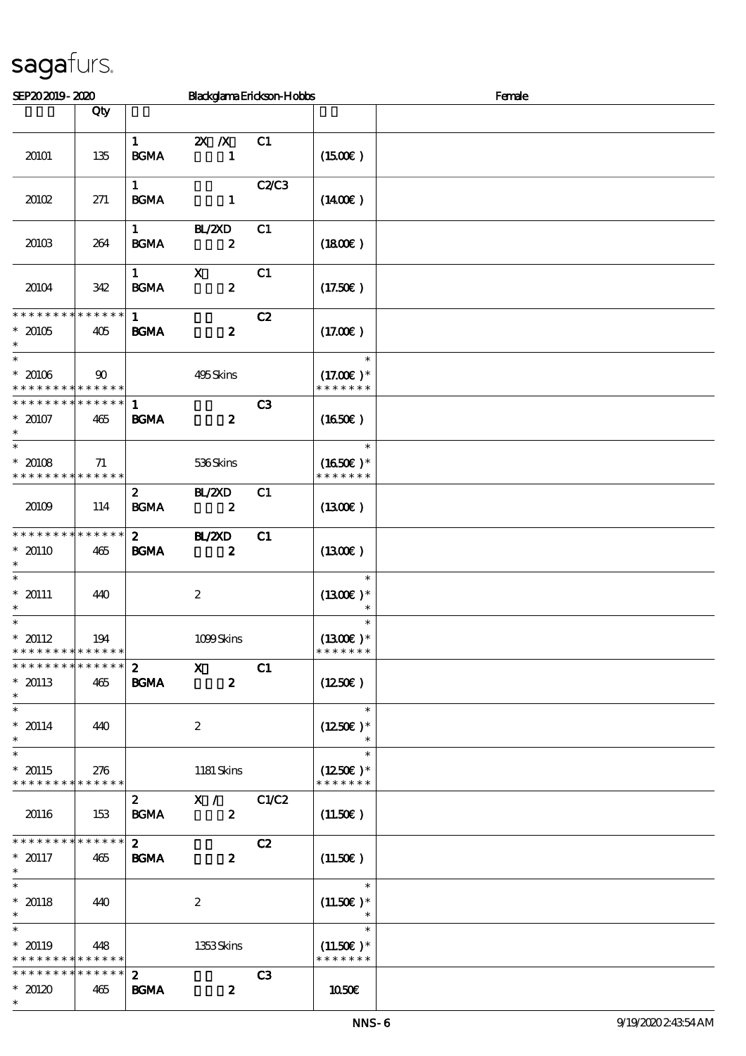sagafurs.

SEP20 2019 - 2020 Blackglama Erickson-Hobbs Female

| | Qty | | | | | |
|---|---|---|---|---|---|---|
| 20101 | 135 | 1 BGMA | 2X /X 1 | C1 | (15.00€ ) | |
| 20102 | 271 | 1 BGMA | 1 | C2/C3 | (14.00€ ) | |
| 20103 | 264 | 1 BGMA | BL/2XD 2 | C1 | (18.00€ ) | |
| 20104 | 342 | 1 BGMA | X 2 | C1 | (17.50€ ) | |
| * * * * * * * * * * * * * * 20105 * | 405 | 1 BGMA | 2 | C2 | (17.00€ ) | |
| * * 20106 * * * * * * * * * * * * * | 90 | | 495 Skins | | * (17.00€ )* * * * * * * * | |
| * * * * * * * * * * * * * * 20107 * | 465 | 1 BGMA | 2 | C3 | (16.50€ ) | |
| * * 20108 * * * * * * * * * * * * * | 71 | | 536 Skins | | * (16.50€ )* * * * * * * * | |
| 20109 | 114 | 2 BGMA | BL/2XD 2 | C1 | (13.00€ ) | |
| * * * * * * * * * * * * * * 20110 * | 465 | 2 BGMA | BL/2XD 2 | C1 | (13.00€ ) | |
| * * 20111 * | 440 | | 2 | | * (13.00€ )* * | |
| * * 20112 * * * * * * * * * * * * * | 194 | | 1099 Skins | | * (13.00€ )* * * * * * * * | |
| * * * * * * * * * * * * * * 20113 * | 465 | 2 BGMA | X 2 | C1 | (12.50€ ) | |
| * * 20114 * | 440 | | 2 | | * (12.50€ )* * | |
| * * 20115 * * * * * * * * * * * * * | 276 | | 1181 Skins | | * (12.50€ )* * * * * * * * | |
| 20116 | 153 | 2 BGMA | X / 2 | C1/C2 | (11.50€ ) | |
| * * * * * * * * * * * * * * 20117 * | 465 | 2 BGMA | 2 | C2 | (11.50€ ) | |
| * * 20118 * | 440 | | 2 | | * (11.50€ )* * | |
| * * 20119 * * * * * * * * * * * * * | 448 | | 1353 Skins | | * (11.50€ )* * * * * * * * | |
| * * * * * * * * * * * * * * 20120 * | 465 | 2 BGMA | 2 | C3 | 10.50€ | |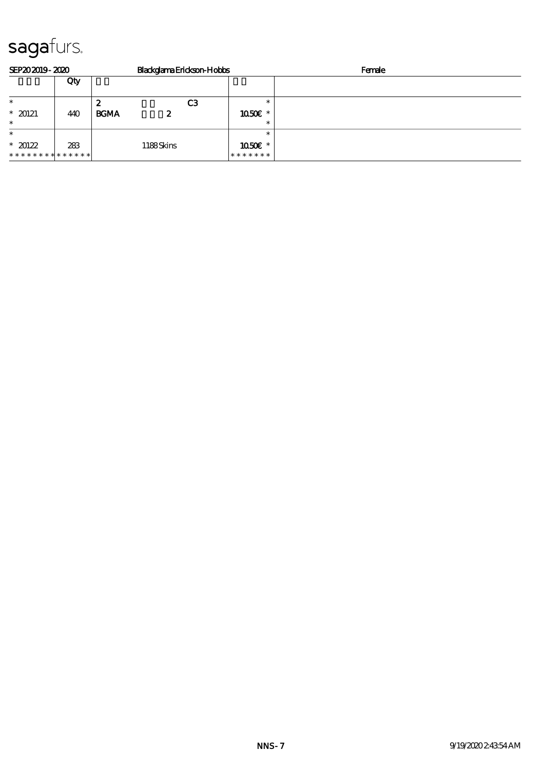# sagafurs.

SEP20 2019 - 2020 | Blackglama Erickson-Hobbs | Female

|  | Qty |  |  |  |
|---|---|---|---|---|
| * <br> * 20121 <br> * | 440 | 2 C3 <br> BGMA 2 | * <br> 10.50€ * <br> * |  |
| * <br> * 20122 <br> * * * * * * * * * * * * * * | 283 | 1188 Skins | * <br> 10.50€ * <br> * * * * * * * |  |

NNS - 7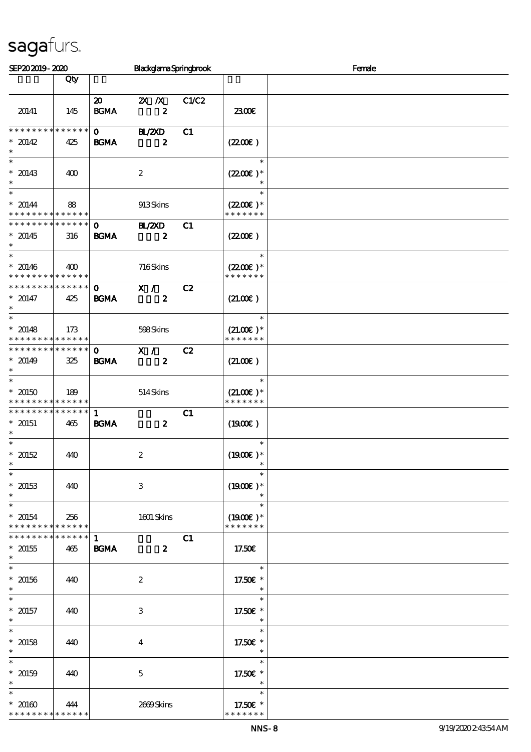sagafurs.

SEP20 2019 - 2020 | Blackglama Springbrook | Female

| | Qty | | | | | |
|---|---|---|---|---|---|---|
| 20141 | 145 | 20 BGMA | 2X /X 2 | C1/C2 | 23.00€ | |
| * * * * * * * * * * * * * * 20142 * | 425 | 0 BGMA | BL/2XD 2 | C1 | (22.00€ ) | |
| * * 20143 * | 400 | | 2 | | * (22.00€ )* * | |
| * * 20144 * * * * * * * * * * * * * * | 88 | | 913 Skins | | * (22.00€ )* * * * * * * * | |
| * * * * * * * * * * * * * * 20145 * | 316 | 0 BGMA | BL/2XD 2 | C1 | (22.00€ ) | |
| * * 20146 * * * * * * * * * * * * * * | 400 | | 716 Skins | | * (22.00€ )* * * * * * * * | |
| * * * * * * * * * * * * * * 20147 * | 425 | 0 BGMA | X / 2 | C2 | (21.00€ ) | |
| * * 20148 * * * * * * * * * * * * * * | 173 | | 598 Skins | | * (21.00€ )* * * * * * * * | |
| * * * * * * * * * * * * * * 20149 * | 325 | 0 BGMA | X / 2 | C2 | (21.00€ ) | |
| * * 20150 * * * * * * * * * * * * * * | 189 | | 514 Skins | | * (21.00€ )* * * * * * * * | |
| * * * * * * * * * * * * * * 20151 * | 465 | 1 BGMA | 2 | C1 | (19.00€ ) | |
| * * 20152 * | 440 | | 2 | | * (19.00€ )* * | |
| * * 20153 * | 440 | | 3 | | * (19.00€ )* * | |
| * * 20154 * * * * * * * * * * * * * * | 256 | | 1601 Skins | | * (19.00€ )* * * * * * * * | |
| * * * * * * * * * * * * * * 20155 * | 465 | 1 BGMA | 2 | C1 | 17.50€ | |
| * * 20156 * | 440 | | 2 | | * 17.50€ * * | |
| * * 20157 * | 440 | | 3 | | * 17.50€ * * | |
| * * 20158 * | 440 | | 4 | | * 17.50€ * * | |
| * * 20159 * | 440 | | 5 | | * 17.50€ * * | |
| * * 20160 * * * * * * * * * * * * * * | 444 | | 2669 Skins | | * 17.50€ * * * * * * * * | |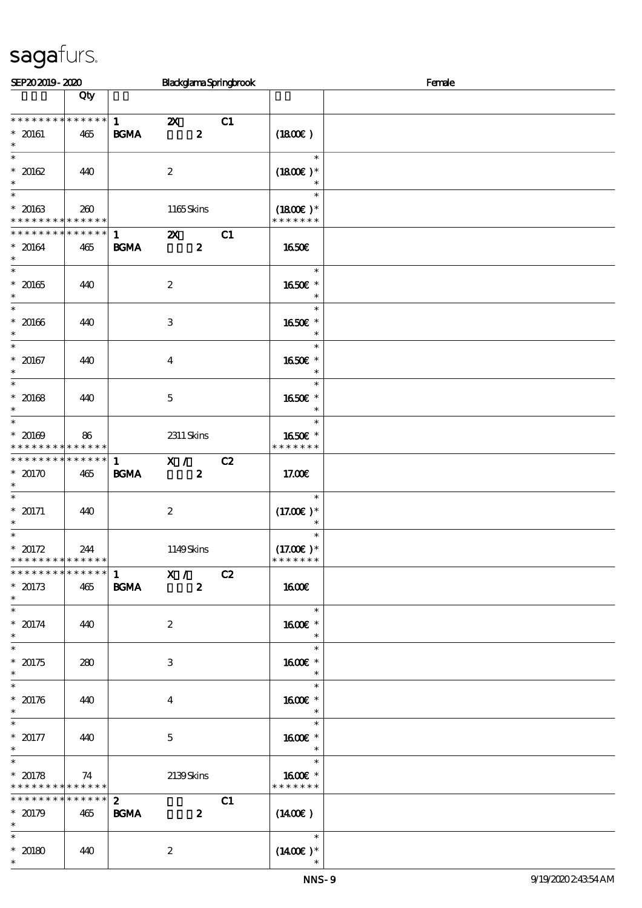sagafurs.

SEP20 2019 - 2020 Blackglama Springbrook Female

| | Qty | | | | | |
|---|---|---|---|---|---|---|
| * * * * * * * * * * * * * * | | 1 | 2X | C1 | | |
| * 20161 | 465 | BGMA | 2 | | (18.00€) | |
| * | | | | | | |
| * 20162 | 440 | | 2 | | (18.00€) * | |
| * | | | | | | |
| * 20163 | 260 | | 1165 Skins | | (18.00€) * | |
| * * * * * * * * * * * * * * | | | | | * * * * * * * | |
| * * * * * * * * * * * * * * | | 1 | 2X | C1 | | |
| * 20164 | 465 | BGMA | 2 | | 16.50€ | |
| * | | | | | | |
| * 20165 | 440 | | 2 | | 16.50€ * | |
| * | | | | | | |
| * 20166 | 440 | | 3 | | 16.50€ * | |
| * | | | | | | |
| * 20167 | 440 | | 4 | | 16.50€ * | |
| * | | | | | | |
| * 20168 | 440 | | 5 | | 16.50€ * | |
| * | | | | | | |
| * 20169 | 86 | | 2311 Skins | | 16.50€ * | |
| * * * * * * * * * * * * * * | | | | | * * * * * * * | |
| * * * * * * * * * * * * * * | | 1 | X / | C2 | | |
| * 20170 | 465 | BGMA | 2 | | 17.00€ | |
| * | | | | | | |
| * 20171 | 440 | | 2 | | (17.00€) * | |
| * | | | | | | |
| * 20172 | 244 | | 1149 Skins | | (17.00€) * | |
| * * * * * * * * * * * * * * | | | | | * * * * * * * | |
| * * * * * * * * * * * * * * | | 1 | X / | C2 | | |
| * 20173 | 465 | BGMA | 2 | | 16.00€ | |
| * | | | | | | |
| * 20174 | 440 | | 2 | | 16.00€ * | |
| * | | | | | | |
| * 20175 | 280 | | 3 | | 16.00€ * | |
| * | | | | | | |
| * 20176 | 440 | | 4 | | 16.00€ * | |
| * | | | | | | |
| * 20177 | 440 | | 5 | | 16.00€ * | |
| * | | | | | | |
| * 20178 | 74 | | 2139 Skins | | 16.00€ * | |
| * * * * * * * * * * * * * * | | | | | * * * * * * * | |
| * * * * * * * * * * * * * * | | 2 | | C1 | | |
| * 20179 | 465 | BGMA | 2 | | (14.00€) | |
| * | | | | | | |
| * 20180 | 440 | | 2 | | (14.00€) * | |
| * | | | | | * | |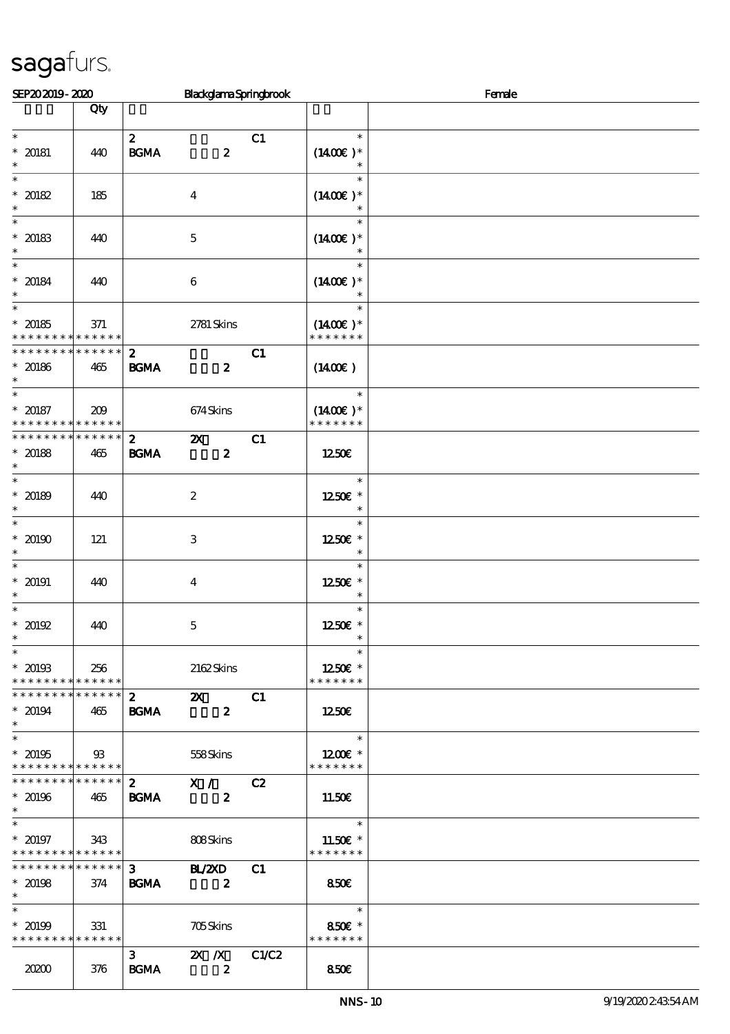SEP20 2019 - 2020 Blackglama Springbrook Female

| | Qty | | | | | |
|---|---|---|---|---|---|---|
| * <br> * 20181 <br> * | 440 | 2 <br> BGMA | 2 | C1 | * <br> (14.00€) * <br> * | |
| * <br> * 20182 <br> * | 185 | | 4 | | * <br> (14.00€) * <br> * | |
| * <br> * 20183 <br> * | 440 | | 5 | | * <br> (14.00€) * <br> * | |
| * <br> * 20184 <br> * | 440 | | 6 | | * <br> (14.00€) * <br> * | |
| * <br> * 20185 <br> * * * * * * * * * * * * * * | 371 | | 2781 Skins | | * <br> (14.00€) * <br> * * * * * * * | |
| * * * * * * * * * * * * * * <br> * 20186 <br> * | 465 | 2 <br> BGMA | 2 | C1 | (14.00€) | |
| * <br> * 20187 <br> * * * * * * * * * * * * * * | 209 | | 674 Skins | | * <br> (14.00€) * <br> * * * * * * * | |
| * * * * * * * * * * * * * * <br> * 20188 <br> * | 465 | 2 <br> BGMA | 2X <br> 2 | C1 | 12.50€ | |
| * <br> * 20189 <br> * | 440 | | 2 | | * <br> 12.50€ * <br> * | |
| * <br> * 20190 <br> * | 121 | | 3 | | * <br> 12.50€ * <br> * | |
| * <br> * 20191 <br> * | 440 | | 4 | | * <br> 12.50€ * <br> * | |
| * <br> * 20192 <br> * | 440 | | 5 | | * <br> 12.50€ * <br> * | |
| * <br> * 20193 <br> * * * * * * * * * * * * * * | 256 | | 2162 Skins | | * <br> 12.50€ * <br> * * * * * * * | |
| * * * * * * * * * * * * * * <br> * 20194 <br> * | 465 | 2 <br> BGMA | 2X <br> 2 | C1 | 12.50€ | |
| * <br> * 20195 <br> * * * * * * * * * * * * * * | 93 | | 558 Skins | | * <br> 12.00€ * <br> * * * * * * * | |
| * * * * * * * * * * * * * * <br> * 20196 <br> * | 465 | 2 <br> BGMA | X / <br> 2 | C2 | 11.50€ | |
| * <br> * 20197 <br> * * * * * * * * * * * * * * | 343 | | 808 Skins | | * <br> 11.50€ * <br> * * * * * * * | |
| * * * * * * * * * * * * * * <br> * 20198 <br> * | 374 | 3 <br> BGMA | BL/2XD <br> 2 | C1 | 8.50€ | |
| * <br> * 20199 <br> * * * * * * * * * * * * * * | 331 | | 705 Skins | | * <br> 8.50€ * <br> * * * * * * * | |
| 20200 | 376 | 3 <br> BGMA | 2X /X <br> 2 | C1/C2 | 8.50€ | |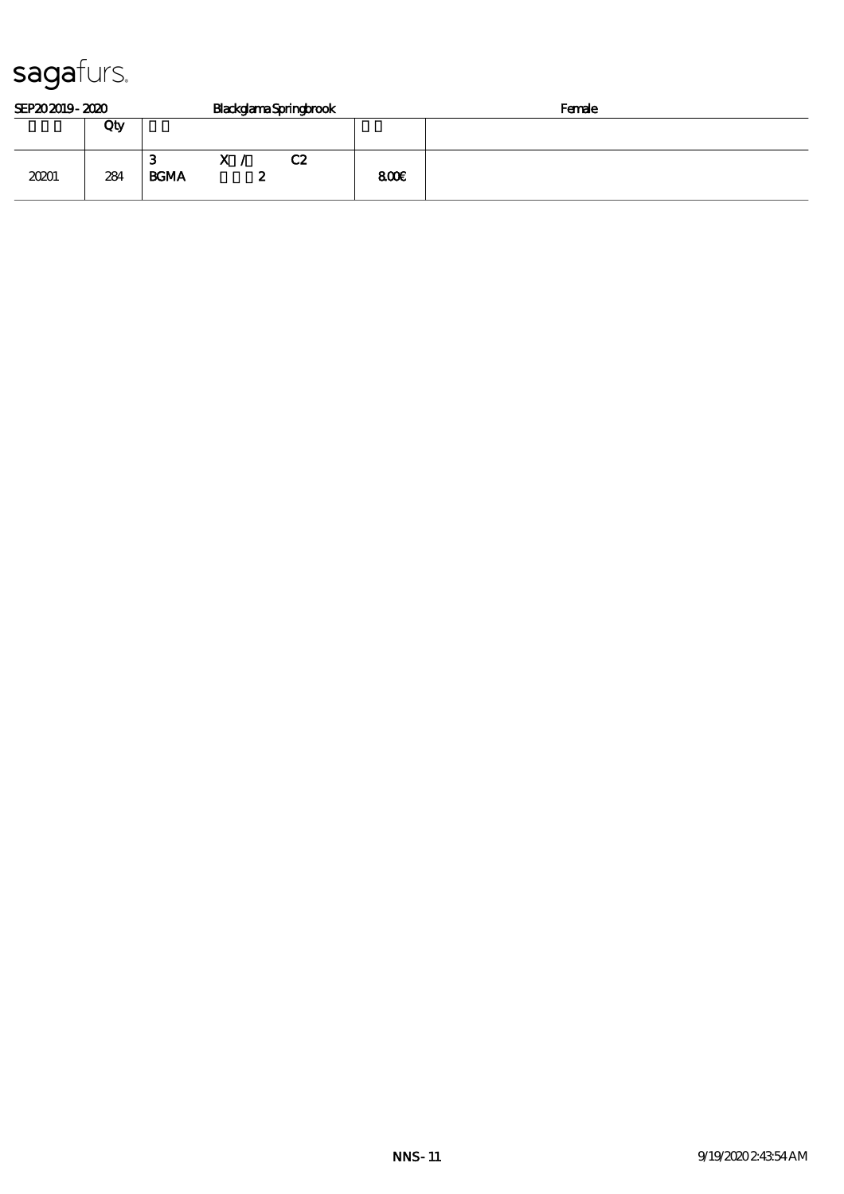sagafurs.

SEP20 2019 - 2020 Blackglama Springbrook Female

| | Qty | | |
|---|---|---|---|
| 20201 | 284 | 3 X / C2<br>BGMA 2 | 8.00€ |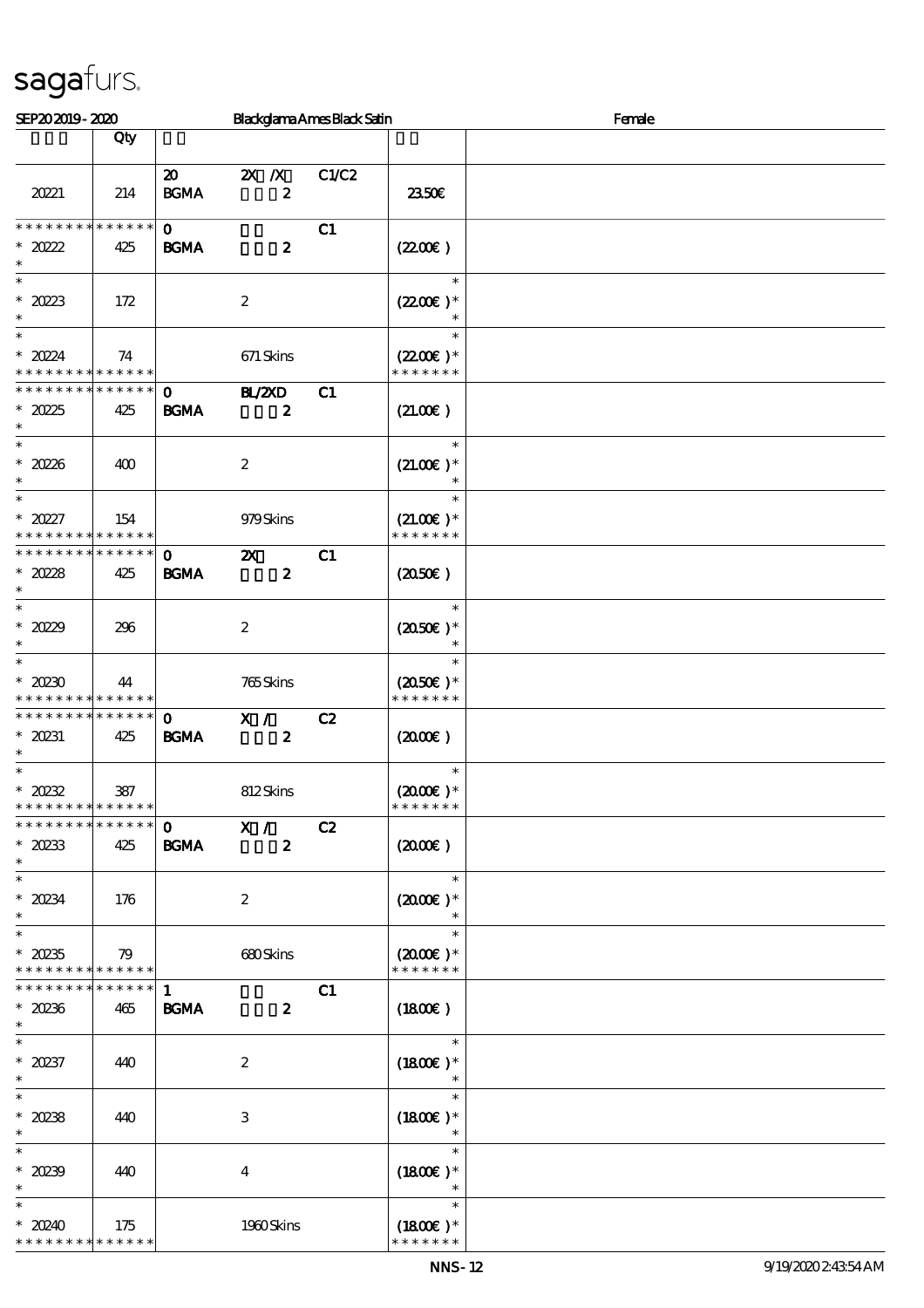sagafurs.

SEP20 2019 - 2020 Blackglama Ames Black Satin Female

| | Qty | | | | | |
|---|---|---|---|---|---|---|
| 20221 | 214 | 20 BGMA | 2X /X 2 | C1/C2 | 23.50€ | |
| * * * * * * * * * * * * * * <br>* 20222 <br>* | 425 | 0 BGMA | 2 | C1 | (22.00€ ) | |
| * <br>* 20223 <br>* | 172 | | 2 | | * <br>(22.00€ )* <br>* | |
| * <br>* 20224 <br>* * * * * * * * * * * * * * | 74 | | 671 Skins | | * <br>(22.00€ )* <br>* * * * * * * | |
| * * * * * * * * * * * * * * <br>* 20225 <br>* | 425 | 0 BGMA | BL/2XD 2 | C1 | (21.00€ ) | |
| * <br>* 20226 <br>* | 400 | | 2 | | * <br>(21.00€ )* <br>* | |
| * <br>* 20227 <br>* * * * * * * * * * * * * * | 154 | | 979 Skins | | * <br>(21.00€ )* <br>* * * * * * * | |
| * * * * * * * * * * * * * * <br>* 20228 <br>* | 425 | 0 BGMA | 2X 2 | C1 | (20.50€ ) | |
| * <br>* 20229 <br>* | 296 | | 2 | | * <br>(20.50€ )* <br>* | |
| * <br>* 20230 <br>* * * * * * * * * * * * * * | 44 | | 765 Skins | | * <br>(20.50€ )* <br>* * * * * * * | |
| * * * * * * * * * * * * * * <br>* 20231 <br>* | 425 | 0 BGMA | X / 2 | C2 | (20.00€ ) | |
| * <br>* 20232 <br>* * * * * * * * * * * * * * | 387 | | 812 Skins | | * <br>(20.00€ )* <br>* * * * * * * | |
| * * * * * * * * * * * * * * <br>* 20233 <br>* | 425 | 0 BGMA | X / 2 | C2 | (20.00€ ) | |
| * <br>* 20234 <br>* | 176 | | 2 | | * <br>(20.00€ )* <br>* | |
| * <br>* 20235 <br>* * * * * * * * * * * * * * | 79 | | 680 Skins | | * <br>(20.00€ )* <br>* * * * * * * | |
| * * * * * * * * * * * * * * <br>* 20236 <br>* | 465 | 1 BGMA | 2 | C1 | (18.00€ ) | |
| * <br>* 20237 <br>* | 440 | | 2 | | * <br>(18.00€ )* <br>* | |
| * <br>* 20238 <br>* | 440 | | 3 | | * <br>(18.00€ )* <br>* | |
| * <br>* 20239 <br>* | 440 | | 4 | | * <br>(18.00€ )* <br>* | |
| * <br>* 20240 <br>* * * * * * * * * * * * * * | 175 | | 1960 Skins | | * <br>(18.00€ )* <br>* * * * * * * | |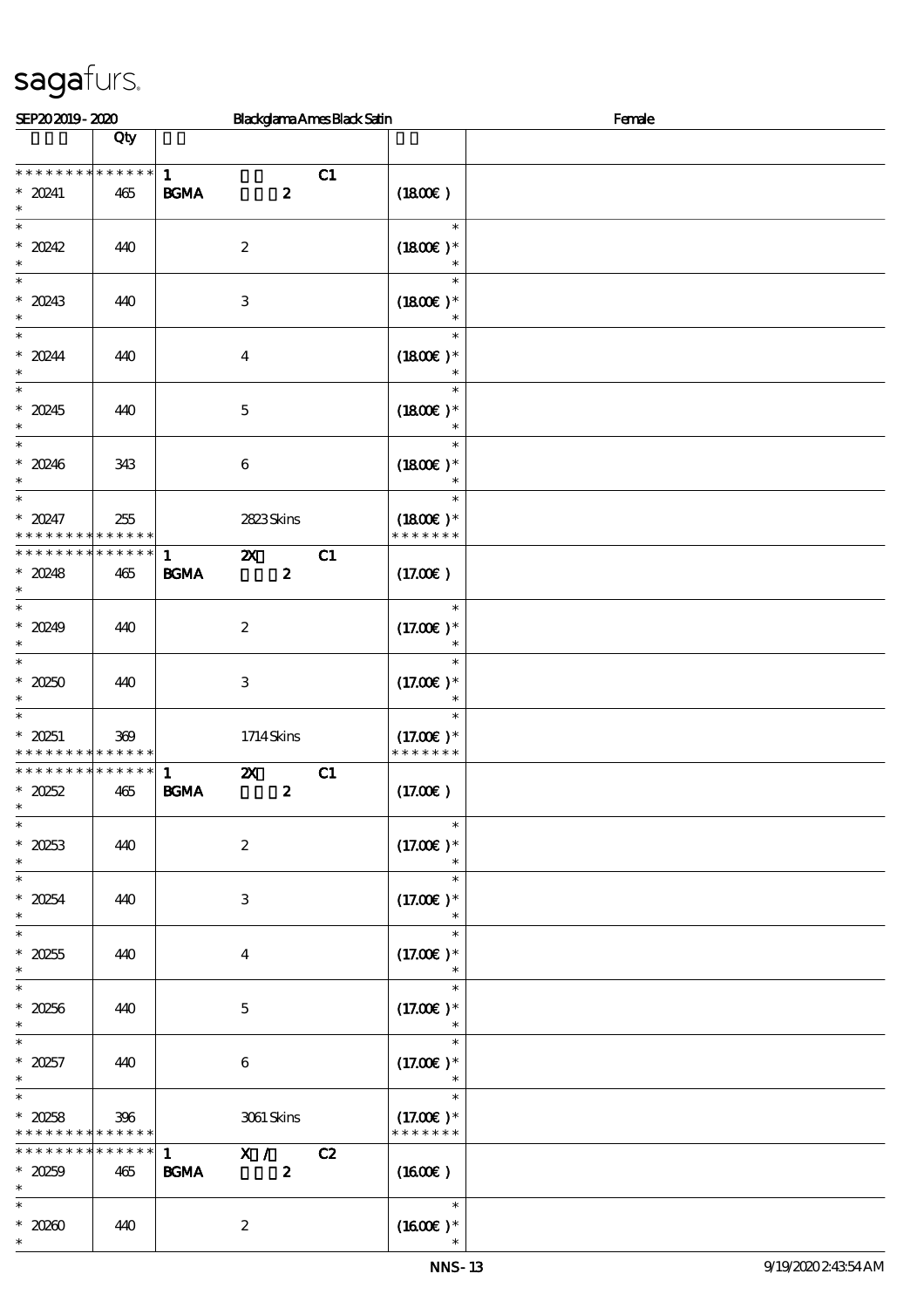sagafurs.

SEP20 2019 - 2020 Blackglama Ames Black Satin Female

| | Qty | | | |
|---|---|---|---|---|
| * * * * * * * * * * * * * * | 1 C1 | | | |
| * 20241 | 465 | BGMA 2 | (18.00€ ) | |
| * | | | | |
| * 20242 | 440 | 2 | (18.00€ )* | |
| * 20243 | 440 | 3 | (18.00€ )* | |
| * 20244 | 440 | 4 | (18.00€ )* | |
| * 20245 | 440 | 5 | (18.00€ )* | |
| * 20246 | 343 | 6 | (18.00€ )* | |
| * 20247 | 255 | 2823 Skins | (18.00€ )* | |
| * * * * * * * * * * * * * * | | | * * * * * * * | |
| * * * * * * * * * * * * * * | 1 2X C1 | | | |
| * 20248 | 465 | BGMA 2 | (17.00€ ) | |
| * 20249 | 440 | 2 | (17.00€ )* | |
| * 20250 | 440 | 3 | (17.00€ )* | |
| * 20251 | 369 | 1714 Skins | (17.00€ )* | |
| * * * * * * * * * * * * * * | | | * * * * * * * | |
| * * * * * * * * * * * * * * | 1 2X C1 | | | |
| * 20252 | 465 | BGMA 2 | (17.00€ ) | |
| * 20253 | 440 | 2 | (17.00€ )* | |
| * 20254 | 440 | 3 | (17.00€ )* | |
| * 20255 | 440 | 4 | (17.00€ )* | |
| * 20256 | 440 | 5 | (17.00€ )* | |
| * 20257 | 440 | 6 | (17.00€ )* | |
| * 20258 | 396 | 3061 Skins | (17.00€ )* | |
| * * * * * * * * * * * * * * | | | * * * * * * * | |
| * * * * * * * * * * * * * * | 1 X / C2 | | | |
| * 20259 | 465 | BGMA 2 | (16.00€ ) | |
| * 20260 | 440 | 2 | (16.00€ )* | |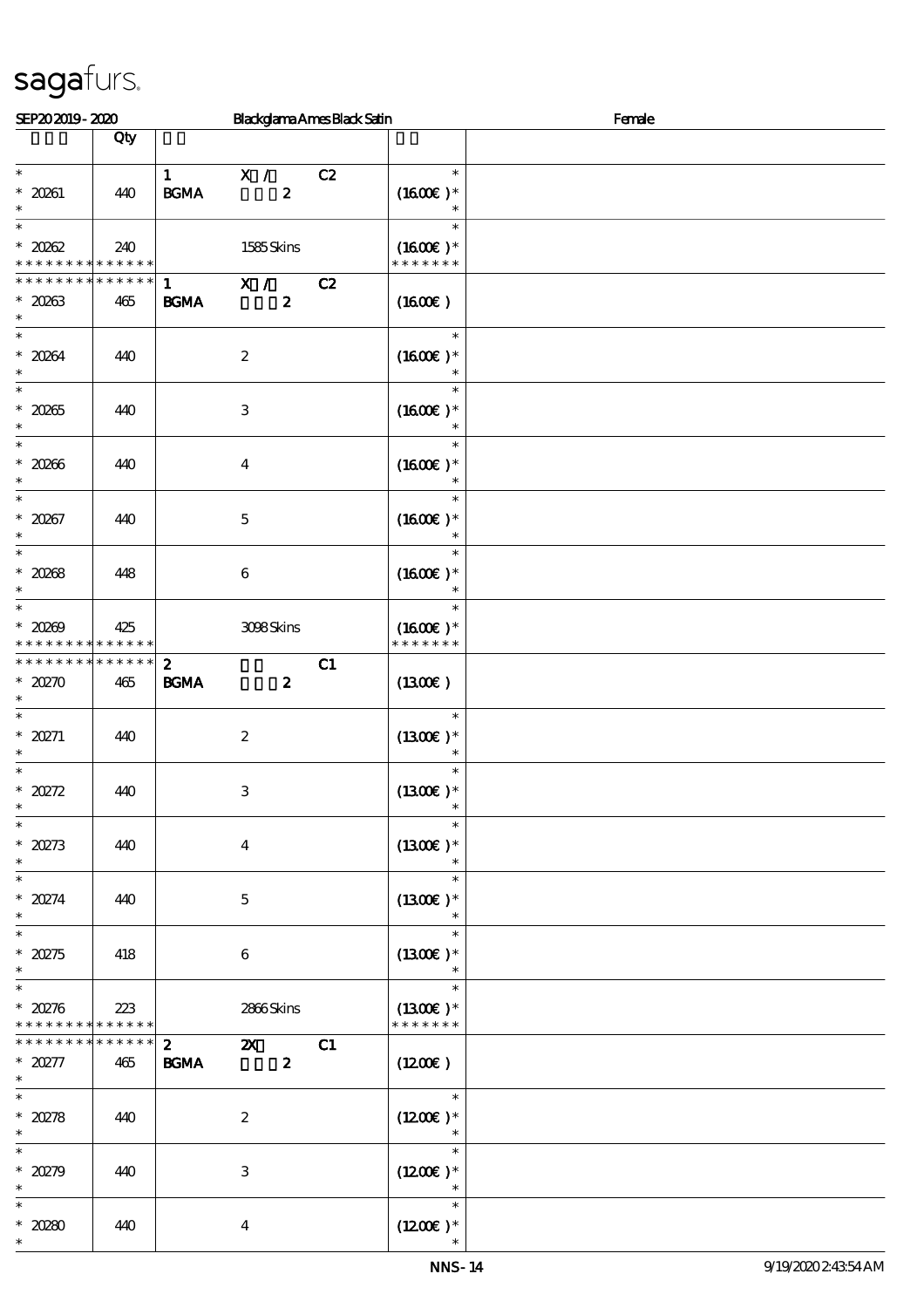sagafurs.

SEP20 2019 - 2020 Blackglama Ames Black Satin Female

| | Qty | | |
|---|---|---|---|
| * <br> * 20261 <br> * | 440 | 1 X / C2 <br> BGMA 2 | * <br> (1600€ )* <br> * |
| * <br> * 20262 <br> * * * * * * * * * * * * * * | 240 | 1585 Skins | * <br> (1600€ )* <br> * * * * * * * |
| * * * * * * * * * * * * * * <br> * 20263 <br> * | 465 | 1 X / C2 <br> BGMA 2 | (1600€ ) |
| * <br> * 20264 <br> * | 440 | 2 | * <br> (1600€ )* <br> * |
| * <br> * 20265 <br> * | 440 | 3 | * <br> (1600€ )* <br> * |
| * <br> * 20266 <br> * | 440 | 4 | * <br> (1600€ )* <br> * |
| * <br> * 20267 <br> * | 440 | 5 | * <br> (1600€ )* <br> * |
| * <br> * 20268 <br> * | 448 | 6 | * <br> (1600€ )* <br> * |
| * <br> * 20269 <br> * * * * * * * * * * * * * * | 425 | 3098 Skins | * <br> (1600€ )* <br> * * * * * * * |
| * * * * * * * * * * * * * * <br> * 20270 <br> * | 465 | 2 C1 <br> BGMA 2 | (1300€ ) |
| * <br> * 20271 <br> * | 440 | 2 | * <br> (1300€ )* <br> * |
| * <br> * 20272 <br> * | 440 | 3 | * <br> (1300€ )* <br> * |
| * <br> * 20273 <br> * | 440 | 4 | * <br> (1300€ )* <br> * |
| * <br> * 20274 <br> * | 440 | 5 | * <br> (1300€ )* <br> * |
| * <br> * 20275 <br> * | 418 | 6 | * <br> (1300€ )* <br> * |
| * <br> * 20276 <br> * * * * * * * * * * * * * * | 223 | 2866 Skins | * <br> (1300€ )* <br> * * * * * * * |
| * * * * * * * * * * * * * * <br> * 20277 <br> * | 465 | 2 2X C1 <br> BGMA 2 | (1200€ ) |
| * <br> * 20278 <br> * | 440 | 2 | * <br> (1200€ )* <br> * |
| * <br> * 20279 <br> * | 440 | 3 | * <br> (1200€ )* <br> * |
| * <br> * 20280 <br> * | 440 | 4 | * <br> (1200€ )* <br> * |

NNS-14 9/19/2020 2:43:54 AM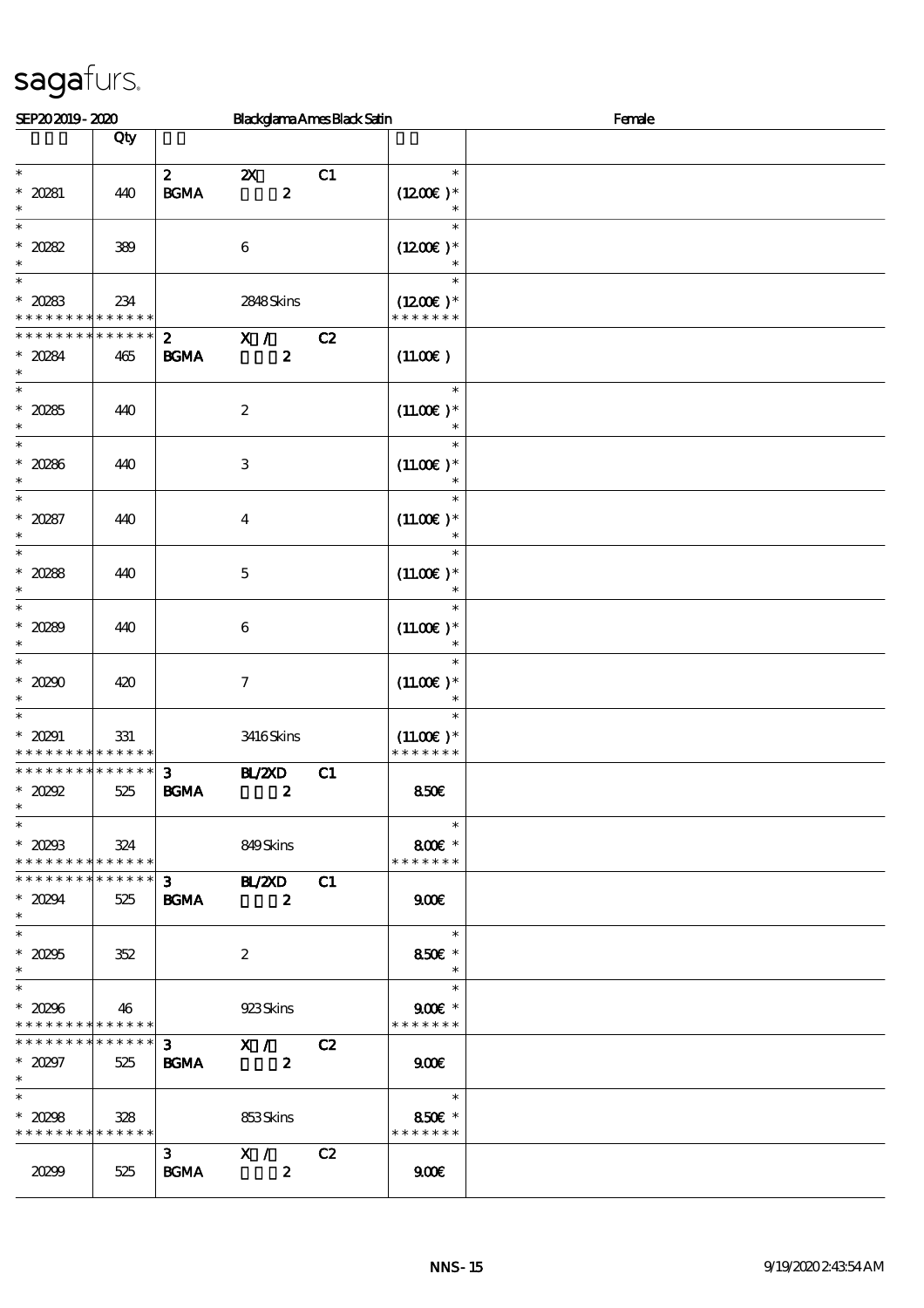sagafurs.

SEP20 2019 - 2020 | Blackglama Ames Black Satin | Female

| | Qty | | | | | |
|---|---|---|---|---|---|---|
| * 20281 | 440 | 2 BGMA | 2X 2 | C1 | * (12.00€) * | |
| * 20282 | 389 | | 6 | | * (12.00€) * | |
| * 20283 * * * * * * * * * * * * * * | 234 | | 2848 Skins | | * (12.00€) * * * * * * * * | |
| * * * * * * * * * * * * * * 20284 | 465 | 2 BGMA | X / 2 | C2 | (11.00€) | |
| * 20285 | 440 | | 2 | | * (11.00€) * | |
| * 20286 | 440 | | 3 | | * (11.00€) * | |
| * 20287 | 440 | | 4 | | * (11.00€) * | |
| * 20288 | 440 | | 5 | | * (11.00€) * | |
| * 20289 | 440 | | 6 | | * (11.00€) * | |
| * 20290 | 420 | | 7 | | * (11.00€) * | |
| * 20291 * * * * * * * * * * * * * * | 331 | | 3416 Skins | | * (11.00€) * * * * * * * * | |
| * * * * * * * * * * * * * * 20292 | 525 | 3 BGMA | BL/2XD 2 | C1 | 8.50€ | |
| * 20293 * * * * * * * * * * * * * * | 324 | | 849 Skins | | * 8.00€ * * * * * * * * | |
| * * * * * * * * * * * * * * 20294 | 525 | 3 BGMA | BL/2XD 2 | C1 | 9.00€ | |
| * 20295 | 352 | | 2 | | * 8.50€ * | |
| * 20296 * * * * * * * * * * * * * * | 46 | | 923 Skins | | * 9.00€ * * * * * * * * | |
| * * * * * * * * * * * * * * 20297 | 525 | 3 BGMA | X / 2 | C2 | 9.00€ | |
| * 20298 * * * * * * * * * * * * * * | 328 | | 853 Skins | | * 8.50€ * * * * * * * * | |
| 20299 | 525 | 3 BGMA | X / 2 | C2 | 9.00€ | |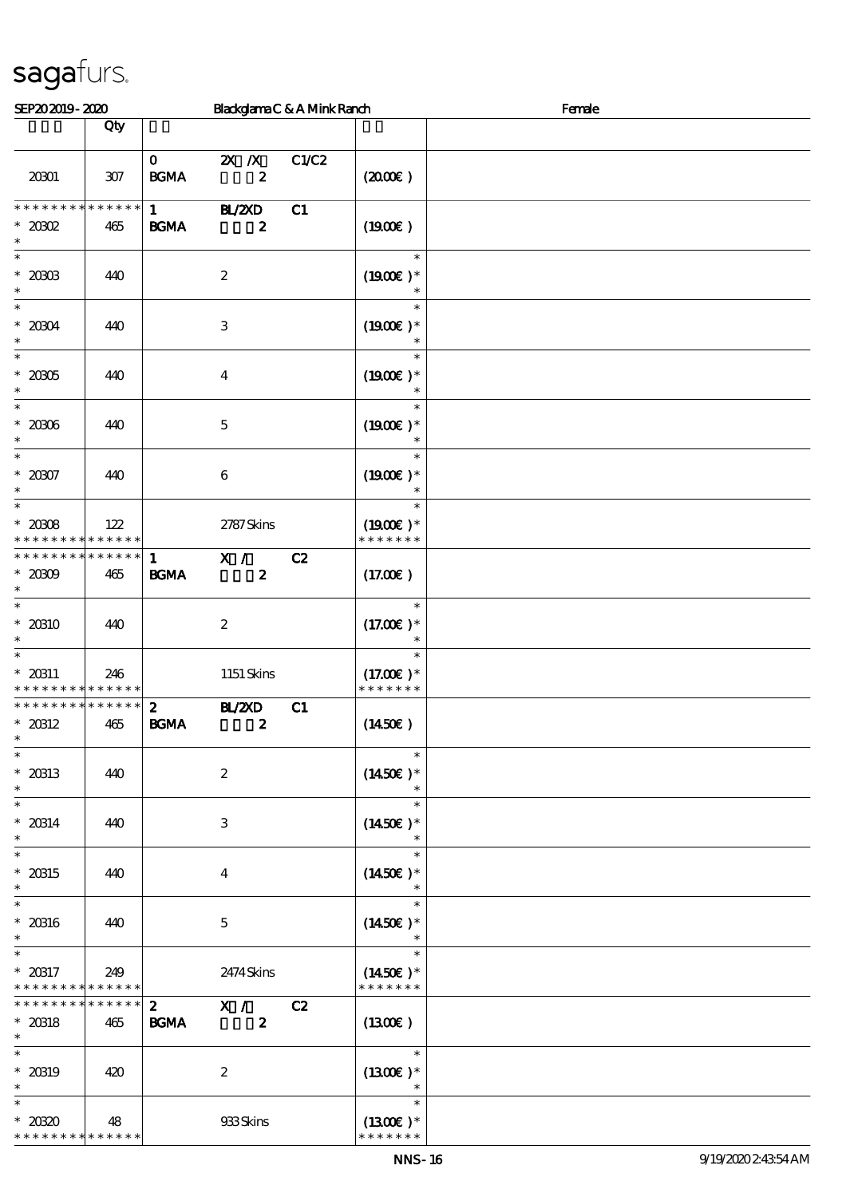sagafurs.

SEP20 2019 - 2020 Blackglama C & A Mink Ranch Female

| | Qty | | | | | |
|---|---|---|---|---|---|---|
| 20301 | 307 | 0 BGMA | 2X /X 2 | C1/C2 | (20.00€ ) | |
| * * * * * * * * * * * * * * <br> * 20302 <br> * | 465 | 1 BGMA | BL/2XD 2 | C1 | (19.00€ ) | |
| * <br> * 20303 <br> * | 440 | | 2 | | * <br> (19.00€ ) * <br> * | |
| * <br> * 20304 <br> * | 440 | | 3 | | * <br> (19.00€ ) * <br> * | |
| * <br> * 20305 <br> * | 440 | | 4 | | * <br> (19.00€ ) * <br> * | |
| * <br> * 20306 <br> * | 440 | | 5 | | * <br> (19.00€ ) * <br> * | |
| * <br> * 20307 <br> * | 440 | | 6 | | * <br> (19.00€ ) * <br> * | |
| * <br> * 20308 <br> * * * * * * * * * * * * * * | 122 | | 2787 Skins | | * <br> (19.00€ ) * <br> * * * * * * * | |
| * * * * * * * * * * * * * * <br> * 20309 <br> * | 465 | 1 BGMA | X / 2 | C2 | (17.00€ ) | |
| * <br> * 20310 <br> * | 440 | | 2 | | * <br> (17.00€ ) * <br> * | |
| * <br> * 20311 <br> * * * * * * * * * * * * * * | 246 | | 1151 Skins | | * <br> (17.00€ ) * <br> * * * * * * * | |
| * * * * * * * * * * * * * * <br> * 20312 <br> * | 465 | 2 BGMA | BL/2XD 2 | C1 | (14.50€ ) | |
| * <br> * 20313 <br> * | 440 | | 2 | | * <br> (14.50€ ) * <br> * | |
| * <br> * 20314 <br> * | 440 | | 3 | | * <br> (14.50€ ) * <br> * | |
| * <br> * 20315 <br> * | 440 | | 4 | | * <br> (14.50€ ) * <br> * | |
| * <br> * 20316 <br> * | 440 | | 5 | | * <br> (14.50€ ) * <br> * | |
| * <br> * 20317 <br> * * * * * * * * * * * * * * | 249 | | 2474 Skins | | * <br> (14.50€ ) * <br> * * * * * * * | |
| * * * * * * * * * * * * * * <br> * 20318 <br> * | 465 | 2 BGMA | X / 2 | C2 | (13.00€ ) | |
| * <br> * 20319 <br> * | 420 | | 2 | | * <br> (13.00€ ) * <br> * | |
| * <br> * 20320 <br> * * * * * * * * * * * * * * | 48 | | 933 Skins | | * <br> (13.00€ ) * <br> * * * * * * * | |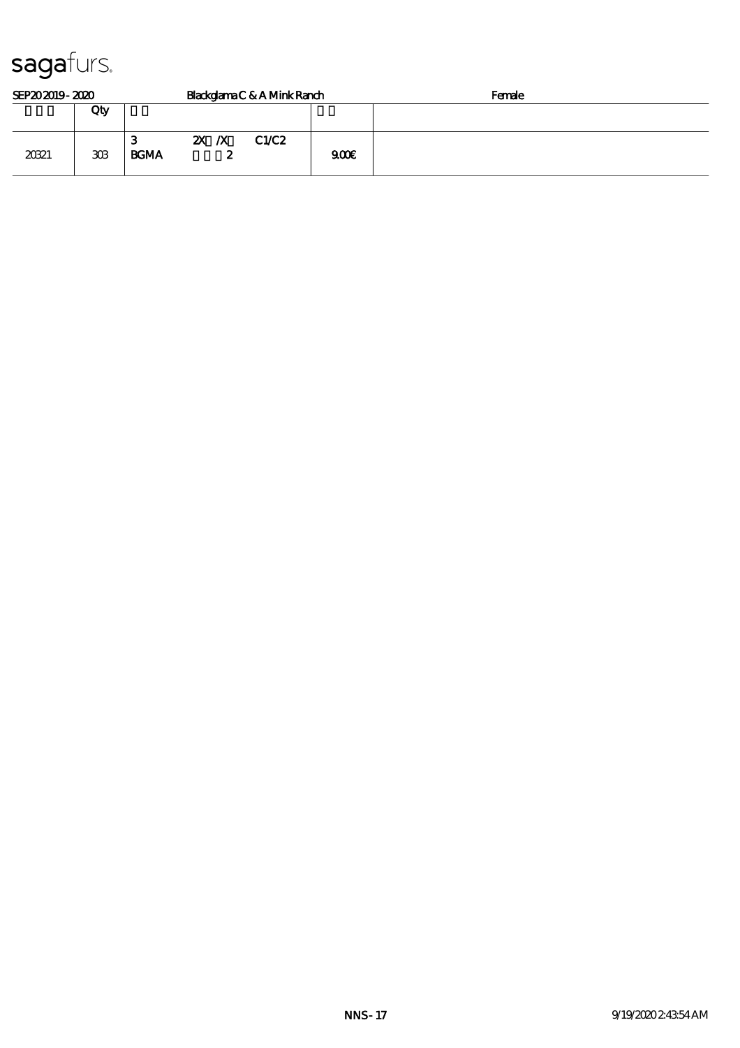sagafurs.

SEP20 2019 - 2020 | Blackglama C & A Mink Ranch | Female

| | Qty | | | |
|---|---|---|---|---|
| 20321 | 303 | 3 2X /X C1/C2<br>BGMA 2 | 9.00€ | |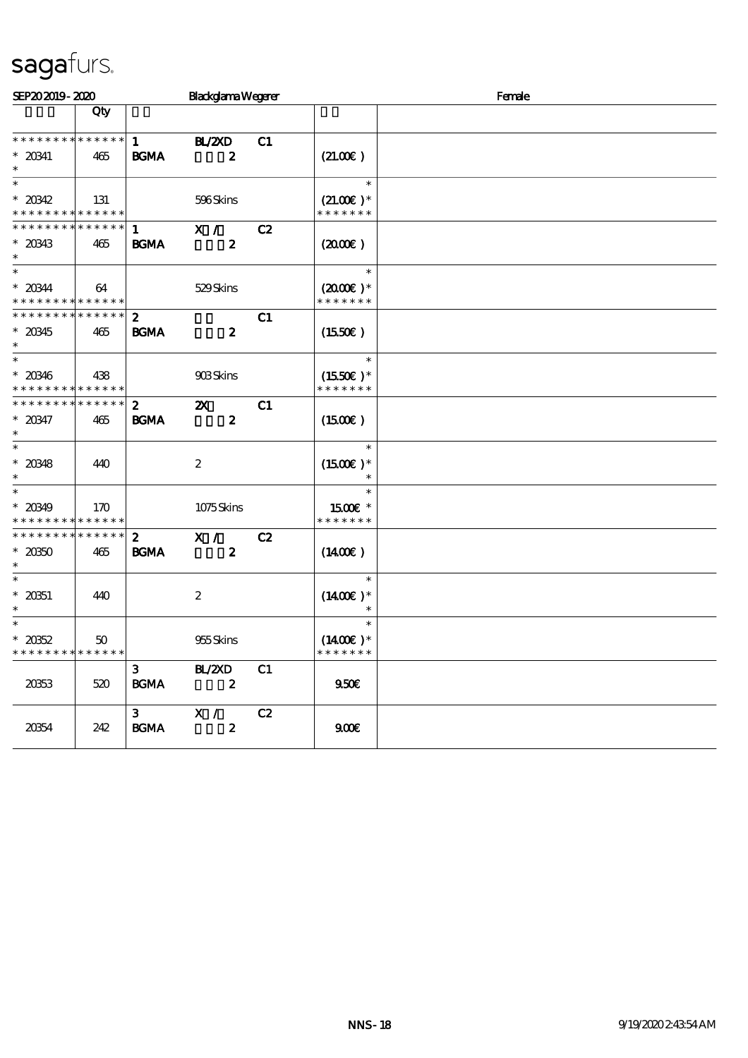sagafurs.

SEP20 2019 - 2020 Blackglama Wegener Female

| | Qty | | | | | |
|---|---|---|---|---|---|---|
| * * * * * * * * * * * * * * | | 1 | BL/2XD | C1 | | |
| * 20341 | 465 | BGMA | 2 | | (21.00€ ) | |
| * | | | | | | |
| * | | | | | * | |
| * 20342 | 131 | | 596 Skins | | (21.00€ )* | |
| * * * * * * * * * * * * * * | | | | | * * * * * * * | |
| * * * * * * * * * * * * * * | | 1 | X / | C2 | | |
| * 20343 | 465 | BGMA | 2 | | (20.00€ ) | |
| * | | | | | | |
| * | | | | | * | |
| * 20344 | 64 | | 529 Skins | | (20.00€ )* | |
| * * * * * * * * * * * * * * | | | | | * * * * * * * | |
| * * * * * * * * * * * * * * | | 2 | | C1 | | |
| * 20345 | 465 | BGMA | 2 | | (15.50€ ) | |
| * | | | | | | |
| * | | | | | * | |
| * 20346 | 438 | | 903 Skins | | (15.50€ )* | |
| * * * * * * * * * * * * * * | | | | | * * * * * * * | |
| * * * * * * * * * * * * * * | | 2 | 2X | C1 | | |
| * 20347 | 465 | BGMA | 2 | | (15.00€ ) | |
| * | | | | | | |
| * | | | | | * | |
| * 20348 | 440 | | 2 | | (15.00€ )* | |
| * | | | | | * | |
| * | | | | | * | |
| * 20349 | 170 | | 1075 Skins | | 15.00€ * | |
| * * * * * * * * * * * * * * | | | | | * * * * * * * | |
| * * * * * * * * * * * * * * | | 2 | X / | C2 | | |
| * 20350 | 465 | BGMA | 2 | | (14.00€ ) | |
| * | | | | | | |
| * | | | | | * | |
| * 20351 | 440 | | 2 | | (14.00€ )* | |
| * | | | | | * | |
| * | | | | | * | |
| * 20352 | 50 | | 955 Skins | | (14.00€ )* | |
| * * * * * * * * * * * * * * | | | | | * * * * * * * | |
| | | 3 | BL/2XD | C1 | | |
| 20353 | 520 | BGMA | 2 | | 9.50€ | |
| | | 3 | X / | C2 | | |
| 20354 | 242 | BGMA | 2 | | 9.00€ | |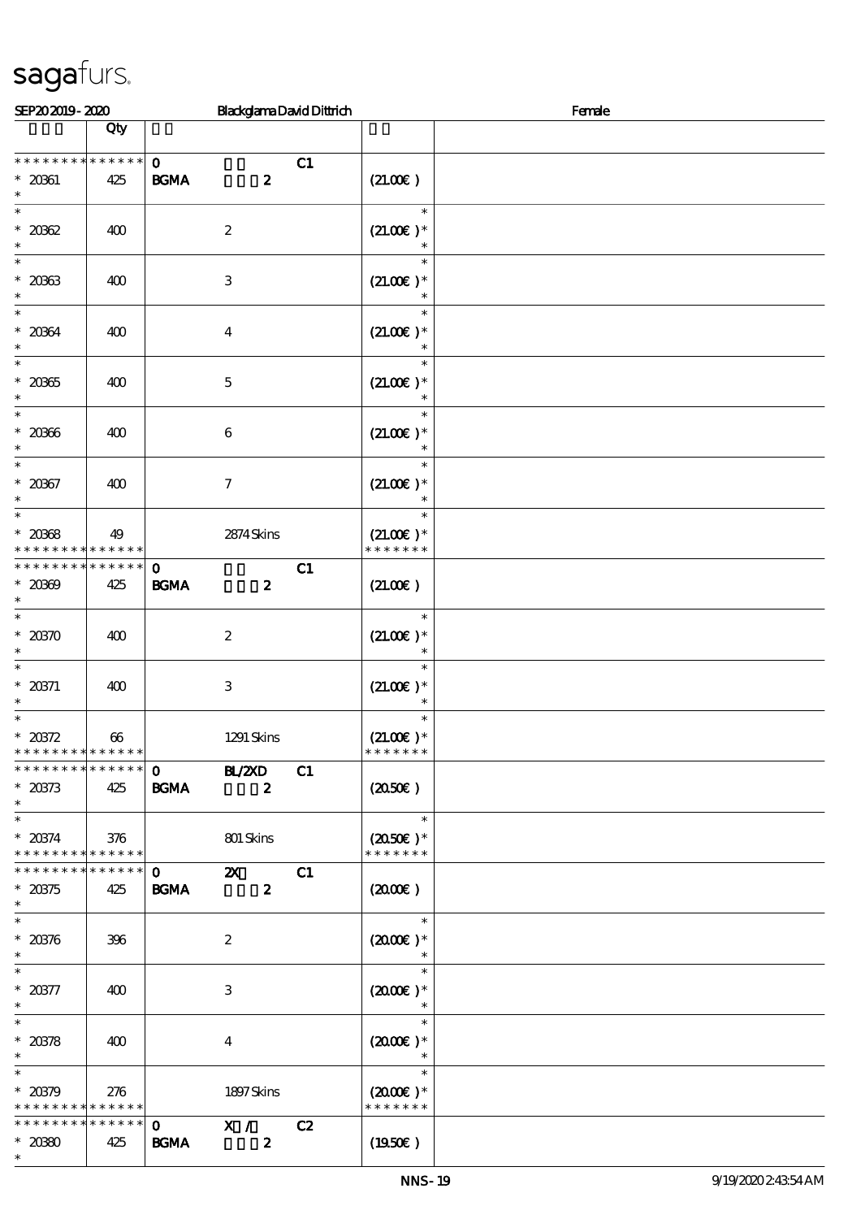sagafurs.

SEP20 2019 - 2020 Blackglama David Dittrich Female

| | Qty | | | |
|---|---|---|---|---|
| * * * * * * * * * * * * * * | 0 C1 | | | |
| * 20361 | 425 | BGMA 2 | (21.00€ ) | |
| * 20362 | 400 | 2 | (21.00€ )* | |
| * 20363 | 400 | 3 | (21.00€ )* | |
| * 20364 | 400 | 4 | (21.00€ )* | |
| * 20365 | 400 | 5 | (21.00€ )* | |
| * 20366 | 400 | 6 | (21.00€ )* | |
| * 20367 | 400 | 7 | (21.00€ )* | |
| * 20368 | 49 | 2874 Skins | (21.00€ )* | |
| * * * * * * * * * * * * * * | 0 C1 | | | |
| * 20369 | 425 | BGMA 2 | (21.00€ ) | |
| * 20370 | 400 | 2 | (21.00€ )* | |
| * 20371 | 400 | 3 | (21.00€ )* | |
| * 20372 | 66 | 1291 Skins | (21.00€ )* | |
| * * * * * * * * * * * * * * | 0 BL/2XD C1 | | | |
| * 20373 | 425 | BGMA 2 | (20.50€ ) | |
| * 20374 | 376 | 801 Skins | (20.50€ )* | |
| * * * * * * * * * * * * * * | 0 2X C1 | | | |
| * 20375 | 425 | BGMA 2 | (20.00€ ) | |
| * 20376 | 396 | 2 | (20.00€ )* | |
| * 20377 | 400 | 3 | (20.00€ )* | |
| * 20378 | 400 | 4 | (20.00€ )* | |
| * 20379 | 276 | 1897 Skins | (20.00€ )* | |
| * * * * * * * * * * * * * * | 0 X / C2 | | | |
| * 20380 | 425 | BGMA 2 | (19.50€ ) | |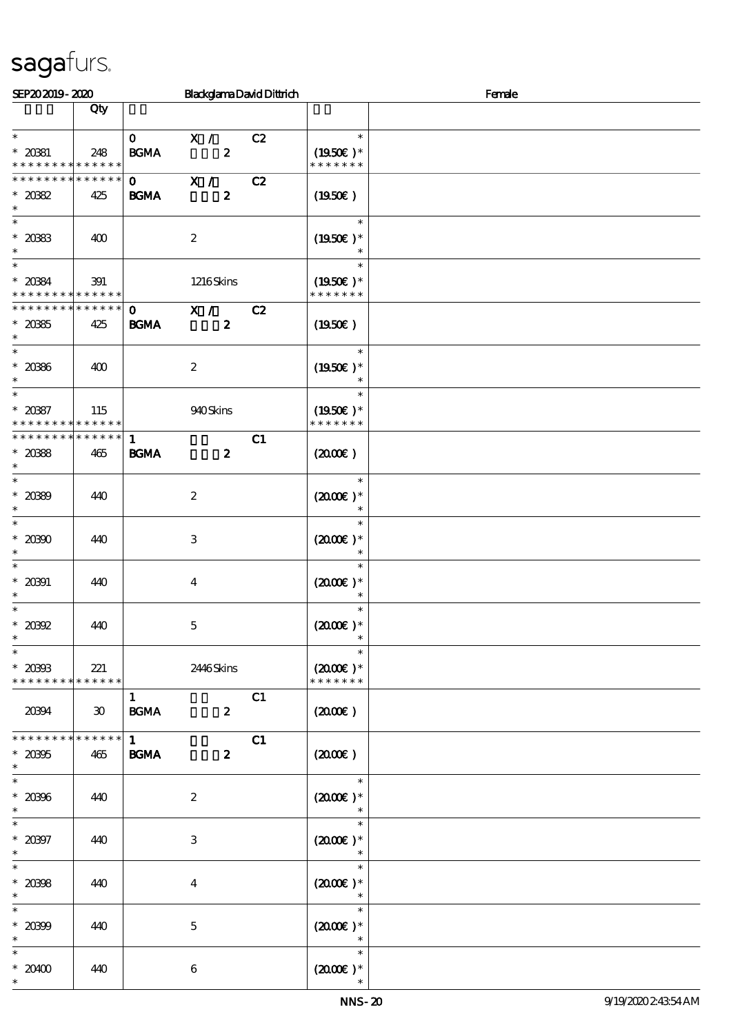sagafurs.

SEP20 2019 - 2020 Blackglama David Dittrich Female

| | Qty | | | | | |
|---|---|---|---|---|---|---|
| * <br> * 20381 <br> * * * * * * * * * * * * * * | 248 | 0 <br> BGMA | X / <br> 2 | C2 | * <br> (19.50€ )* <br> * * * * * * * | |
| * * * * * * * * * * * * * * <br> * 20382 <br> * | 425 | 0 <br> BGMA | X / <br> 2 | C2 | (19.50€ ) | |
| * <br> * 20383 <br> * | 400 | | 2 | | * <br> (19.50€ )* <br> * | |
| * <br> * 20384 <br> * * * * * * * * * * * * * * | 391 | | 1216 Skins | | * <br> (19.50€ )* <br> * * * * * * * | |
| * * * * * * * * * * * * * * <br> * 20385 <br> * | 425 | 0 <br> BGMA | X / <br> 2 | C2 | (19.50€ ) | |
| * <br> * 20386 <br> * | 400 | | 2 | | * <br> (19.50€ )* <br> * | |
| * <br> * 20387 <br> * * * * * * * * * * * * * * | 115 | | 940 Skins | | * <br> (19.50€ )* <br> * * * * * * * | |
| * * * * * * * * * * * * * * <br> * 20388 <br> * | 465 | 1 <br> BGMA | 2 | C1 | (20.00€ ) | |
| * <br> * 20389 <br> * | 440 | | 2 | | * <br> (20.00€ )* <br> * | |
| * <br> * 20390 <br> * | 440 | | 3 | | * <br> (20.00€ )* <br> * | |
| * <br> * 20391 <br> * | 440 | | 4 | | * <br> (20.00€ )* <br> * | |
| * <br> * 20392 <br> * | 440 | | 5 | | * <br> (20.00€ )* <br> * | |
| * <br> * 20393 <br> * * * * * * * * * * * * * * | 221 | | 2446 Skins | | * <br> (20.00€ )* <br> * * * * * * * | |
| 20394 | 30 | 1 <br> BGMA | 2 | C1 | (20.00€ ) | |
| * * * * * * * * * * * * * * <br> * 20395 <br> * | 465 | 1 <br> BGMA | 2 | C1 | (20.00€ ) | |
| * <br> * 20396 <br> * | 440 | | 2 | | * <br> (20.00€ )* <br> * | |
| * <br> * 20397 <br> * | 440 | | 3 | | * <br> (20.00€ )* <br> * | |
| * <br> * 20398 <br> * | 440 | | 4 | | * <br> (20.00€ )* <br> * | |
| * <br> * 20399 <br> * | 440 | | 5 | | * <br> (20.00€ )* <br> * | |
| * <br> * 20400 <br> * | 440 | | 6 | | * <br> (20.00€ )* <br> * | |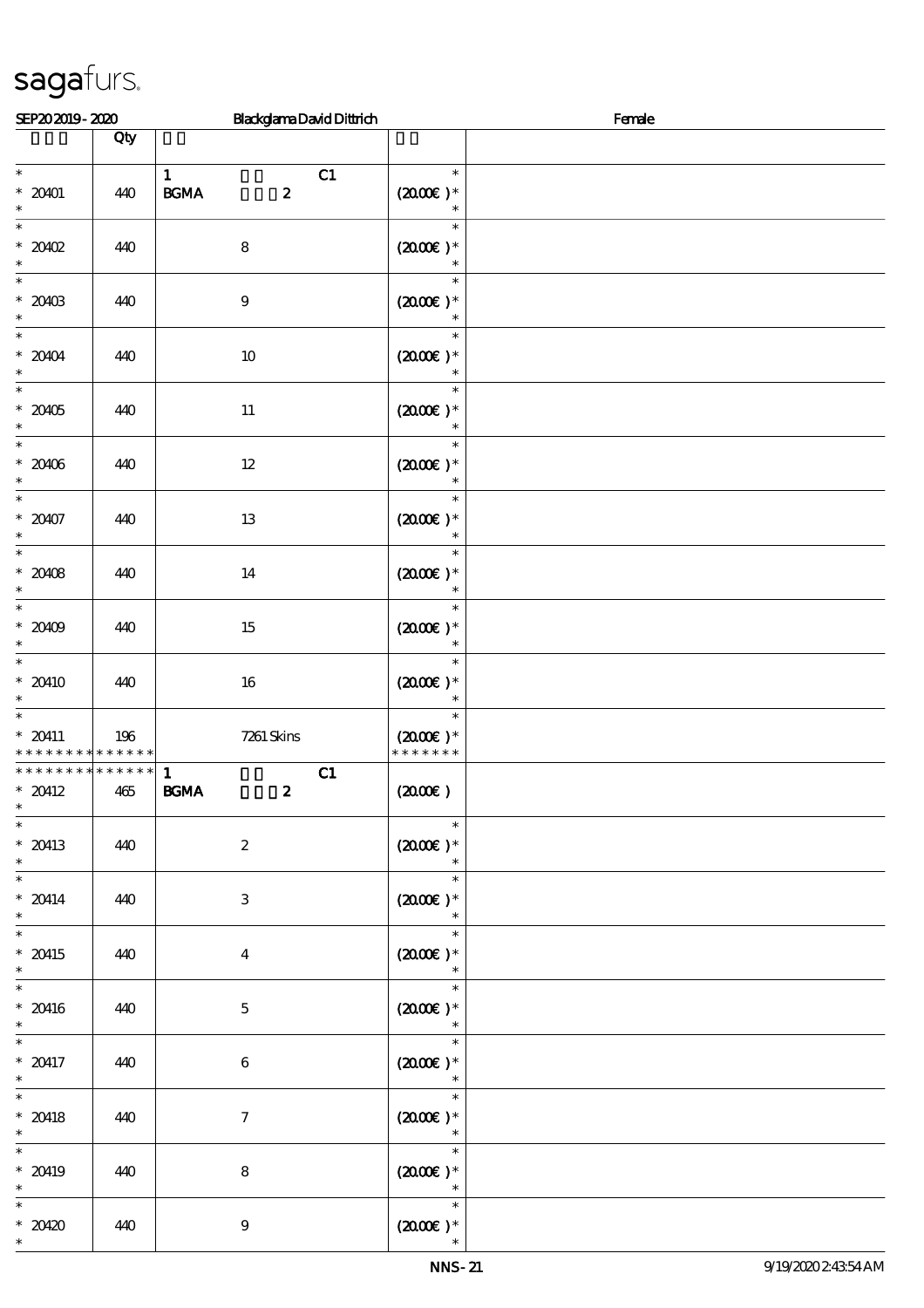sagafurs.

SEP20 2019 - 2020 Blackglama David Dittrich Female

| | Qty | | | |
|---|---|---|---|---|
| * <br> * 20401 <br> * | 440 | 1 C1 <br> BGMA 2 | * <br> (20.00€ )* <br> * | |
| * <br> * 20402 <br> * | 440 | 8 | * <br> (20.00€ )* <br> * | |
| * <br> * 20403 <br> * | 440 | 9 | * <br> (20.00€ )* <br> * | |
| * <br> * 20404 <br> * | 440 | 10 | * <br> (20.00€ )* <br> * | |
| * <br> * 20405 <br> * | 440 | 11 | * <br> (20.00€ )* <br> * | |
| * <br> * 20406 <br> * | 440 | 12 | * <br> (20.00€ )* <br> * | |
| * <br> * 20407 <br> * | 440 | 13 | * <br> (20.00€ )* <br> * | |
| * <br> * 20408 <br> * | 440 | 14 | * <br> (20.00€ )* <br> * | |
| * <br> * 20409 <br> * | 440 | 15 | * <br> (20.00€ )* <br> * | |
| * <br> * 20410 <br> * | 440 | 16 | * <br> (20.00€ )* <br> * | |
| * <br> * 20411 <br> * * * * * * * * * * * * * * | 196 | 7261 Skins | * <br> (20.00€ )* <br> * * * * * * * | |
| * * * * * * * * * * * * * * <br> * 20412 <br> * | 465 | 1 C1 <br> BGMA 2 | (20.00€ ) | |
| * <br> * 20413 <br> * | 440 | 2 | * <br> (20.00€ )* <br> * | |
| * <br> * 20414 <br> * | 440 | 3 | * <br> (20.00€ )* <br> * | |
| * <br> * 20415 <br> * | 440 | 4 | * <br> (20.00€ )* <br> * | |
| * <br> * 20416 <br> * | 440 | 5 | * <br> (20.00€ )* <br> * | |
| * <br> * 20417 <br> * | 440 | 6 | * <br> (20.00€ )* <br> * | |
| * <br> * 20418 <br> * | 440 | 7 | * <br> (20.00€ )* <br> * | |
| * <br> * 20419 <br> * | 440 | 8 | * <br> (20.00€ )* <br> * | |
| * <br> * 20420 <br> * | 440 | 9 | * <br> (20.00€ )* <br> * | |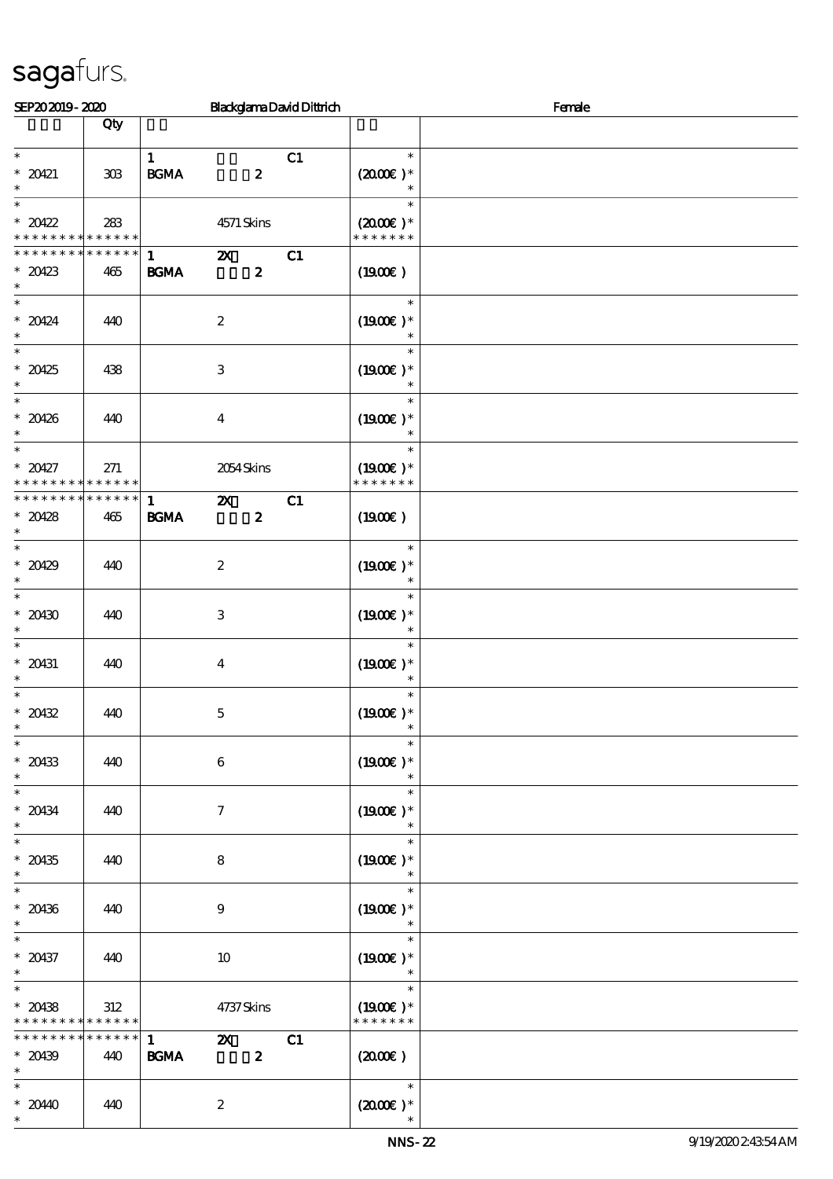sagafurs.

SEP20 2019 - 2020 | Blackglama David Dittrich | Female

| | Qty | | |
|---|---|---|---|
| * <br> * 20421 <br> * | 303 | 1 C1 <br> BGMA 2 | * <br> (20.00€ )* <br> * |
| * <br> * 20422 <br> * * * * * * * * * * * * * * | 283 | 4571 Skins | * <br> (20.00€ )* <br> * * * * * * * |
| * * * * * * * * * * * * * * <br> * 20423 <br> * | 465 | 1 2X C1 <br> BGMA 2 | (19.00€ ) |
| * <br> * 20424 <br> * | 440 | 2 | * <br> (19.00€ )* <br> * |
| * <br> * 20425 <br> * | 438 | 3 | * <br> (19.00€ )* <br> * |
| * <br> * 20426 <br> * | 440 | 4 | * <br> (19.00€ )* <br> * |
| * <br> * 20427 <br> * * * * * * * * * * * * * * | 271 | 2054 Skins | * <br> (19.00€ )* <br> * * * * * * * |
| * * * * * * * * * * * * * * <br> * 20428 <br> * | 465 | 1 2X C1 <br> BGMA 2 | (19.00€ ) |
| * <br> * 20429 <br> * | 440 | 2 | * <br> (19.00€ )* <br> * |
| * <br> * 20430 <br> * | 440 | 3 | * <br> (19.00€ )* <br> * |
| * <br> * 20431 <br> * | 440 | 4 | * <br> (19.00€ )* <br> * |
| * <br> * 20432 <br> * | 440 | 5 | * <br> (19.00€ )* <br> * |
| * <br> * 20433 <br> * | 440 | 6 | * <br> (19.00€ )* <br> * |
| * <br> * 20434 <br> * | 440 | 7 | * <br> (19.00€ )* <br> * |
| * <br> * 20435 <br> * | 440 | 8 | * <br> (19.00€ )* <br> * |
| * <br> * 20436 <br> * | 440 | 9 | * <br> (19.00€ )* <br> * |
| * <br> * 20437 <br> * | 440 | 10 | * <br> (19.00€ )* <br> * |
| * <br> * 20438 <br> * * * * * * * * * * * * * * | 312 | 4737 Skins | * <br> (19.00€ )* <br> * * * * * * * |
| * * * * * * * * * * * * * * <br> * 20439 <br> * | 440 | 1 2X C1 <br> BGMA 2 | (20.00€ ) |
| * <br> * 20440 <br> * | 440 | 2 | * <br> (20.00€ )* <br> * |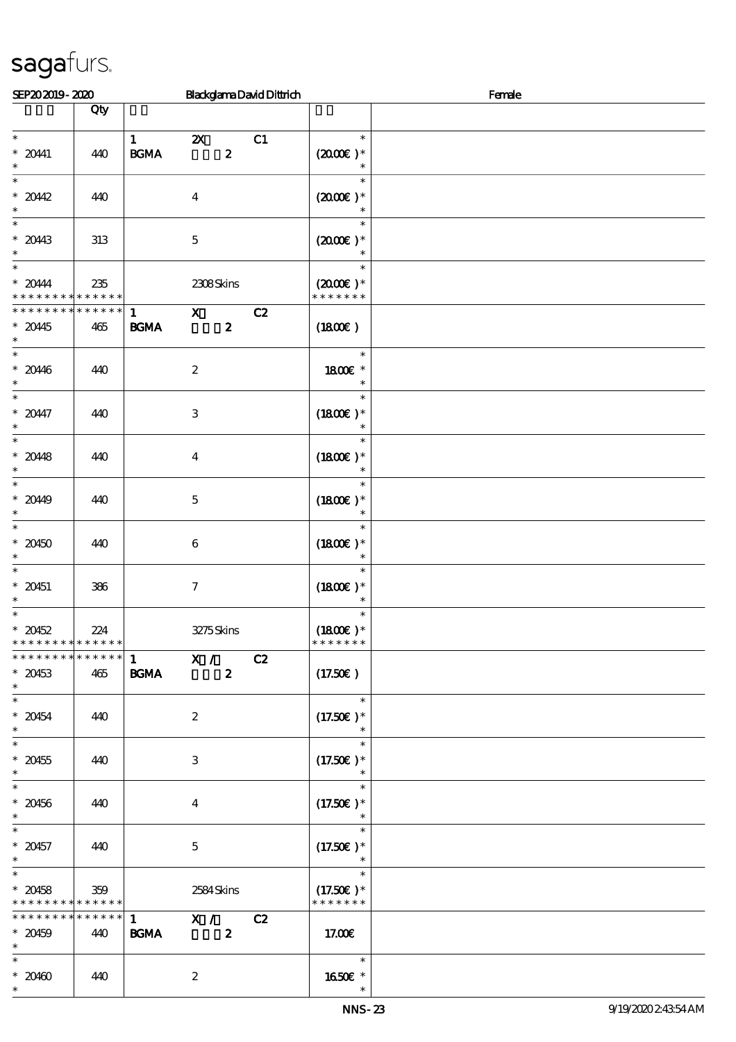sagafurs.

SEP20 2019 - 2020 | Blackglama David Dittrich | Female

| | Qty | | |
|---|---|---|---|
| * <br> * 20441 <br> * | 440 | 1 2X C1 <br> BGMA 2 | * <br> (20.00€ )* <br> * |
| * <br> * 20442 <br> * | 440 | 4 | * <br> (20.00€ )* <br> * |
| * <br> * 20443 <br> * | 313 | 5 | * <br> (20.00€ )* <br> * |
| * <br> * 20444 <br> * * * * * * * * * * * * * * | 235 | 2308 Skins | * <br> (20.00€ )* <br> * * * * * * * |
| * * * * * * * * * * * * * * <br> * 20445 <br> * | 465 | 1 X C2 <br> BGMA 2 | (18.00€ ) |
| * <br> * 20446 <br> * | 440 | 2 | * <br> 18.00€ * <br> * |
| * <br> * 20447 <br> * | 440 | 3 | * <br> (18.00€ )* <br> * |
| * <br> * 20448 <br> * | 440 | 4 | * <br> (18.00€ )* <br> * |
| * <br> * 20449 <br> * | 440 | 5 | * <br> (18.00€ )* <br> * |
| * <br> * 20450 <br> * | 440 | 6 | * <br> (18.00€ )* <br> * |
| * <br> * 20451 <br> * | 386 | 7 | * <br> (18.00€ )* <br> * |
| * <br> * 20452 <br> * * * * * * * * * * * * * * | 224 | 3275 Skins | * <br> (18.00€ )* <br> * * * * * * * |
| * * * * * * * * * * * * * * <br> * 20453 <br> * | 465 | 1 X / C2 <br> BGMA 2 | (17.50€ ) |
| * <br> * 20454 <br> * | 440 | 2 | * <br> (17.50€ )* <br> * |
| * <br> * 20455 <br> * | 440 | 3 | * <br> (17.50€ )* <br> * |
| * <br> * 20456 <br> * | 440 | 4 | * <br> (17.50€ )* <br> * |
| * <br> * 20457 <br> * | 440 | 5 | * <br> (17.50€ )* <br> * |
| * <br> * 20458 <br> * * * * * * * * * * * * * * | 359 | 2584 Skins | * <br> (17.50€ )* <br> * * * * * * * |
| * * * * * * * * * * * * * * <br> * 20459 <br> * | 440 | 1 X / C2 <br> BGMA 2 | 17.00€ |
| * <br> * 20460 <br> * | 440 | 2 | * <br> 16.50€ * <br> * |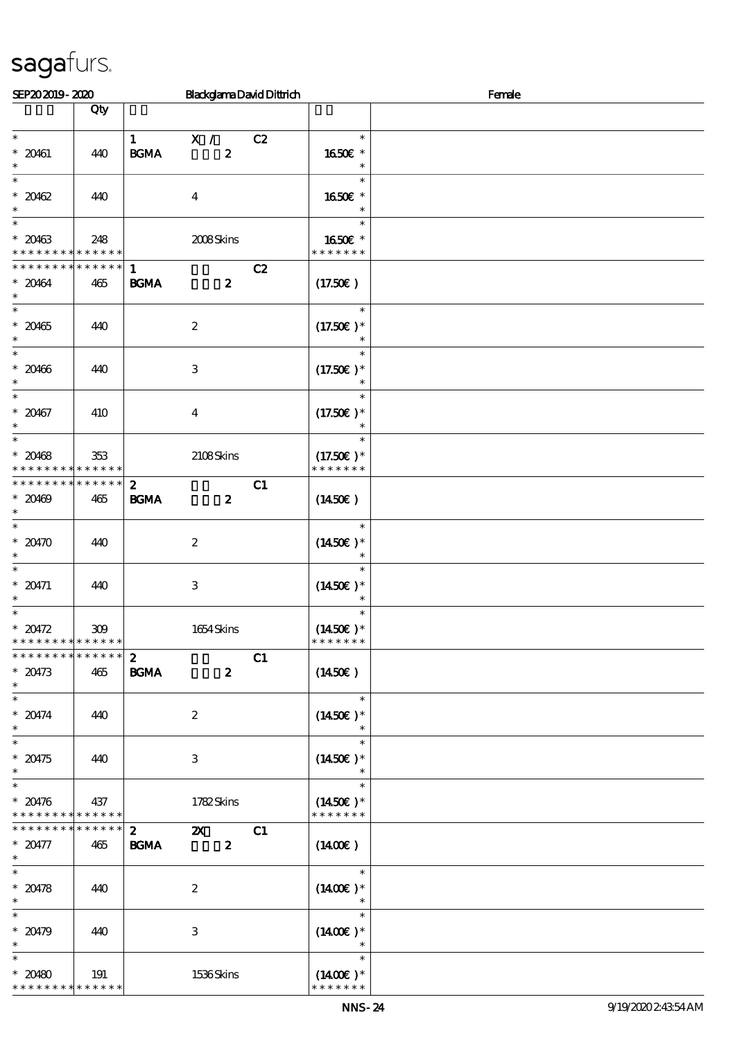sagafurs.

SEP20 2019 - 2020 Blackglama David Dittrich Female

| | Qty | | |
|---|---|---|---|
| * <br> * 20461 <br> * | 440 | 1 X / C2 <br> BGMA 2 | * <br> 16.50€ * <br> * |
| * <br> * 20462 <br> * | 440 | 4 | * <br> 16.50€ * <br> * |
| * <br> * 20463 <br> * * * * * * * * * * * * * * | 248 | 2008 Skins | * <br> 16.50€ * <br> * * * * * * * |
| * * * * * * * * * * * * * * <br> * 20464 <br> * | 465 | 1 C2 <br> BGMA 2 | (17.50€) |
| * <br> * 20465 <br> * | 440 | 2 | * <br> (17.50€) * <br> * |
| * <br> * 20466 <br> * | 440 | 3 | * <br> (17.50€) * <br> * |
| * <br> * 20467 <br> * | 410 | 4 | * <br> (17.50€) * <br> * |
| * <br> * 20468 <br> * * * * * * * * * * * * * * | 353 | 2108 Skins | * <br> (17.50€) * <br> * * * * * * * |
| * * * * * * * * * * * * * * <br> * 20469 <br> * | 465 | 2 C1 <br> BGMA 2 | (14.50€) |
| * <br> * 20470 <br> * | 440 | 2 | * <br> (14.50€) * <br> * |
| * <br> * 20471 <br> * | 440 | 3 | * <br> (14.50€) * <br> * |
| * <br> * 20472 <br> * * * * * * * * * * * * * * | 309 | 1654 Skins | * <br> (14.50€) * <br> * * * * * * * |
| * * * * * * * * * * * * * * <br> * 20473 <br> * | 465 | 2 C1 <br> BGMA 2 | (14.50€) |
| * <br> * 20474 <br> * | 440 | 2 | * <br> (14.50€) * <br> * |
| * <br> * 20475 <br> * | 440 | 3 | * <br> (14.50€) * <br> * |
| * <br> * 20476 <br> * * * * * * * * * * * * * * | 437 | 1782 Skins | * <br> (14.50€) * <br> * * * * * * * |
| * * * * * * * * * * * * * * <br> * 20477 <br> * | 465 | 2 2X C1 <br> BGMA 2 | (14.00€) |
| * <br> * 20478 <br> * | 440 | 2 | * <br> (14.00€) * <br> * |
| * <br> * 20479 <br> * | 440 | 3 | * <br> (14.00€) * <br> * |
| * <br> * 20480 <br> * * * * * * * * * * * * * * | 191 | 1536 Skins | * <br> (14.00€) * <br> * * * * * * * |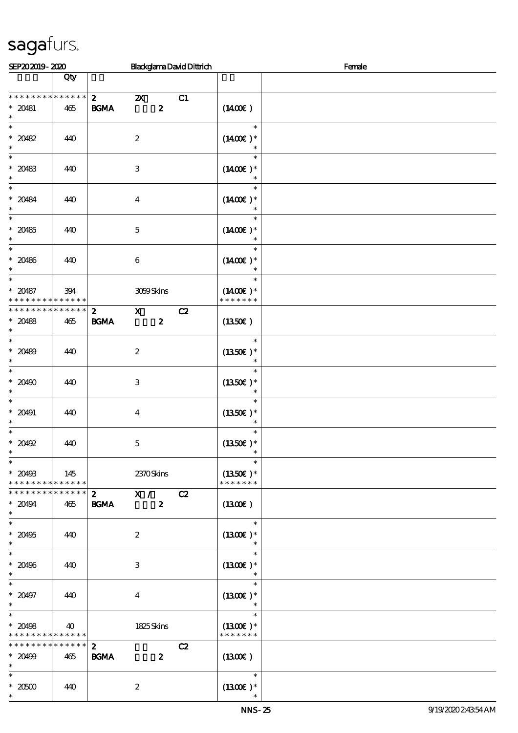SEP20 2019 - 2020 Blackglama David Dittrich Female

| | Qty | | |
|---|---|---|---|
| * * * * * * * * * * * * * * | | 2 2X C1 | |
| * 20481 | 465 | BGMA 2 | (14.00€) |
| * 20482 | 440 | 2 | (14.00€) * |
| * 20483 | 440 | 3 | (14.00€) * |
| * 20484 | 440 | 4 | (14.00€) * |
| * 20485 | 440 | 5 | (14.00€) * |
| * 20486 | 440 | 6 | (14.00€) * |
| * 20487 | 394 | 3059 Skins | (14.00€) * |
| * * * * * * * * * * * * * * | | 2 X C2 | |
| * 20488 | 465 | BGMA 2 | (13.50€) |
| * 20489 | 440 | 2 | (13.50€) * |
| * 20490 | 440 | 3 | (13.50€) * |
| * 20491 | 440 | 4 | (13.50€) * |
| * 20492 | 440 | 5 | (13.50€) * |
| * 20493 | 145 | 2370 Skins | (13.50€) * |
| * * * * * * * * * * * * * * | | 2 X / C2 | |
| * 20494 | 465 | BGMA 2 | (13.00€) |
| * 20495 | 440 | 2 | (13.00€) * |
| * 20496 | 440 | 3 | (13.00€) * |
| * 20497 | 440 | 4 | (13.00€) * |
| * 20498 | 40 | 1825 Skins | (13.00€) * |
| * * * * * * * * * * * * * * | | 2 C2 | |
| * 20499 | 465 | BGMA 2 | (13.00€) |
| * 20500 | 440 | 2 | (13.00€) * |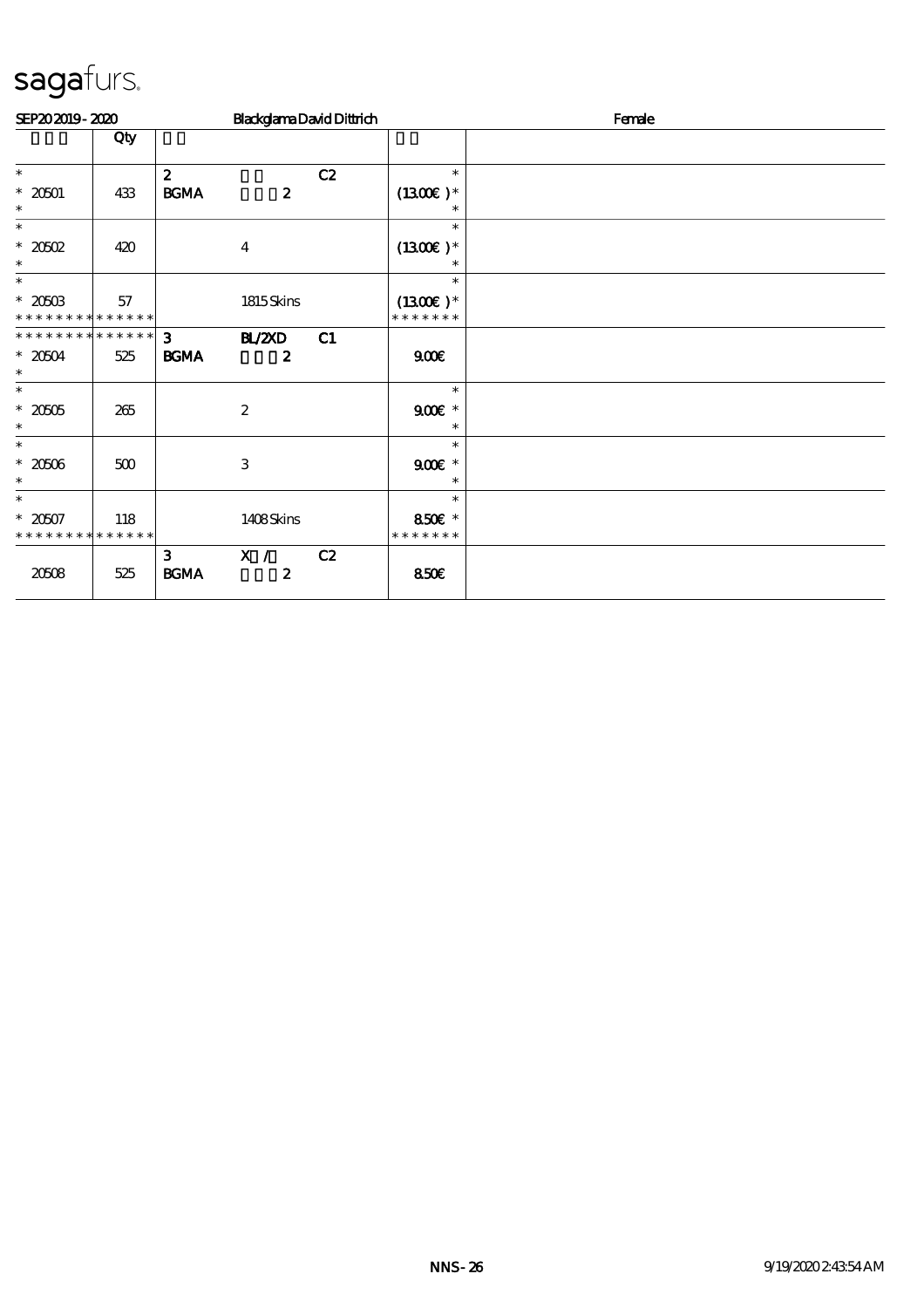sagafurs.

SEP20 2019 - 2020 Blackglama David Dittrich Female

| | Qty | | | | | |
|---|---|---|---|---|---|---|
| * 20501 * | 433 | 2 BGMA | 2 | C2 | * (13.00€ )* * | |
| * 20502 * | 420 | | 4 | | * (13.00€ )* * | |
| * 20503 * * * * * * * * * * * * * * | 57 | | 1815 Skins | | * (13.00€ )* * * * * * * * | |
| * * * * * * * * * * * * * * 20504 * | 525 | 3 BGMA | BL/2XD 2 | C1 | 9.00€ | |
| * 20505 * | 265 | | 2 | | * 9.00€ * * | |
| * 20506 * | 500 | | 3 | | * 9.00€ * * | |
| * 20507 * * * * * * * * * * * * * * | 118 | | 1408 Skins | | * 8.50€ * * * * * * * * | |
| 20508 | 525 | 3 BGMA | X / 2 | C2 | 8.50€ | |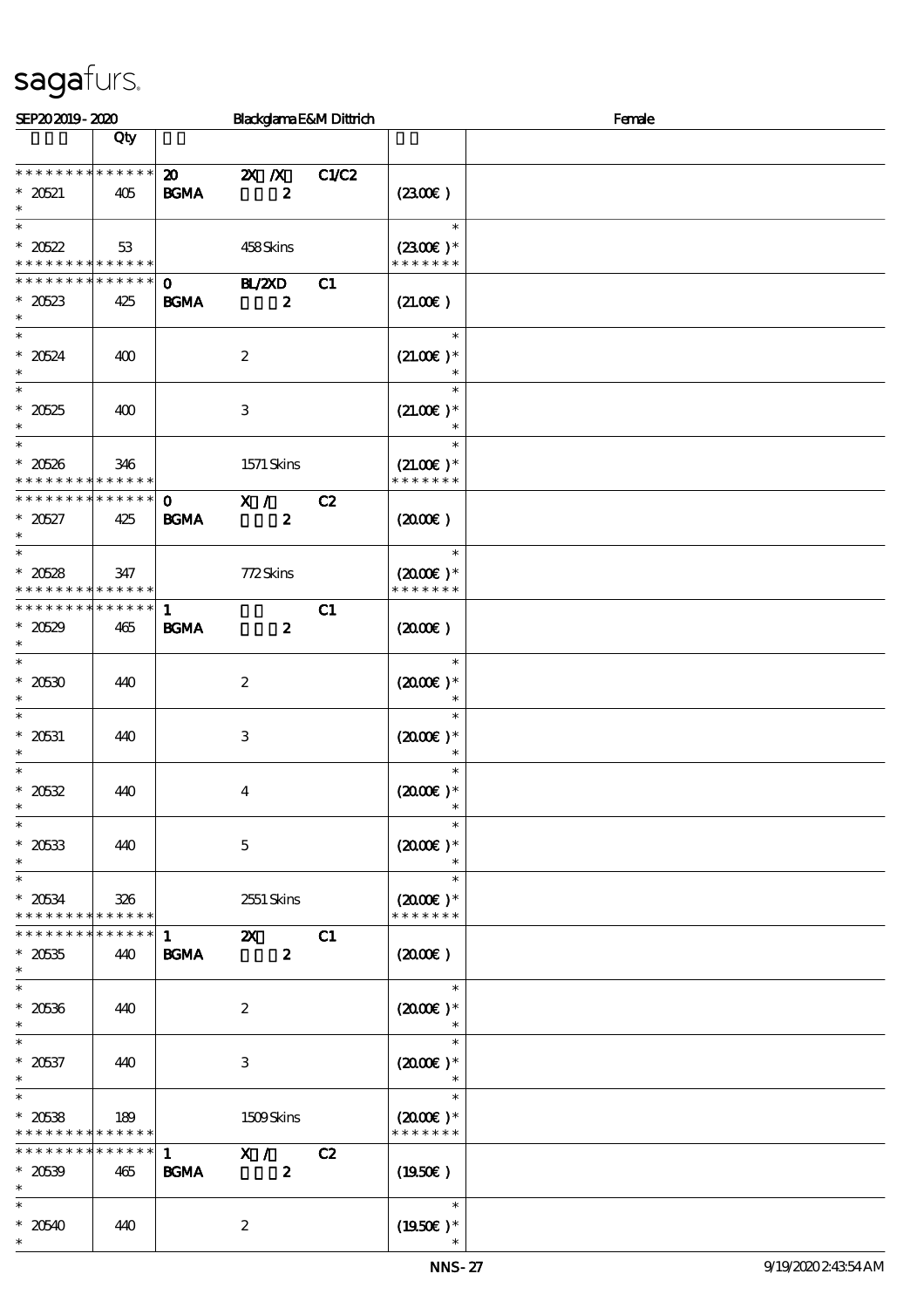sagafurs.

SEP20 2019 - 2020 | Blackglama E&M Dittrich | Female

| | Qty | | | | | |
|---|---|---|---|---|---|---|
| * * * * * * * * * * * * * * | | 20 | 2X /X | C1/C2 | | |
| * 20521 | 405 | BGMA | 2 | | (23.00€) | |
| * | | | | | | |
| * | | | | | * | |
| * 20522 | 53 | | 458 Skins | | (23.00€) * | |
| * * * * * * * * * * * * * * | | | | | * * * * * * * | |
| * * * * * * * * * * * * * * | | 0 | BL/2XD | C1 | | |
| * 20523 | 425 | BGMA | 2 | | (21.00€) | |
| * | | | | | | |
| * | | | | | * | |
| * 20524 | 400 | | 2 | | (21.00€) * | |
| * | | | | | * | |
| * | | | | | * | |
| * 20525 | 400 | | 3 | | (21.00€) * | |
| * | | | | | * | |
| * | | | | | * | |
| * 20526 | 346 | | 1571 Skins | | (21.00€) * | |
| * * * * * * * * * * * * * * | | | | | * * * * * * * | |
| * * * * * * * * * * * * * * | | 0 | X / | C2 | | |
| * 20527 | 425 | BGMA | 2 | | (20.00€) | |
| * | | | | | | |
| * | | | | | * | |
| * 20528 | 347 | | 772 Skins | | (20.00€) * | |
| * * * * * * * * * * * * * * | | | | | * * * * * * * | |
| * * * * * * * * * * * * * * | | 1 | | C1 | | |
| * 20529 | 465 | BGMA | 2 | | (20.00€) | |
| * | | | | | | |
| * | | | | | * | |
| * 20530 | 440 | | 2 | | (20.00€) * | |
| * | | | | | * | |
| * | | | | | * | |
| * 20531 | 440 | | 3 | | (20.00€) * | |
| * | | | | | * | |
| * | | | | | * | |
| * 20532 | 440 | | 4 | | (20.00€) * | |
| * | | | | | * | |
| * | | | | | * | |
| * 20533 | 440 | | 5 | | (20.00€) * | |
| * | | | | | * | |
| * | | | | | * | |
| * 20534 | 326 | | 2551 Skins | | (20.00€) * | |
| * * * * * * * * * * * * * * | | | | | * * * * * * * | |
| * * * * * * * * * * * * * * | | 1 | 2X | C1 | | |
| * 20535 | 440 | BGMA | 2 | | (20.00€) | |
| * | | | | | | |
| * | | | | | * | |
| * 20536 | 440 | | 2 | | (20.00€) * | |
| * | | | | | * | |
| * | | | | | * | |
| * 20537 | 440 | | 3 | | (20.00€) * | |
| * | | | | | * | |
| * | | | | | * | |
| * 20538 | 189 | | 1509 Skins | | (20.00€) * | |
| * * * * * * * * * * * * * * | | | | | * * * * * * * | |
| * * * * * * * * * * * * * * | | 1 | X / | C2 | | |
| * 20539 | 465 | BGMA | 2 | | (19.50€) | |
| * | | | | | | |
| * | | | | | * | |
| * 20540 | 440 | | 2 | | (19.50€) * | |
| * | | | | | * | |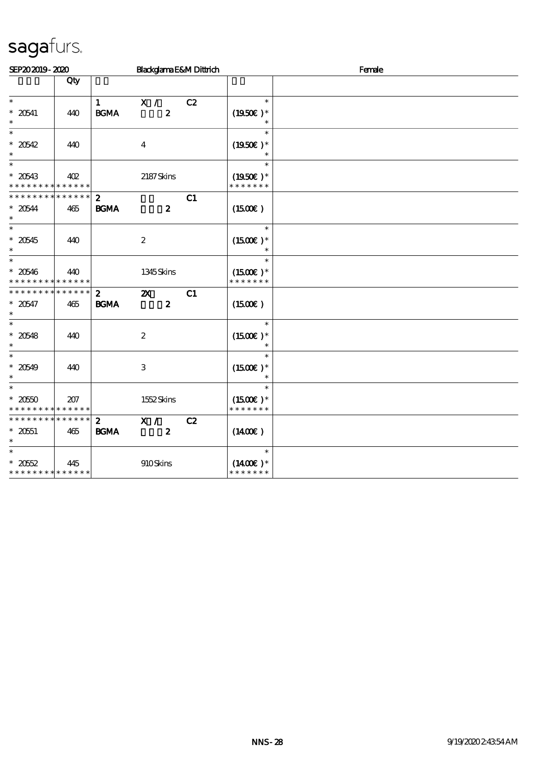sagafurs.

SEP20 2019 - 2020 | Blackglama E&M Dittrich | Female

| | Qty | | | | | |
|---|---|---|---|---|---|---|
| * | | 1 | X / | C2 | * | |
| * 20541 | 440 | BGMA | 2 | | (19.50€ )* | |
| * | | | | | * | |
| * | | | | | * | |
| * 20542 | 440 | | 4 | | (19.50€ )* | |
| * | | | | | * | |
| * | | | | | * | |
| * 20543 | 402 | | 2187 Skins | | (19.50€ )* | |
| * * * * * * * * * * * * * * | | | | | * * * * * * * | |
| * * * * * * * * * * * * * * | | 2 | | C1 | | |
| * 20544 | 465 | BGMA | 2 | | (15.00€ ) | |
| * | | | | | | |
| * | | | | | * | |
| * 20545 | 440 | | 2 | | (15.00€ )* | |
| * | | | | | * | |
| * | | | | | * | |
| * 20546 | 440 | | 1345 Skins | | (15.00€ )* | |
| * * * * * * * * * * * * * * | | | | | * * * * * * * | |
| * * * * * * * * * * * * * * | | 2 | 2X | C1 | | |
| * 20547 | 465 | BGMA | 2 | | (15.00€ ) | |
| * | | | | | | |
| * | | | | | * | |
| * 20548 | 440 | | 2 | | (15.00€ )* | |
| * | | | | | * | |
| * | | | | | * | |
| * 20549 | 440 | | 3 | | (15.00€ )* | |
| * | | | | | * | |
| * | | | | | * | |
| * 20550 | 207 | | 1552 Skins | | (15.00€ )* | |
| * * * * * * * * * * * * * * | | | | | * * * * * * * | |
| * * * * * * * * * * * * * * | | 2 | X / | C2 | | |
| * 20551 | 465 | BGMA | 2 | | (14.00€ ) | |
| * | | | | | | |
| * | | | | | * | |
| * 20552 | 445 | | 910 Skins | | (14.00€ )* | |
| * * * * * * * * * * * * * * | | | | | * * * * * * * | |

NNS - 28 | 9/19/2020 2:43:54 AM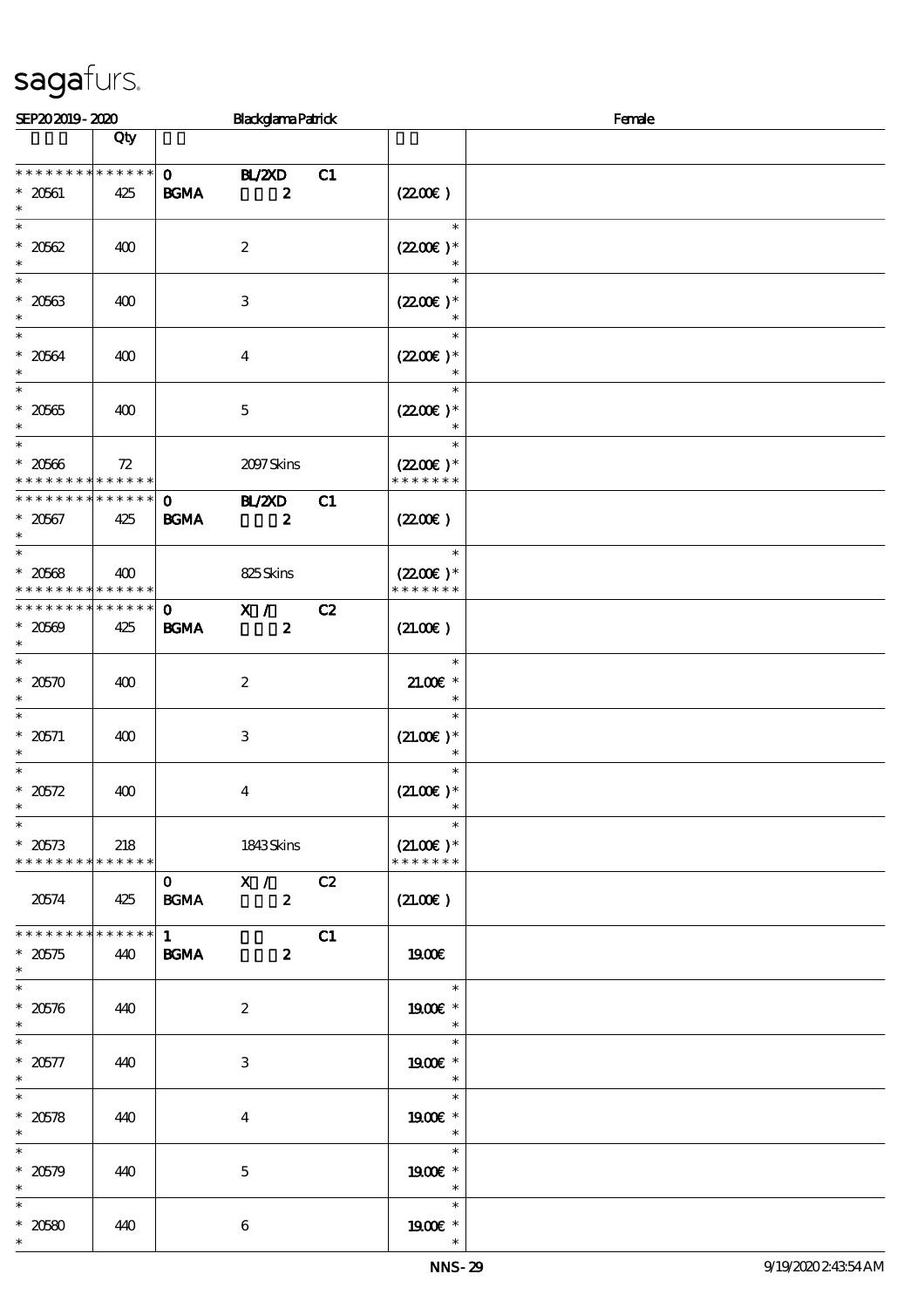sagafurs.

SEP20 2019 - 2020 Blackglama Patrick Female

| | Qty | | | |
|---|---|---|---|---|
| * * * * * * * * * * * * * * | | 0 BL/2XD C1 | | |
| * 20561 | 425 | BGMA 2 | (22.00€ ) | |
| * | | | | |
| * 20562 | 400 | 2 | (22.00€ )* | |
| * | | | | |
| * 20563 | 400 | 3 | (22.00€ )* | |
| * | | | | |
| * 20564 | 400 | 4 | (22.00€ )* | |
| * | | | | |
| * 20565 | 400 | 5 | (22.00€ )* | |
| * | | | | |
| * 20566 | 72 | 2097 Skins | (22.00€ )* | |
| * * * * * * * * * * * * * * | | | * * * * * * * | |
| * * * * * * * * * * * * * * | | 0 BL/2XD C1 | | |
| * 20567 | 425 | BGMA 2 | (22.00€ ) | |
| * | | | | |
| * 20568 | 400 | 825 Skins | (22.00€ )* | |
| * * * * * * * * * * * * * * | | | * * * * * * * | |
| * * * * * * * * * * * * * * | | 0 X / C2 | | |
| * 20569 | 425 | BGMA 2 | (21.00€ ) | |
| * | | | | |
| * 20570 | 400 | 2 | 21.00€ * | |
| * | | | | |
| * 20571 | 400 | 3 | (21.00€ )* | |
| * | | | | |
| * 20572 | 400 | 4 | (21.00€ )* | |
| * | | | | |
| * 20573 | 218 | 1843 Skins | (21.00€ )* | |
| * * * * * * * * * * * * * * | | | * * * * * * * | |
| | | 0 X / C2 | | |
| 20574 | 425 | BGMA 2 | (21.00€ ) | |
| * * * * * * * * * * * * * * | | 1 C1 | | |
| * 20575 | 440 | BGMA 2 | 19.00€ | |
| * | | | | |
| * 20576 | 440 | 2 | 19.00€ * | |
| * | | | | |
| * 20577 | 440 | 3 | 19.00€ * | |
| * | | | | |
| * 20578 | 440 | 4 | 19.00€ * | |
| * | | | | |
| * 20579 | 440 | 5 | 19.00€ * | |
| * | | | | |
| * 20580 | 440 | 6 | 19.00€ * | |
| * | | | * | |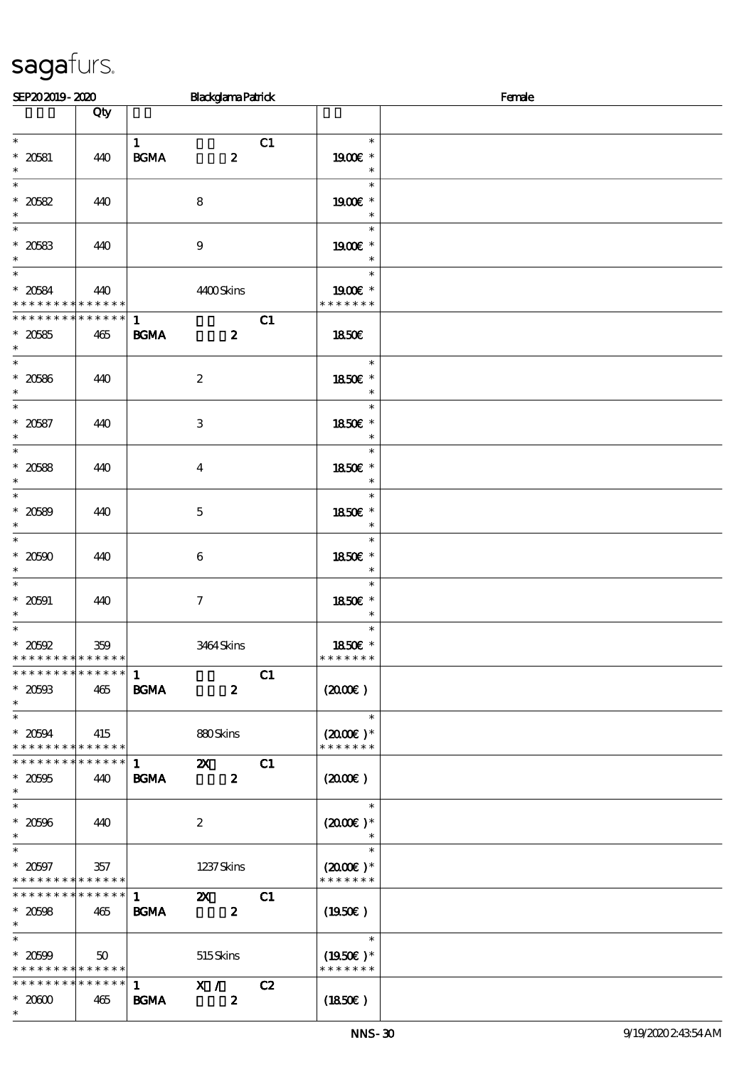sagafurs.

SEP20 2019 - 2020 Blackglama Patrick Female

| | Qty | | |
|---|---|---|---|
| * <br> * 20581 <br> * | 440 | 1 C1 <br> BGMA 2 | * <br> 19.00€ * <br> * |
| * <br> * 20582 <br> * | 440 | 8 | * <br> 19.00€ * <br> * |
| * <br> * 20583 <br> * | 440 | 9 | * <br> 19.00€ * <br> * |
| * <br> * 20584 <br> * * * * * * * * * * * * * * | 440 | 4400 Skins | * <br> 19.00€ * <br> * * * * * * * |
| * * * * * * * * * * * * * * <br> * 20585 <br> * | 465 | 1 C1 <br> BGMA 2 | 18.50€ |
| * <br> * 20586 <br> * | 440 | 2 | * <br> 18.50€ * <br> * |
| * <br> * 20587 <br> * | 440 | 3 | * <br> 18.50€ * <br> * |
| * <br> * 20588 <br> * | 440 | 4 | * <br> 18.50€ * <br> * |
| * <br> * 20589 <br> * | 440 | 5 | * <br> 18.50€ * <br> * |
| * <br> * 20590 <br> * | 440 | 6 | * <br> 18.50€ * <br> * |
| * <br> * 20591 <br> * | 440 | 7 | * <br> 18.50€ * <br> * |
| * <br> * 20592 <br> * * * * * * * * * * * * * * | 359 | 3464 Skins | * <br> 18.50€ * <br> * * * * * * * |
| * * * * * * * * * * * * * * <br> * 20593 <br> * | 465 | 1 C1 <br> BGMA 2 | (20.00€) |
| * <br> * 20594 <br> * * * * * * * * * * * * * * | 415 | 880 Skins | * <br> (20.00€)* <br> * * * * * * * |
| * * * * * * * * * * * * * * <br> * 20595 <br> * | 440 | 1 2X C1 <br> BGMA 2 | (20.00€) |
| * <br> * 20596 <br> * | 440 | 2 | * <br> (20.00€)* <br> * |
| * <br> * 20597 <br> * * * * * * * * * * * * * * | 357 | 1237 Skins | * <br> (20.00€)* <br> * * * * * * * |
| * * * * * * * * * * * * * * <br> * 20598 <br> * | 465 | 1 2X C1 <br> BGMA 2 | (19.50€) |
| * <br> * 20599 <br> * * * * * * * * * * * * * * | 50 | 515 Skins | * <br> (19.50€)* <br> * * * * * * * |
| * * * * * * * * * * * * * * <br> * 20600 <br> * | 465 | 1 X / C2 <br> BGMA 2 | (18.50€) |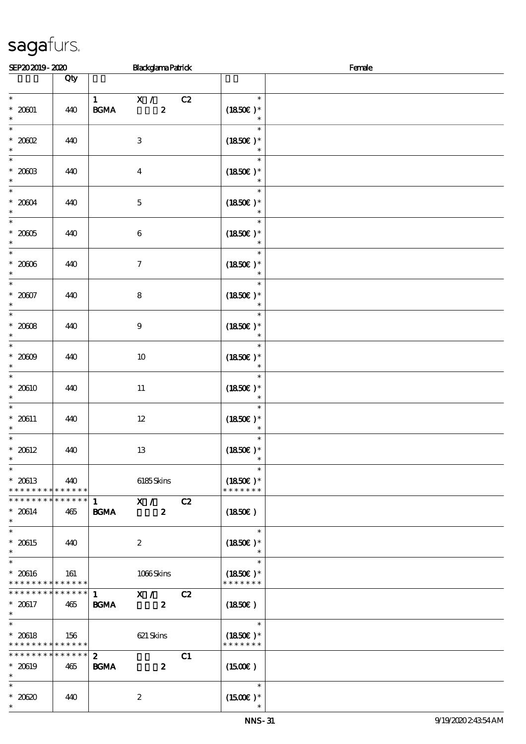| | Qty | | | |
|---|---|---|---|---|
| * <br> * 20601 <br> * | 440 | 1 X / C2 <br> BGMA 2 | * <br> (1850€) * <br> * | |
| * <br> * 20602 <br> * | 440 | 3 | * <br> (1850€) * <br> * | |
| * <br> * 20603 <br> * | 440 | 4 | * <br> (1850€) * <br> * | |
| * <br> * 20604 <br> * | 440 | 5 | * <br> (1850€) * <br> * | |
| * <br> * 20605 <br> * | 440 | 6 | * <br> (1850€) * <br> * | |
| * <br> * 20606 <br> * | 440 | 7 | * <br> (1850€) * <br> * | |
| * <br> * 20607 <br> * | 440 | 8 | * <br> (1850€) * <br> * | |
| * <br> * 20608 <br> * | 440 | 9 | * <br> (1850€) * <br> * | |
| * <br> * 20609 <br> * | 440 | 10 | * <br> (1850€) * <br> * | |
| * <br> * 20610 <br> * | 440 | 11 | * <br> (1850€) * <br> * | |
| * <br> * 20611 <br> * | 440 | 12 | * <br> (1850€) * <br> * | |
| * <br> * 20612 <br> * | 440 | 13 | * <br> (1850€) * <br> * | |
| * <br> * 20613 <br> * * * * * * * * * * * * * * | 440 | 6185 Skins | * <br> (1850€) * <br> * * * * * * * | |
| * * * * * * * * * * * * * * <br> * 20614 <br> * | 465 | 1 X / C2 <br> BGMA 2 | (1850€) | |
| * <br> * 20615 <br> * | 440 | 2 | * <br> (1850€) * <br> * | |
| * <br> * 20616 <br> * * * * * * * * * * * * * * | 161 | 1066 Skins | * <br> (1850€) * <br> * * * * * * * | |
| * * * * * * * * * * * * * * <br> * 20617 <br> * | 465 | 1 X / C2 <br> BGMA 2 | (1850€) | |
| * <br> * 20618 <br> * * * * * * * * * * * * * * | 156 | 621 Skins | * <br> (1850€) * <br> * * * * * * * | |
| * * * * * * * * * * * * * * <br> * 20619 <br> * | 465 | 2 C1 <br> BGMA 2 | (1500€) | |
| * <br> * 20620 <br> * | 440 | 2 | * <br> (1500€) * <br> * | |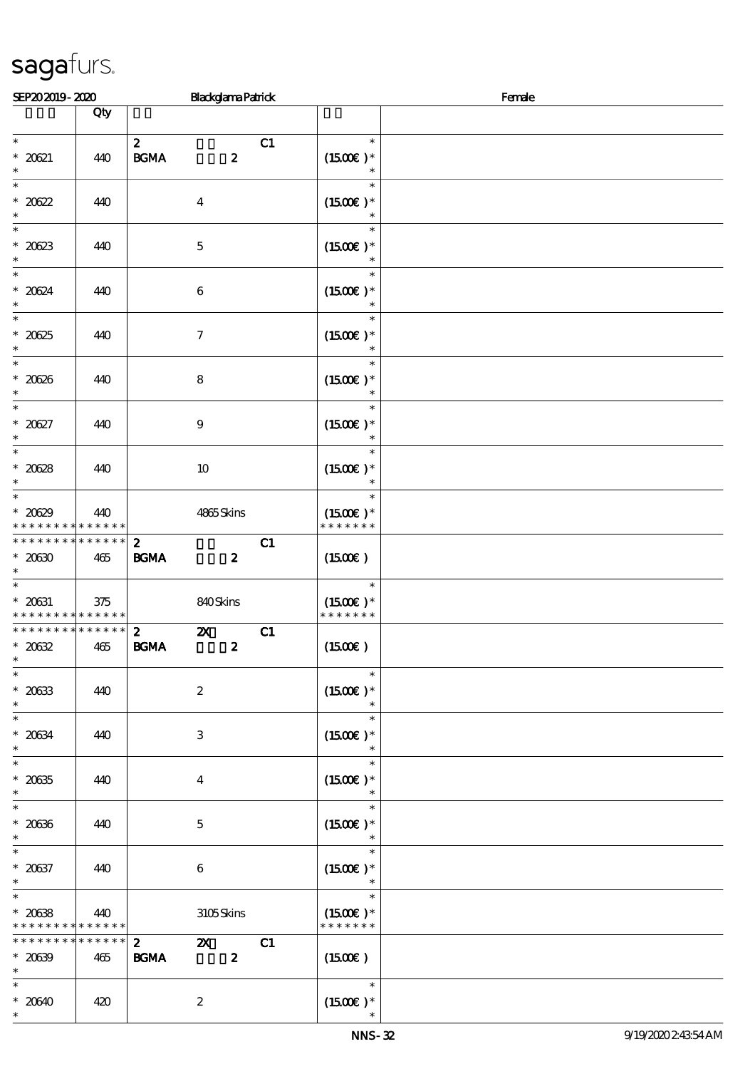sagafurs.

SEP20 2019 - 2020 Blackglama Patrick Female

| | Qty | | |
|---|---|---|---|
| * <br> * 20621 <br> * | 440 | 2 C1 <br> BGMA 2 | * <br> (15.00€ )* <br> * |
| * <br> * 20622 <br> * | 440 | 4 | * <br> (15.00€ )* <br> * |
| * <br> * 20623 <br> * | 440 | 5 | * <br> (15.00€ )* <br> * |
| * <br> * 20624 <br> * | 440 | 6 | * <br> (15.00€ )* <br> * |
| * <br> * 20625 <br> * | 440 | 7 | * <br> (15.00€ )* <br> * |
| * <br> * 20626 <br> * | 440 | 8 | * <br> (15.00€ )* <br> * |
| * <br> * 20627 <br> * | 440 | 9 | * <br> (15.00€ )* <br> * |
| * <br> * 20628 <br> * | 440 | 10 | * <br> (15.00€ )* <br> * |
| * <br> * 20629 <br> * * * * * * * * * * * * * * | 440 | 4865 Skins | * <br> (15.00€ )* <br> * * * * * * * |
| * * * * * * * * * * * * * * <br> * 20630 <br> * | 465 | 2 C1 <br> BGMA 2 | (15.00€ ) |
| * <br> * 20631 <br> * * * * * * * * * * * * * * | 375 | 840 Skins | * <br> (15.00€ )* <br> * * * * * * * |
| * * * * * * * * * * * * * * <br> * 20632 <br> * | 465 | 2 2X C1 <br> BGMA 2 | (15.00€ ) |
| * <br> * 20633 <br> * | 440 | 2 | * <br> (15.00€ )* <br> * |
| * <br> * 20634 <br> * | 440 | 3 | * <br> (15.00€ )* <br> * |
| * <br> * 20635 <br> * | 440 | 4 | * <br> (15.00€ )* <br> * |
| * <br> * 20636 <br> * | 440 | 5 | * <br> (15.00€ )* <br> * |
| * <br> * 20637 <br> * | 440 | 6 | * <br> (15.00€ )* <br> * |
| * <br> * 20638 <br> * * * * * * * * * * * * * * | 440 | 3105 Skins | * <br> (15.00€ )* <br> * * * * * * * |
| * * * * * * * * * * * * * * <br> * 20639 <br> * | 465 | 2 2X C1 <br> BGMA 2 | (15.00€ ) |
| * <br> * 20640 <br> * | 420 | 2 | * <br> (15.00€ )* <br> * |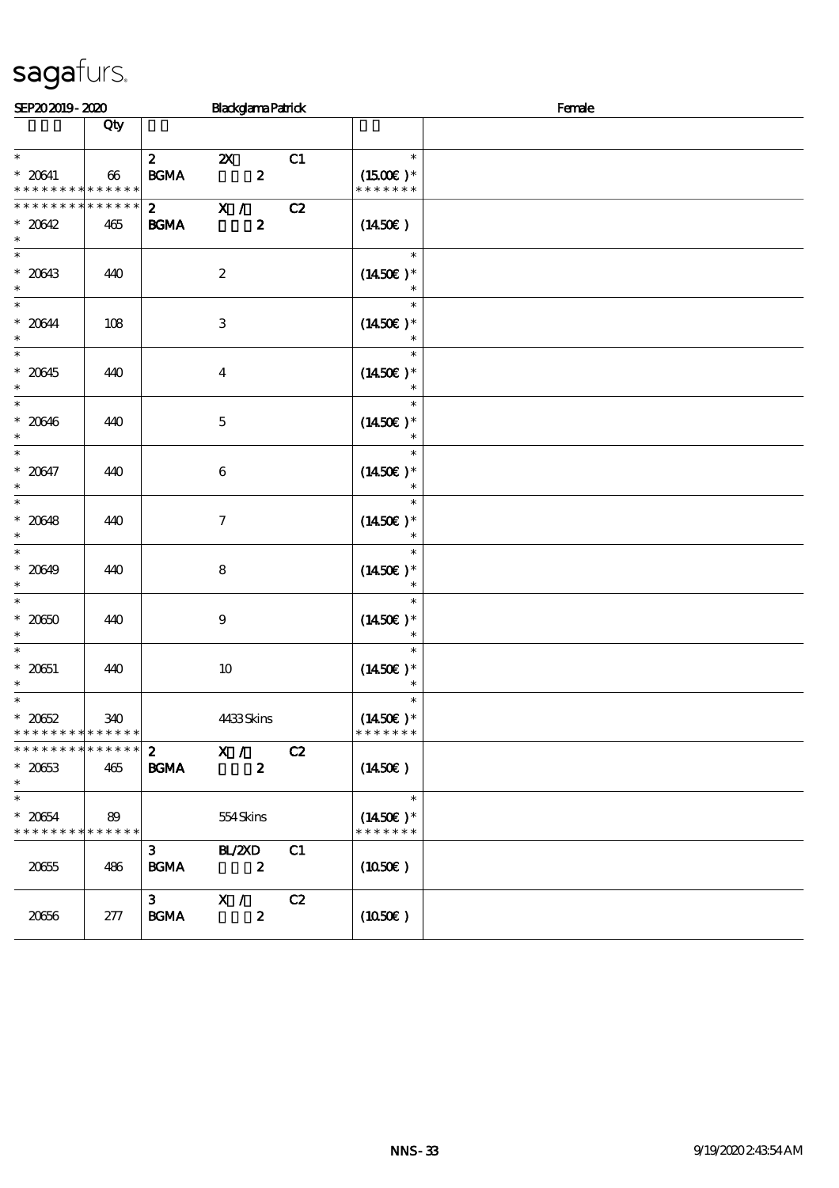sagafurs.

SEP20 2019 - 2020 Blackglama Patrick Female

| | Qty | | | | | |
|---|---|---|---|---|---|---|
| *<br>* 20641<br>* * * * * * * * * * * * * * | 66 | 2<br>BGMA | 2X<br>2 | C1 | *<br>(15.00€ )*<br>* * * * * * * | |
| * * * * * * * * * * * * * *<br>* 20642<br>* | 465 | 2<br>BGMA | X /<br>2 | C2 | (14.50€ ) | |
| *<br>* 20643<br>* | 440 | | 2 | | *<br>(14.50€ )*<br>* | |
| *<br>* 20644<br>* | 108 | | 3 | | *<br>(14.50€ )*<br>* | |
| *<br>* 20645<br>* | 440 | | 4 | | *<br>(14.50€ )*<br>* | |
| *<br>* 20646<br>* | 440 | | 5 | | *<br>(14.50€ )*<br>* | |
| *<br>* 20647<br>* | 440 | | 6 | | *<br>(14.50€ )*<br>* | |
| *<br>* 20648<br>* | 440 | | 7 | | *<br>(14.50€ )*<br>* | |
| *<br>* 20649<br>* | 440 | | 8 | | *<br>(14.50€ )*<br>* | |
| *<br>* 20650<br>* | 440 | | 9 | | *<br>(14.50€ )*<br>* | |
| *<br>* 20651<br>* | 440 | | 10 | | *<br>(14.50€ )*<br>* | |
| *<br>* 20652<br>* * * * * * * * * * * * * * | 340 | | 4433 Skins | | *<br>(14.50€ )*<br>* * * * * * * | |
| * * * * * * * * * * * * * *<br>* 20653<br>* | 465 | 2<br>BGMA | X /<br>2 | C2 | (14.50€ ) | |
| *<br>* 20654<br>* * * * * * * * * * * * * * | 89 | | 554 Skins | | *<br>(14.50€ )*<br>* * * * * * * | |
| 20655 | 486 | 3<br>BGMA | BL/2XD<br>2 | C1 | (10.50€ ) | |
| 20656 | 277 | 3<br>BGMA | X /<br>2 | C2 | (10.50€ ) | |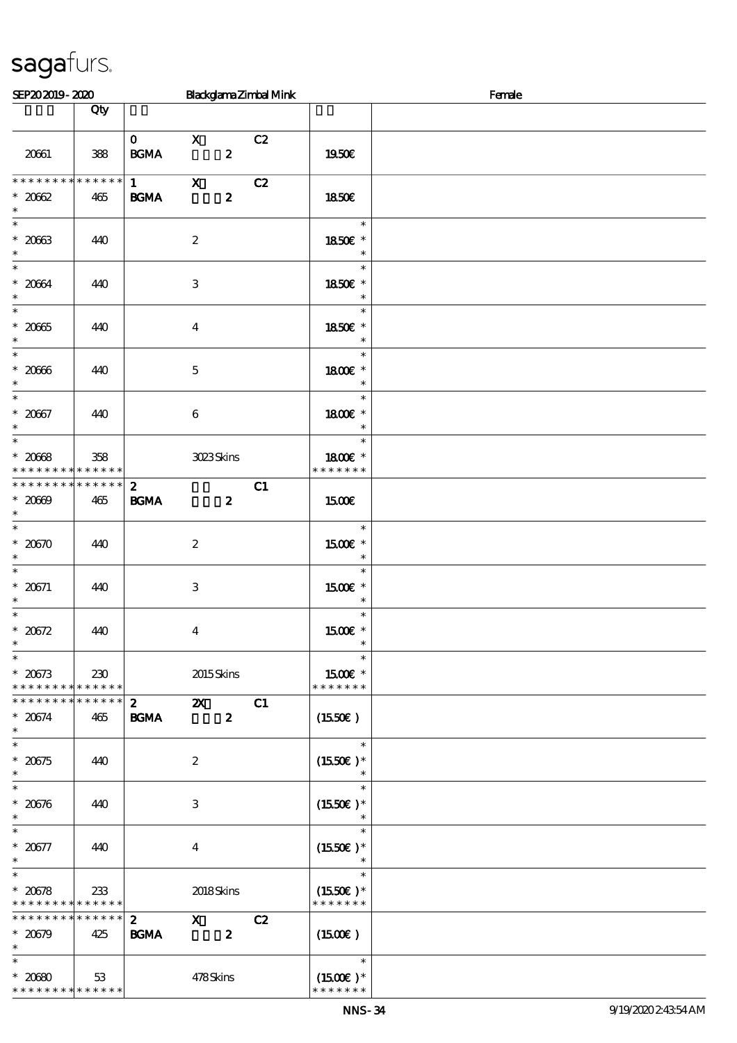sagafurs.

SEP20 2019 - 2020 Blackglama Zimbal Mink Female

|  | Qty |  |  |  |  |  |
|---|---|---|---|---|---|---|
| 20661 | 388 | 0 BGMA | X 2 | C2 | 19.50€ |  |
| * * * * * * * * * * * * * * * 20662 * | 465 | 1 BGMA | X 2 | C2 | 18.50€ |  |
| * * 20663 * | 440 |  | 2 |  | * 18.50€ * * |  |
| * * 20664 * | 440 |  | 3 |  | * 18.50€ * * |  |
| * * 20665 * | 440 |  | 4 |  | * 18.50€ * * |  |
| * * 20666 * | 440 |  | 5 |  | * 18.00€ * * |  |
| * * 20667 * | 440 |  | 6 |  | * 18.00€ * * |  |
| * * 20668 * * * * * * * * * * * * * * | 358 |  | 3023 Skins |  | * 18.00€ * * * * * * * * |  |
| * * * * * * * * * * * * * * * 20669 * | 465 | 2 BGMA | 2 | C1 | 15.00€ |  |
| * * 20670 * | 440 |  | 2 |  | * 15.00€ * * |  |
| * * 20671 * | 440 |  | 3 |  | * 15.00€ * * |  |
| * * 20672 * | 440 |  | 4 |  | * 15.00€ * * |  |
| * * 20673 * * * * * * * * * * * * * * | 230 |  | 2015 Skins |  | * 15.00€ * * * * * * * * |  |
| * * * * * * * * * * * * * * * 20674 * | 465 | 2 BGMA | 2X 2 | C1 | (15.50€) |  |
| * * 20675 * | 440 |  | 2 |  | * (15.50€) * * |  |
| * * 20676 * | 440 |  | 3 |  | * (15.50€) * * |  |
| * * 20677 * | 440 |  | 4 |  | * (15.50€) * * |  |
| * * 20678 * * * * * * * * * * * * * * | 233 |  | 2018 Skins |  | * (15.50€) * * * * * * * * |  |
| * * * * * * * * * * * * * * * 20679 * | 425 | 2 BGMA | X 2 | C2 | (15.00€) |  |
| * * 20680 * * * * * * * * * * * * * * | 53 |  | 478 Skins |  | * (15.00€) * * * * * * * * |  |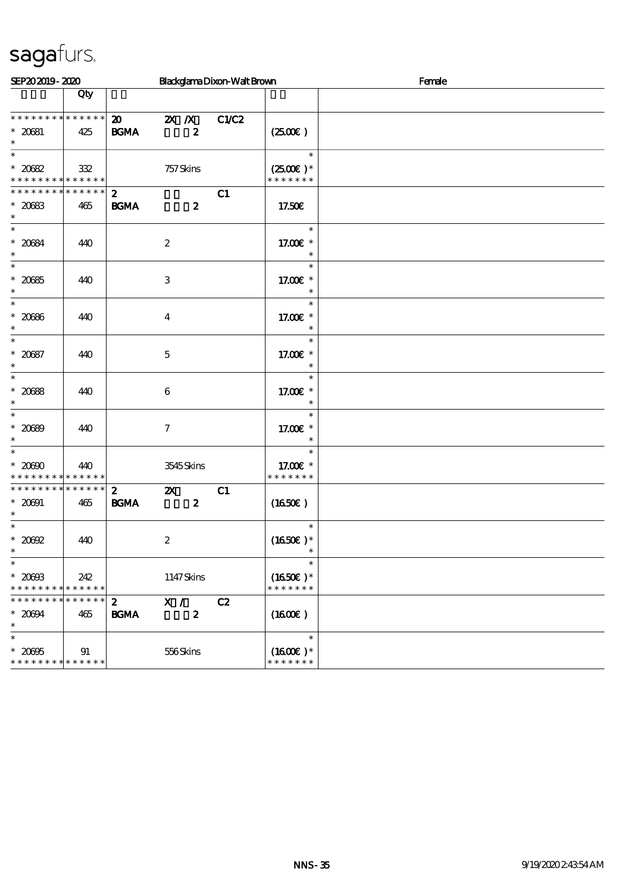sagafurs.

SEP20 2019 - 2020 | Blackglama Dixon-Walt Brown | Female

| | Qty | | | | | |
|---|---|---|---|---|---|---|
| * * * * * * * * * * * * * * | | 20 | 2X /X | C1/C2 | | |
| * 20681 | 425 | BGMA | 2 | | (25.00€ ) | |
| * | | | | | | |
| * | | | | | * | |
| * 20682 | 332 | | 757 Skins | | (25.00€ )* | |
| * * * * * * * * * * * * * * | | | | | * * * * * * * | |
| * * * * * * * * * * * * * * | | 2 | | C1 | | |
| * 20683 | 465 | BGMA | 2 | | 17.50€ | |
| * | | | | | | |
| * | | | | | * | |
| * 20684 | 440 | | 2 | | 17.00€ * | |
| * | | | | | * | |
| * | | | | | * | |
| * 20685 | 440 | | 3 | | 17.00€ * | |
| * | | | | | * | |
| * | | | | | * | |
| * 20686 | 440 | | 4 | | 17.00€ * | |
| * | | | | | * | |
| * | | | | | * | |
| * 20687 | 440 | | 5 | | 17.00€ * | |
| * | | | | | * | |
| * | | | | | * | |
| * 20688 | 440 | | 6 | | 17.00€ * | |
| * | | | | | * | |
| * | | | | | * | |
| * 20689 | 440 | | 7 | | 17.00€ * | |
| * | | | | | * | |
| * | | | | | * | |
| * 20690 | 440 | | 3545 Skins | | 17.00€ * | |
| * * * * * * * * * * * * * * | | | | | * * * * * * * | |
| * * * * * * * * * * * * * * | | 2 | 2X | C1 | | |
| * 20691 | 465 | BGMA | 2 | | (16.50€ ) | |
| * | | | | | | |
| * | | | | | * | |
| * 20692 | 440 | | 2 | | (16.50€ )* | |
| * | | | | | * | |
| * | | | | | * | |
| * 20693 | 242 | | 1147 Skins | | (16.50€ )* | |
| * * * * * * * * * * * * * * | | | | | * * * * * * * | |
| * * * * * * * * * * * * * * | | 2 | X / | C2 | | |
| * 20694 | 465 | BGMA | 2 | | (16.00€ ) | |
| * | | | | | | |
| * | | | | | * | |
| * 20695 | 91 | | 556 Skins | | (16.00€ )* | |
| * * * * * * * * * * * * * * | | | | | * * * * * * * | |